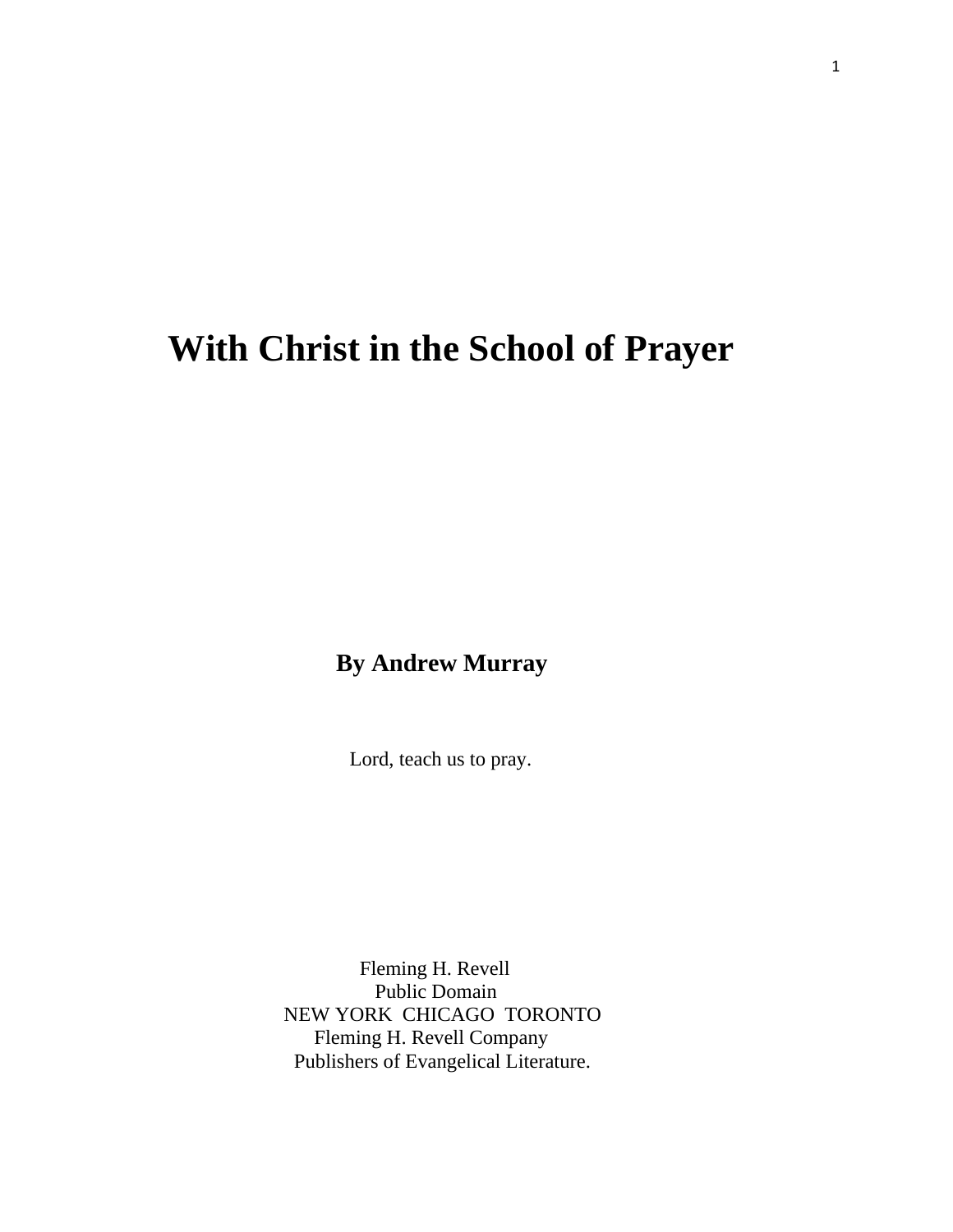# With Christ in the School of Prayer

**By Andrew Murray**

Lord, teach us to pray.

Fleming H. Revell
Public Domain
NEW YORK CHICAGO TORONTO
Fleming H. Revell Company
Publishers of Evangelical Literature.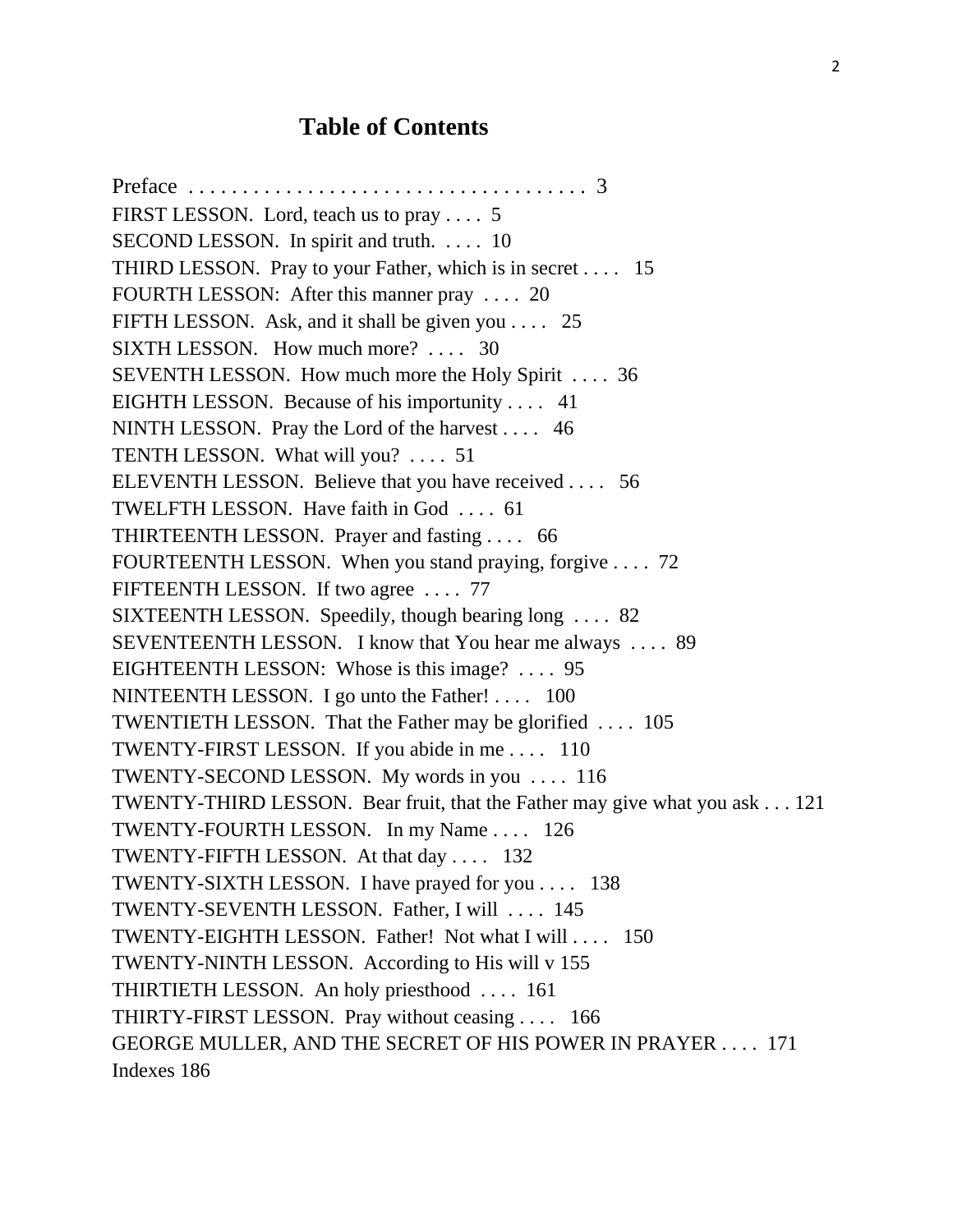# Table of Contents

Preface . . . . . . . . . . . . . . . . . . . . . . . . . . . . . . . . . . . 3

FIRST LESSON. Lord, teach us to pray . . . . 5

SECOND LESSON. In spirit and truth. . . . . 10

THIRD LESSON. Pray to your Father, which is in secret . . . . 15

FOURTH LESSON: After this manner pray . . . . 20

FIFTH LESSON. Ask, and it shall be given you . . . . 25

SIXTH LESSON. How much more? . . . . 30

SEVENTH LESSON. How much more the Holy Spirit . . . . 36

EIGHTH LESSON. Because of his importunity . . . . 41

NINTH LESSON. Pray the Lord of the harvest . . . . 46

TENTH LESSON. What will you? . . . . 51

ELEVENTH LESSON. Believe that you have received . . . . 56

TWELFTH LESSON. Have faith in God . . . . 61

THIRTEENTH LESSON. Prayer and fasting . . . . 66

FOURTEENTH LESSON. When you stand praying, forgive . . . . 72

FIFTEENTH LESSON. If two agree . . . . 77

SIXTEENTH LESSON. Speedily, though bearing long . . . . 82

SEVENTEENTH LESSON. I know that You hear me always . . . . 89

EIGHTEENTH LESSON: Whose is this image? . . . . 95

NINTEENTH LESSON. I go unto the Father! . . . . 100

TWENTIETH LESSON. That the Father may be glorified . . . . 105

TWENTY-FIRST LESSON. If you abide in me . . . . 110

TWENTY-SECOND LESSON. My words in you . . . . 116

TWENTY-THIRD LESSON. Bear fruit, that the Father may give what you ask . . . 121

TWENTY-FOURTH LESSON. In my Name . . . . 126

TWENTY-FIFTH LESSON. At that day . . . . 132

TWENTY-SIXTH LESSON. I have prayed for you . . . . 138

TWENTY-SEVENTH LESSON. Father, I will . . . . 145

TWENTY-EIGHTH LESSON. Father! Not what I will . . . . 150

TWENTY-NINTH LESSON. According to His will v 155

THIRTIETH LESSON. An holy priesthood . . . . 161

THIRTY-FIRST LESSON. Pray without ceasing . . . . 166

GEORGE MULLER, AND THE SECRET OF HIS POWER IN PRAYER . . . . 171

Indexes 186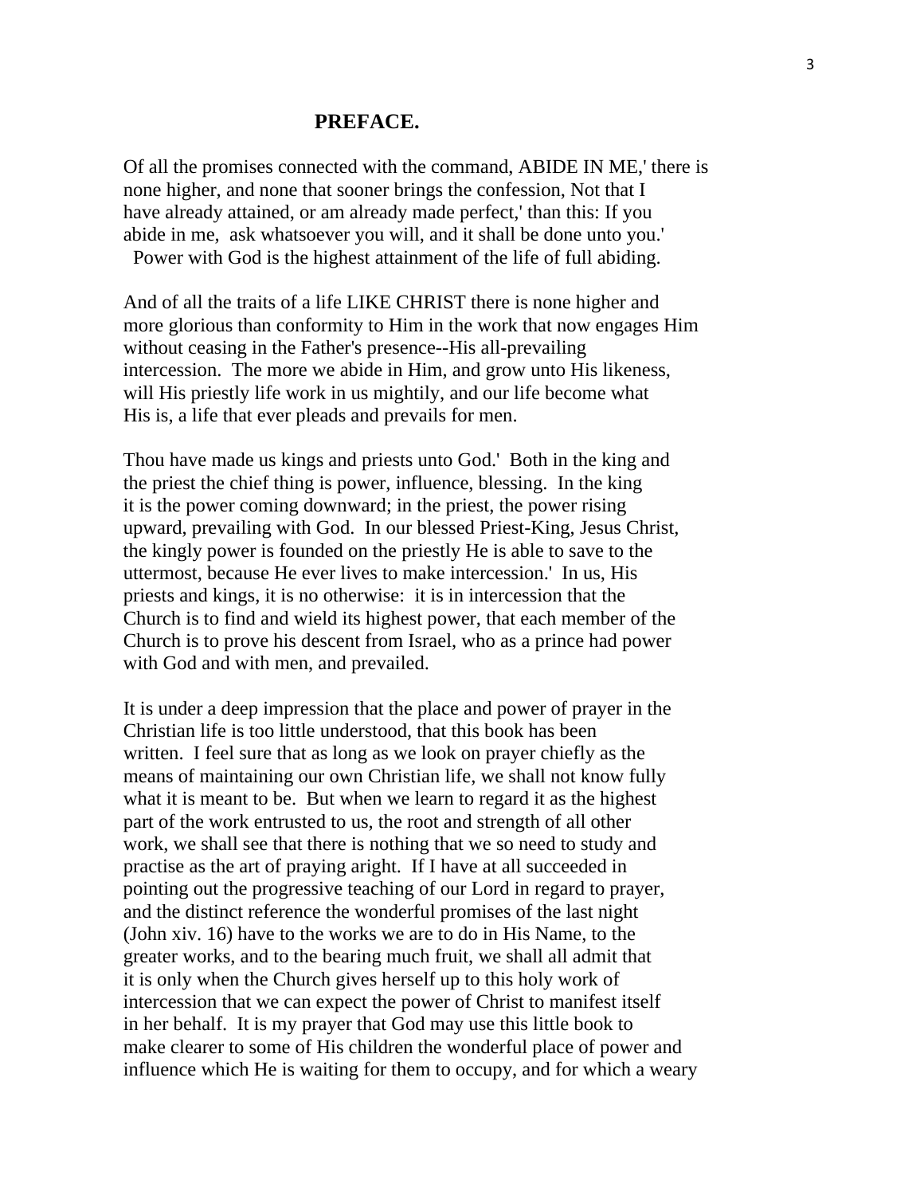## PREFACE.

Of all the promises connected with the command, ABIDE IN ME,' there is none higher, and none that sooner brings the confession, Not that I have already attained, or am already made perfect,' than this: If you abide in me, ask whatsoever you will, and it shall be done unto you.' Power with God is the highest attainment of the life of full abiding.

And of all the traits of a life LIKE CHRIST there is none higher and more glorious than conformity to Him in the work that now engages Him without ceasing in the Father's presence--His all-prevailing intercession. The more we abide in Him, and grow unto His likeness, will His priestly life work in us mightily, and our life become what His is, a life that ever pleads and prevails for men.

Thou have made us kings and priests unto God.' Both in the king and the priest the chief thing is power, influence, blessing. In the king it is the power coming downward; in the priest, the power rising upward, prevailing with God. In our blessed Priest-King, Jesus Christ, the kingly power is founded on the priestly He is able to save to the uttermost, because He ever lives to make intercession.' In us, His priests and kings, it is no otherwise: it is in intercession that the Church is to find and wield its highest power, that each member of the Church is to prove his descent from Israel, who as a prince had power with God and with men, and prevailed.

It is under a deep impression that the place and power of prayer in the Christian life is too little understood, that this book has been written. I feel sure that as long as we look on prayer chiefly as the means of maintaining our own Christian life, we shall not know fully what it is meant to be. But when we learn to regard it as the highest part of the work entrusted to us, the root and strength of all other work, we shall see that there is nothing that we so need to study and practise as the art of praying aright. If I have at all succeeded in pointing out the progressive teaching of our Lord in regard to prayer, and the distinct reference the wonderful promises of the last night (John xiv. 16) have to the works we are to do in His Name, to the greater works, and to the bearing much fruit, we shall all admit that it is only when the Church gives herself up to this holy work of intercession that we can expect the power of Christ to manifest itself in her behalf. It is my prayer that God may use this little book to make clearer to some of His children the wonderful place of power and influence which He is waiting for them to occupy, and for which a weary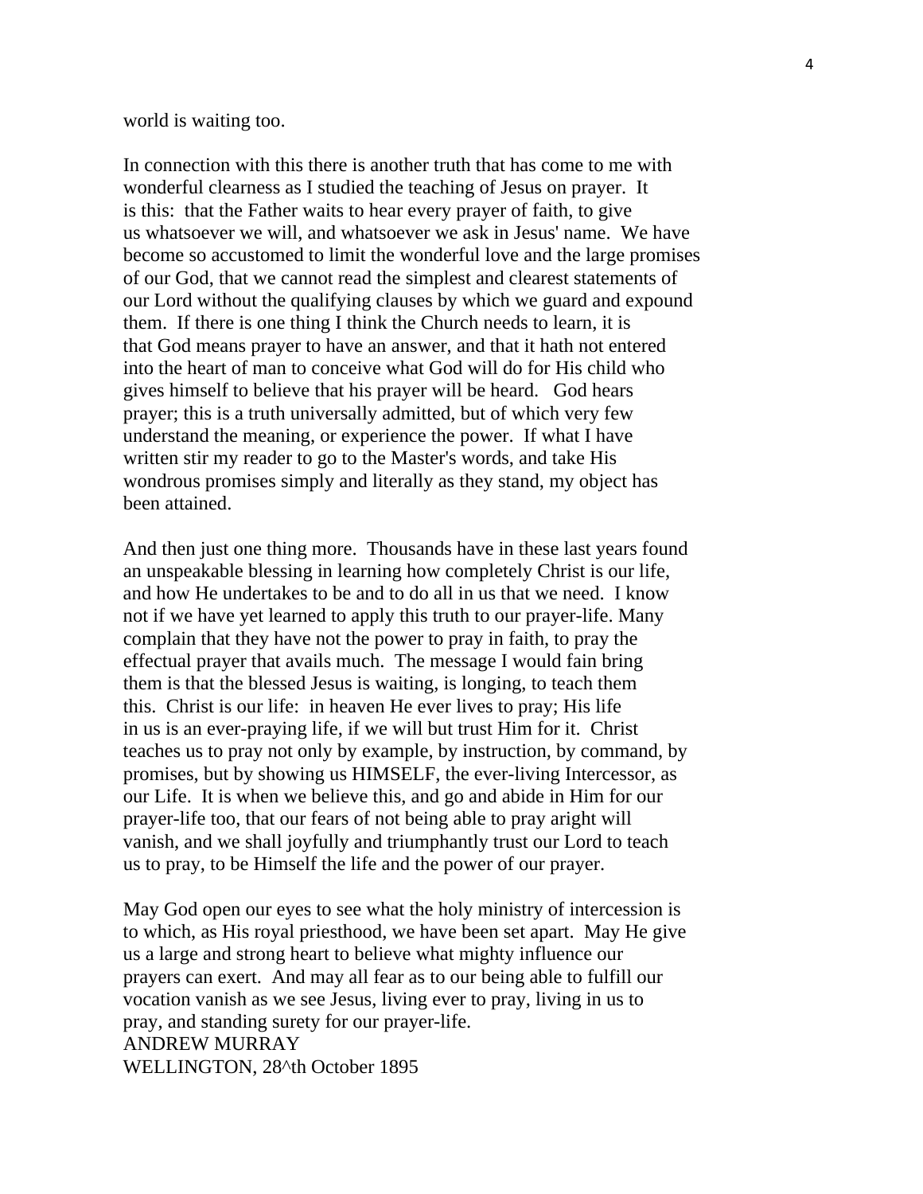world is waiting too.

In connection with this there is another truth that has come to me with wonderful clearness as I studied the teaching of Jesus on prayer. It is this: that the Father waits to hear every prayer of faith, to give us whatsoever we will, and whatsoever we ask in Jesus' name. We have become so accustomed to limit the wonderful love and the large promises of our God, that we cannot read the simplest and clearest statements of our Lord without the qualifying clauses by which we guard and expound them. If there is one thing I think the Church needs to learn, it is that God means prayer to have an answer, and that it hath not entered into the heart of man to conceive what God will do for His child who gives himself to believe that his prayer will be heard. God hears prayer; this is a truth universally admitted, but of which very few understand the meaning, or experience the power. If what I have written stir my reader to go to the Master's words, and take His wondrous promises simply and literally as they stand, my object has been attained.

And then just one thing more. Thousands have in these last years found an unspeakable blessing in learning how completely Christ is our life, and how He undertakes to be and to do all in us that we need. I know not if we have yet learned to apply this truth to our prayer-life. Many complain that they have not the power to pray in faith, to pray the effectual prayer that avails much. The message I would fain bring them is that the blessed Jesus is waiting, is longing, to teach them this. Christ is our life: in heaven He ever lives to pray; His life in us is an ever-praying life, if we will but trust Him for it. Christ teaches us to pray not only by example, by instruction, by command, by promises, but by showing us HIMSELF, the ever-living Intercessor, as our Life. It is when we believe this, and go and abide in Him for our prayer-life too, that our fears of not being able to pray aright will vanish, and we shall joyfully and triumphantly trust our Lord to teach us to pray, to be Himself the life and the power of our prayer.

May God open our eyes to see what the holy ministry of intercession is to which, as His royal priesthood, we have been set apart. May He give us a large and strong heart to believe what mighty influence our prayers can exert. And may all fear as to our being able to fulfill our vocation vanish as we see Jesus, living ever to pray, living in us to pray, and standing surety for our prayer-life.

ANDREW MURRAY
WELLINGTON, 28^th October 1895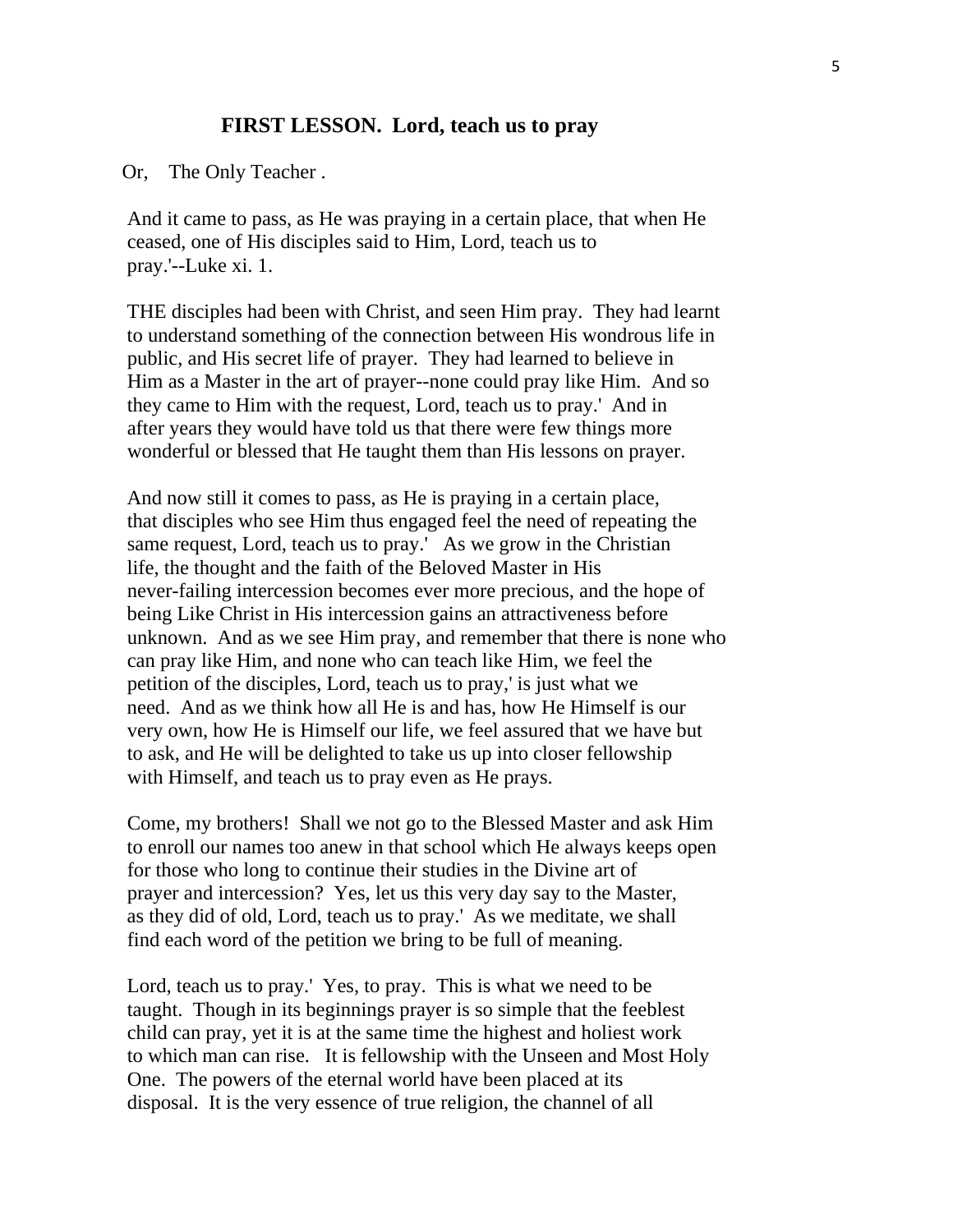## FIRST LESSON. Lord, teach us to pray

Or, The Only Teacher .

And it came to pass, as He was praying in a certain place, that when He ceased, one of His disciples said to Him, Lord, teach us to pray.'--Luke xi. 1.

THE disciples had been with Christ, and seen Him pray. They had learnt to understand something of the connection between His wondrous life in public, and His secret life of prayer. They had learned to believe in Him as a Master in the art of prayer--none could pray like Him. And so they came to Him with the request, Lord, teach us to pray.' And in after years they would have told us that there were few things more wonderful or blessed that He taught them than His lessons on prayer.

And now still it comes to pass, as He is praying in a certain place, that disciples who see Him thus engaged feel the need of repeating the same request, Lord, teach us to pray.' As we grow in the Christian life, the thought and the faith of the Beloved Master in His never-failing intercession becomes ever more precious, and the hope of being Like Christ in His intercession gains an attractiveness before unknown. And as we see Him pray, and remember that there is none who can pray like Him, and none who can teach like Him, we feel the petition of the disciples, Lord, teach us to pray,' is just what we need. And as we think how all He is and has, how He Himself is our very own, how He is Himself our life, we feel assured that we have but to ask, and He will be delighted to take us up into closer fellowship with Himself, and teach us to pray even as He prays.

Come, my brothers! Shall we not go to the Blessed Master and ask Him to enroll our names too anew in that school which He always keeps open for those who long to continue their studies in the Divine art of prayer and intercession? Yes, let us this very day say to the Master, as they did of old, Lord, teach us to pray.' As we meditate, we shall find each word of the petition we bring to be full of meaning.

Lord, teach us to pray.' Yes, to pray. This is what we need to be taught. Though in its beginnings prayer is so simple that the feeblest child can pray, yet it is at the same time the highest and holiest work to which man can rise. It is fellowship with the Unseen and Most Holy One. The powers of the eternal world have been placed at its disposal. It is the very essence of true religion, the channel of all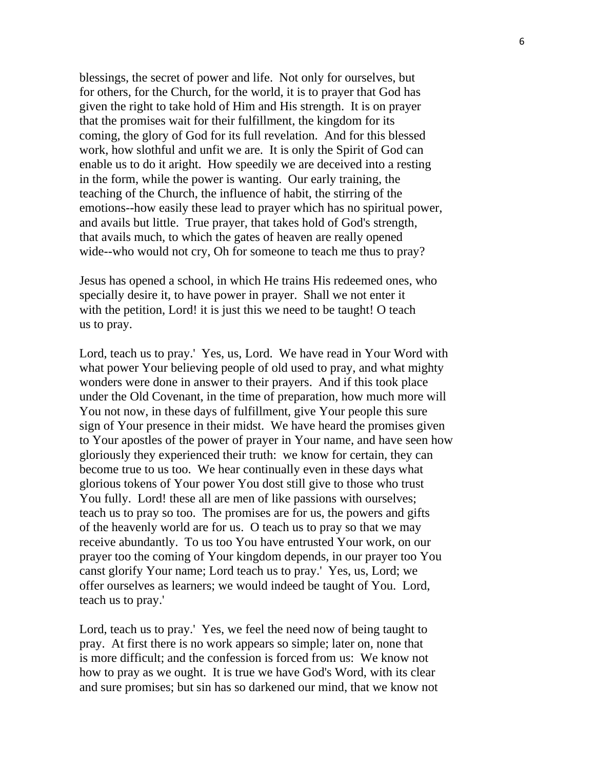blessings, the secret of power and life. Not only for ourselves, but for others, for the Church, for the world, it is to prayer that God has given the right to take hold of Him and His strength. It is on prayer that the promises wait for their fulfillment, the kingdom for its coming, the glory of God for its full revelation. And for this blessed work, how slothful and unfit we are. It is only the Spirit of God can enable us to do it aright. How speedily we are deceived into a resting in the form, while the power is wanting. Our early training, the teaching of the Church, the influence of habit, the stirring of the emotions--how easily these lead to prayer which has no spiritual power, and avails but little. True prayer, that takes hold of God's strength, that avails much, to which the gates of heaven are really opened wide--who would not cry, Oh for someone to teach me thus to pray?

Jesus has opened a school, in which He trains His redeemed ones, who specially desire it, to have power in prayer. Shall we not enter it with the petition, Lord! it is just this we need to be taught! O teach us to pray.

Lord, teach us to pray.' Yes, us, Lord. We have read in Your Word with what power Your believing people of old used to pray, and what mighty wonders were done in answer to their prayers. And if this took place under the Old Covenant, in the time of preparation, how much more will You not now, in these days of fulfillment, give Your people this sure sign of Your presence in their midst. We have heard the promises given to Your apostles of the power of prayer in Your name, and have seen how gloriously they experienced their truth: we know for certain, they can become true to us too. We hear continually even in these days what glorious tokens of Your power You dost still give to those who trust You fully. Lord! these all are men of like passions with ourselves; teach us to pray so too. The promises are for us, the powers and gifts of the heavenly world are for us. O teach us to pray so that we may receive abundantly. To us too You have entrusted Your work, on our prayer too the coming of Your kingdom depends, in our prayer too You canst glorify Your name; Lord teach us to pray.' Yes, us, Lord; we offer ourselves as learners; we would indeed be taught of You. Lord, teach us to pray.'

Lord, teach us to pray.' Yes, we feel the need now of being taught to pray. At first there is no work appears so simple; later on, none that is more difficult; and the confession is forced from us: We know not how to pray as we ought. It is true we have God's Word, with its clear and sure promises; but sin has so darkened our mind, that we know not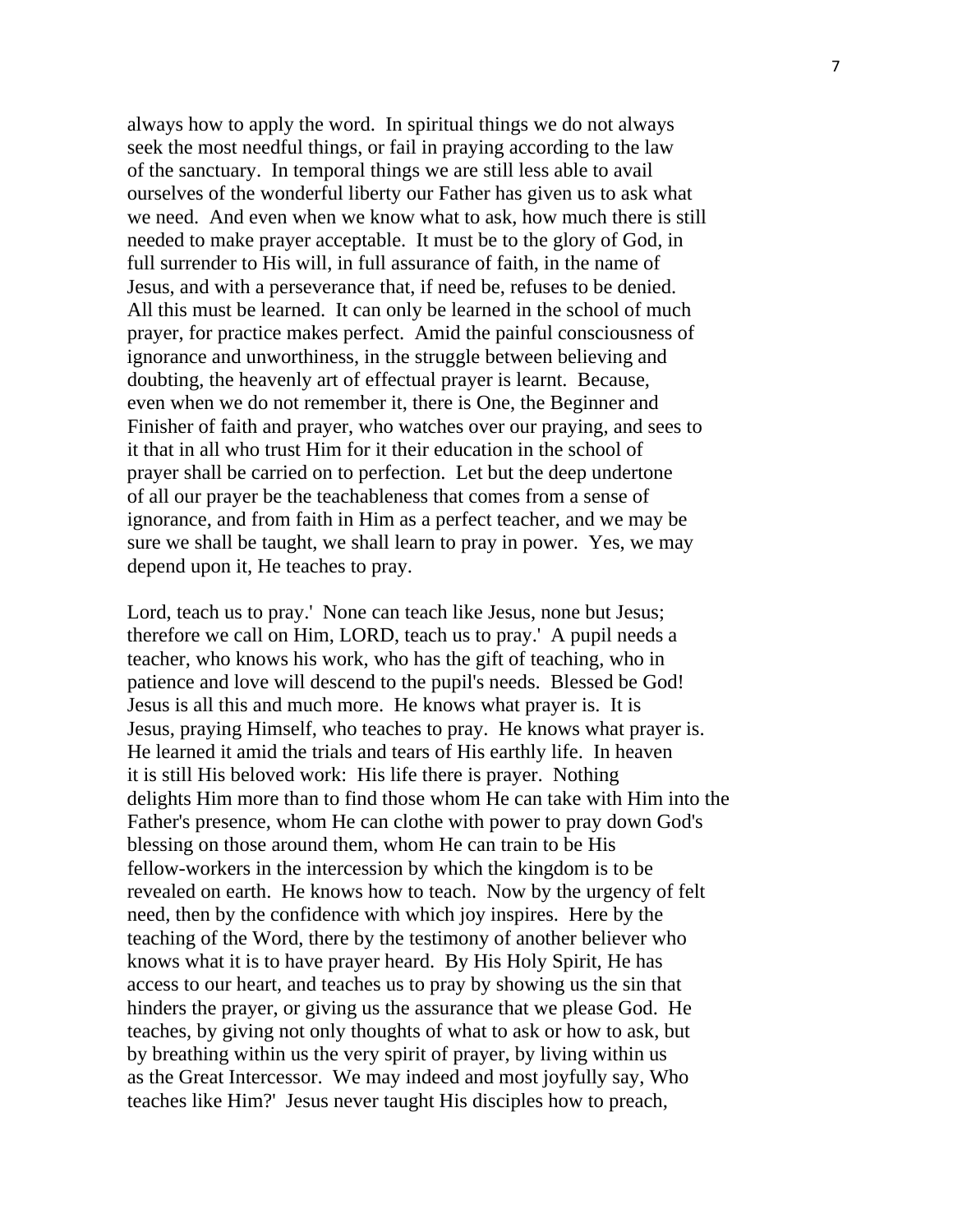always how to apply the word. In spiritual things we do not always seek the most needful things, or fail in praying according to the law of the sanctuary. In temporal things we are still less able to avail ourselves of the wonderful liberty our Father has given us to ask what we need. And even when we know what to ask, how much there is still needed to make prayer acceptable. It must be to the glory of God, in full surrender to His will, in full assurance of faith, in the name of Jesus, and with a perseverance that, if need be, refuses to be denied. All this must be learned. It can only be learned in the school of much prayer, for practice makes perfect. Amid the painful consciousness of ignorance and unworthiness, in the struggle between believing and doubting, the heavenly art of effectual prayer is learnt. Because, even when we do not remember it, there is One, the Beginner and Finisher of faith and prayer, who watches over our praying, and sees to it that in all who trust Him for it their education in the school of prayer shall be carried on to perfection. Let but the deep undertone of all our prayer be the teachableness that comes from a sense of ignorance, and from faith in Him as a perfect teacher, and we may be sure we shall be taught, we shall learn to pray in power. Yes, we may depend upon it, He teaches to pray.

Lord, teach us to pray.' None can teach like Jesus, none but Jesus; therefore we call on Him, LORD, teach us to pray.' A pupil needs a teacher, who knows his work, who has the gift of teaching, who in patience and love will descend to the pupil's needs. Blessed be God! Jesus is all this and much more. He knows what prayer is. It is Jesus, praying Himself, who teaches to pray. He knows what prayer is. He learned it amid the trials and tears of His earthly life. In heaven it is still His beloved work: His life there is prayer. Nothing delights Him more than to find those whom He can take with Him into the Father's presence, whom He can clothe with power to pray down God's blessing on those around them, whom He can train to be His fellow-workers in the intercession by which the kingdom is to be revealed on earth. He knows how to teach. Now by the urgency of felt need, then by the confidence with which joy inspires. Here by the teaching of the Word, there by the testimony of another believer who knows what it is to have prayer heard. By His Holy Spirit, He has access to our heart, and teaches us to pray by showing us the sin that hinders the prayer, or giving us the assurance that we please God. He teaches, by giving not only thoughts of what to ask or how to ask, but by breathing within us the very spirit of prayer, by living within us as the Great Intercessor. We may indeed and most joyfully say, Who teaches like Him?' Jesus never taught His disciples how to preach,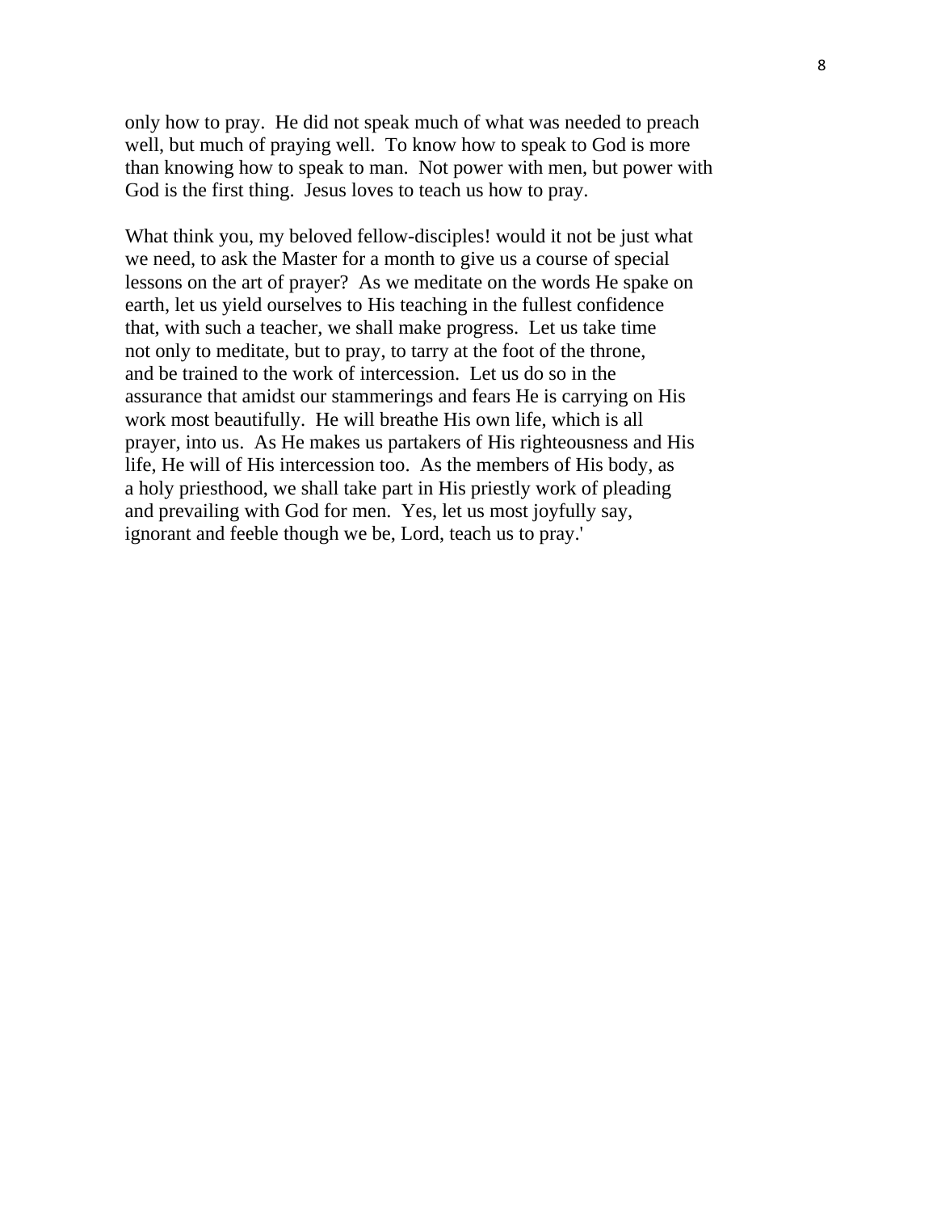only how to pray. He did not speak much of what was needed to preach well, but much of praying well. To know how to speak to God is more than knowing how to speak to man. Not power with men, but power with God is the first thing. Jesus loves to teach us how to pray.

What think you, my beloved fellow-disciples! would it not be just what we need, to ask the Master for a month to give us a course of special lessons on the art of prayer? As we meditate on the words He spake on earth, let us yield ourselves to His teaching in the fullest confidence that, with such a teacher, we shall make progress. Let us take time not only to meditate, but to pray, to tarry at the foot of the throne, and be trained to the work of intercession. Let us do so in the assurance that amidst our stammerings and fears He is carrying on His work most beautifully. He will breathe His own life, which is all prayer, into us. As He makes us partakers of His righteousness and His life, He will of His intercession too. As the members of His body, as a holy priesthood, we shall take part in His priestly work of pleading and prevailing with God for men. Yes, let us most joyfully say, ignorant and feeble though we be, Lord, teach us to pray.'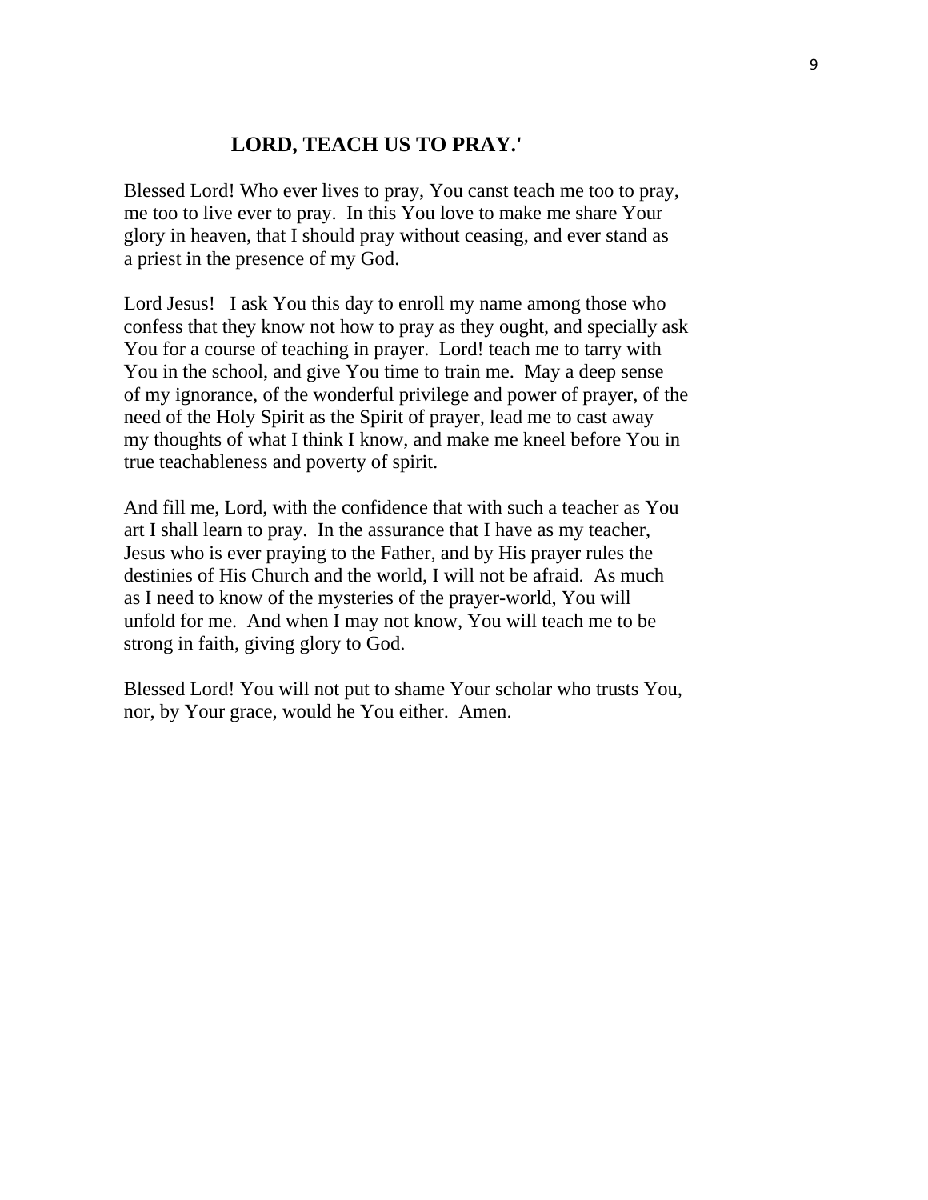## LORD, TEACH US TO PRAY.'

Blessed Lord! Who ever lives to pray, You canst teach me too to pray, me too to live ever to pray. In this You love to make me share Your glory in heaven, that I should pray without ceasing, and ever stand as a priest in the presence of my God.

Lord Jesus! I ask You this day to enroll my name among those who confess that they know not how to pray as they ought, and specially ask You for a course of teaching in prayer. Lord! teach me to tarry with You in the school, and give You time to train me. May a deep sense of my ignorance, of the wonderful privilege and power of prayer, of the need of the Holy Spirit as the Spirit of prayer, lead me to cast away my thoughts of what I think I know, and make me kneel before You in true teachableness and poverty of spirit.

And fill me, Lord, with the confidence that with such a teacher as You art I shall learn to pray. In the assurance that I have as my teacher, Jesus who is ever praying to the Father, and by His prayer rules the destinies of His Church and the world, I will not be afraid. As much as I need to know of the mysteries of the prayer-world, You will unfold for me. And when I may not know, You will teach me to be strong in faith, giving glory to God.

Blessed Lord! You will not put to shame Your scholar who trusts You, nor, by Your grace, would he You either. Amen.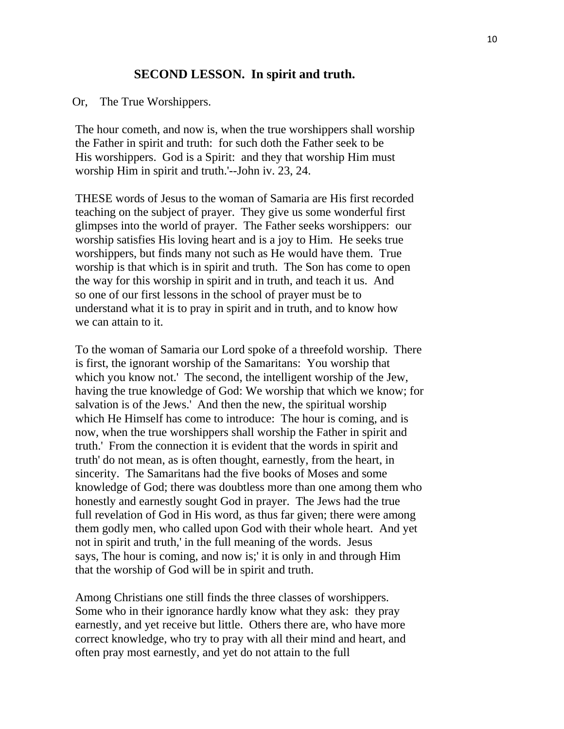## SECOND LESSON. In spirit and truth.

Or, The True Worshippers.

The hour cometh, and now is, when the true worshippers shall worship the Father in spirit and truth: for such doth the Father seek to be His worshippers. God is a Spirit: and they that worship Him must worship Him in spirit and truth.'--John iv. 23, 24.

THESE words of Jesus to the woman of Samaria are His first recorded teaching on the subject of prayer. They give us some wonderful first glimpses into the world of prayer. The Father seeks worshippers: our worship satisfies His loving heart and is a joy to Him. He seeks true worshippers, but finds many not such as He would have them. True worship is that which is in spirit and truth. The Son has come to open the way for this worship in spirit and in truth, and teach it us. And so one of our first lessons in the school of prayer must be to understand what it is to pray in spirit and in truth, and to know how we can attain to it.

To the woman of Samaria our Lord spoke of a threefold worship. There is first, the ignorant worship of the Samaritans: You worship that which you know not.' The second, the intelligent worship of the Jew, having the true knowledge of God: We worship that which we know; for salvation is of the Jews.' And then the new, the spiritual worship which He Himself has come to introduce: The hour is coming, and is now, when the true worshippers shall worship the Father in spirit and truth.' From the connection it is evident that the words in spirit and truth' do not mean, as is often thought, earnestly, from the heart, in sincerity. The Samaritans had the five books of Moses and some knowledge of God; there was doubtless more than one among them who honestly and earnestly sought God in prayer. The Jews had the true full revelation of God in His word, as thus far given; there were among them godly men, who called upon God with their whole heart. And yet not in spirit and truth,' in the full meaning of the words. Jesus says, The hour is coming, and now is;' it is only in and through Him that the worship of God will be in spirit and truth.

Among Christians one still finds the three classes of worshippers. Some who in their ignorance hardly know what they ask: they pray earnestly, and yet receive but little. Others there are, who have more correct knowledge, who try to pray with all their mind and heart, and often pray most earnestly, and yet do not attain to the full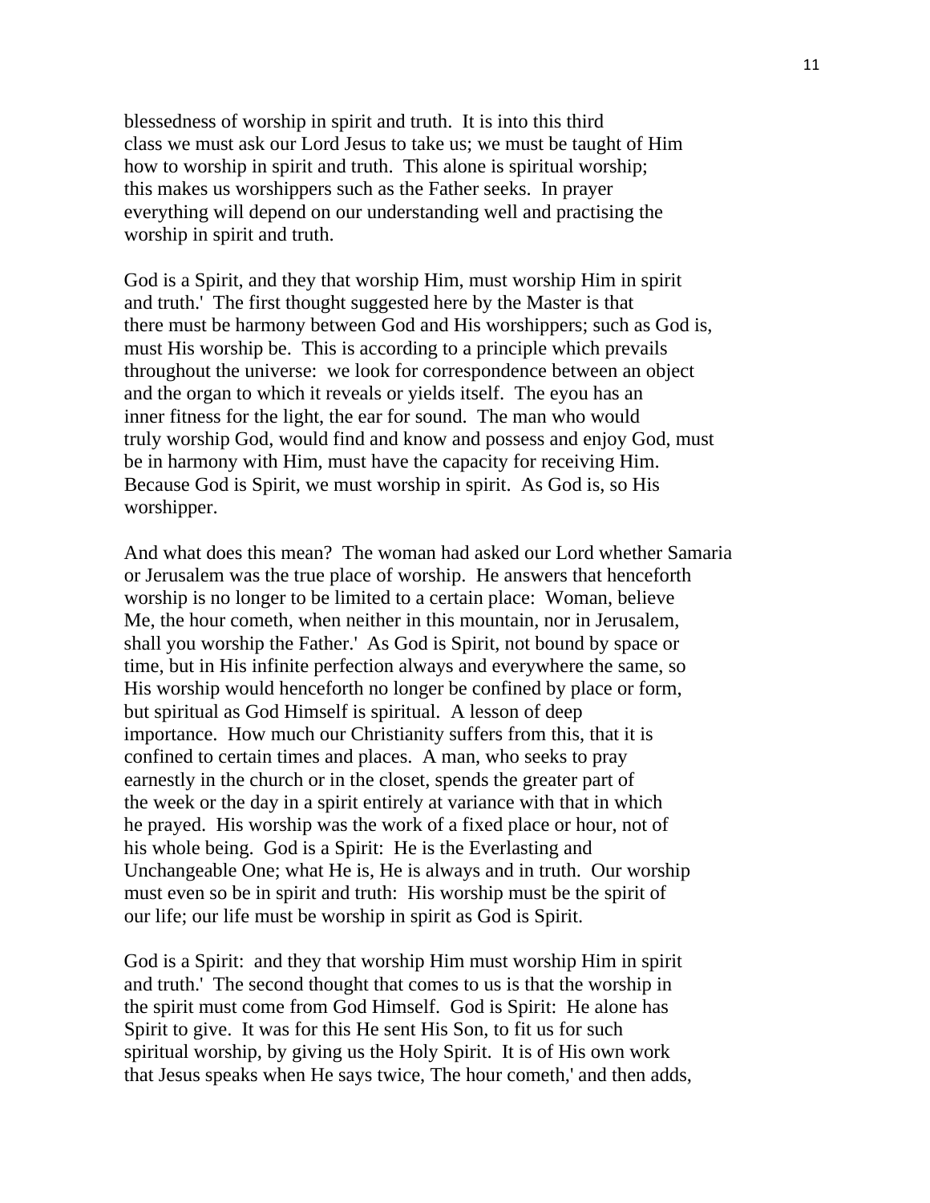blessedness of worship in spirit and truth. It is into this third class we must ask our Lord Jesus to take us; we must be taught of Him how to worship in spirit and truth. This alone is spiritual worship; this makes us worshippers such as the Father seeks. In prayer everything will depend on our understanding well and practising the worship in spirit and truth.

God is a Spirit, and they that worship Him, must worship Him in spirit and truth.' The first thought suggested here by the Master is that there must be harmony between God and His worshippers; such as God is, must His worship be. This is according to a principle which prevails throughout the universe: we look for correspondence between an object and the organ to which it reveals or yields itself. The eyou has an inner fitness for the light, the ear for sound. The man who would truly worship God, would find and know and possess and enjoy God, must be in harmony with Him, must have the capacity for receiving Him. Because God is Spirit, we must worship in spirit. As God is, so His worshipper.

And what does this mean? The woman had asked our Lord whether Samaria or Jerusalem was the true place of worship. He answers that henceforth worship is no longer to be limited to a certain place: Woman, believe Me, the hour cometh, when neither in this mountain, nor in Jerusalem, shall you worship the Father.' As God is Spirit, not bound by space or time, but in His infinite perfection always and everywhere the same, so His worship would henceforth no longer be confined by place or form, but spiritual as God Himself is spiritual. A lesson of deep importance. How much our Christianity suffers from this, that it is confined to certain times and places. A man, who seeks to pray earnestly in the church or in the closet, spends the greater part of the week or the day in a spirit entirely at variance with that in which he prayed. His worship was the work of a fixed place or hour, not of his whole being. God is a Spirit: He is the Everlasting and Unchangeable One; what He is, He is always and in truth. Our worship must even so be in spirit and truth: His worship must be the spirit of our life; our life must be worship in spirit as God is Spirit.

God is a Spirit: and they that worship Him must worship Him in spirit and truth.' The second thought that comes to us is that the worship in the spirit must come from God Himself. God is Spirit: He alone has Spirit to give. It was for this He sent His Son, to fit us for such spiritual worship, by giving us the Holy Spirit. It is of His own work that Jesus speaks when He says twice, The hour cometh,' and then adds,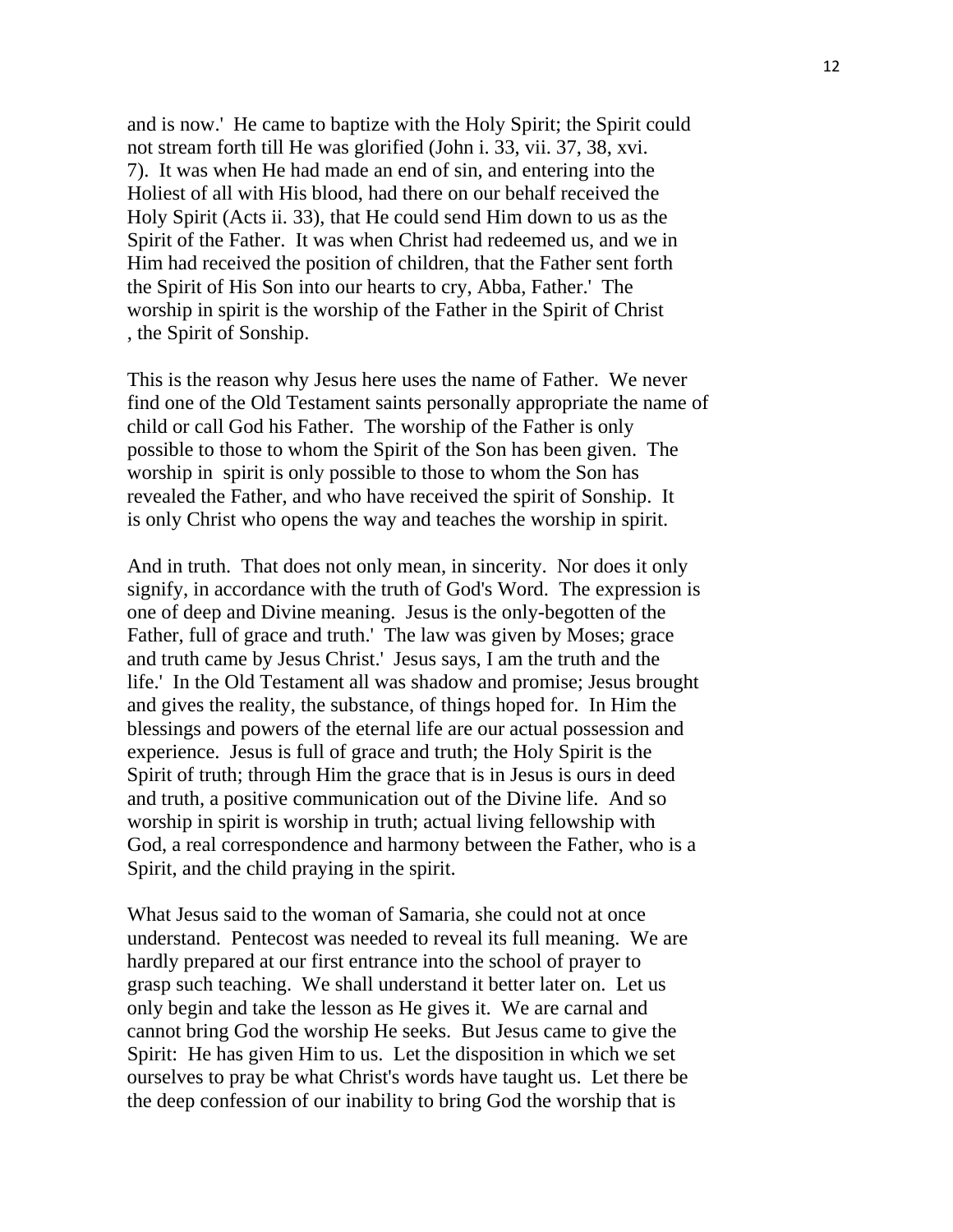and is now.' He came to baptize with the Holy Spirit; the Spirit could not stream forth till He was glorified (John i. 33, vii. 37, 38, xvi. 7). It was when He had made an end of sin, and entering into the Holiest of all with His blood, had there on our behalf received the Holy Spirit (Acts ii. 33), that He could send Him down to us as the Spirit of the Father. It was when Christ had redeemed us, and we in Him had received the position of children, that the Father sent forth the Spirit of His Son into our hearts to cry, Abba, Father.' The worship in spirit is the worship of the Father in the Spirit of Christ , the Spirit of Sonship.

This is the reason why Jesus here uses the name of Father. We never find one of the Old Testament saints personally appropriate the name of child or call God his Father. The worship of the Father is only possible to those to whom the Spirit of the Son has been given. The worship in spirit is only possible to those to whom the Son has revealed the Father, and who have received the spirit of Sonship. It is only Christ who opens the way and teaches the worship in spirit.

And in truth. That does not only mean, in sincerity. Nor does it only signify, in accordance with the truth of God's Word. The expression is one of deep and Divine meaning. Jesus is the only-begotten of the Father, full of grace and truth.' The law was given by Moses; grace and truth came by Jesus Christ.' Jesus says, I am the truth and the life.' In the Old Testament all was shadow and promise; Jesus brought and gives the reality, the substance, of things hoped for. In Him the blessings and powers of the eternal life are our actual possession and experience. Jesus is full of grace and truth; the Holy Spirit is the Spirit of truth; through Him the grace that is in Jesus is ours in deed and truth, a positive communication out of the Divine life. And so worship in spirit is worship in truth; actual living fellowship with God, a real correspondence and harmony between the Father, who is a Spirit, and the child praying in the spirit.

What Jesus said to the woman of Samaria, she could not at once understand. Pentecost was needed to reveal its full meaning. We are hardly prepared at our first entrance into the school of prayer to grasp such teaching. We shall understand it better later on. Let us only begin and take the lesson as He gives it. We are carnal and cannot bring God the worship He seeks. But Jesus came to give the Spirit: He has given Him to us. Let the disposition in which we set ourselves to pray be what Christ's words have taught us. Let there be the deep confession of our inability to bring God the worship that is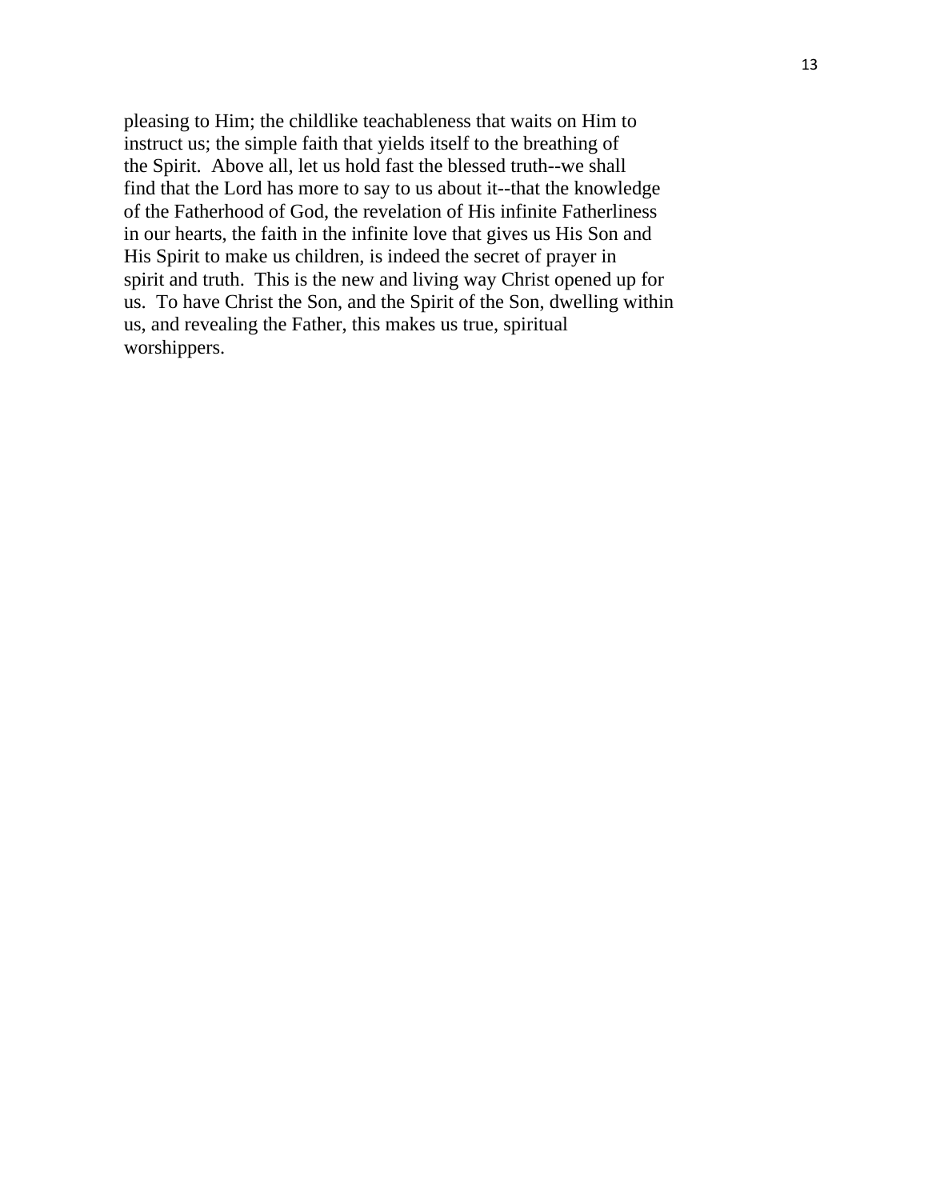pleasing to Him; the childlike teachableness that waits on Him to instruct us; the simple faith that yields itself to the breathing of the Spirit.  Above all, let us hold fast the blessed truth--we shall find that the Lord has more to say to us about it--that the knowledge of the Fatherhood of God, the revelation of His infinite Fatherliness in our hearts, the faith in the infinite love that gives us His Son and His Spirit to make us children, is indeed the secret of prayer in spirit and truth.  This is the new and living way Christ opened up for us.  To have Christ the Son, and the Spirit of the Son, dwelling within us, and revealing the Father, this makes us true, spiritual worshippers.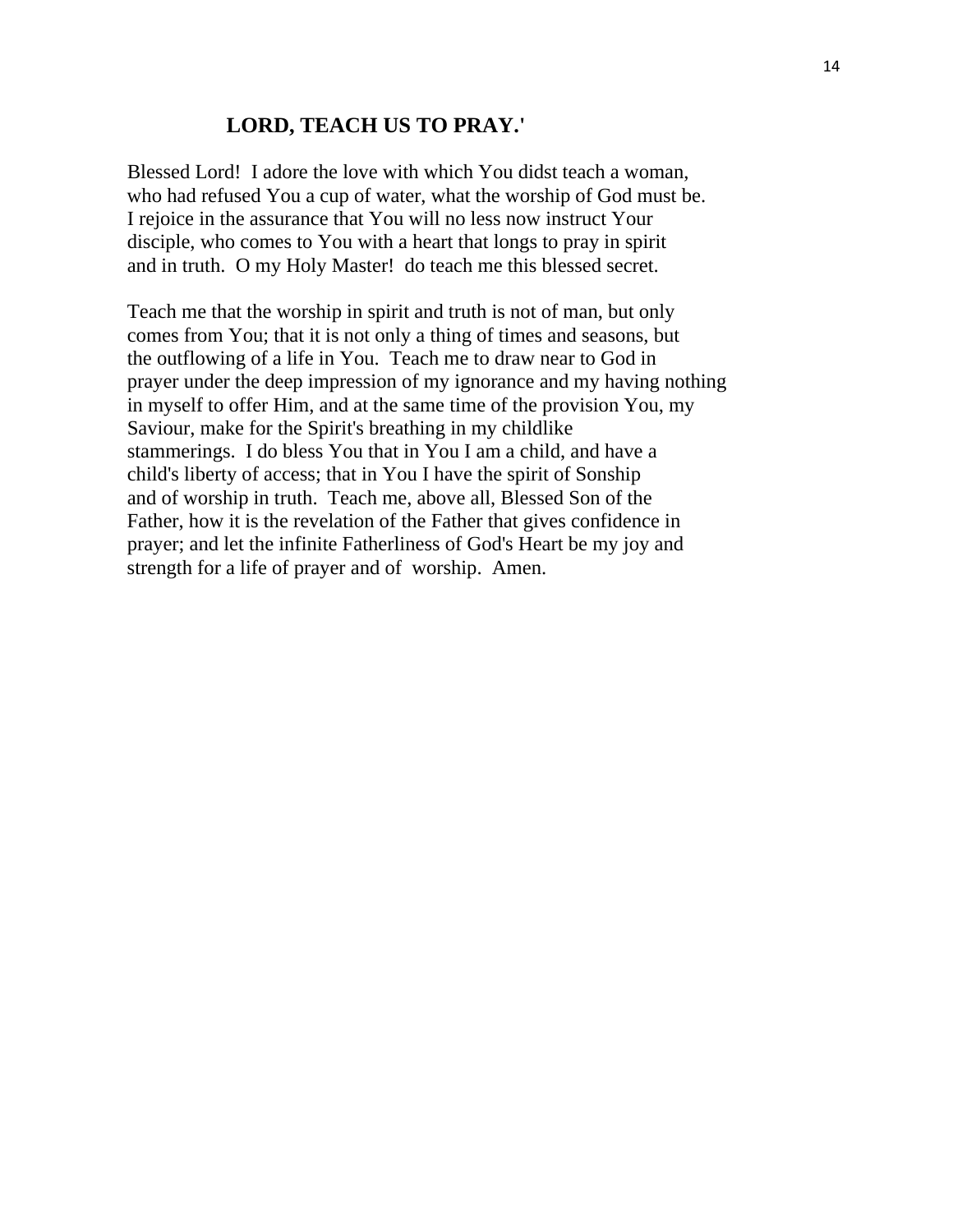## LORD, TEACH US TO PRAY.'

Blessed Lord! I adore the love with which You didst teach a woman, who had refused You a cup of water, what the worship of God must be. I rejoice in the assurance that You will no less now instruct Your disciple, who comes to You with a heart that longs to pray in spirit and in truth. O my Holy Master! do teach me this blessed secret.

Teach me that the worship in spirit and truth is not of man, but only comes from You; that it is not only a thing of times and seasons, but the outflowing of a life in You. Teach me to draw near to God in prayer under the deep impression of my ignorance and my having nothing in myself to offer Him, and at the same time of the provision You, my Saviour, make for the Spirit's breathing in my childlike stammerings. I do bless You that in You I am a child, and have a child's liberty of access; that in You I have the spirit of Sonship and of worship in truth. Teach me, above all, Blessed Son of the Father, how it is the revelation of the Father that gives confidence in prayer; and let the infinite Fatherliness of God's Heart be my joy and strength for a life of prayer and of worship. Amen.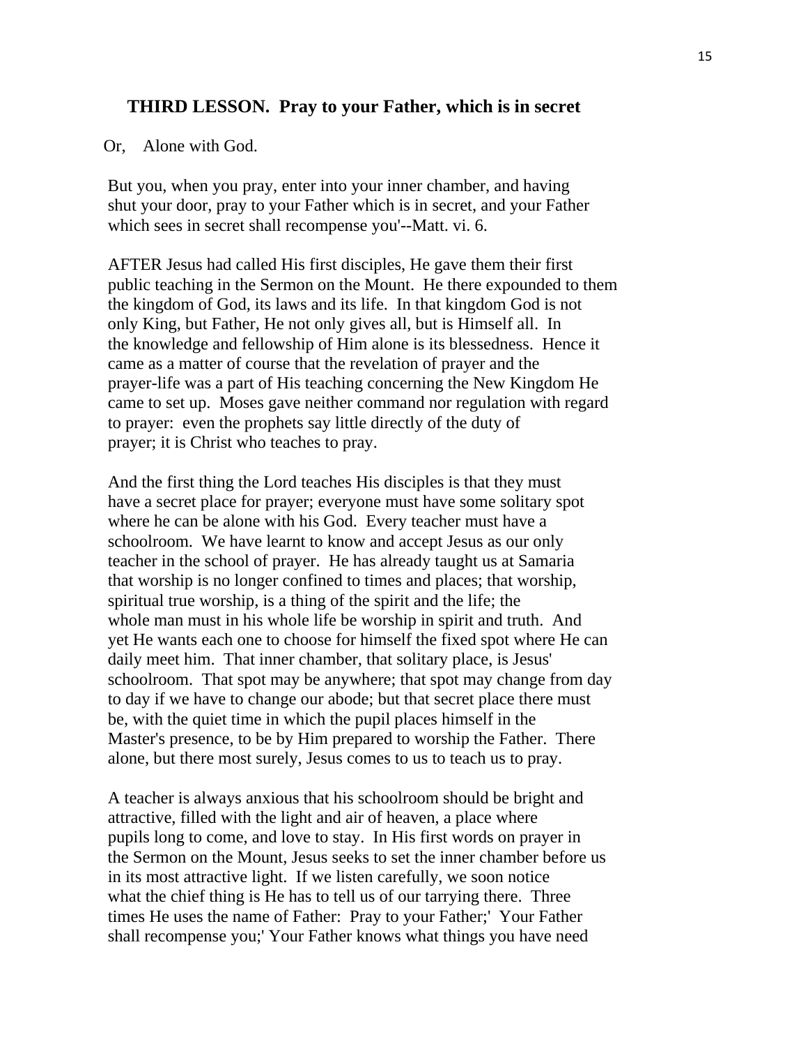## THIRD LESSON. Pray to your Father, which is in secret

Or, Alone with God.

But you, when you pray, enter into your inner chamber, and having shut your door, pray to your Father which is in secret, and your Father which sees in secret shall recompense you'--Matt. vi. 6.

AFTER Jesus had called His first disciples, He gave them their first public teaching in the Sermon on the Mount. He there expounded to them the kingdom of God, its laws and its life. In that kingdom God is not only King, but Father, He not only gives all, but is Himself all. In the knowledge and fellowship of Him alone is its blessedness. Hence it came as a matter of course that the revelation of prayer and the prayer-life was a part of His teaching concerning the New Kingdom He came to set up. Moses gave neither command nor regulation with regard to prayer: even the prophets say little directly of the duty of prayer; it is Christ who teaches to pray.

And the first thing the Lord teaches His disciples is that they must have a secret place for prayer; everyone must have some solitary spot where he can be alone with his God. Every teacher must have a schoolroom. We have learnt to know and accept Jesus as our only teacher in the school of prayer. He has already taught us at Samaria that worship is no longer confined to times and places; that worship, spiritual true worship, is a thing of the spirit and the life; the whole man must in his whole life be worship in spirit and truth. And yet He wants each one to choose for himself the fixed spot where He can daily meet him. That inner chamber, that solitary place, is Jesus' schoolroom. That spot may be anywhere; that spot may change from day to day if we have to change our abode; but that secret place there must be, with the quiet time in which the pupil places himself in the Master's presence, to be by Him prepared to worship the Father. There alone, but there most surely, Jesus comes to us to teach us to pray.

A teacher is always anxious that his schoolroom should be bright and attractive, filled with the light and air of heaven, a place where pupils long to come, and love to stay. In His first words on prayer in the Sermon on the Mount, Jesus seeks to set the inner chamber before us in its most attractive light. If we listen carefully, we soon notice what the chief thing is He has to tell us of our tarrying there. Three times He uses the name of Father: Pray to your Father;' Your Father shall recompense you;' Your Father knows what things you have need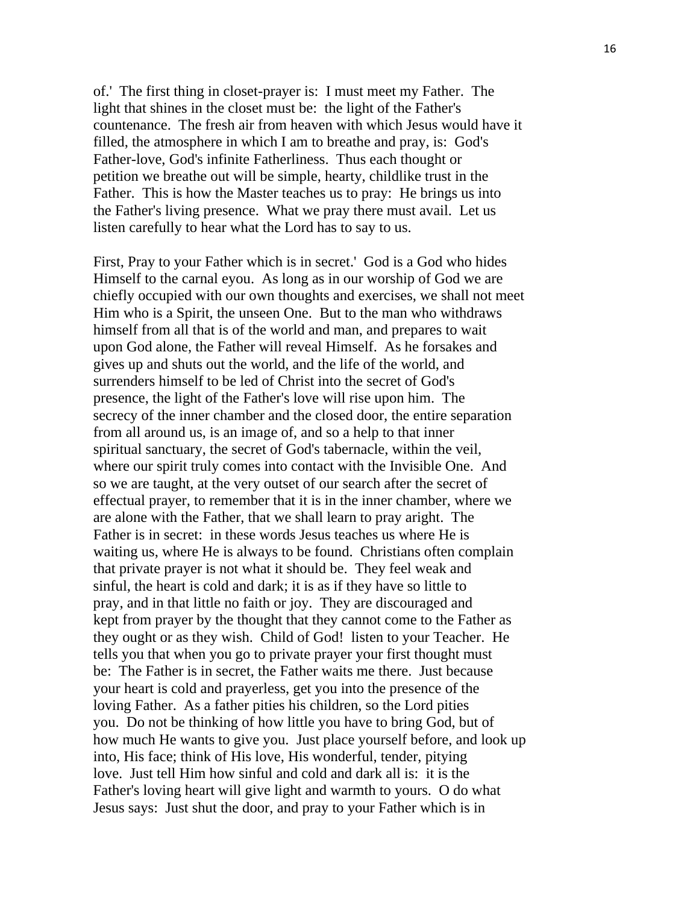of.' The first thing in closet-prayer is: I must meet my Father. The light that shines in the closet must be: the light of the Father's countenance. The fresh air from heaven with which Jesus would have it filled, the atmosphere in which I am to breathe and pray, is: God's Father-love, God's infinite Fatherliness. Thus each thought or petition we breathe out will be simple, hearty, childlike trust in the Father. This is how the Master teaches us to pray: He brings us into the Father's living presence. What we pray there must avail. Let us listen carefully to hear what the Lord has to say to us.

First, Pray to your Father which is in secret.' God is a God who hides Himself to the carnal eyou. As long as in our worship of God we are chiefly occupied with our own thoughts and exercises, we shall not meet Him who is a Spirit, the unseen One. But to the man who withdraws himself from all that is of the world and man, and prepares to wait upon God alone, the Father will reveal Himself. As he forsakes and gives up and shuts out the world, and the life of the world, and surrenders himself to be led of Christ into the secret of God's presence, the light of the Father's love will rise upon him. The secrecy of the inner chamber and the closed door, the entire separation from all around us, is an image of, and so a help to that inner spiritual sanctuary, the secret of God's tabernacle, within the veil, where our spirit truly comes into contact with the Invisible One. And so we are taught, at the very outset of our search after the secret of effectual prayer, to remember that it is in the inner chamber, where we are alone with the Father, that we shall learn to pray aright. The Father is in secret: in these words Jesus teaches us where He is waiting us, where He is always to be found. Christians often complain that private prayer is not what it should be. They feel weak and sinful, the heart is cold and dark; it is as if they have so little to pray, and in that little no faith or joy. They are discouraged and kept from prayer by the thought that they cannot come to the Father as they ought or as they wish. Child of God! listen to your Teacher. He tells you that when you go to private prayer your first thought must be: The Father is in secret, the Father waits me there. Just because your heart is cold and prayerless, get you into the presence of the loving Father. As a father pities his children, so the Lord pities you. Do not be thinking of how little you have to bring God, but of how much He wants to give you. Just place yourself before, and look up into, His face; think of His love, His wonderful, tender, pitying love. Just tell Him how sinful and cold and dark all is: it is the Father's loving heart will give light and warmth to yours. O do what Jesus says: Just shut the door, and pray to your Father which is in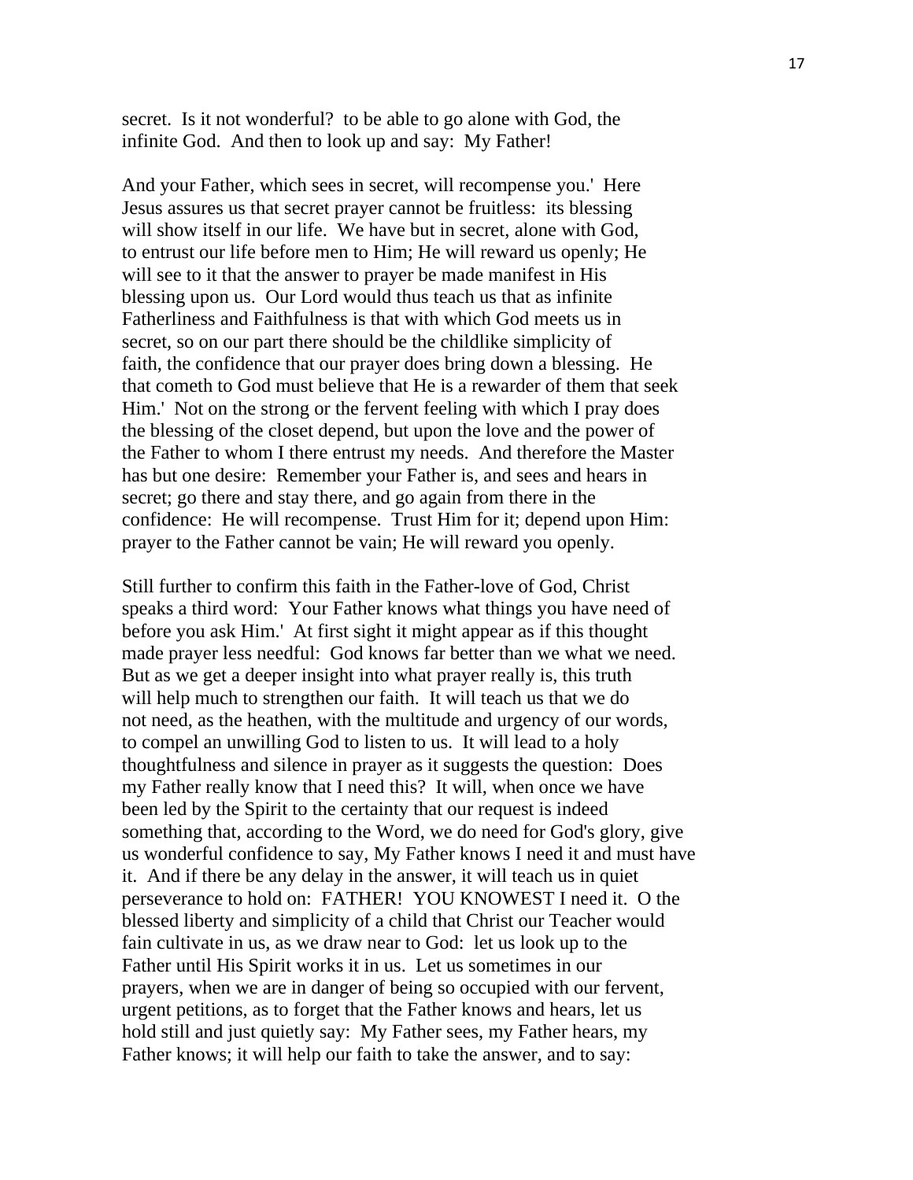secret. Is it not wonderful? to be able to go alone with God, the infinite God. And then to look up and say: My Father!

And your Father, which sees in secret, will recompense you.' Here Jesus assures us that secret prayer cannot be fruitless: its blessing will show itself in our life. We have but in secret, alone with God, to entrust our life before men to Him; He will reward us openly; He will see to it that the answer to prayer be made manifest in His blessing upon us. Our Lord would thus teach us that as infinite Fatherliness and Faithfulness is that with which God meets us in secret, so on our part there should be the childlike simplicity of faith, the confidence that our prayer does bring down a blessing. He that cometh to God must believe that He is a rewarder of them that seek Him.' Not on the strong or the fervent feeling with which I pray does the blessing of the closet depend, but upon the love and the power of the Father to whom I there entrust my needs. And therefore the Master has but one desire: Remember your Father is, and sees and hears in secret; go there and stay there, and go again from there in the confidence: He will recompense. Trust Him for it; depend upon Him: prayer to the Father cannot be vain; He will reward you openly.

Still further to confirm this faith in the Father-love of God, Christ speaks a third word: Your Father knows what things you have need of before you ask Him.' At first sight it might appear as if this thought made prayer less needful: God knows far better than we what we need. But as we get a deeper insight into what prayer really is, this truth will help much to strengthen our faith. It will teach us that we do not need, as the heathen, with the multitude and urgency of our words, to compel an unwilling God to listen to us. It will lead to a holy thoughtfulness and silence in prayer as it suggests the question: Does my Father really know that I need this? It will, when once we have been led by the Spirit to the certainty that our request is indeed something that, according to the Word, we do need for God's glory, give us wonderful confidence to say, My Father knows I need it and must have it. And if there be any delay in the answer, it will teach us in quiet perseverance to hold on: FATHER! YOU KNOWEST I need it. O the blessed liberty and simplicity of a child that Christ our Teacher would fain cultivate in us, as we draw near to God: let us look up to the Father until His Spirit works it in us. Let us sometimes in our prayers, when we are in danger of being so occupied with our fervent, urgent petitions, as to forget that the Father knows and hears, let us hold still and just quietly say: My Father sees, my Father hears, my Father knows; it will help our faith to take the answer, and to say: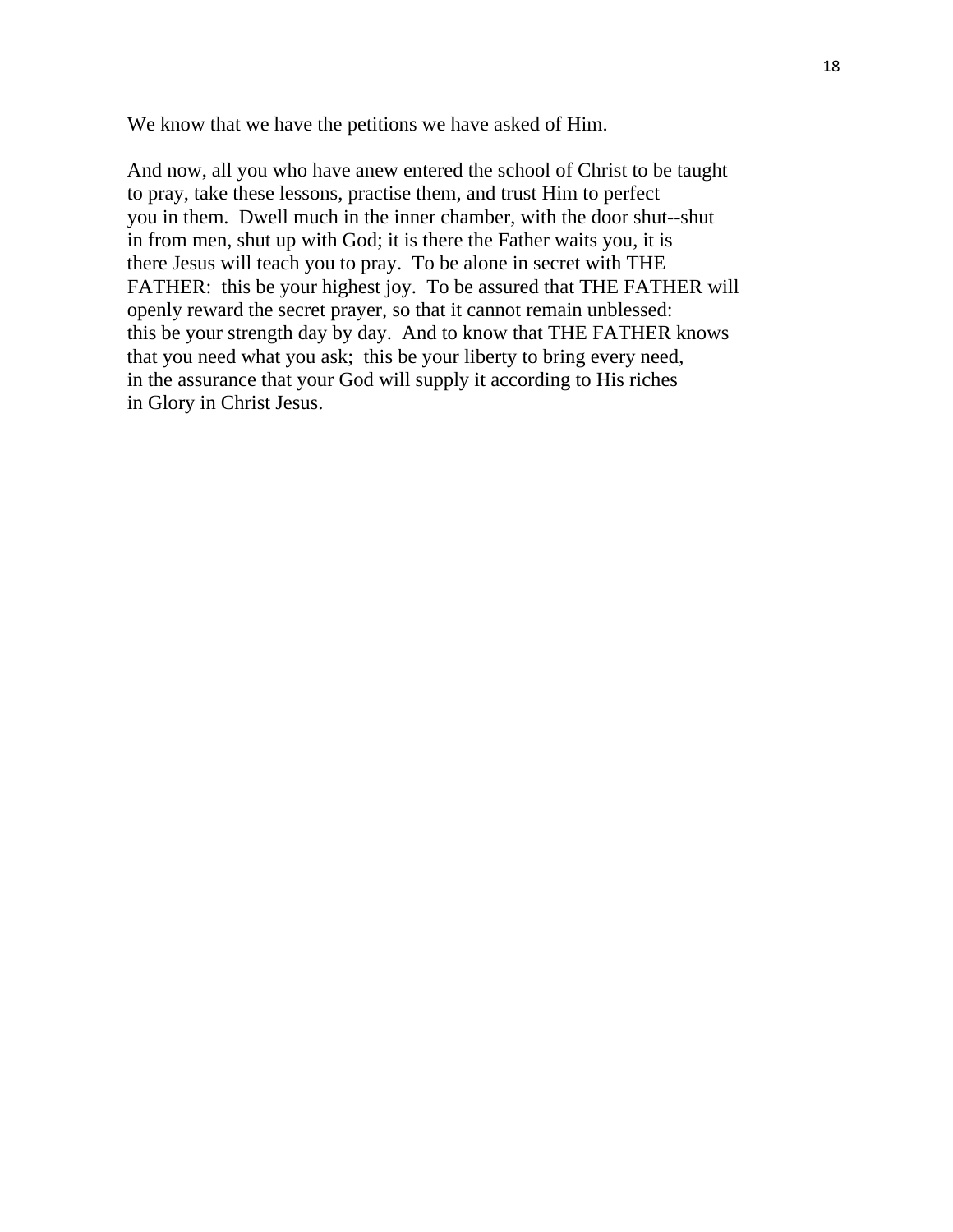We know that we have the petitions we have asked of Him.

And now, all you who have anew entered the school of Christ to be taught to pray, take these lessons, practise them, and trust Him to perfect you in them. Dwell much in the inner chamber, with the door shut--shut in from men, shut up with God; it is there the Father waits you, it is there Jesus will teach you to pray. To be alone in secret with THE FATHER: this be your highest joy. To be assured that THE FATHER will openly reward the secret prayer, so that it cannot remain unblessed: this be your strength day by day. And to know that THE FATHER knows that you need what you ask; this be your liberty to bring every need, in the assurance that your God will supply it according to His riches in Glory in Christ Jesus.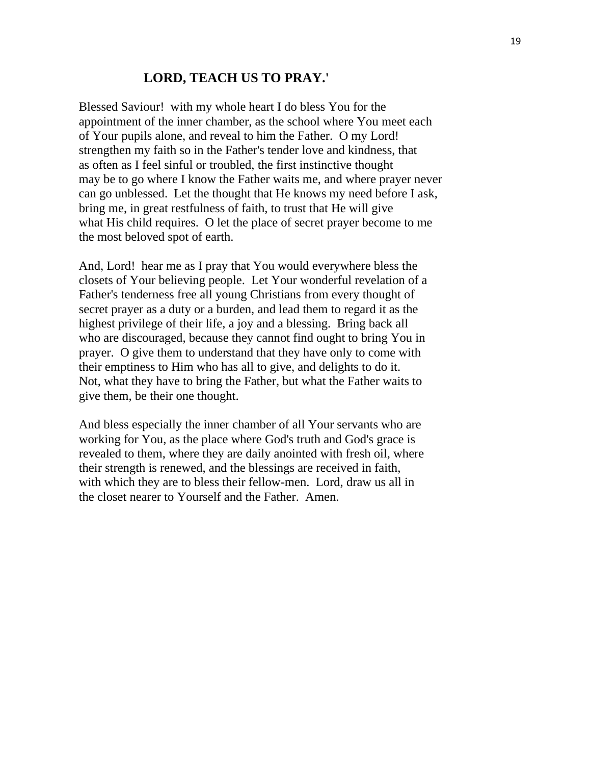## LORD, TEACH US TO PRAY.'

Blessed Saviour! with my whole heart I do bless You for the appointment of the inner chamber, as the school where You meet each of Your pupils alone, and reveal to him the Father. O my Lord! strengthen my faith so in the Father's tender love and kindness, that as often as I feel sinful or troubled, the first instinctive thought may be to go where I know the Father waits me, and where prayer never can go unblessed. Let the thought that He knows my need before I ask, bring me, in great restfulness of faith, to trust that He will give what His child requires. O let the place of secret prayer become to me the most beloved spot of earth.

And, Lord! hear me as I pray that You would everywhere bless the closets of Your believing people. Let Your wonderful revelation of a Father's tenderness free all young Christians from every thought of secret prayer as a duty or a burden, and lead them to regard it as the highest privilege of their life, a joy and a blessing. Bring back all who are discouraged, because they cannot find ought to bring You in prayer. O give them to understand that they have only to come with their emptiness to Him who has all to give, and delights to do it. Not, what they have to bring the Father, but what the Father waits to give them, be their one thought.

And bless especially the inner chamber of all Your servants who are working for You, as the place where God's truth and God's grace is revealed to them, where they are daily anointed with fresh oil, where their strength is renewed, and the blessings are received in faith, with which they are to bless their fellow-men. Lord, draw us all in the closet nearer to Yourself and the Father. Amen.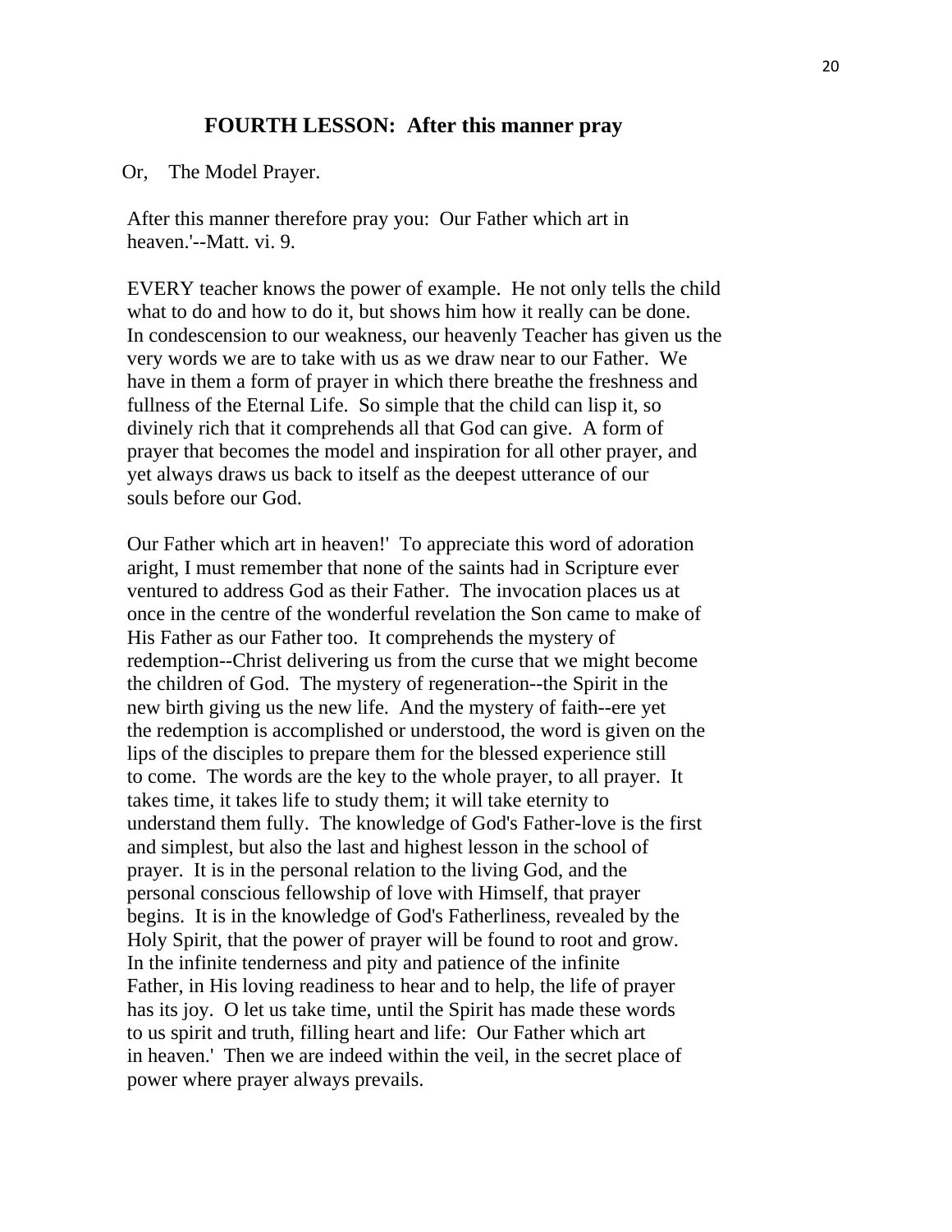## FOURTH LESSON: After this manner pray

Or, The Model Prayer.

After this manner therefore pray you: Our Father which art in heaven.'--Matt. vi. 9.

EVERY teacher knows the power of example. He not only tells the child what to do and how to do it, but shows him how it really can be done. In condescension to our weakness, our heavenly Teacher has given us the very words we are to take with us as we draw near to our Father. We have in them a form of prayer in which there breathe the freshness and fullness of the Eternal Life. So simple that the child can lisp it, so divinely rich that it comprehends all that God can give. A form of prayer that becomes the model and inspiration for all other prayer, and yet always draws us back to itself as the deepest utterance of our souls before our God.

Our Father which art in heaven!' To appreciate this word of adoration aright, I must remember that none of the saints had in Scripture ever ventured to address God as their Father. The invocation places us at once in the centre of the wonderful revelation the Son came to make of His Father as our Father too. It comprehends the mystery of redemption--Christ delivering us from the curse that we might become the children of God. The mystery of regeneration--the Spirit in the new birth giving us the new life. And the mystery of faith--ere yet the redemption is accomplished or understood, the word is given on the lips of the disciples to prepare them for the blessed experience still to come. The words are the key to the whole prayer, to all prayer. It takes time, it takes life to study them; it will take eternity to understand them fully. The knowledge of God's Father-love is the first and simplest, but also the last and highest lesson in the school of prayer. It is in the personal relation to the living God, and the personal conscious fellowship of love with Himself, that prayer begins. It is in the knowledge of God's Fatherliness, revealed by the Holy Spirit, that the power of prayer will be found to root and grow. In the infinite tenderness and pity and patience of the infinite Father, in His loving readiness to hear and to help, the life of prayer has its joy. O let us take time, until the Spirit has made these words to us spirit and truth, filling heart and life: Our Father which art in heaven.' Then we are indeed within the veil, in the secret place of power where prayer always prevails.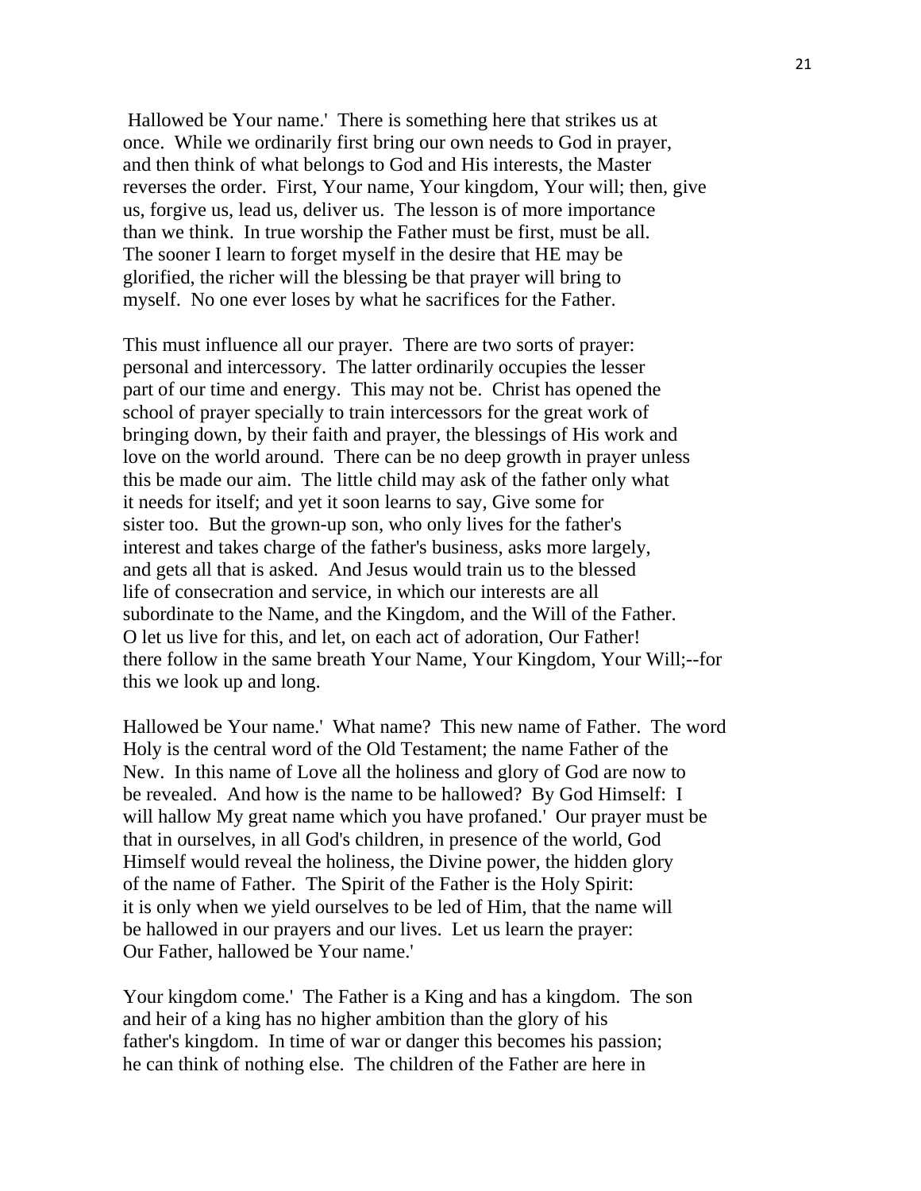Hallowed be Your name.' There is something here that strikes us at once. While we ordinarily first bring our own needs to God in prayer, and then think of what belongs to God and His interests, the Master reverses the order. First, Your name, Your kingdom, Your will; then, give us, forgive us, lead us, deliver us. The lesson is of more importance than we think. In true worship the Father must be first, must be all. The sooner I learn to forget myself in the desire that HE may be glorified, the richer will the blessing be that prayer will bring to myself. No one ever loses by what he sacrifices for the Father.

This must influence all our prayer. There are two sorts of prayer: personal and intercessory. The latter ordinarily occupies the lesser part of our time and energy. This may not be. Christ has opened the school of prayer specially to train intercessors for the great work of bringing down, by their faith and prayer, the blessings of His work and love on the world around. There can be no deep growth in prayer unless this be made our aim. The little child may ask of the father only what it needs for itself; and yet it soon learns to say, Give some for sister too. But the grown-up son, who only lives for the father's interest and takes charge of the father's business, asks more largely, and gets all that is asked. And Jesus would train us to the blessed life of consecration and service, in which our interests are all subordinate to the Name, and the Kingdom, and the Will of the Father. O let us live for this, and let, on each act of adoration, Our Father! there follow in the same breath Your Name, Your Kingdom, Your Will;--for this we look up and long.

Hallowed be Your name.' What name? This new name of Father. The word Holy is the central word of the Old Testament; the name Father of the New. In this name of Love all the holiness and glory of God are now to be revealed. And how is the name to be hallowed? By God Himself: I will hallow My great name which you have profaned.' Our prayer must be that in ourselves, in all God's children, in presence of the world, God Himself would reveal the holiness, the Divine power, the hidden glory of the name of Father. The Spirit of the Father is the Holy Spirit: it is only when we yield ourselves to be led of Him, that the name will be hallowed in our prayers and our lives. Let us learn the prayer: Our Father, hallowed be Your name.'

Your kingdom come.' The Father is a King and has a kingdom. The son and heir of a king has no higher ambition than the glory of his father's kingdom. In time of war or danger this becomes his passion; he can think of nothing else. The children of the Father are here in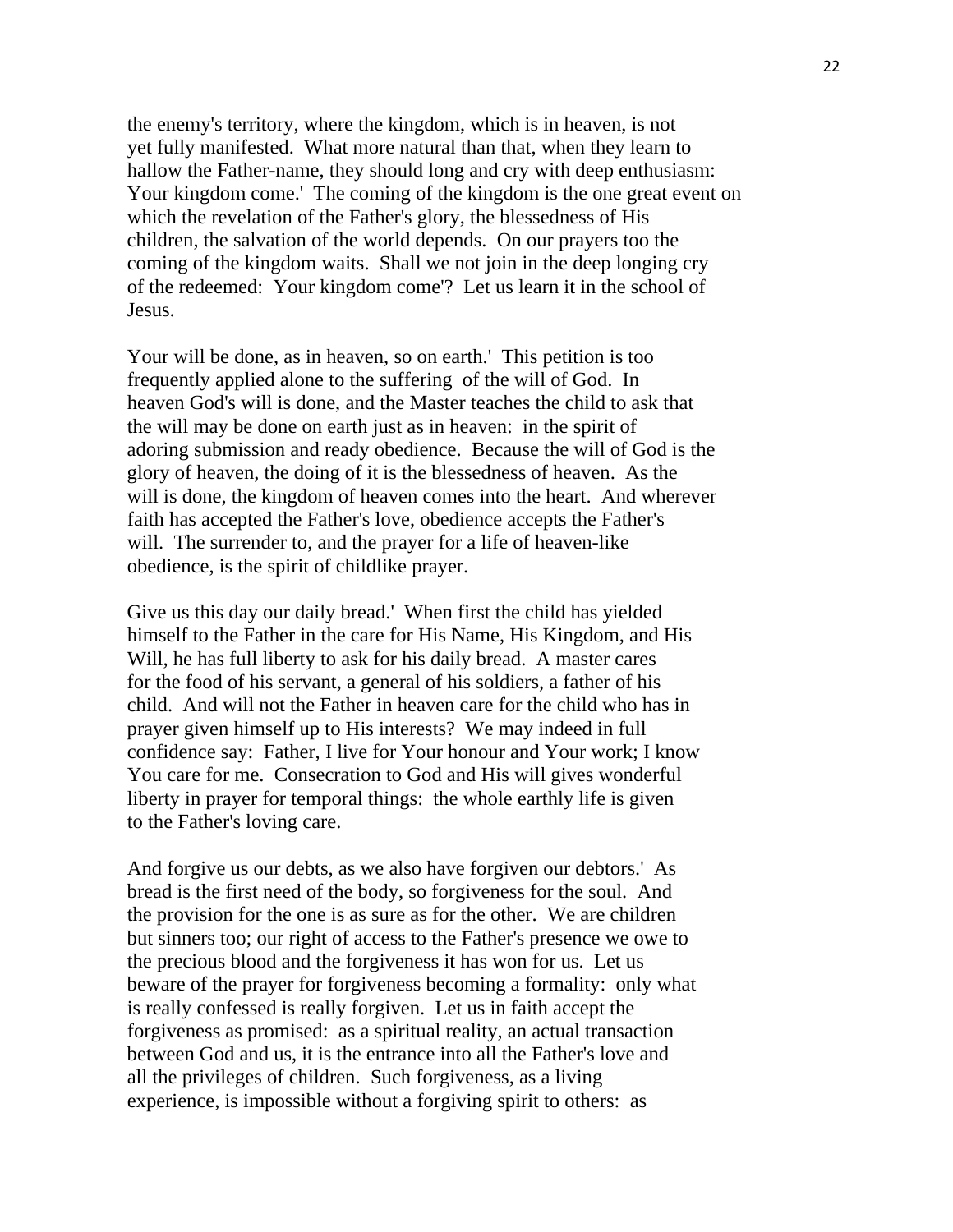the enemy's territory, where the kingdom, which is in heaven, is not yet fully manifested. What more natural than that, when they learn to hallow the Father-name, they should long and cry with deep enthusiasm: Your kingdom come.' The coming of the kingdom is the one great event on which the revelation of the Father's glory, the blessedness of His children, the salvation of the world depends. On our prayers too the coming of the kingdom waits. Shall we not join in the deep longing cry of the redeemed: Your kingdom come'? Let us learn it in the school of Jesus.

Your will be done, as in heaven, so on earth.' This petition is too frequently applied alone to the suffering of the will of God. In heaven God's will is done, and the Master teaches the child to ask that the will may be done on earth just as in heaven: in the spirit of adoring submission and ready obedience. Because the will of God is the glory of heaven, the doing of it is the blessedness of heaven. As the will is done, the kingdom of heaven comes into the heart. And wherever faith has accepted the Father's love, obedience accepts the Father's will. The surrender to, and the prayer for a life of heaven-like obedience, is the spirit of childlike prayer.

Give us this day our daily bread.' When first the child has yielded himself to the Father in the care for His Name, His Kingdom, and His Will, he has full liberty to ask for his daily bread. A master cares for the food of his servant, a general of his soldiers, a father of his child. And will not the Father in heaven care for the child who has in prayer given himself up to His interests? We may indeed in full confidence say: Father, I live for Your honour and Your work; I know You care for me. Consecration to God and His will gives wonderful liberty in prayer for temporal things: the whole earthly life is given to the Father's loving care.

And forgive us our debts, as we also have forgiven our debtors.' As bread is the first need of the body, so forgiveness for the soul. And the provision for the one is as sure as for the other. We are children but sinners too; our right of access to the Father's presence we owe to the precious blood and the forgiveness it has won for us. Let us beware of the prayer for forgiveness becoming a formality: only what is really confessed is really forgiven. Let us in faith accept the forgiveness as promised: as a spiritual reality, an actual transaction between God and us, it is the entrance into all the Father's love and all the privileges of children. Such forgiveness, as a living experience, is impossible without a forgiving spirit to others: as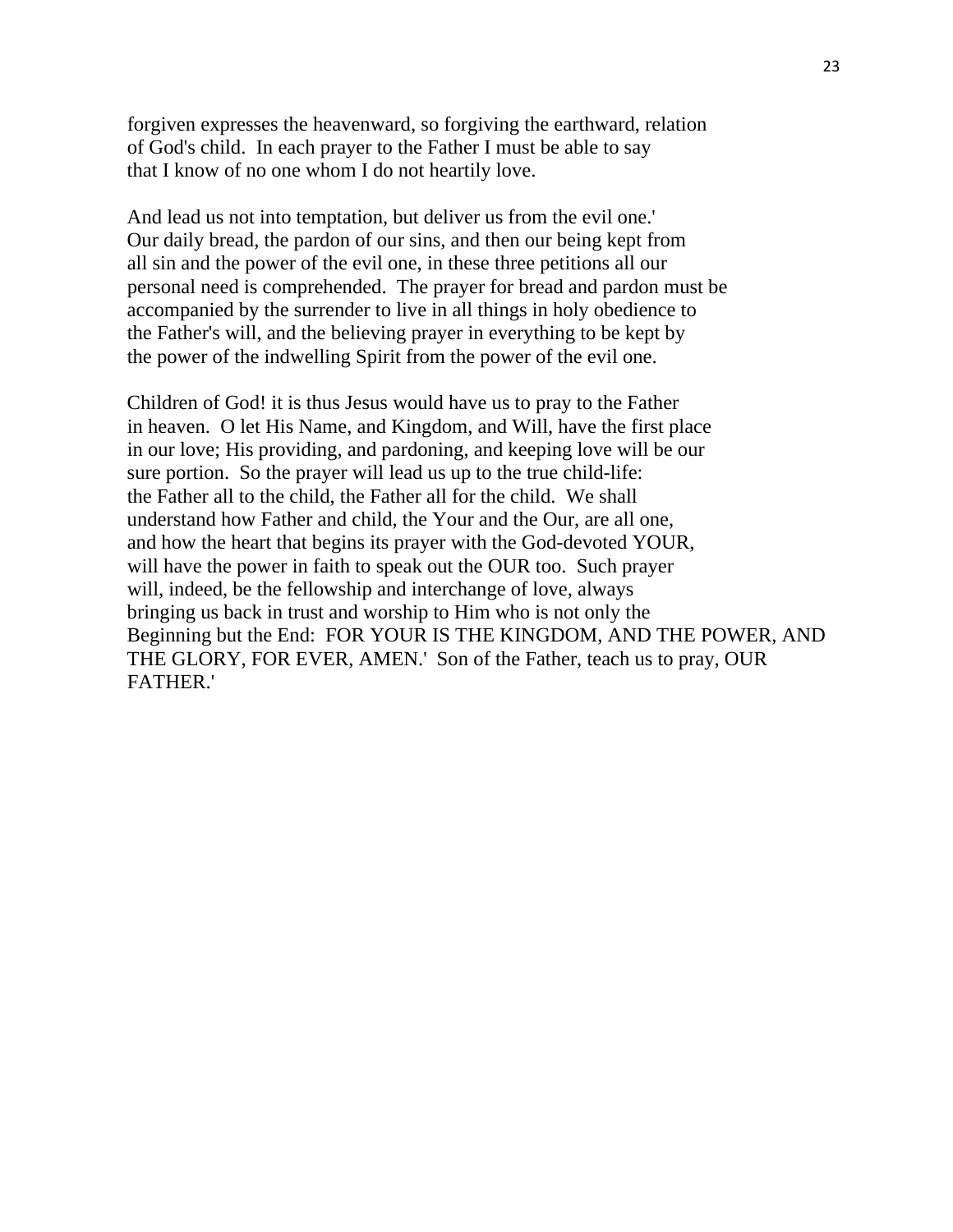forgiven expresses the heavenward, so forgiving the earthward, relation of God's child. In each prayer to the Father I must be able to say that I know of no one whom I do not heartily love.

And lead us not into temptation, but deliver us from the evil one.' Our daily bread, the pardon of our sins, and then our being kept from all sin and the power of the evil one, in these three petitions all our personal need is comprehended. The prayer for bread and pardon must be accompanied by the surrender to live in all things in holy obedience to the Father's will, and the believing prayer in everything to be kept by the power of the indwelling Spirit from the power of the evil one.

Children of God! it is thus Jesus would have us to pray to the Father in heaven. O let His Name, and Kingdom, and Will, have the first place in our love; His providing, and pardoning, and keeping love will be our sure portion. So the prayer will lead us up to the true child-life: the Father all to the child, the Father all for the child. We shall understand how Father and child, the Your and the Our, are all one, and how the heart that begins its prayer with the God-devoted YOUR, will have the power in faith to speak out the OUR too. Such prayer will, indeed, be the fellowship and interchange of love, always bringing us back in trust and worship to Him who is not only the Beginning but the End: FOR YOUR IS THE KINGDOM, AND THE POWER, AND THE GLORY, FOR EVER, AMEN.' Son of the Father, teach us to pray, OUR FATHER.'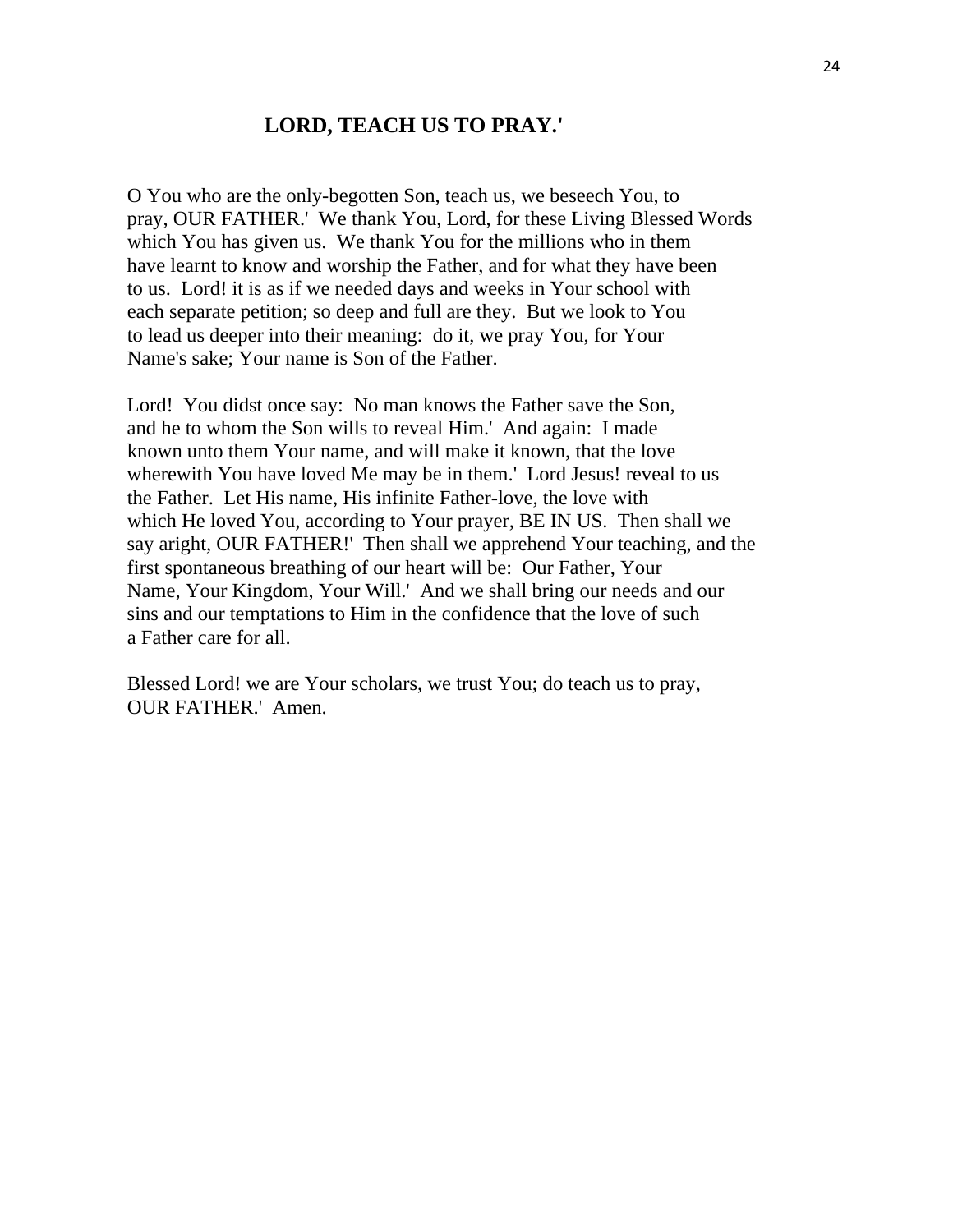## LORD, TEACH US TO PRAY.'

O You who are the only-begotten Son, teach us, we beseech You, to pray, OUR FATHER.' We thank You, Lord, for these Living Blessed Words which You has given us. We thank You for the millions who in them have learnt to know and worship the Father, and for what they have been to us. Lord! it is as if we needed days and weeks in Your school with each separate petition; so deep and full are they. But we look to You to lead us deeper into their meaning: do it, we pray You, for Your Name's sake; Your name is Son of the Father.

Lord! You didst once say: No man knows the Father save the Son, and he to whom the Son wills to reveal Him.' And again: I made known unto them Your name, and will make it known, that the love wherewith You have loved Me may be in them.' Lord Jesus! reveal to us the Father. Let His name, His infinite Father-love, the love with which He loved You, according to Your prayer, BE IN US. Then shall we say aright, OUR FATHER!' Then shall we apprehend Your teaching, and the first spontaneous breathing of our heart will be: Our Father, Your Name, Your Kingdom, Your Will.' And we shall bring our needs and our sins and our temptations to Him in the confidence that the love of such a Father care for all.

Blessed Lord! we are Your scholars, we trust You; do teach us to pray, OUR FATHER.' Amen.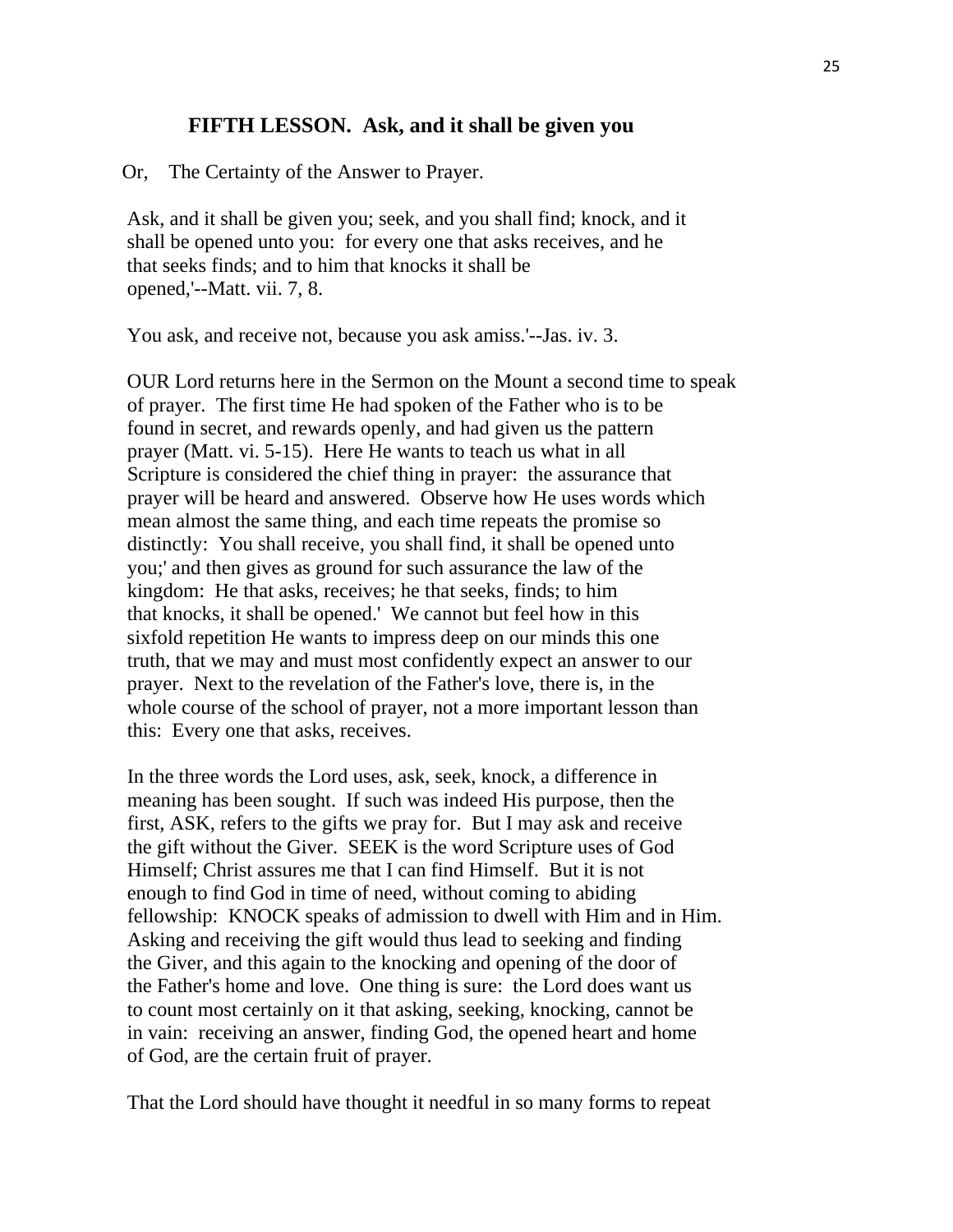## FIFTH LESSON. Ask, and it shall be given you

Or, The Certainty of the Answer to Prayer.

Ask, and it shall be given you; seek, and you shall find; knock, and it shall be opened unto you: for every one that asks receives, and he that seeks finds; and to him that knocks it shall be opened,'--Matt. vii. 7, 8.

You ask, and receive not, because you ask amiss.'--Jas. iv. 3.

OUR Lord returns here in the Sermon on the Mount a second time to speak of prayer. The first time He had spoken of the Father who is to be found in secret, and rewards openly, and had given us the pattern prayer (Matt. vi. 5-15). Here He wants to teach us what in all Scripture is considered the chief thing in prayer: the assurance that prayer will be heard and answered. Observe how He uses words which mean almost the same thing, and each time repeats the promise so distinctly: You shall receive, you shall find, it shall be opened unto you;' and then gives as ground for such assurance the law of the kingdom: He that asks, receives; he that seeks, finds; to him that knocks, it shall be opened.' We cannot but feel how in this sixfold repetition He wants to impress deep on our minds this one truth, that we may and must most confidently expect an answer to our prayer. Next to the revelation of the Father's love, there is, in the whole course of the school of prayer, not a more important lesson than this: Every one that asks, receives.

In the three words the Lord uses, ask, seek, knock, a difference in meaning has been sought. If such was indeed His purpose, then the first, ASK, refers to the gifts we pray for. But I may ask and receive the gift without the Giver. SEEK is the word Scripture uses of God Himself; Christ assures me that I can find Himself. But it is not enough to find God in time of need, without coming to abiding fellowship: KNOCK speaks of admission to dwell with Him and in Him. Asking and receiving the gift would thus lead to seeking and finding the Giver, and this again to the knocking and opening of the door of the Father's home and love. One thing is sure: the Lord does want us to count most certainly on it that asking, seeking, knocking, cannot be in vain: receiving an answer, finding God, the opened heart and home of God, are the certain fruit of prayer.

That the Lord should have thought it needful in so many forms to repeat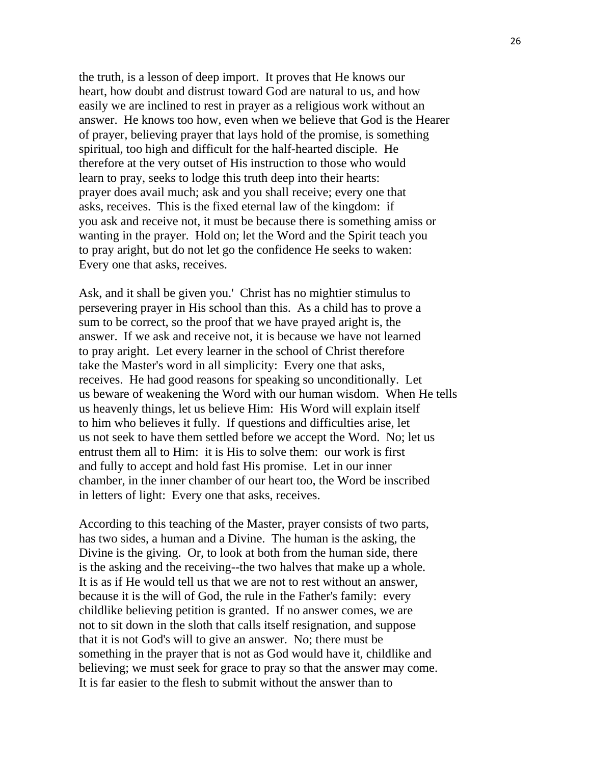the truth, is a lesson of deep import. It proves that He knows our heart, how doubt and distrust toward God are natural to us, and how easily we are inclined to rest in prayer as a religious work without an answer. He knows too how, even when we believe that God is the Hearer of prayer, believing prayer that lays hold of the promise, is something spiritual, too high and difficult for the half-hearted disciple. He therefore at the very outset of His instruction to those who would learn to pray, seeks to lodge this truth deep into their hearts: prayer does avail much; ask and you shall receive; every one that asks, receives. This is the fixed eternal law of the kingdom: if you ask and receive not, it must be because there is something amiss or wanting in the prayer. Hold on; let the Word and the Spirit teach you to pray aright, but do not let go the confidence He seeks to waken: Every one that asks, receives.

Ask, and it shall be given you.' Christ has no mightier stimulus to persevering prayer in His school than this. As a child has to prove a sum to be correct, so the proof that we have prayed aright is, the answer. If we ask and receive not, it is because we have not learned to pray aright. Let every learner in the school of Christ therefore take the Master's word in all simplicity: Every one that asks, receives. He had good reasons for speaking so unconditionally. Let us beware of weakening the Word with our human wisdom. When He tells us heavenly things, let us believe Him: His Word will explain itself to him who believes it fully. If questions and difficulties arise, let us not seek to have them settled before we accept the Word. No; let us entrust them all to Him: it is His to solve them: our work is first and fully to accept and hold fast His promise. Let in our inner chamber, in the inner chamber of our heart too, the Word be inscribed in letters of light: Every one that asks, receives.

According to this teaching of the Master, prayer consists of two parts, has two sides, a human and a Divine. The human is the asking, the Divine is the giving. Or, to look at both from the human side, there is the asking and the receiving--the two halves that make up a whole. It is as if He would tell us that we are not to rest without an answer, because it is the will of God, the rule in the Father's family: every childlike believing petition is granted. If no answer comes, we are not to sit down in the sloth that calls itself resignation, and suppose that it is not God's will to give an answer. No; there must be something in the prayer that is not as God would have it, childlike and believing; we must seek for grace to pray so that the answer may come. It is far easier to the flesh to submit without the answer than to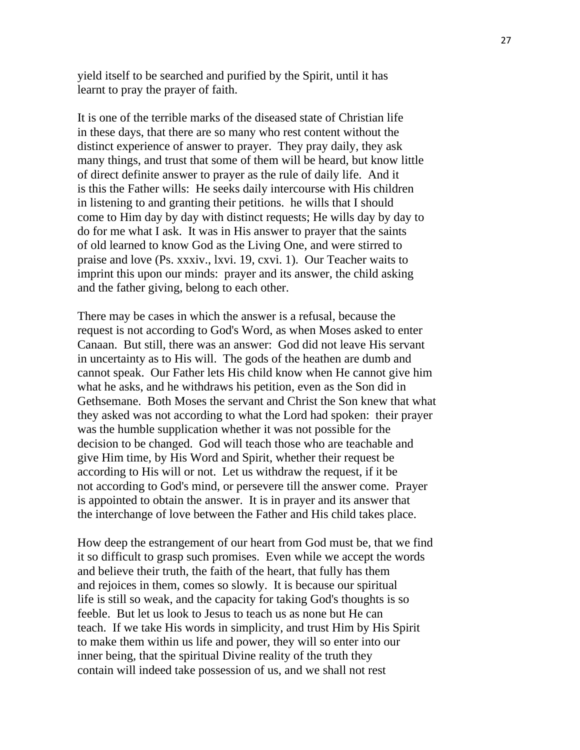yield itself to be searched and purified by the Spirit, until it has learnt to pray the prayer of faith.

It is one of the terrible marks of the diseased state of Christian life in these days, that there are so many who rest content without the distinct experience of answer to prayer. They pray daily, they ask many things, and trust that some of them will be heard, but know little of direct definite answer to prayer as the rule of daily life. And it is this the Father wills: He seeks daily intercourse with His children in listening to and granting their petitions. he wills that I should come to Him day by day with distinct requests; He wills day by day to do for me what I ask. It was in His answer to prayer that the saints of old learned to know God as the Living One, and were stirred to praise and love (Ps. xxxiv., lxvi. 19, cxvi. 1). Our Teacher waits to imprint this upon our minds: prayer and its answer, the child asking and the father giving, belong to each other.

There may be cases in which the answer is a refusal, because the request is not according to God's Word, as when Moses asked to enter Canaan. But still, there was an answer: God did not leave His servant in uncertainty as to His will. The gods of the heathen are dumb and cannot speak. Our Father lets His child know when He cannot give him what he asks, and he withdraws his petition, even as the Son did in Gethsemane. Both Moses the servant and Christ the Son knew that what they asked was not according to what the Lord had spoken: their prayer was the humble supplication whether it was not possible for the decision to be changed. God will teach those who are teachable and give Him time, by His Word and Spirit, whether their request be according to His will or not. Let us withdraw the request, if it be not according to God's mind, or persevere till the answer come. Prayer is appointed to obtain the answer. It is in prayer and its answer that the interchange of love between the Father and His child takes place.

How deep the estrangement of our heart from God must be, that we find it so difficult to grasp such promises. Even while we accept the words and believe their truth, the faith of the heart, that fully has them and rejoices in them, comes so slowly. It is because our spiritual life is still so weak, and the capacity for taking God's thoughts is so feeble. But let us look to Jesus to teach us as none but He can teach. If we take His words in simplicity, and trust Him by His Spirit to make them within us life and power, they will so enter into our inner being, that the spiritual Divine reality of the truth they contain will indeed take possession of us, and we shall not rest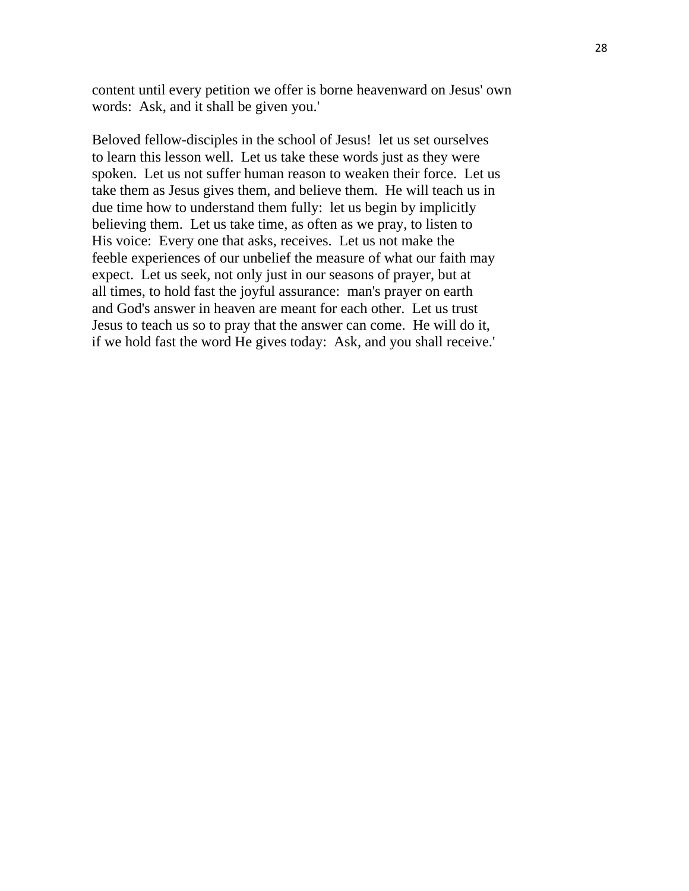content until every petition we offer is borne heavenward on Jesus' own words: Ask, and it shall be given you.'

Beloved fellow-disciples in the school of Jesus! let us set ourselves to learn this lesson well. Let us take these words just as they were spoken. Let us not suffer human reason to weaken their force. Let us take them as Jesus gives them, and believe them. He will teach us in due time how to understand them fully: let us begin by implicitly believing them. Let us take time, as often as we pray, to listen to His voice: Every one that asks, receives. Let us not make the feeble experiences of our unbelief the measure of what our faith may expect. Let us seek, not only just in our seasons of prayer, but at all times, to hold fast the joyful assurance: man's prayer on earth and God's answer in heaven are meant for each other. Let us trust Jesus to teach us so to pray that the answer can come. He will do it, if we hold fast the word He gives today: Ask, and you shall receive.'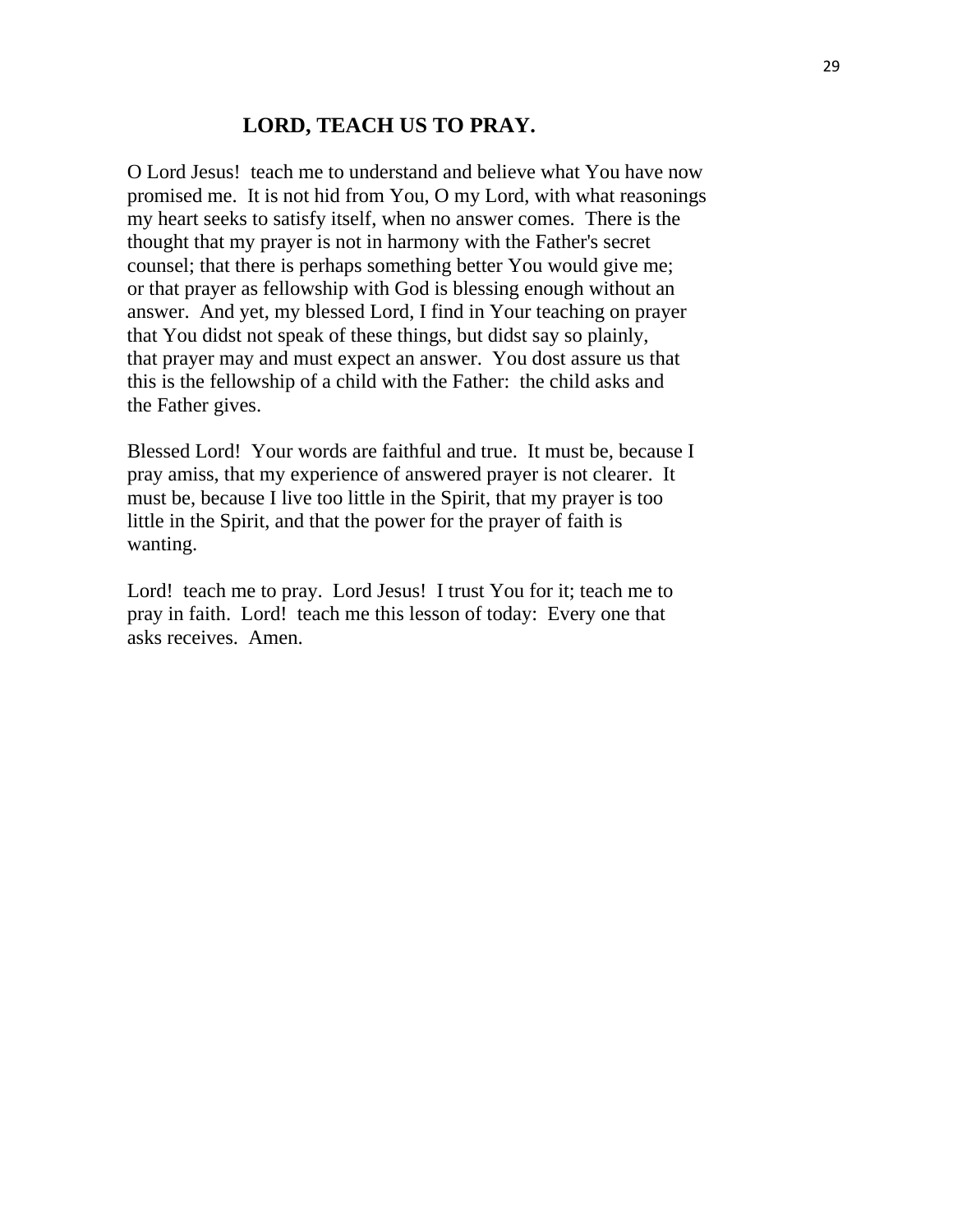## LORD, TEACH US TO PRAY.

O Lord Jesus! teach me to understand and believe what You have now promised me. It is not hid from You, O my Lord, with what reasonings my heart seeks to satisfy itself, when no answer comes. There is the thought that my prayer is not in harmony with the Father's secret counsel; that there is perhaps something better You would give me; or that prayer as fellowship with God is blessing enough without an answer. And yet, my blessed Lord, I find in Your teaching on prayer that You didst not speak of these things, but didst say so plainly, that prayer may and must expect an answer. You dost assure us that this is the fellowship of a child with the Father: the child asks and the Father gives.

Blessed Lord! Your words are faithful and true. It must be, because I pray amiss, that my experience of answered prayer is not clearer. It must be, because I live too little in the Spirit, that my prayer is too little in the Spirit, and that the power for the prayer of faith is wanting.

Lord! teach me to pray. Lord Jesus! I trust You for it; teach me to pray in faith. Lord! teach me this lesson of today: Every one that asks receives. Amen.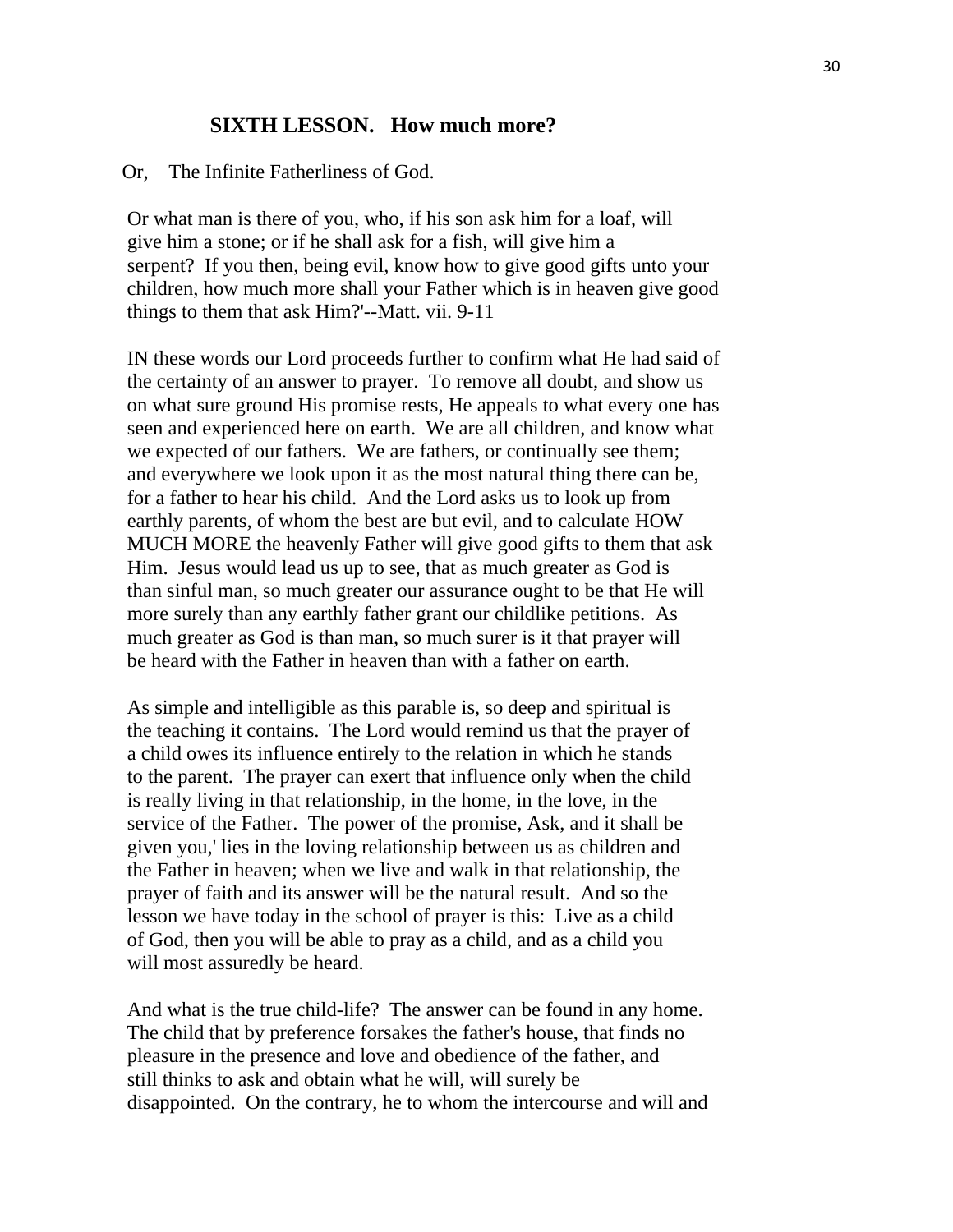## SIXTH LESSON. How much more?

Or, The Infinite Fatherliness of God.

Or what man is there of you, who, if his son ask him for a loaf, will give him a stone; or if he shall ask for a fish, will give him a serpent? If you then, being evil, know how to give good gifts unto your children, how much more shall your Father which is in heaven give good things to them that ask Him?'--Matt. vii. 9-11

IN these words our Lord proceeds further to confirm what He had said of the certainty of an answer to prayer. To remove all doubt, and show us on what sure ground His promise rests, He appeals to what every one has seen and experienced here on earth. We are all children, and know what we expected of our fathers. We are fathers, or continually see them; and everywhere we look upon it as the most natural thing there can be, for a father to hear his child. And the Lord asks us to look up from earthly parents, of whom the best are but evil, and to calculate HOW MUCH MORE the heavenly Father will give good gifts to them that ask Him. Jesus would lead us up to see, that as much greater as God is than sinful man, so much greater our assurance ought to be that He will more surely than any earthly father grant our childlike petitions. As much greater as God is than man, so much surer is it that prayer will be heard with the Father in heaven than with a father on earth.

As simple and intelligible as this parable is, so deep and spiritual is the teaching it contains. The Lord would remind us that the prayer of a child owes its influence entirely to the relation in which he stands to the parent. The prayer can exert that influence only when the child is really living in that relationship, in the home, in the love, in the service of the Father. The power of the promise, Ask, and it shall be given you,' lies in the loving relationship between us as children and the Father in heaven; when we live and walk in that relationship, the prayer of faith and its answer will be the natural result. And so the lesson we have today in the school of prayer is this: Live as a child of God, then you will be able to pray as a child, and as a child you will most assuredly be heard.

And what is the true child-life? The answer can be found in any home. The child that by preference forsakes the father's house, that finds no pleasure in the presence and love and obedience of the father, and still thinks to ask and obtain what he will, will surely be disappointed. On the contrary, he to whom the intercourse and will and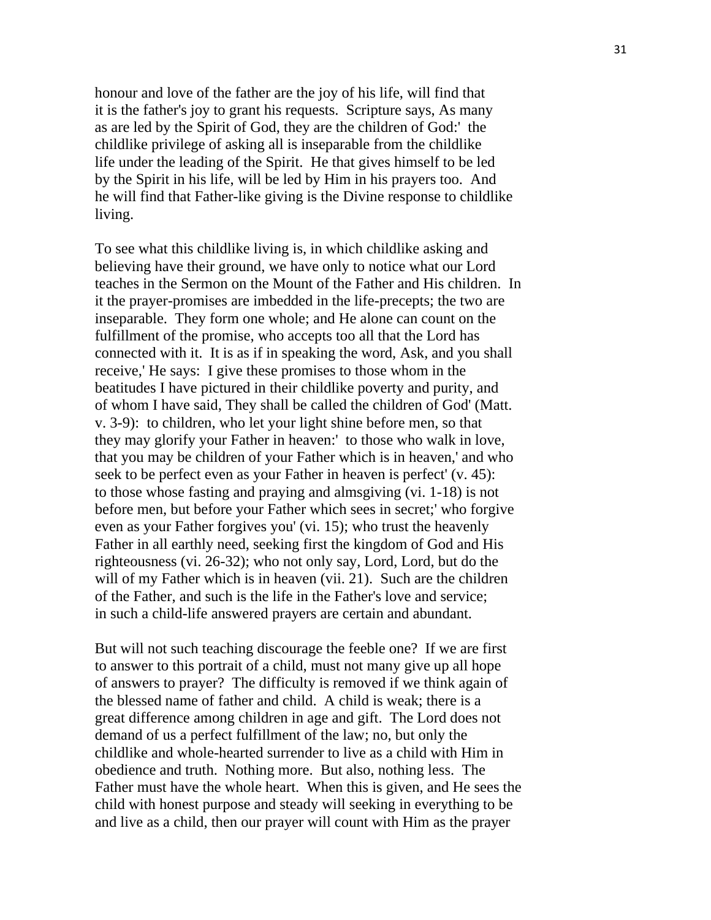honour and love of the father are the joy of his life, will find that it is the father's joy to grant his requests. Scripture says, As many as are led by the Spirit of God, they are the children of God:' the childlike privilege of asking all is inseparable from the childlike life under the leading of the Spirit. He that gives himself to be led by the Spirit in his life, will be led by Him in his prayers too. And he will find that Father-like giving is the Divine response to childlike living.

To see what this childlike living is, in which childlike asking and believing have their ground, we have only to notice what our Lord teaches in the Sermon on the Mount of the Father and His children. In it the prayer-promises are imbedded in the life-precepts; the two are inseparable. They form one whole; and He alone can count on the fulfillment of the promise, who accepts too all that the Lord has connected with it. It is as if in speaking the word, Ask, and you shall receive,' He says: I give these promises to those whom in the beatitudes I have pictured in their childlike poverty and purity, and of whom I have said, They shall be called the children of God' (Matt. v. 3-9): to children, who let your light shine before men, so that they may glorify your Father in heaven:' to those who walk in love, that you may be children of your Father which is in heaven,' and who seek to be perfect even as your Father in heaven is perfect' (v. 45): to those whose fasting and praying and almsgiving (vi. 1-18) is not before men, but before your Father which sees in secret;' who forgive even as your Father forgives you' (vi. 15); who trust the heavenly Father in all earthly need, seeking first the kingdom of God and His righteousness (vi. 26-32); who not only say, Lord, Lord, but do the will of my Father which is in heaven (vii. 21). Such are the children of the Father, and such is the life in the Father's love and service; in such a child-life answered prayers are certain and abundant.

But will not such teaching discourage the feeble one? If we are first to answer to this portrait of a child, must not many give up all hope of answers to prayer? The difficulty is removed if we think again of the blessed name of father and child. A child is weak; there is a great difference among children in age and gift. The Lord does not demand of us a perfect fulfillment of the law; no, but only the childlike and whole-hearted surrender to live as a child with Him in obedience and truth. Nothing more. But also, nothing less. The Father must have the whole heart. When this is given, and He sees the child with honest purpose and steady will seeking in everything to be and live as a child, then our prayer will count with Him as the prayer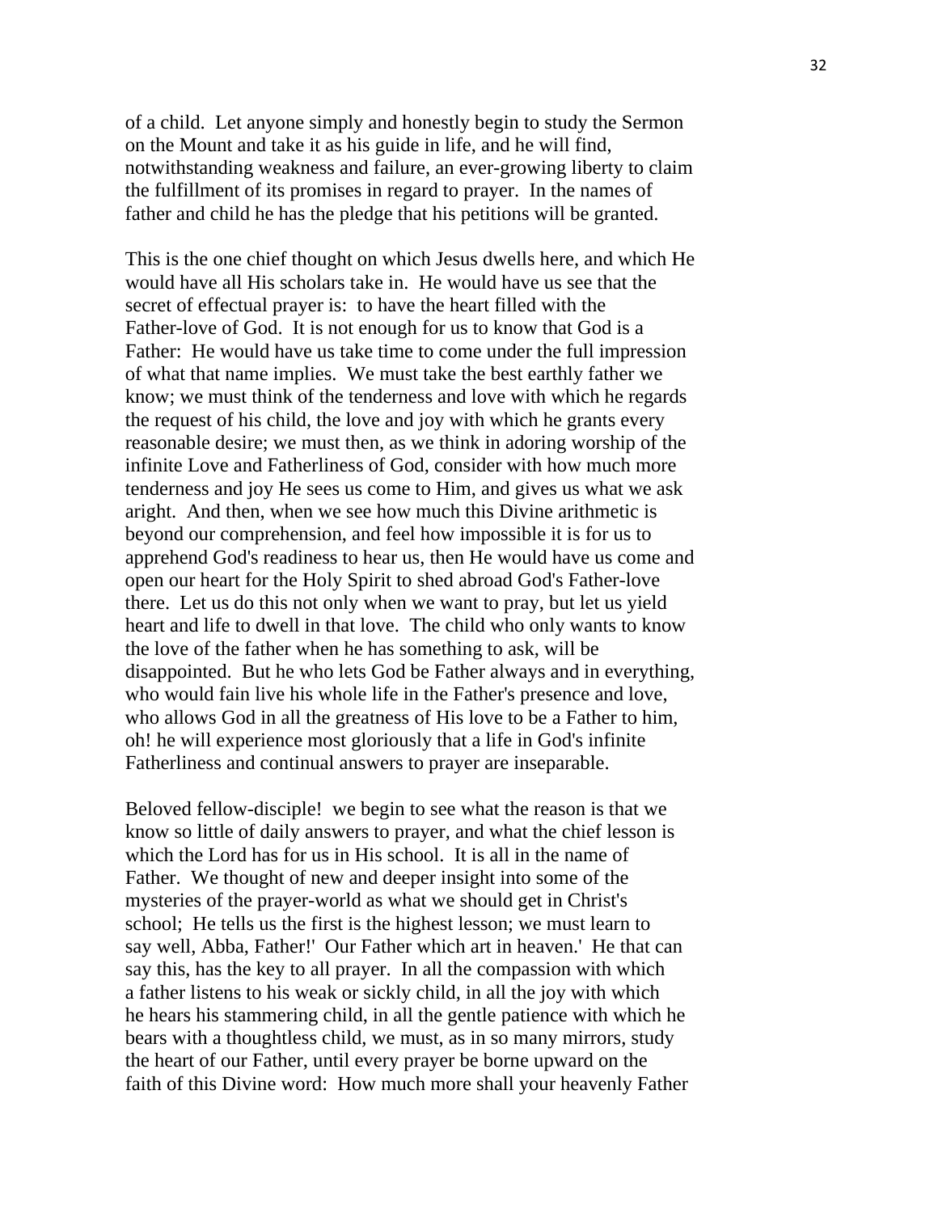of a child. Let anyone simply and honestly begin to study the Sermon on the Mount and take it as his guide in life, and he will find, notwithstanding weakness and failure, an ever-growing liberty to claim the fulfillment of its promises in regard to prayer. In the names of father and child he has the pledge that his petitions will be granted.

This is the one chief thought on which Jesus dwells here, and which He would have all His scholars take in. He would have us see that the secret of effectual prayer is: to have the heart filled with the Father-love of God. It is not enough for us to know that God is a Father: He would have us take time to come under the full impression of what that name implies. We must take the best earthly father we know; we must think of the tenderness and love with which he regards the request of his child, the love and joy with which he grants every reasonable desire; we must then, as we think in adoring worship of the infinite Love and Fatherliness of God, consider with how much more tenderness and joy He sees us come to Him, and gives us what we ask aright. And then, when we see how much this Divine arithmetic is beyond our comprehension, and feel how impossible it is for us to apprehend God's readiness to hear us, then He would have us come and open our heart for the Holy Spirit to shed abroad God's Father-love there. Let us do this not only when we want to pray, but let us yield heart and life to dwell in that love. The child who only wants to know the love of the father when he has something to ask, will be disappointed. But he who lets God be Father always and in everything, who would fain live his whole life in the Father's presence and love, who allows God in all the greatness of His love to be a Father to him, oh! he will experience most gloriously that a life in God's infinite Fatherliness and continual answers to prayer are inseparable.

Beloved fellow-disciple! we begin to see what the reason is that we know so little of daily answers to prayer, and what the chief lesson is which the Lord has for us in His school. It is all in the name of Father. We thought of new and deeper insight into some of the mysteries of the prayer-world as what we should get in Christ's school; He tells us the first is the highest lesson; we must learn to say well, Abba, Father!' Our Father which art in heaven.' He that can say this, has the key to all prayer. In all the compassion with which a father listens to his weak or sickly child, in all the joy with which he hears his stammering child, in all the gentle patience with which he bears with a thoughtless child, we must, as in so many mirrors, study the heart of our Father, until every prayer be borne upward on the faith of this Divine word: How much more shall your heavenly Father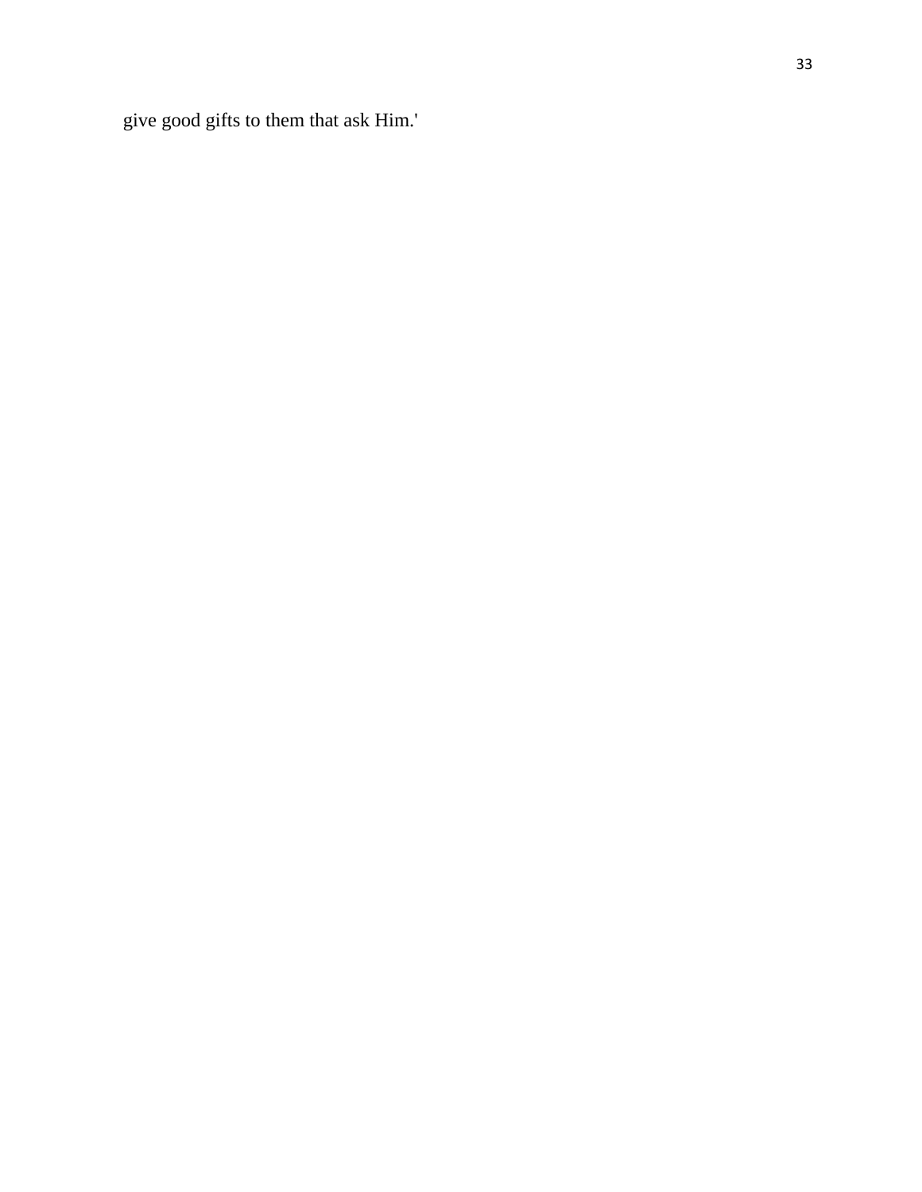give good gifts to them that ask Him.'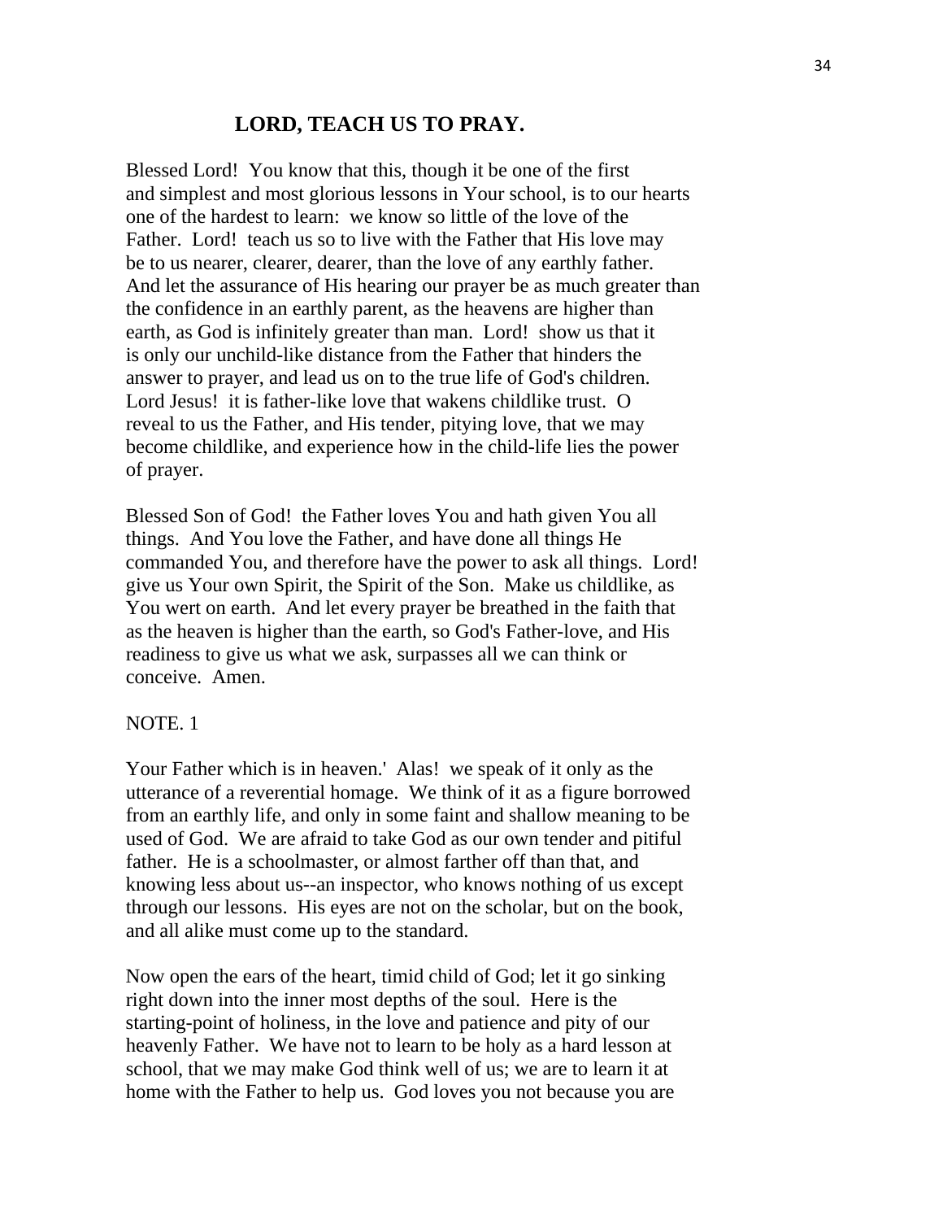## LORD, TEACH US TO PRAY.

Blessed Lord! You know that this, though it be one of the first and simplest and most glorious lessons in Your school, is to our hearts one of the hardest to learn: we know so little of the love of the Father. Lord! teach us so to live with the Father that His love may be to us nearer, clearer, dearer, than the love of any earthly father. And let the assurance of His hearing our prayer be as much greater than the confidence in an earthly parent, as the heavens are higher than earth, as God is infinitely greater than man. Lord! show us that it is only our unchild-like distance from the Father that hinders the answer to prayer, and lead us on to the true life of God's children. Lord Jesus! it is father-like love that wakens childlike trust. O reveal to us the Father, and His tender, pitying love, that we may become childlike, and experience how in the child-life lies the power of prayer.

Blessed Son of God! the Father loves You and hath given You all things. And You love the Father, and have done all things He commanded You, and therefore have the power to ask all things. Lord! give us Your own Spirit, the Spirit of the Son. Make us childlike, as You wert on earth. And let every prayer be breathed in the faith that as the heaven is higher than the earth, so God's Father-love, and His readiness to give us what we ask, surpasses all we can think or conceive. Amen.

NOTE. 1

Your Father which is in heaven.' Alas! we speak of it only as the utterance of a reverential homage. We think of it as a figure borrowed from an earthly life, and only in some faint and shallow meaning to be used of God. We are afraid to take God as our own tender and pitiful father. He is a schoolmaster, or almost farther off than that, and knowing less about us--an inspector, who knows nothing of us except through our lessons. His eyes are not on the scholar, but on the book, and all alike must come up to the standard.

Now open the ears of the heart, timid child of God; let it go sinking right down into the inner most depths of the soul. Here is the starting-point of holiness, in the love and patience and pity of our heavenly Father. We have not to learn to be holy as a hard lesson at school, that we may make God think well of us; we are to learn it at home with the Father to help us. God loves you not because you are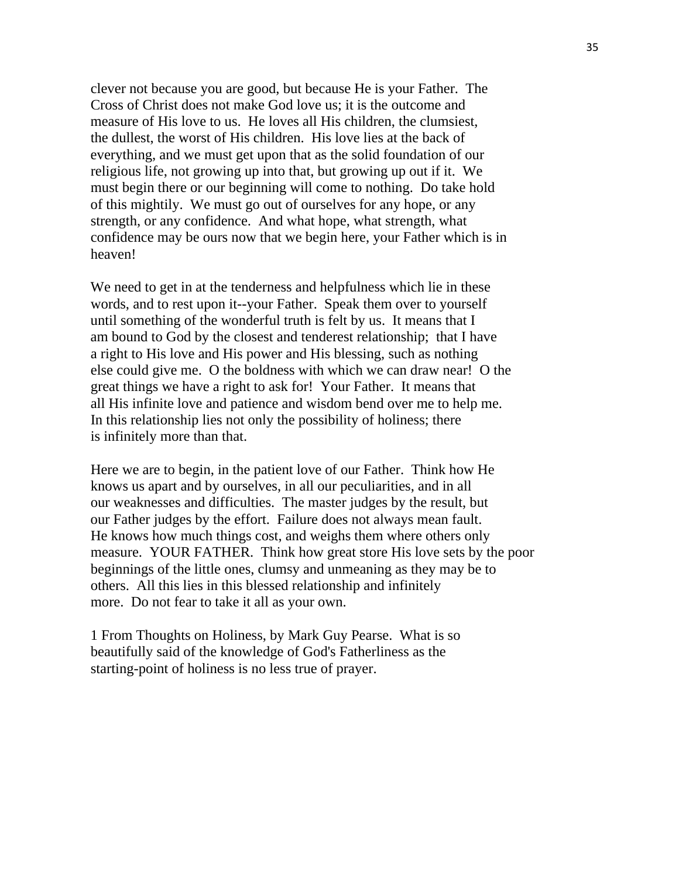clever not because you are good, but because He is your Father. The Cross of Christ does not make God love us; it is the outcome and measure of His love to us. He loves all His children, the clumsiest, the dullest, the worst of His children. His love lies at the back of everything, and we must get upon that as the solid foundation of our religious life, not growing up into that, but growing up out if it. We must begin there or our beginning will come to nothing. Do take hold of this mightily. We must go out of ourselves for any hope, or any strength, or any confidence. And what hope, what strength, what confidence may be ours now that we begin here, your Father which is in heaven!

We need to get in at the tenderness and helpfulness which lie in these words, and to rest upon it--your Father. Speak them over to yourself until something of the wonderful truth is felt by us. It means that I am bound to God by the closest and tenderest relationship; that I have a right to His love and His power and His blessing, such as nothing else could give me. O the boldness with which we can draw near! O the great things we have a right to ask for! Your Father. It means that all His infinite love and patience and wisdom bend over me to help me. In this relationship lies not only the possibility of holiness; there is infinitely more than that.

Here we are to begin, in the patient love of our Father. Think how He knows us apart and by ourselves, in all our peculiarities, and in all our weaknesses and difficulties. The master judges by the result, but our Father judges by the effort. Failure does not always mean fault. He knows how much things cost, and weighs them where others only measure. YOUR FATHER. Think how great store His love sets by the poor beginnings of the little ones, clumsy and unmeaning as they may be to others. All this lies in this blessed relationship and infinitely more. Do not fear to take it all as your own.

1 From Thoughts on Holiness, by Mark Guy Pearse. What is so beautifully said of the knowledge of God's Fatherliness as the starting-point of holiness is no less true of prayer.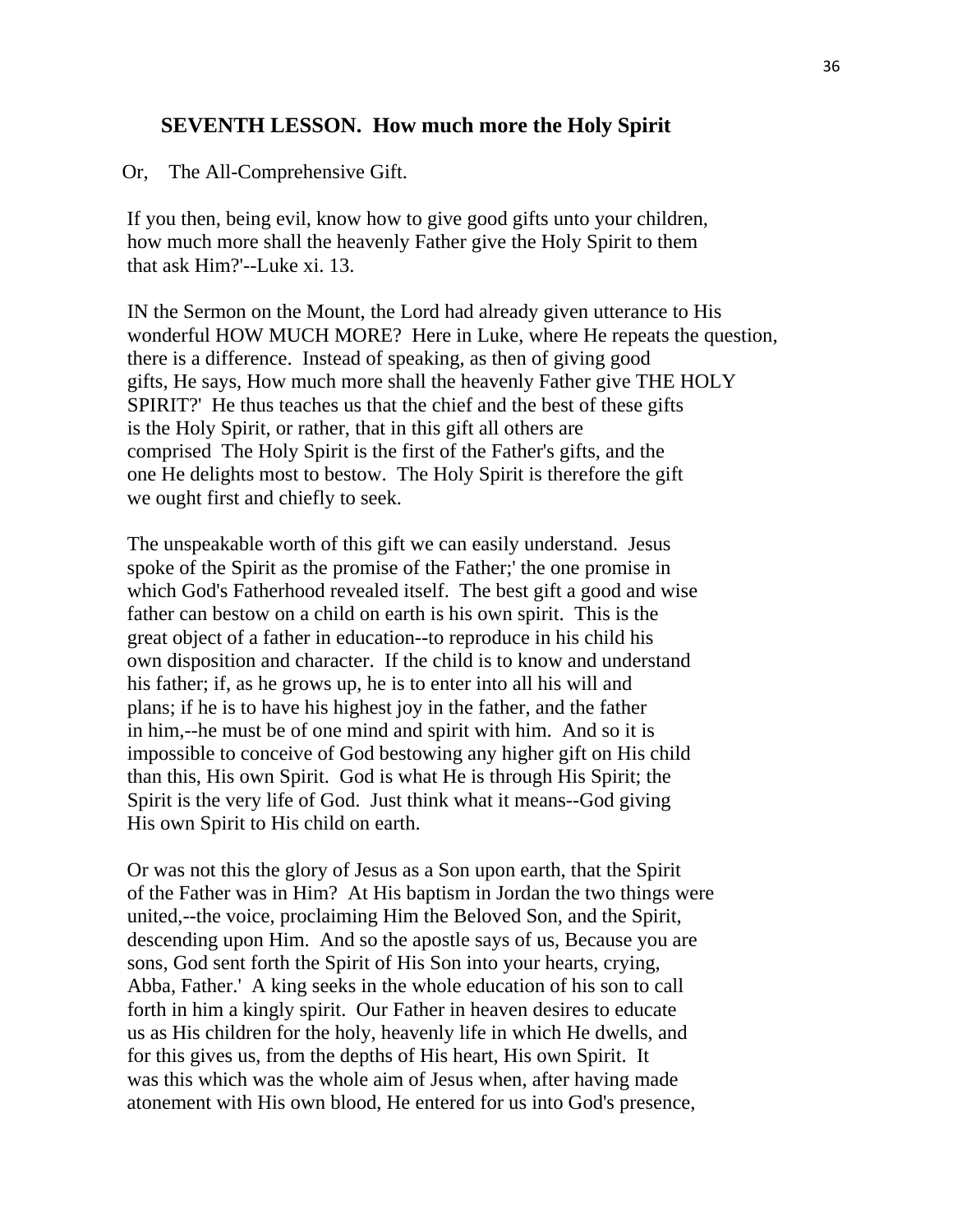## SEVENTH LESSON. How much more the Holy Spirit

Or, The All-Comprehensive Gift.

If you then, being evil, know how to give good gifts unto your children, how much more shall the heavenly Father give the Holy Spirit to them that ask Him?'--Luke xi. 13.

IN the Sermon on the Mount, the Lord had already given utterance to His wonderful HOW MUCH MORE? Here in Luke, where He repeats the question, there is a difference. Instead of speaking, as then of giving good gifts, He says, How much more shall the heavenly Father give THE HOLY SPIRIT?' He thus teaches us that the chief and the best of these gifts is the Holy Spirit, or rather, that in this gift all others are comprised The Holy Spirit is the first of the Father's gifts, and the one He delights most to bestow. The Holy Spirit is therefore the gift we ought first and chiefly to seek.

The unspeakable worth of this gift we can easily understand. Jesus spoke of the Spirit as the promise of the Father;' the one promise in which God's Fatherhood revealed itself. The best gift a good and wise father can bestow on a child on earth is his own spirit. This is the great object of a father in education--to reproduce in his child his own disposition and character. If the child is to know and understand his father; if, as he grows up, he is to enter into all his will and plans; if he is to have his highest joy in the father, and the father in him,--he must be of one mind and spirit with him. And so it is impossible to conceive of God bestowing any higher gift on His child than this, His own Spirit. God is what He is through His Spirit; the Spirit is the very life of God. Just think what it means--God giving His own Spirit to His child on earth.

Or was not this the glory of Jesus as a Son upon earth, that the Spirit of the Father was in Him? At His baptism in Jordan the two things were united,--the voice, proclaiming Him the Beloved Son, and the Spirit, descending upon Him. And so the apostle says of us, Because you are sons, God sent forth the Spirit of His Son into your hearts, crying, Abba, Father.' A king seeks in the whole education of his son to call forth in him a kingly spirit. Our Father in heaven desires to educate us as His children for the holy, heavenly life in which He dwells, and for this gives us, from the depths of His heart, His own Spirit. It was this which was the whole aim of Jesus when, after having made atonement with His own blood, He entered for us into God's presence,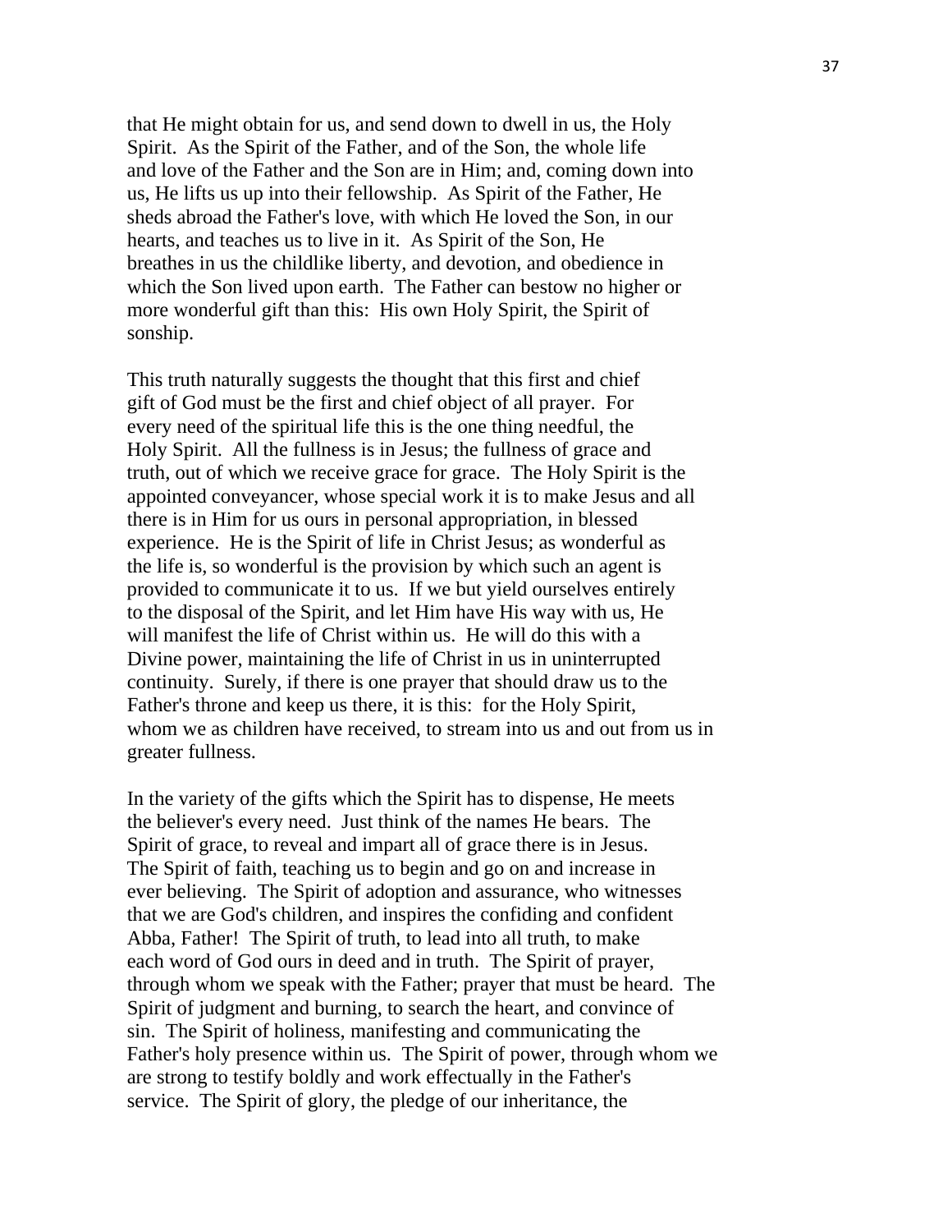that He might obtain for us, and send down to dwell in us, the Holy Spirit. As the Spirit of the Father, and of the Son, the whole life and love of the Father and the Son are in Him; and, coming down into us, He lifts us up into their fellowship. As Spirit of the Father, He sheds abroad the Father's love, with which He loved the Son, in our hearts, and teaches us to live in it. As Spirit of the Son, He breathes in us the childlike liberty, and devotion, and obedience in which the Son lived upon earth. The Father can bestow no higher or more wonderful gift than this: His own Holy Spirit, the Spirit of sonship.

This truth naturally suggests the thought that this first and chief gift of God must be the first and chief object of all prayer. For every need of the spiritual life this is the one thing needful, the Holy Spirit. All the fullness is in Jesus; the fullness of grace and truth, out of which we receive grace for grace. The Holy Spirit is the appointed conveyancer, whose special work it is to make Jesus and all there is in Him for us ours in personal appropriation, in blessed experience. He is the Spirit of life in Christ Jesus; as wonderful as the life is, so wonderful is the provision by which such an agent is provided to communicate it to us. If we but yield ourselves entirely to the disposal of the Spirit, and let Him have His way with us, He will manifest the life of Christ within us. He will do this with a Divine power, maintaining the life of Christ in us in uninterrupted continuity. Surely, if there is one prayer that should draw us to the Father's throne and keep us there, it is this: for the Holy Spirit, whom we as children have received, to stream into us and out from us in greater fullness.

In the variety of the gifts which the Spirit has to dispense, He meets the believer's every need. Just think of the names He bears. The Spirit of grace, to reveal and impart all of grace there is in Jesus. The Spirit of faith, teaching us to begin and go on and increase in ever believing. The Spirit of adoption and assurance, who witnesses that we are God's children, and inspires the confiding and confident Abba, Father! The Spirit of truth, to lead into all truth, to make each word of God ours in deed and in truth. The Spirit of prayer, through whom we speak with the Father; prayer that must be heard. The Spirit of judgment and burning, to search the heart, and convince of sin. The Spirit of holiness, manifesting and communicating the Father's holy presence within us. The Spirit of power, through whom we are strong to testify boldly and work effectually in the Father's service. The Spirit of glory, the pledge of our inheritance, the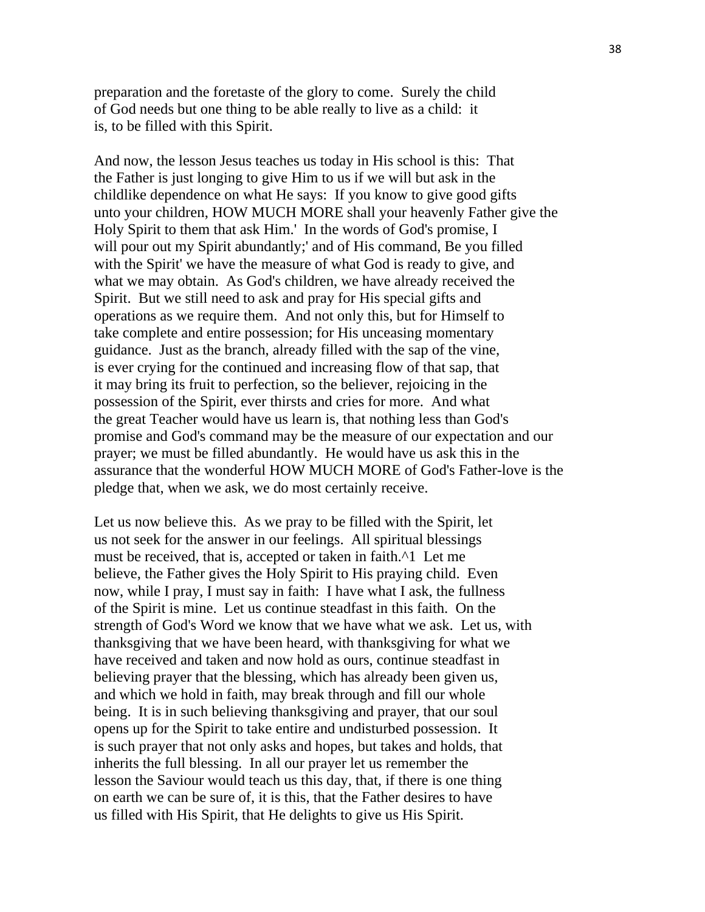preparation and the foretaste of the glory to come. Surely the child of God needs but one thing to be able really to live as a child: it is, to be filled with this Spirit.

And now, the lesson Jesus teaches us today in His school is this: That the Father is just longing to give Him to us if we will but ask in the childlike dependence on what He says: If you know to give good gifts unto your children, HOW MUCH MORE shall your heavenly Father give the Holy Spirit to them that ask Him.' In the words of God's promise, I will pour out my Spirit abundantly;' and of His command, Be you filled with the Spirit' we have the measure of what God is ready to give, and what we may obtain. As God's children, we have already received the Spirit. But we still need to ask and pray for His special gifts and operations as we require them. And not only this, but for Himself to take complete and entire possession; for His unceasing momentary guidance. Just as the branch, already filled with the sap of the vine, is ever crying for the continued and increasing flow of that sap, that it may bring its fruit to perfection, so the believer, rejoicing in the possession of the Spirit, ever thirsts and cries for more. And what the great Teacher would have us learn is, that nothing less than God's promise and God's command may be the measure of our expectation and our prayer; we must be filled abundantly. He would have us ask this in the assurance that the wonderful HOW MUCH MORE of God's Father-love is the pledge that, when we ask, we do most certainly receive.

Let us now believe this. As we pray to be filled with the Spirit, let us not seek for the answer in our feelings. All spiritual blessings must be received, that is, accepted or taken in faith.^1 Let me believe, the Father gives the Holy Spirit to His praying child. Even now, while I pray, I must say in faith: I have what I ask, the fullness of the Spirit is mine. Let us continue steadfast in this faith. On the strength of God's Word we know that we have what we ask. Let us, with thanksgiving that we have been heard, with thanksgiving for what we have received and taken and now hold as ours, continue steadfast in believing prayer that the blessing, which has already been given us, and which we hold in faith, may break through and fill our whole being. It is in such believing thanksgiving and prayer, that our soul opens up for the Spirit to take entire and undisturbed possession. It is such prayer that not only asks and hopes, but takes and holds, that inherits the full blessing. In all our prayer let us remember the lesson the Saviour would teach us this day, that, if there is one thing on earth we can be sure of, it is this, that the Father desires to have us filled with His Spirit, that He delights to give us His Spirit.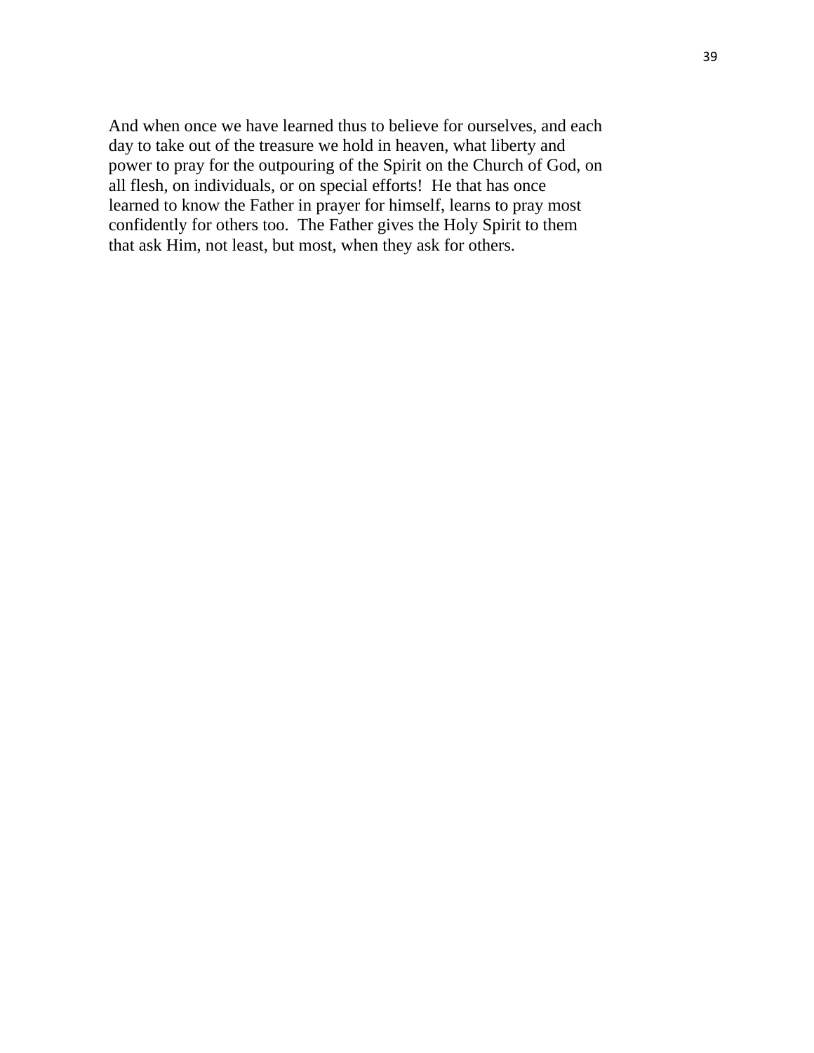And when once we have learned thus to believe for ourselves, and each day to take out of the treasure we hold in heaven, what liberty and power to pray for the outpouring of the Spirit on the Church of God, on all flesh, on individuals, or on special efforts! He that has once learned to know the Father in prayer for himself, learns to pray most confidently for others too. The Father gives the Holy Spirit to them that ask Him, not least, but most, when they ask for others.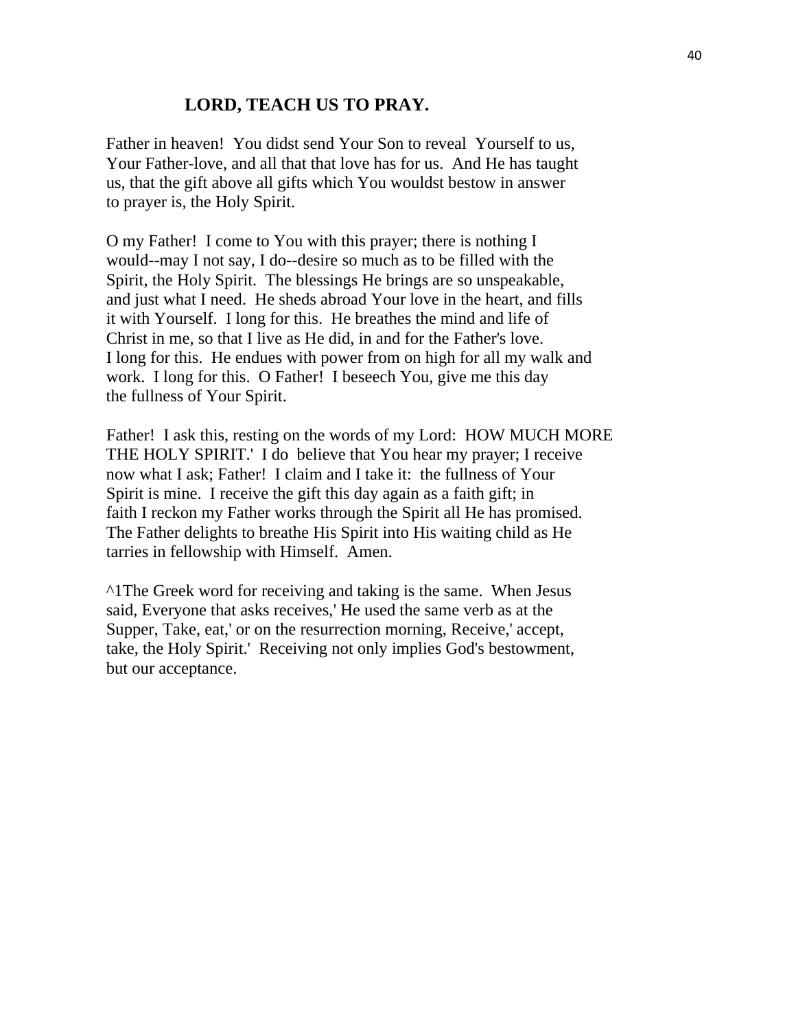## LORD, TEACH US TO PRAY.

Father in heaven! You didst send Your Son to reveal Yourself to us, Your Father-love, and all that that love has for us. And He has taught us, that the gift above all gifts which You wouldst bestow in answer to prayer is, the Holy Spirit.

O my Father! I come to You with this prayer; there is nothing I would--may I not say, I do--desire so much as to be filled with the Spirit, the Holy Spirit. The blessings He brings are so unspeakable, and just what I need. He sheds abroad Your love in the heart, and fills it with Yourself. I long for this. He breathes the mind and life of Christ in me, so that I live as He did, in and for the Father's love. I long for this. He endues with power from on high for all my walk and work. I long for this. O Father! I beseech You, give me this day the fullness of Your Spirit.

Father! I ask this, resting on the words of my Lord: HOW MUCH MORE THE HOLY SPIRIT.' I do believe that You hear my prayer; I receive now what I ask; Father! I claim and I take it: the fullness of Your Spirit is mine. I receive the gift this day again as a faith gift; in faith I reckon my Father works through the Spirit all He has promised. The Father delights to breathe His Spirit into His waiting child as He tarries in fellowship with Himself. Amen.

^1The Greek word for receiving and taking is the same. When Jesus said, Everyone that asks receives,' He used the same verb as at the Supper, Take, eat,' or on the resurrection morning, Receive,' accept, take, the Holy Spirit.' Receiving not only implies God's bestowment, but our acceptance.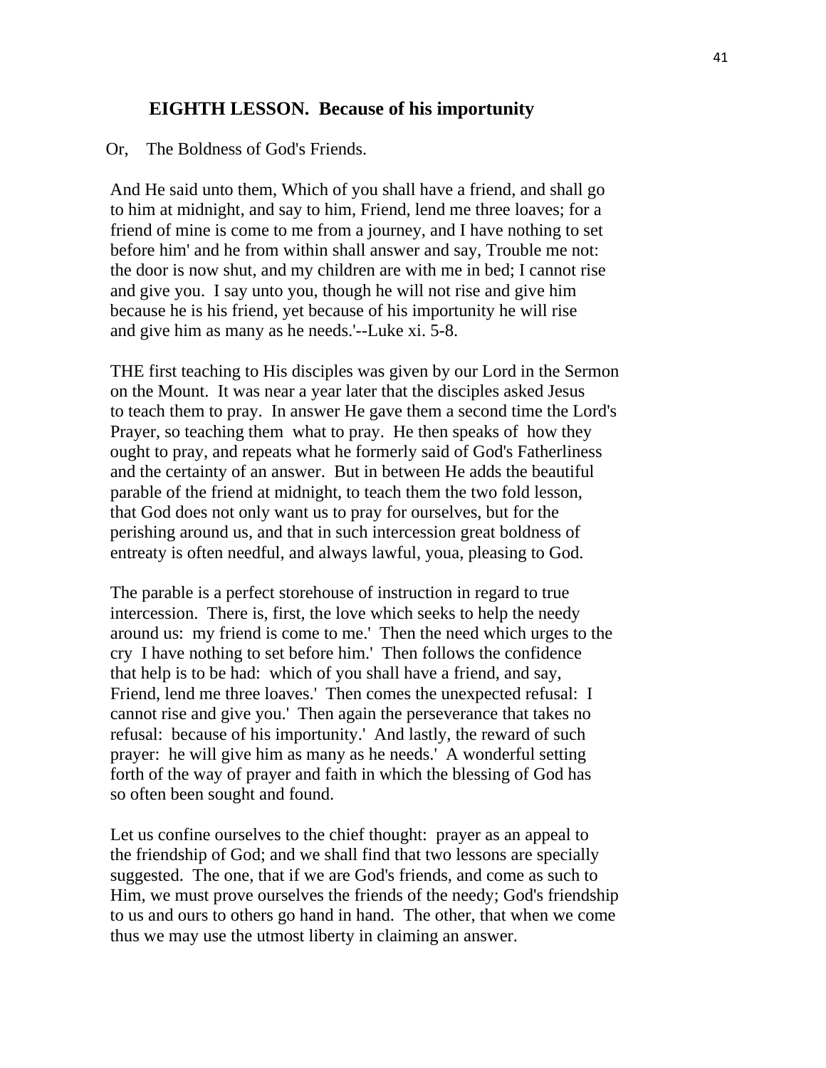## EIGHTH LESSON. Because of his importunity

Or, The Boldness of God's Friends.

And He said unto them, Which of you shall have a friend, and shall go to him at midnight, and say to him, Friend, lend me three loaves; for a friend of mine is come to me from a journey, and I have nothing to set before him' and he from within shall answer and say, Trouble me not: the door is now shut, and my children are with me in bed; I cannot rise and give you. I say unto you, though he will not rise and give him because he is his friend, yet because of his importunity he will rise and give him as many as he needs.'--Luke xi. 5-8.

THE first teaching to His disciples was given by our Lord in the Sermon on the Mount. It was near a year later that the disciples asked Jesus to teach them to pray. In answer He gave them a second time the Lord's Prayer, so teaching them what to pray. He then speaks of how they ought to pray, and repeats what he formerly said of God's Fatherliness and the certainty of an answer. But in between He adds the beautiful parable of the friend at midnight, to teach them the two fold lesson, that God does not only want us to pray for ourselves, but for the perishing around us, and that in such intercession great boldness of entreaty is often needful, and always lawful, youa, pleasing to God.

The parable is a perfect storehouse of instruction in regard to true intercession. There is, first, the love which seeks to help the needy around us: my friend is come to me.' Then the need which urges to the cry I have nothing to set before him.' Then follows the confidence that help is to be had: which of you shall have a friend, and say, Friend, lend me three loaves.' Then comes the unexpected refusal: I cannot rise and give you.' Then again the perseverance that takes no refusal: because of his importunity.' And lastly, the reward of such prayer: he will give him as many as he needs.' A wonderful setting forth of the way of prayer and faith in which the blessing of God has so often been sought and found.

Let us confine ourselves to the chief thought: prayer as an appeal to the friendship of God; and we shall find that two lessons are specially suggested. The one, that if we are God's friends, and come as such to Him, we must prove ourselves the friends of the needy; God's friendship to us and ours to others go hand in hand. The other, that when we come thus we may use the utmost liberty in claiming an answer.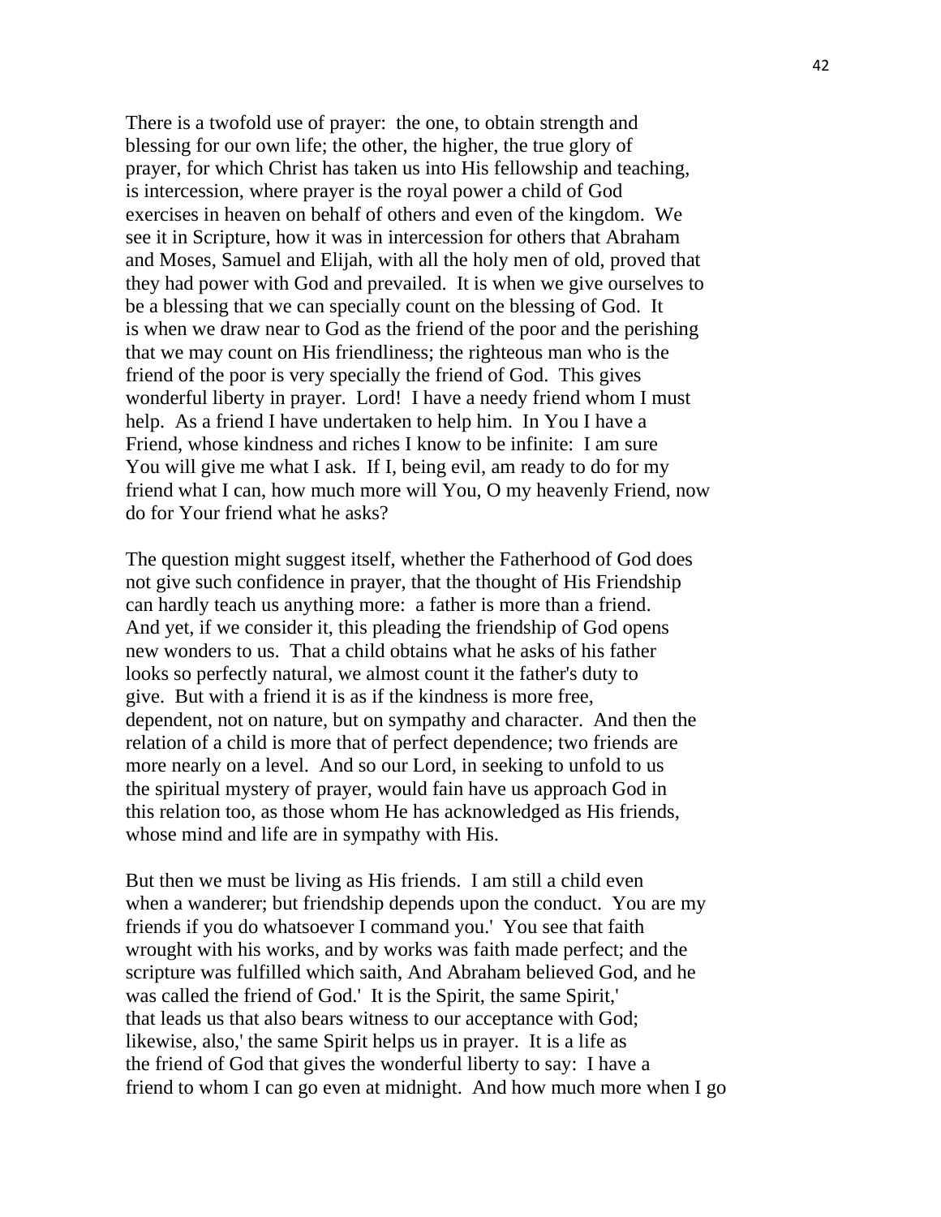There is a twofold use of prayer: the one, to obtain strength and blessing for our own life; the other, the higher, the true glory of prayer, for which Christ has taken us into His fellowship and teaching, is intercession, where prayer is the royal power a child of God exercises in heaven on behalf of others and even of the kingdom. We see it in Scripture, how it was in intercession for others that Abraham and Moses, Samuel and Elijah, with all the holy men of old, proved that they had power with God and prevailed. It is when we give ourselves to be a blessing that we can specially count on the blessing of God. It is when we draw near to God as the friend of the poor and the perishing that we may count on His friendliness; the righteous man who is the friend of the poor is very specially the friend of God. This gives wonderful liberty in prayer. Lord! I have a needy friend whom I must help. As a friend I have undertaken to help him. In You I have a Friend, whose kindness and riches I know to be infinite: I am sure You will give me what I ask. If I, being evil, am ready to do for my friend what I can, how much more will You, O my heavenly Friend, now do for Your friend what he asks?

The question might suggest itself, whether the Fatherhood of God does not give such confidence in prayer, that the thought of His Friendship can hardly teach us anything more: a father is more than a friend. And yet, if we consider it, this pleading the friendship of God opens new wonders to us. That a child obtains what he asks of his father looks so perfectly natural, we almost count it the father's duty to give. But with a friend it is as if the kindness is more free, dependent, not on nature, but on sympathy and character. And then the relation of a child is more that of perfect dependence; two friends are more nearly on a level. And so our Lord, in seeking to unfold to us the spiritual mystery of prayer, would fain have us approach God in this relation too, as those whom He has acknowledged as His friends, whose mind and life are in sympathy with His.

But then we must be living as His friends. I am still a child even when a wanderer; but friendship depends upon the conduct. You are my friends if you do whatsoever I command you.' You see that faith wrought with his works, and by works was faith made perfect; and the scripture was fulfilled which saith, And Abraham believed God, and he was called the friend of God.' It is the Spirit, the same Spirit,' that leads us that also bears witness to our acceptance with God; likewise, also,' the same Spirit helps us in prayer. It is a life as the friend of God that gives the wonderful liberty to say: I have a friend to whom I can go even at midnight. And how much more when I go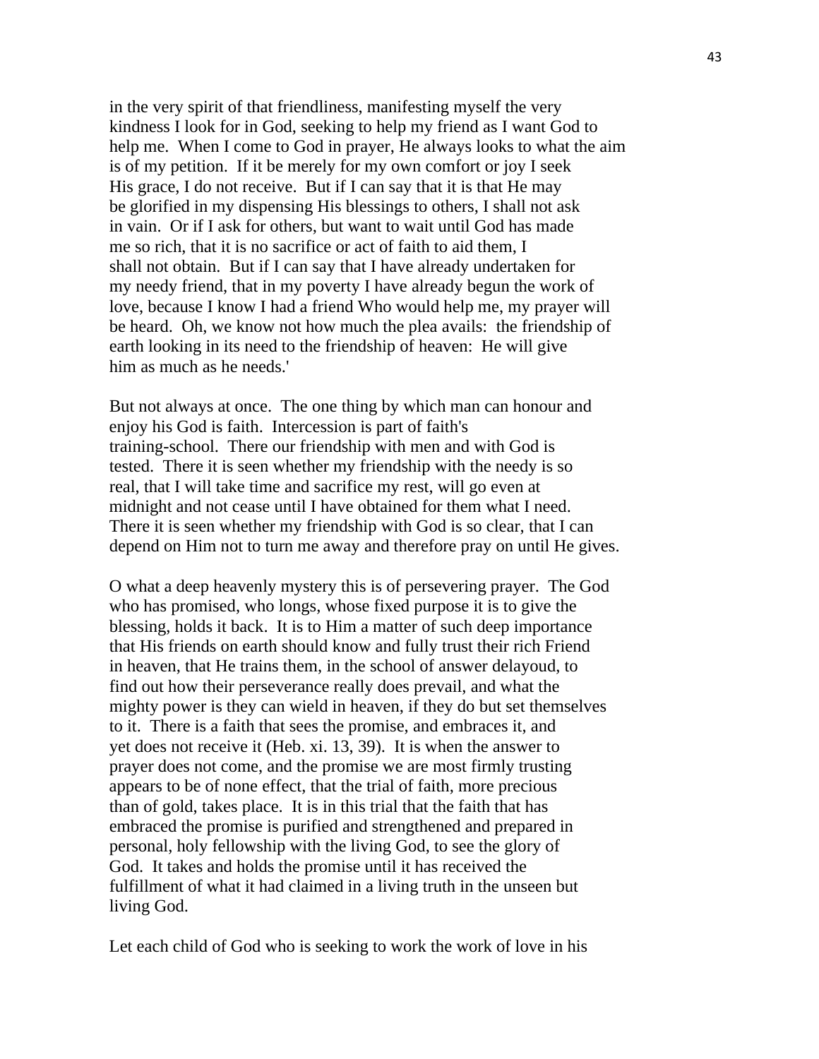in the very spirit of that friendliness, manifesting myself the very kindness I look for in God, seeking to help my friend as I want God to help me. When I come to God in prayer, He always looks to what the aim is of my petition. If it be merely for my own comfort or joy I seek His grace, I do not receive. But if I can say that it is that He may be glorified in my dispensing His blessings to others, I shall not ask in vain. Or if I ask for others, but want to wait until God has made me so rich, that it is no sacrifice or act of faith to aid them, I shall not obtain. But if I can say that I have already undertaken for my needy friend, that in my poverty I have already begun the work of love, because I know I had a friend Who would help me, my prayer will be heard. Oh, we know not how much the plea avails: the friendship of earth looking in its need to the friendship of heaven: He will give him as much as he needs.'

But not always at once. The one thing by which man can honour and enjoy his God is faith. Intercession is part of faith's training-school. There our friendship with men and with God is tested. There it is seen whether my friendship with the needy is so real, that I will take time and sacrifice my rest, will go even at midnight and not cease until I have obtained for them what I need. There it is seen whether my friendship with God is so clear, that I can depend on Him not to turn me away and therefore pray on until He gives.

O what a deep heavenly mystery this is of persevering prayer. The God who has promised, who longs, whose fixed purpose it is to give the blessing, holds it back. It is to Him a matter of such deep importance that His friends on earth should know and fully trust their rich Friend in heaven, that He trains them, in the school of answer delayoud, to find out how their perseverance really does prevail, and what the mighty power is they can wield in heaven, if they do but set themselves to it. There is a faith that sees the promise, and embraces it, and yet does not receive it (Heb. xi. 13, 39). It is when the answer to prayer does not come, and the promise we are most firmly trusting appears to be of none effect, that the trial of faith, more precious than of gold, takes place. It is in this trial that the faith that has embraced the promise is purified and strengthened and prepared in personal, holy fellowship with the living God, to see the glory of God. It takes and holds the promise until it has received the fulfillment of what it had claimed in a living truth in the unseen but living God.

Let each child of God who is seeking to work the work of love in his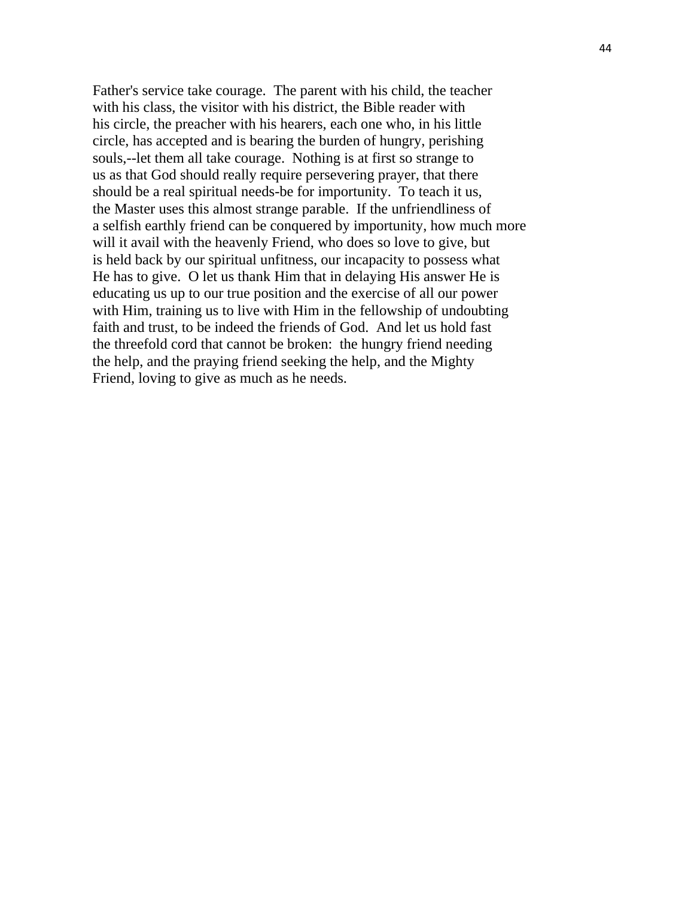Father's service take courage. The parent with his child, the teacher with his class, the visitor with his district, the Bible reader with his circle, the preacher with his hearers, each one who, in his little circle, has accepted and is bearing the burden of hungry, perishing souls,--let them all take courage. Nothing is at first so strange to us as that God should really require persevering prayer, that there should be a real spiritual needs-be for importunity. To teach it us, the Master uses this almost strange parable. If the unfriendliness of a selfish earthly friend can be conquered by importunity, how much more will it avail with the heavenly Friend, who does so love to give, but is held back by our spiritual unfitness, our incapacity to possess what He has to give. O let us thank Him that in delaying His answer He is educating us up to our true position and the exercise of all our power with Him, training us to live with Him in the fellowship of undoubting faith and trust, to be indeed the friends of God. And let us hold fast the threefold cord that cannot be broken: the hungry friend needing the help, and the praying friend seeking the help, and the Mighty Friend, loving to give as much as he needs.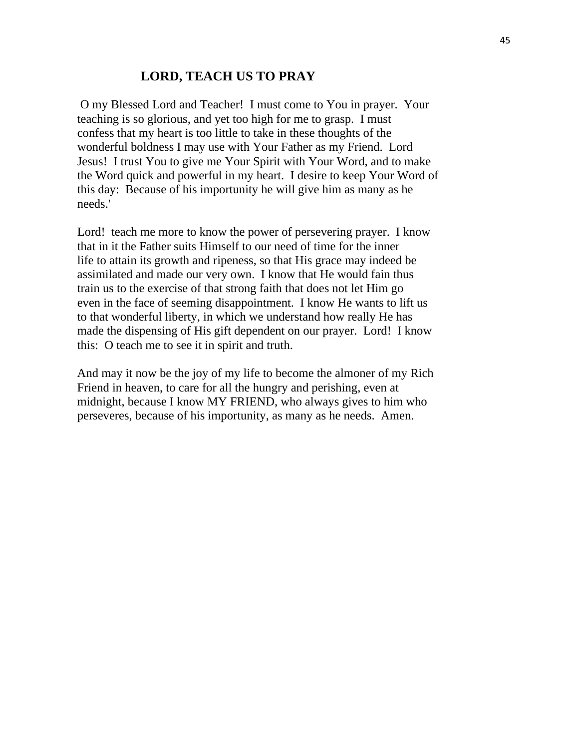## LORD, TEACH US TO PRAY

O my Blessed Lord and Teacher! I must come to You in prayer. Your teaching is so glorious, and yet too high for me to grasp. I must confess that my heart is too little to take in these thoughts of the wonderful boldness I may use with Your Father as my Friend. Lord Jesus! I trust You to give me Your Spirit with Your Word, and to make the Word quick and powerful in my heart. I desire to keep Your Word of this day: Because of his importunity he will give him as many as he needs.'

Lord! teach me more to know the power of persevering prayer. I know that in it the Father suits Himself to our need of time for the inner life to attain its growth and ripeness, so that His grace may indeed be assimilated and made our very own. I know that He would fain thus train us to the exercise of that strong faith that does not let Him go even in the face of seeming disappointment. I know He wants to lift us to that wonderful liberty, in which we understand how really He has made the dispensing of His gift dependent on our prayer. Lord! I know this: O teach me to see it in spirit and truth.

And may it now be the joy of my life to become the almoner of my Rich Friend in heaven, to care for all the hungry and perishing, even at midnight, because I know MY FRIEND, who always gives to him who perseveres, because of his importunity, as many as he needs. Amen.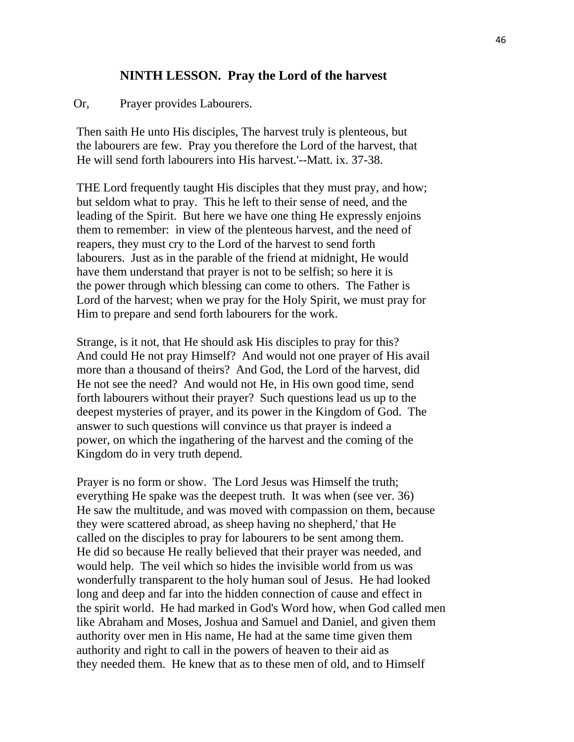## NINTH LESSON. Pray the Lord of the harvest

Or, Prayer provides Labourers.

Then saith He unto His disciples, The harvest truly is plenteous, but the labourers are few. Pray you therefore the Lord of the harvest, that He will send forth labourers into His harvest.'--Matt. ix. 37-38.

THE Lord frequently taught His disciples that they must pray, and how; but seldom what to pray. This he left to their sense of need, and the leading of the Spirit. But here we have one thing He expressly enjoins them to remember: in view of the plenteous harvest, and the need of reapers, they must cry to the Lord of the harvest to send forth labourers. Just as in the parable of the friend at midnight, He would have them understand that prayer is not to be selfish; so here it is the power through which blessing can come to others. The Father is Lord of the harvest; when we pray for the Holy Spirit, we must pray for Him to prepare and send forth labourers for the work.

Strange, is it not, that He should ask His disciples to pray for this? And could He not pray Himself? And would not one prayer of His avail more than a thousand of theirs? And God, the Lord of the harvest, did He not see the need? And would not He, in His own good time, send forth labourers without their prayer? Such questions lead us up to the deepest mysteries of prayer, and its power in the Kingdom of God. The answer to such questions will convince us that prayer is indeed a power, on which the ingathering of the harvest and the coming of the Kingdom do in very truth depend.

Prayer is no form or show. The Lord Jesus was Himself the truth; everything He spake was the deepest truth. It was when (see ver. 36) He saw the multitude, and was moved with compassion on them, because they were scattered abroad, as sheep having no shepherd,' that He called on the disciples to pray for labourers to be sent among them. He did so because He really believed that their prayer was needed, and would help. The veil which so hides the invisible world from us was wonderfully transparent to the holy human soul of Jesus. He had looked long and deep and far into the hidden connection of cause and effect in the spirit world. He had marked in God's Word how, when God called men like Abraham and Moses, Joshua and Samuel and Daniel, and given them authority over men in His name, He had at the same time given them authority and right to call in the powers of heaven to their aid as they needed them. He knew that as to these men of old, and to Himself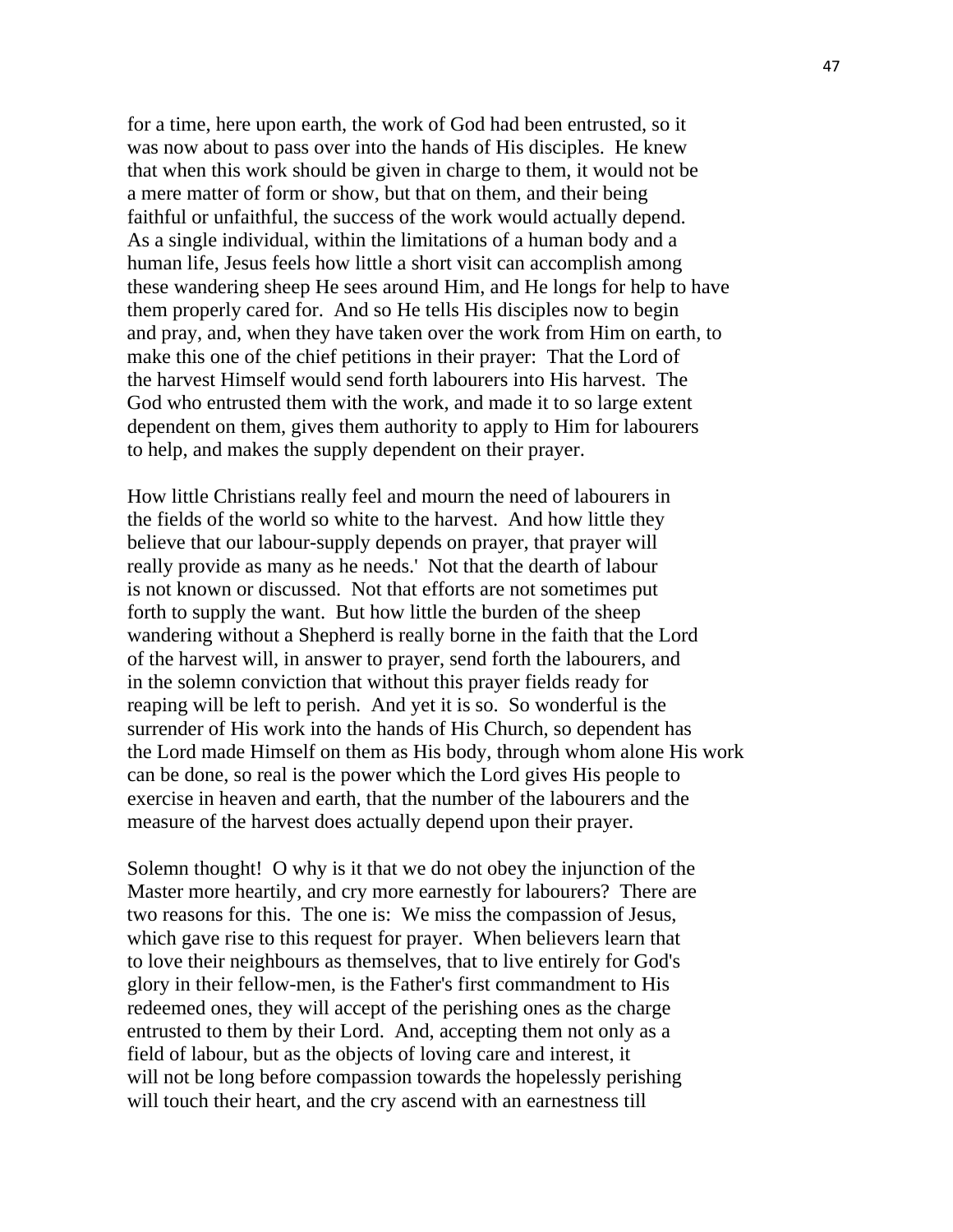for a time, here upon earth, the work of God had been entrusted, so it was now about to pass over into the hands of His disciples. He knew that when this work should be given in charge to them, it would not be a mere matter of form or show, but that on them, and their being faithful or unfaithful, the success of the work would actually depend. As a single individual, within the limitations of a human body and a human life, Jesus feels how little a short visit can accomplish among these wandering sheep He sees around Him, and He longs for help to have them properly cared for. And so He tells His disciples now to begin and pray, and, when they have taken over the work from Him on earth, to make this one of the chief petitions in their prayer: That the Lord of the harvest Himself would send forth labourers into His harvest. The God who entrusted them with the work, and made it to so large extent dependent on them, gives them authority to apply to Him for labourers to help, and makes the supply dependent on their prayer.

How little Christians really feel and mourn the need of labourers in the fields of the world so white to the harvest. And how little they believe that our labour-supply depends on prayer, that prayer will really provide as many as he needs.' Not that the dearth of labour is not known or discussed. Not that efforts are not sometimes put forth to supply the want. But how little the burden of the sheep wandering without a Shepherd is really borne in the faith that the Lord of the harvest will, in answer to prayer, send forth the labourers, and in the solemn conviction that without this prayer fields ready for reaping will be left to perish. And yet it is so. So wonderful is the surrender of His work into the hands of His Church, so dependent has the Lord made Himself on them as His body, through whom alone His work can be done, so real is the power which the Lord gives His people to exercise in heaven and earth, that the number of the labourers and the measure of the harvest does actually depend upon their prayer.

Solemn thought! O why is it that we do not obey the injunction of the Master more heartily, and cry more earnestly for labourers? There are two reasons for this. The one is: We miss the compassion of Jesus, which gave rise to this request for prayer. When believers learn that to love their neighbours as themselves, that to live entirely for God's glory in their fellow-men, is the Father's first commandment to His redeemed ones, they will accept of the perishing ones as the charge entrusted to them by their Lord. And, accepting them not only as a field of labour, but as the objects of loving care and interest, it will not be long before compassion towards the hopelessly perishing will touch their heart, and the cry ascend with an earnestness till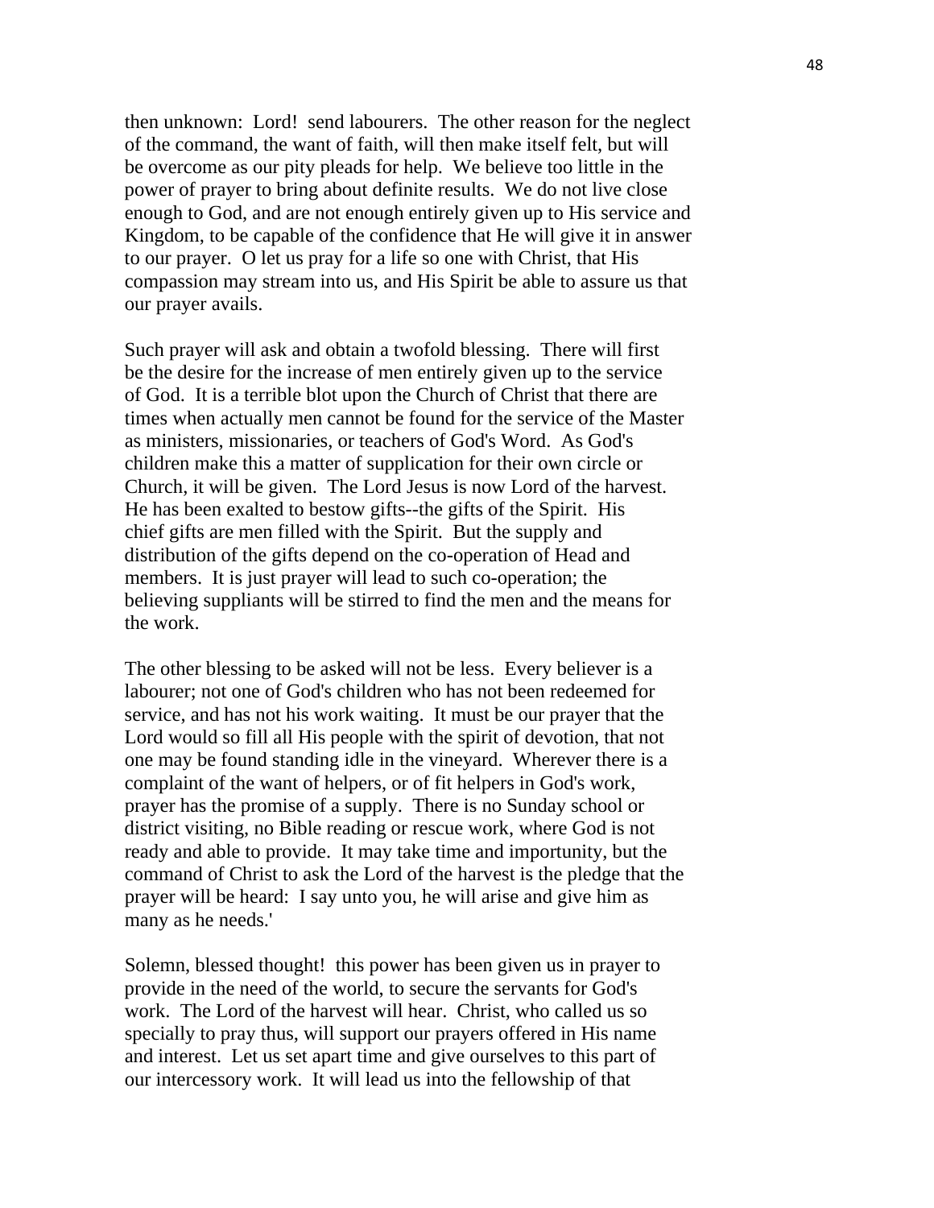then unknown: Lord! send labourers. The other reason for the neglect of the command, the want of faith, will then make itself felt, but will be overcome as our pity pleads for help. We believe too little in the power of prayer to bring about definite results. We do not live close enough to God, and are not enough entirely given up to His service and Kingdom, to be capable of the confidence that He will give it in answer to our prayer. O let us pray for a life so one with Christ, that His compassion may stream into us, and His Spirit be able to assure us that our prayer avails.

Such prayer will ask and obtain a twofold blessing. There will first be the desire for the increase of men entirely given up to the service of God. It is a terrible blot upon the Church of Christ that there are times when actually men cannot be found for the service of the Master as ministers, missionaries, or teachers of God's Word. As God's children make this a matter of supplication for their own circle or Church, it will be given. The Lord Jesus is now Lord of the harvest. He has been exalted to bestow gifts--the gifts of the Spirit. His chief gifts are men filled with the Spirit. But the supply and distribution of the gifts depend on the co-operation of Head and members. It is just prayer will lead to such co-operation; the believing suppliants will be stirred to find the men and the means for the work.

The other blessing to be asked will not be less. Every believer is a labourer; not one of God's children who has not been redeemed for service, and has not his work waiting. It must be our prayer that the Lord would so fill all His people with the spirit of devotion, that not one may be found standing idle in the vineyard. Wherever there is a complaint of the want of helpers, or of fit helpers in God's work, prayer has the promise of a supply. There is no Sunday school or district visiting, no Bible reading or rescue work, where God is not ready and able to provide. It may take time and importunity, but the command of Christ to ask the Lord of the harvest is the pledge that the prayer will be heard: I say unto you, he will arise and give him as many as he needs.'

Solemn, blessed thought! this power has been given us in prayer to provide in the need of the world, to secure the servants for God's work. The Lord of the harvest will hear. Christ, who called us so specially to pray thus, will support our prayers offered in His name and interest. Let us set apart time and give ourselves to this part of our intercessory work. It will lead us into the fellowship of that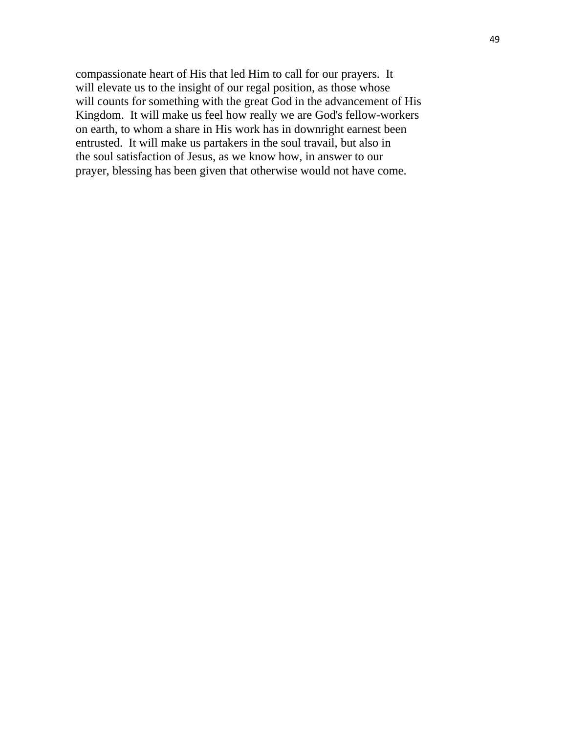compassionate heart of His that led Him to call for our prayers. It will elevate us to the insight of our regal position, as those whose will counts for something with the great God in the advancement of His Kingdom. It will make us feel how really we are God's fellow-workers on earth, to whom a share in His work has in downright earnest been entrusted. It will make us partakers in the soul travail, but also in the soul satisfaction of Jesus, as we know how, in answer to our prayer, blessing has been given that otherwise would not have come.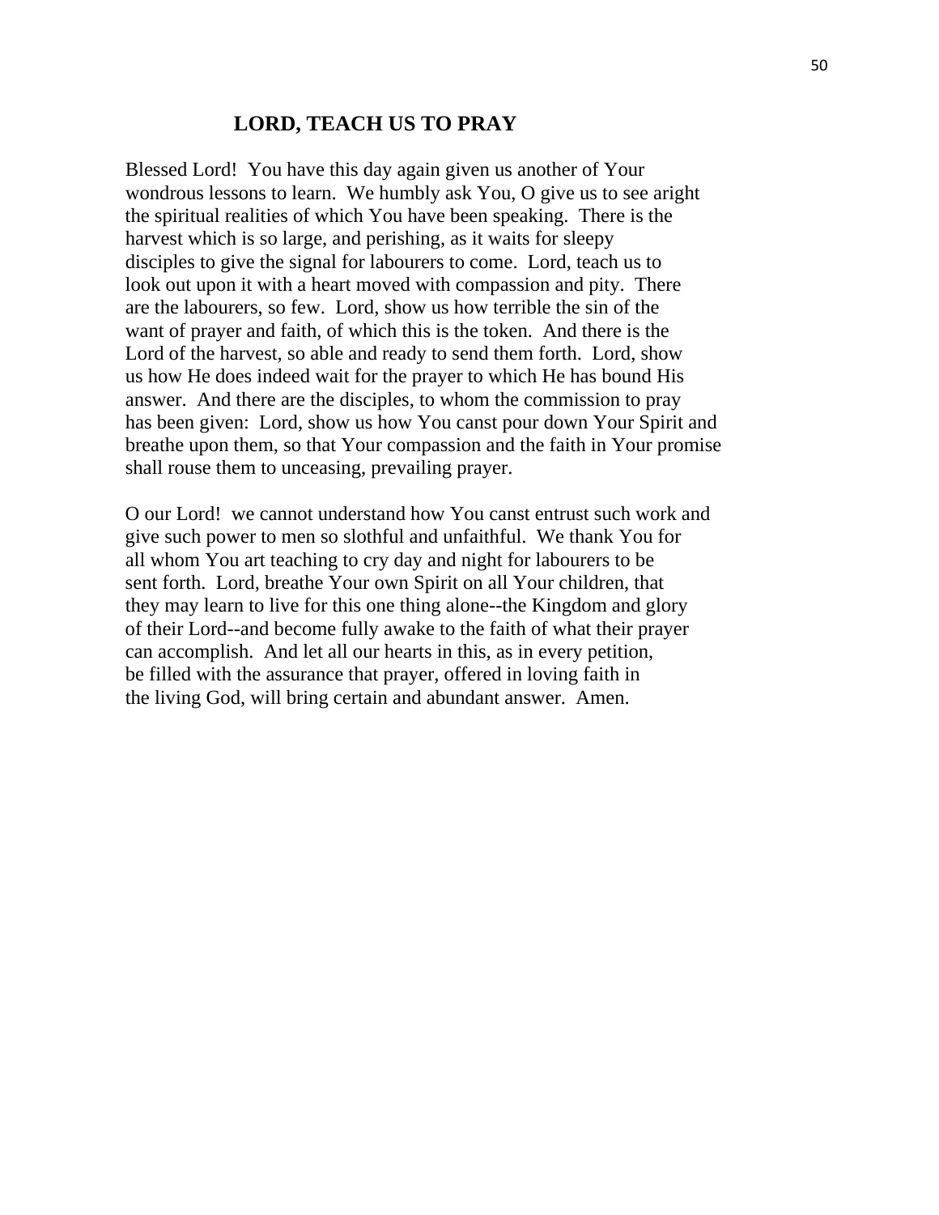## LORD, TEACH US TO PRAY

Blessed Lord! You have this day again given us another of Your wondrous lessons to learn. We humbly ask You, O give us to see aright the spiritual realities of which You have been speaking. There is the harvest which is so large, and perishing, as it waits for sleepy disciples to give the signal for labourers to come. Lord, teach us to look out upon it with a heart moved with compassion and pity. There are the labourers, so few. Lord, show us how terrible the sin of the want of prayer and faith, of which this is the token. And there is the Lord of the harvest, so able and ready to send them forth. Lord, show us how He does indeed wait for the prayer to which He has bound His answer. And there are the disciples, to whom the commission to pray has been given: Lord, show us how You canst pour down Your Spirit and breathe upon them, so that Your compassion and the faith in Your promise shall rouse them to unceasing, prevailing prayer.

O our Lord! we cannot understand how You canst entrust such work and give such power to men so slothful and unfaithful. We thank You for all whom You art teaching to cry day and night for labourers to be sent forth. Lord, breathe Your own Spirit on all Your children, that they may learn to live for this one thing alone--the Kingdom and glory of their Lord--and become fully awake to the faith of what their prayer can accomplish. And let all our hearts in this, as in every petition, be filled with the assurance that prayer, offered in loving faith in the living God, will bring certain and abundant answer. Amen.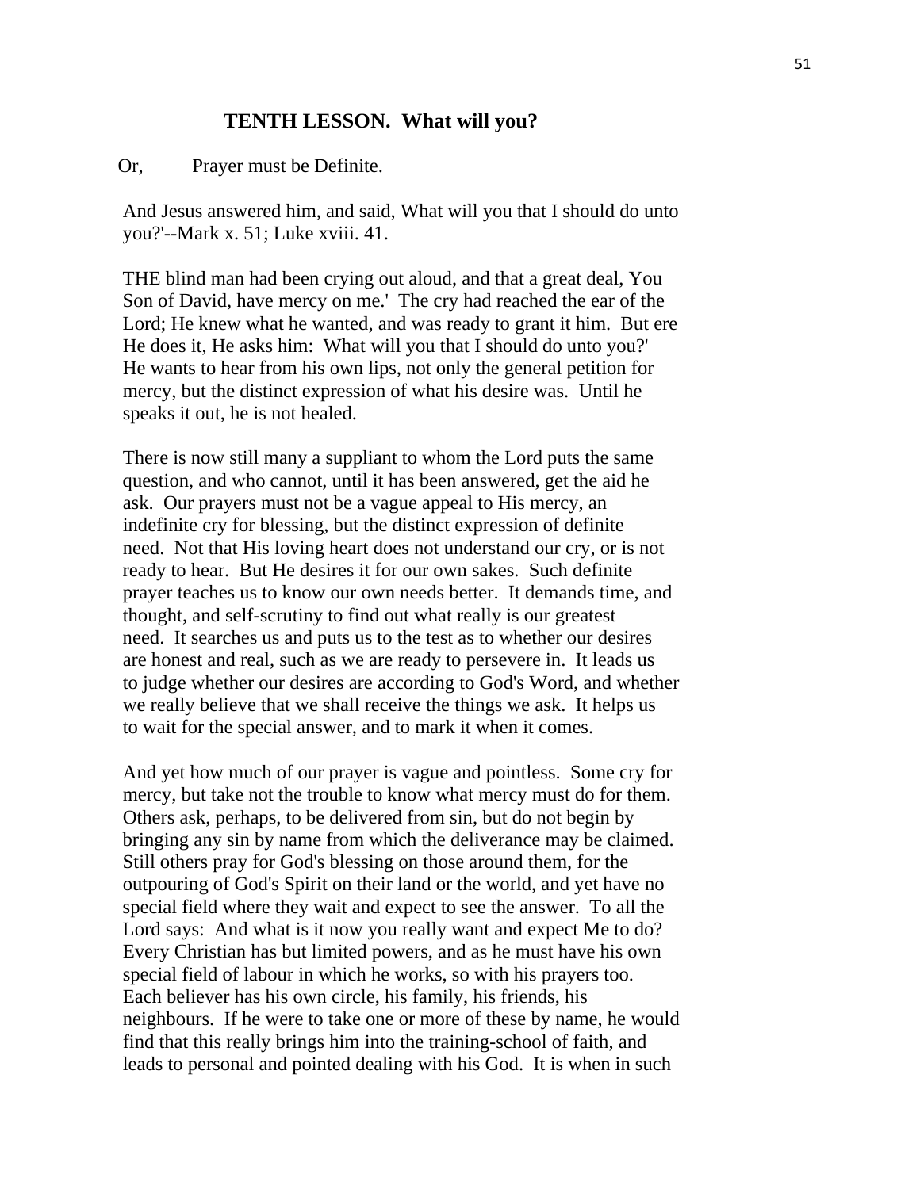## TENTH LESSON. What will you?

Or, Prayer must be Definite.

And Jesus answered him, and said, What will you that I should do unto you?'--Mark x. 51; Luke xviii. 41.

THE blind man had been crying out aloud, and that a great deal, You Son of David, have mercy on me.' The cry had reached the ear of the Lord; He knew what he wanted, and was ready to grant it him. But ere He does it, He asks him: What will you that I should do unto you?' He wants to hear from his own lips, not only the general petition for mercy, but the distinct expression of what his desire was. Until he speaks it out, he is not healed.

There is now still many a suppliant to whom the Lord puts the same question, and who cannot, until it has been answered, get the aid he ask. Our prayers must not be a vague appeal to His mercy, an indefinite cry for blessing, but the distinct expression of definite need. Not that His loving heart does not understand our cry, or is not ready to hear. But He desires it for our own sakes. Such definite prayer teaches us to know our own needs better. It demands time, and thought, and self-scrutiny to find out what really is our greatest need. It searches us and puts us to the test as to whether our desires are honest and real, such as we are ready to persevere in. It leads us to judge whether our desires are according to God's Word, and whether we really believe that we shall receive the things we ask. It helps us to wait for the special answer, and to mark it when it comes.

And yet how much of our prayer is vague and pointless. Some cry for mercy, but take not the trouble to know what mercy must do for them. Others ask, perhaps, to be delivered from sin, but do not begin by bringing any sin by name from which the deliverance may be claimed. Still others pray for God's blessing on those around them, for the outpouring of God's Spirit on their land or the world, and yet have no special field where they wait and expect to see the answer. To all the Lord says: And what is it now you really want and expect Me to do? Every Christian has but limited powers, and as he must have his own special field of labour in which he works, so with his prayers too. Each believer has his own circle, his family, his friends, his neighbours. If he were to take one or more of these by name, he would find that this really brings him into the training-school of faith, and leads to personal and pointed dealing with his God. It is when in such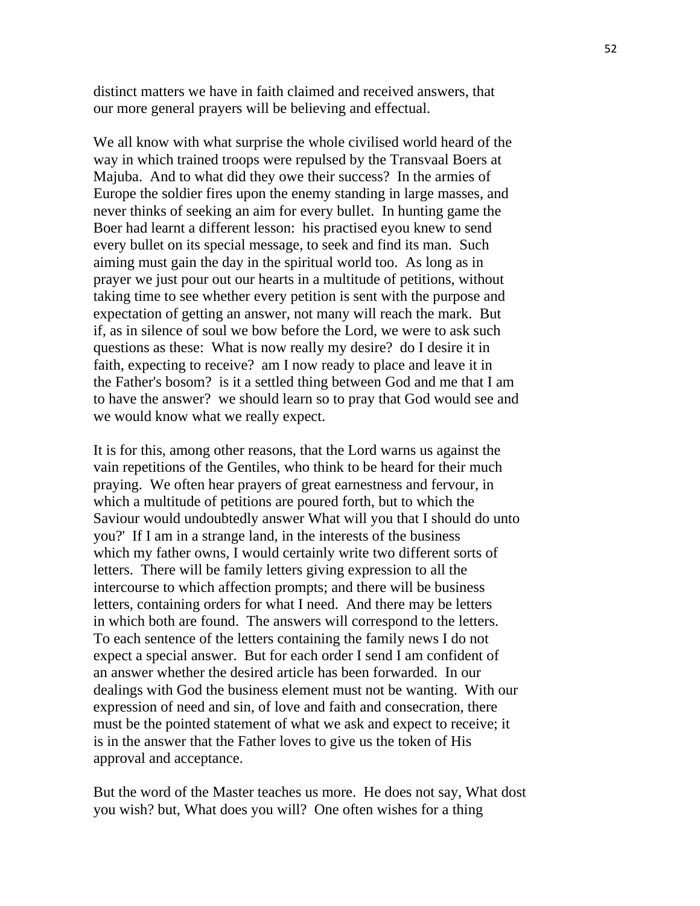distinct matters we have in faith claimed and received answers, that our more general prayers will be believing and effectual.

We all know with what surprise the whole civilised world heard of the way in which trained troops were repulsed by the Transvaal Boers at Majuba. And to what did they owe their success? In the armies of Europe the soldier fires upon the enemy standing in large masses, and never thinks of seeking an aim for every bullet. In hunting game the Boer had learnt a different lesson: his practised eyou knew to send every bullet on its special message, to seek and find its man. Such aiming must gain the day in the spiritual world too. As long as in prayer we just pour out our hearts in a multitude of petitions, without taking time to see whether every petition is sent with the purpose and expectation of getting an answer, not many will reach the mark. But if, as in silence of soul we bow before the Lord, we were to ask such questions as these: What is now really my desire? do I desire it in faith, expecting to receive? am I now ready to place and leave it in the Father's bosom? is it a settled thing between God and me that I am to have the answer? we should learn so to pray that God would see and we would know what we really expect.

It is for this, among other reasons, that the Lord warns us against the vain repetitions of the Gentiles, who think to be heard for their much praying. We often hear prayers of great earnestness and fervour, in which a multitude of petitions are poured forth, but to which the Saviour would undoubtedly answer What will you that I should do unto you?' If I am in a strange land, in the interests of the business which my father owns, I would certainly write two different sorts of letters. There will be family letters giving expression to all the intercourse to which affection prompts; and there will be business letters, containing orders for what I need. And there may be letters in which both are found. The answers will correspond to the letters. To each sentence of the letters containing the family news I do not expect a special answer. But for each order I send I am confident of an answer whether the desired article has been forwarded. In our dealings with God the business element must not be wanting. With our expression of need and sin, of love and faith and consecration, there must be the pointed statement of what we ask and expect to receive; it is in the answer that the Father loves to give us the token of His approval and acceptance.

But the word of the Master teaches us more. He does not say, What dost you wish? but, What does you will? One often wishes for a thing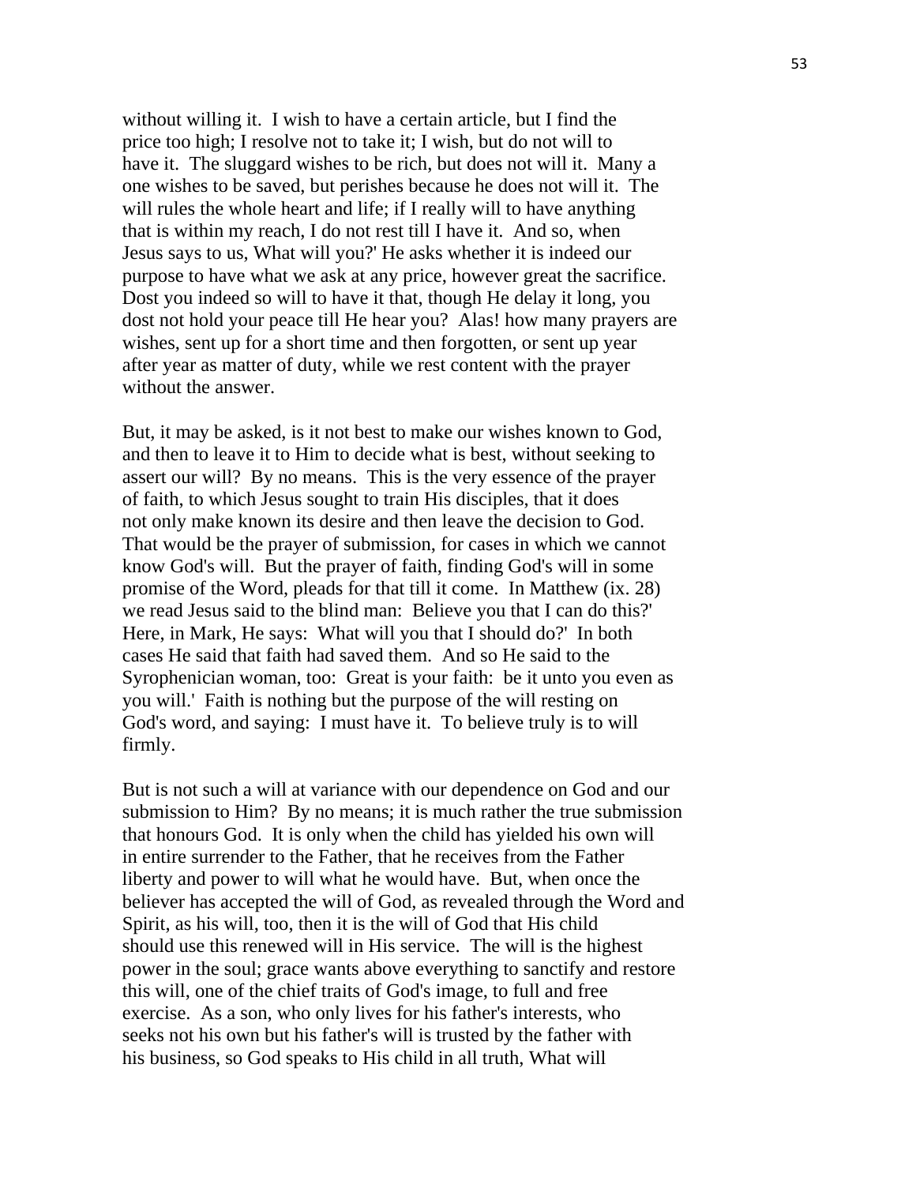without willing it. I wish to have a certain article, but I find the price too high; I resolve not to take it; I wish, but do not will to have it. The sluggard wishes to be rich, but does not will it. Many a one wishes to be saved, but perishes because he does not will it. The will rules the whole heart and life; if I really will to have anything that is within my reach, I do not rest till I have it. And so, when Jesus says to us, What will you?' He asks whether it is indeed our purpose to have what we ask at any price, however great the sacrifice. Dost you indeed so will to have it that, though He delay it long, you dost not hold your peace till He hear you? Alas! how many prayers are wishes, sent up for a short time and then forgotten, or sent up year after year as matter of duty, while we rest content with the prayer without the answer.

But, it may be asked, is it not best to make our wishes known to God, and then to leave it to Him to decide what is best, without seeking to assert our will? By no means. This is the very essence of the prayer of faith, to which Jesus sought to train His disciples, that it does not only make known its desire and then leave the decision to God. That would be the prayer of submission, for cases in which we cannot know God's will. But the prayer of faith, finding God's will in some promise of the Word, pleads for that till it come. In Matthew (ix. 28) we read Jesus said to the blind man: Believe you that I can do this?' Here, in Mark, He says: What will you that I should do?' In both cases He said that faith had saved them. And so He said to the Syrophenician woman, too: Great is your faith: be it unto you even as you will.' Faith is nothing but the purpose of the will resting on God's word, and saying: I must have it. To believe truly is to will firmly.

But is not such a will at variance with our dependence on God and our submission to Him? By no means; it is much rather the true submission that honours God. It is only when the child has yielded his own will in entire surrender to the Father, that he receives from the Father liberty and power to will what he would have. But, when once the believer has accepted the will of God, as revealed through the Word and Spirit, as his will, too, then it is the will of God that His child should use this renewed will in His service. The will is the highest power in the soul; grace wants above everything to sanctify and restore this will, one of the chief traits of God's image, to full and free exercise. As a son, who only lives for his father's interests, who seeks not his own but his father's will is trusted by the father with his business, so God speaks to His child in all truth, What will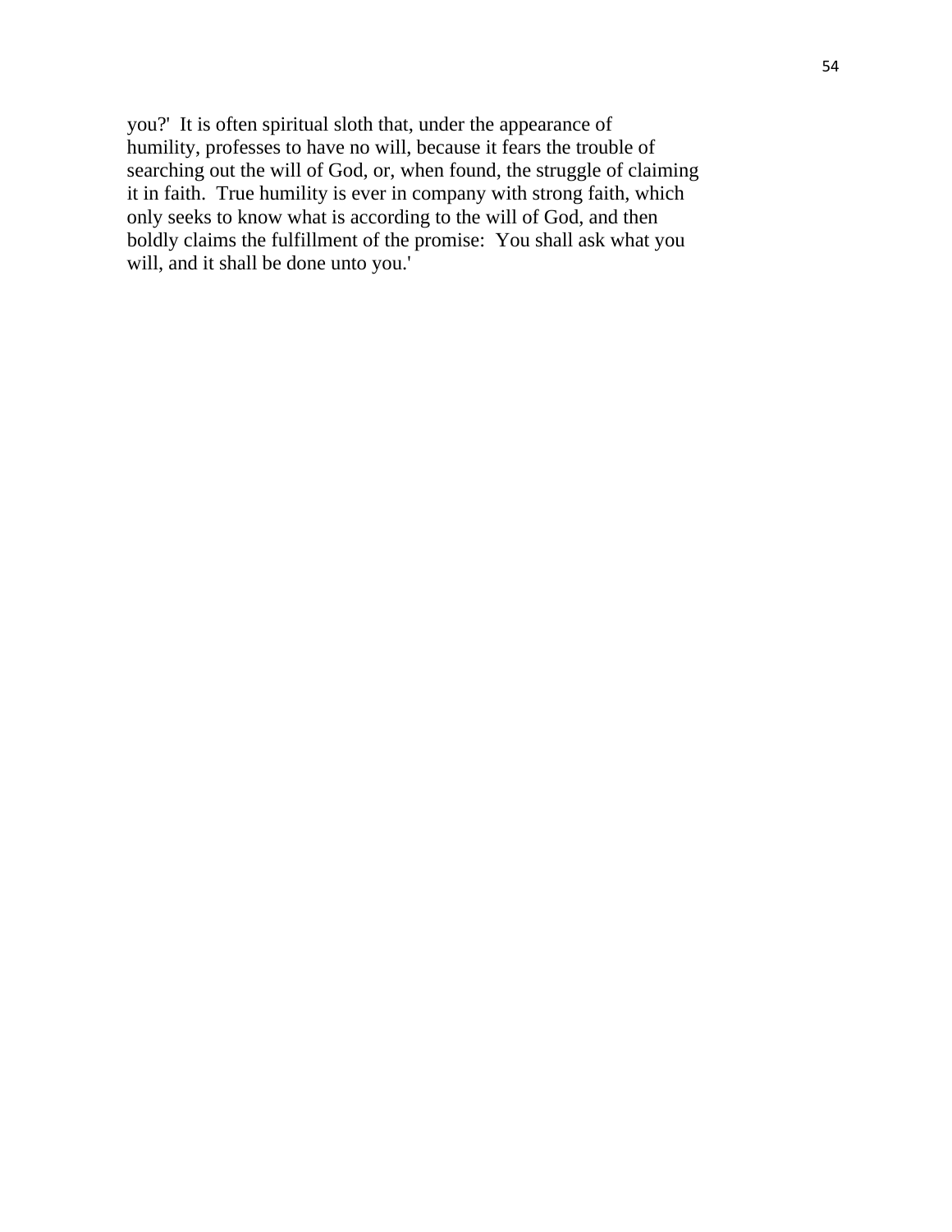you?' It is often spiritual sloth that, under the appearance of humility, professes to have no will, because it fears the trouble of searching out the will of God, or, when found, the struggle of claiming it in faith. True humility is ever in company with strong faith, which only seeks to know what is according to the will of God, and then boldly claims the fulfillment of the promise: You shall ask what you will, and it shall be done unto you.'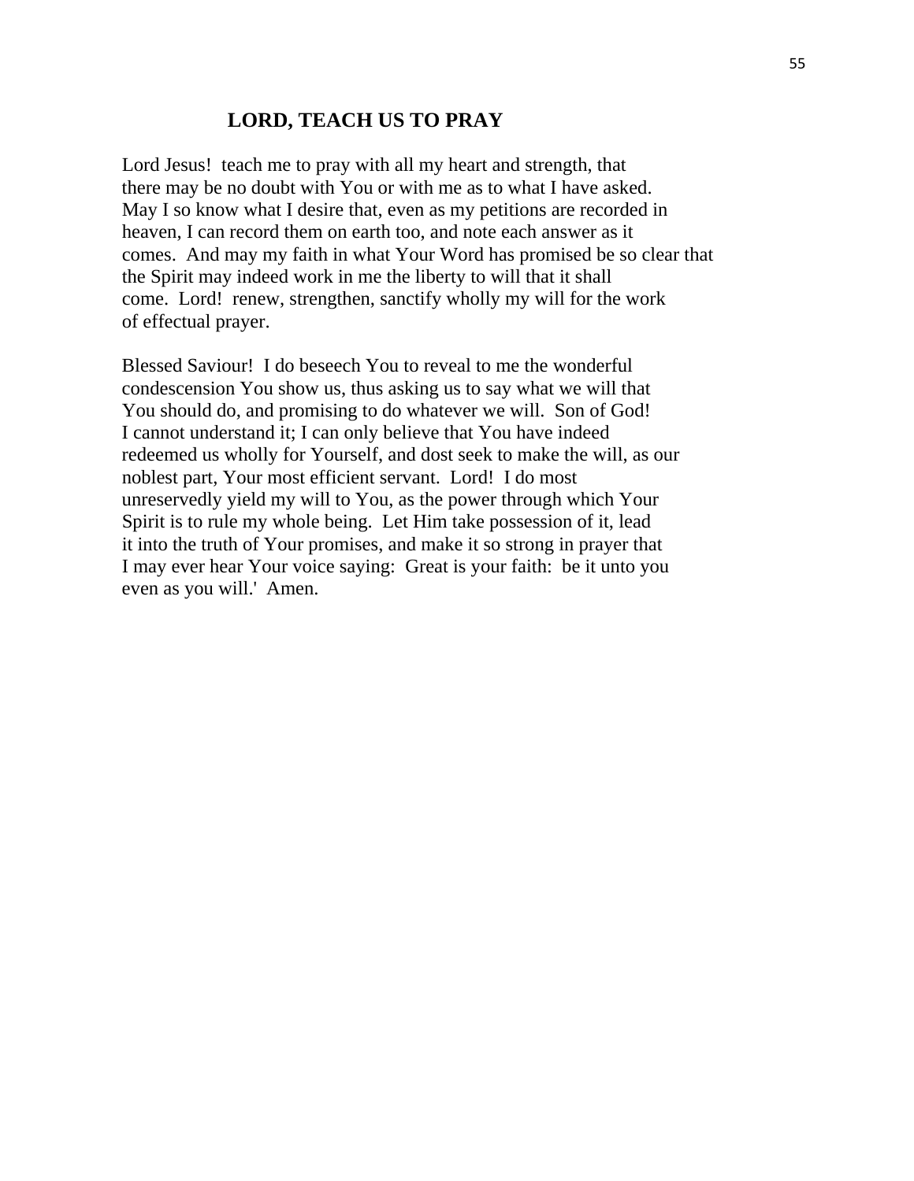## LORD, TEACH US TO PRAY

Lord Jesus! teach me to pray with all my heart and strength, that there may be no doubt with You or with me as to what I have asked. May I so know what I desire that, even as my petitions are recorded in heaven, I can record them on earth too, and note each answer as it comes. And may my faith in what Your Word has promised be so clear that the Spirit may indeed work in me the liberty to will that it shall come. Lord! renew, strengthen, sanctify wholly my will for the work of effectual prayer.

Blessed Saviour! I do beseech You to reveal to me the wonderful condescension You show us, thus asking us to say what we will that You should do, and promising to do whatever we will. Son of God! I cannot understand it; I can only believe that You have indeed redeemed us wholly for Yourself, and dost seek to make the will, as our noblest part, Your most efficient servant. Lord! I do most unreservedly yield my will to You, as the power through which Your Spirit is to rule my whole being. Let Him take possession of it, lead it into the truth of Your promises, and make it so strong in prayer that I may ever hear Your voice saying: Great is your faith: be it unto you even as you will.' Amen.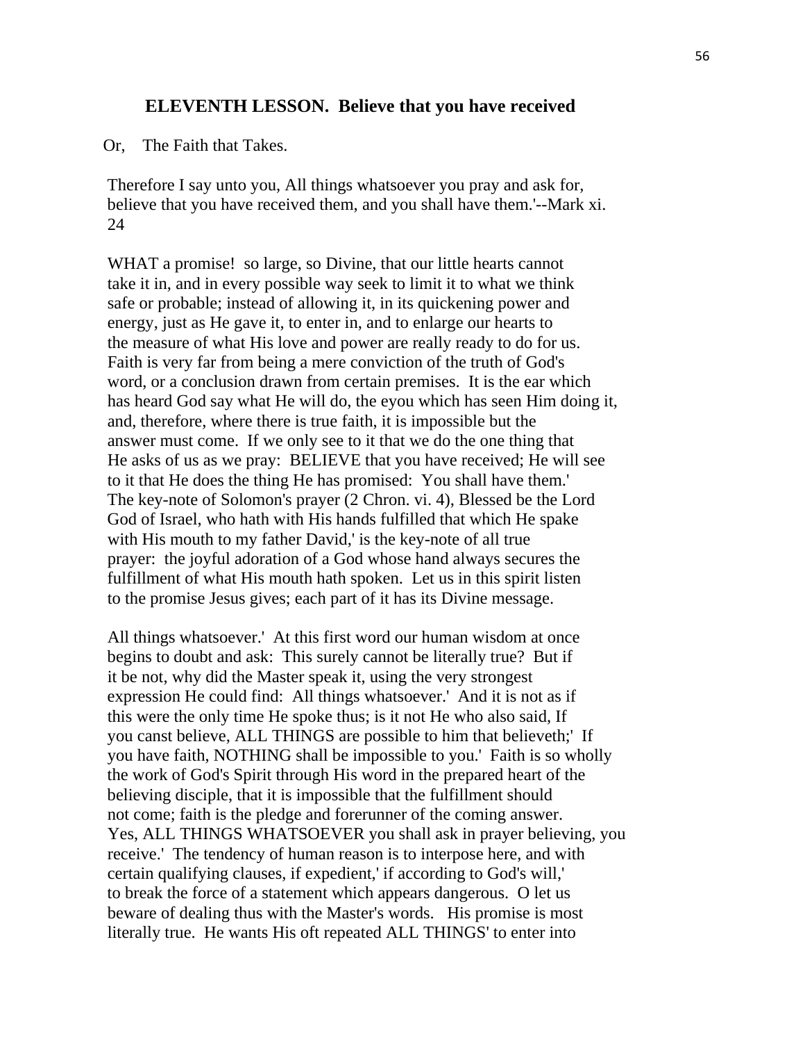## ELEVENTH LESSON. Believe that you have received

Or, The Faith that Takes.

Therefore I say unto you, All things whatsoever you pray and ask for, believe that you have received them, and you shall have them.'--Mark xi. 24

WHAT a promise! so large, so Divine, that our little hearts cannot take it in, and in every possible way seek to limit it to what we think safe or probable; instead of allowing it, in its quickening power and energy, just as He gave it, to enter in, and to enlarge our hearts to the measure of what His love and power are really ready to do for us. Faith is very far from being a mere conviction of the truth of God's word, or a conclusion drawn from certain premises. It is the ear which has heard God say what He will do, the eyou which has seen Him doing it, and, therefore, where there is true faith, it is impossible but the answer must come. If we only see to it that we do the one thing that He asks of us as we pray: BELIEVE that you have received; He will see to it that He does the thing He has promised: You shall have them.' The key-note of Solomon's prayer (2 Chron. vi. 4), Blessed be the Lord God of Israel, who hath with His hands fulfilled that which He spake with His mouth to my father David,' is the key-note of all true prayer: the joyful adoration of a God whose hand always secures the fulfillment of what His mouth hath spoken. Let us in this spirit listen to the promise Jesus gives; each part of it has its Divine message.

All things whatsoever.' At this first word our human wisdom at once begins to doubt and ask: This surely cannot be literally true? But if it be not, why did the Master speak it, using the very strongest expression He could find: All things whatsoever.' And it is not as if this were the only time He spoke thus; is it not He who also said, If you canst believe, ALL THINGS are possible to him that believeth;' If you have faith, NOTHING shall be impossible to you.' Faith is so wholly the work of God's Spirit through His word in the prepared heart of the believing disciple, that it is impossible that the fulfillment should not come; faith is the pledge and forerunner of the coming answer. Yes, ALL THINGS WHATSOEVER you shall ask in prayer believing, you receive.' The tendency of human reason is to interpose here, and with certain qualifying clauses, if expedient,' if according to God's will,' to break the force of a statement which appears dangerous. O let us beware of dealing thus with the Master's words. His promise is most literally true. He wants His oft repeated ALL THINGS' to enter into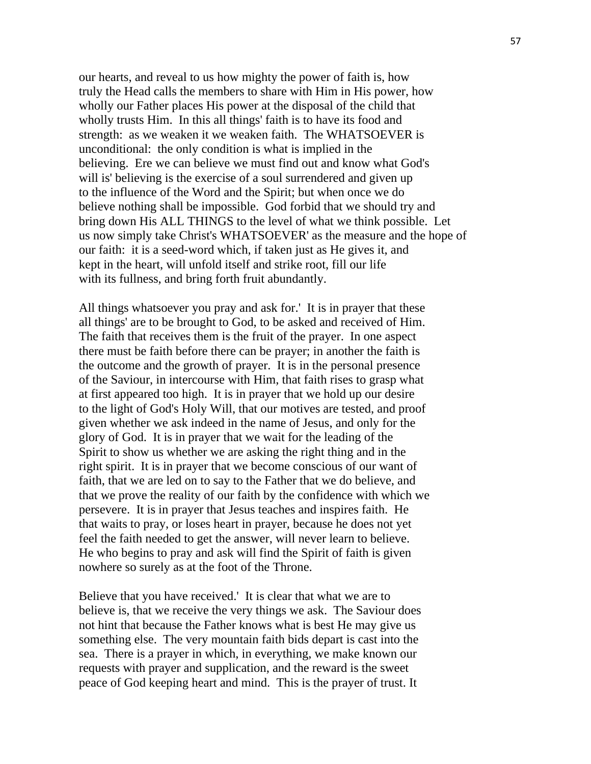our hearts, and reveal to us how mighty the power of faith is, how truly the Head calls the members to share with Him in His power, how wholly our Father places His power at the disposal of the child that wholly trusts Him. In this all things' faith is to have its food and strength: as we weaken it we weaken faith. The WHATSOEVER is unconditional: the only condition is what is implied in the believing. Ere we can believe we must find out and know what God's will is' believing is the exercise of a soul surrendered and given up to the influence of the Word and the Spirit; but when once we do believe nothing shall be impossible. God forbid that we should try and bring down His ALL THINGS to the level of what we think possible. Let us now simply take Christ's WHATSOEVER' as the measure and the hope of our faith: it is a seed-word which, if taken just as He gives it, and kept in the heart, will unfold itself and strike root, fill our life with its fullness, and bring forth fruit abundantly.

All things whatsoever you pray and ask for.' It is in prayer that these all things' are to be brought to God, to be asked and received of Him. The faith that receives them is the fruit of the prayer. In one aspect there must be faith before there can be prayer; in another the faith is the outcome and the growth of prayer. It is in the personal presence of the Saviour, in intercourse with Him, that faith rises to grasp what at first appeared too high. It is in prayer that we hold up our desire to the light of God's Holy Will, that our motives are tested, and proof given whether we ask indeed in the name of Jesus, and only for the glory of God. It is in prayer that we wait for the leading of the Spirit to show us whether we are asking the right thing and in the right spirit. It is in prayer that we become conscious of our want of faith, that we are led on to say to the Father that we do believe, and that we prove the reality of our faith by the confidence with which we persevere. It is in prayer that Jesus teaches and inspires faith. He that waits to pray, or loses heart in prayer, because he does not yet feel the faith needed to get the answer, will never learn to believe. He who begins to pray and ask will find the Spirit of faith is given nowhere so surely as at the foot of the Throne.

Believe that you have received.' It is clear that what we are to believe is, that we receive the very things we ask. The Saviour does not hint that because the Father knows what is best He may give us something else. The very mountain faith bids depart is cast into the sea. There is a prayer in which, in everything, we make known our requests with prayer and supplication, and the reward is the sweet peace of God keeping heart and mind. This is the prayer of trust. It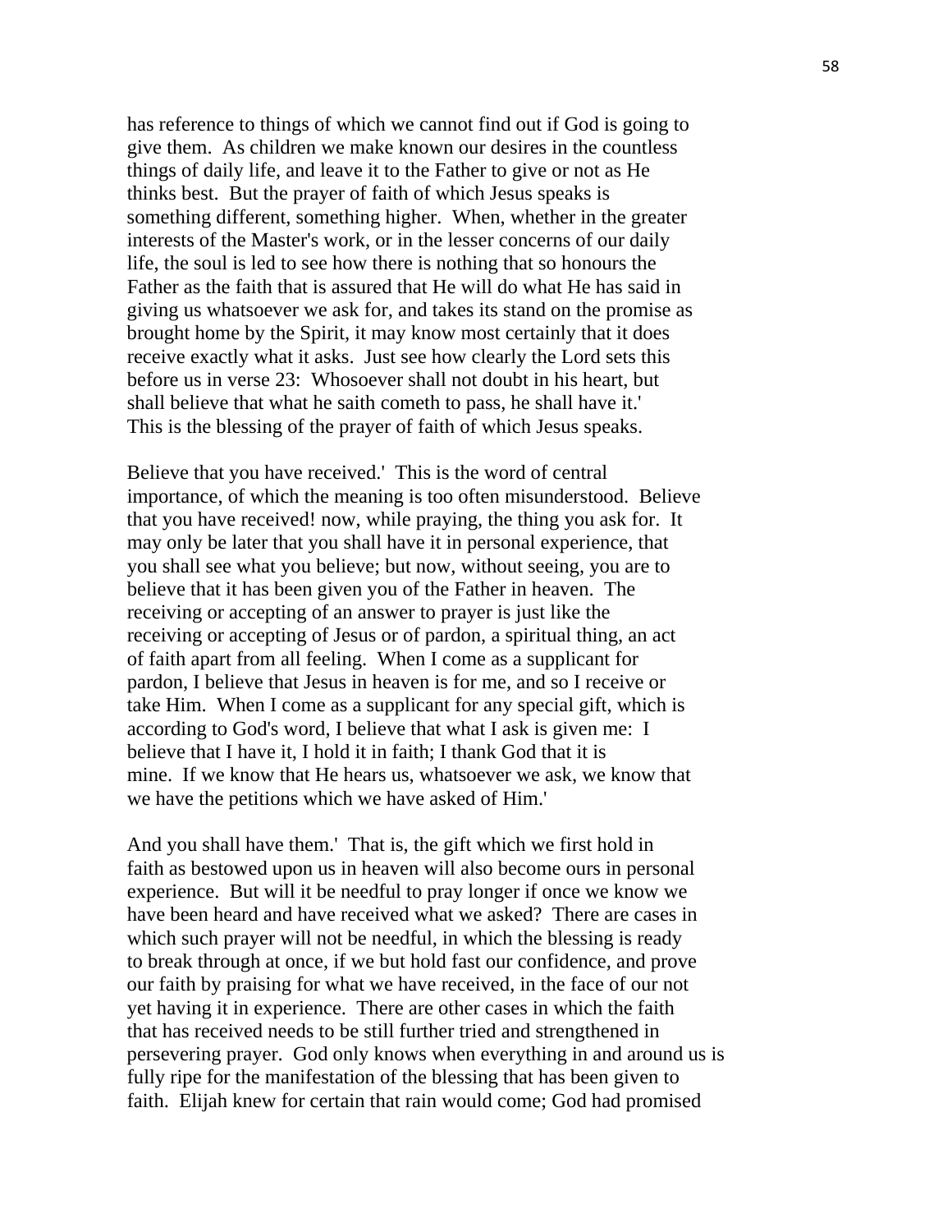has reference to things of which we cannot find out if God is going to give them. As children we make known our desires in the countless things of daily life, and leave it to the Father to give or not as He thinks best. But the prayer of faith of which Jesus speaks is something different, something higher. When, whether in the greater interests of the Master's work, or in the lesser concerns of our daily life, the soul is led to see how there is nothing that so honours the Father as the faith that is assured that He will do what He has said in giving us whatsoever we ask for, and takes its stand on the promise as brought home by the Spirit, it may know most certainly that it does receive exactly what it asks. Just see how clearly the Lord sets this before us in verse 23: Whosoever shall not doubt in his heart, but shall believe that what he saith cometh to pass, he shall have it.' This is the blessing of the prayer of faith of which Jesus speaks.

Believe that you have received.' This is the word of central importance, of which the meaning is too often misunderstood. Believe that you have received! now, while praying, the thing you ask for. It may only be later that you shall have it in personal experience, that you shall see what you believe; but now, without seeing, you are to believe that it has been given you of the Father in heaven. The receiving or accepting of an answer to prayer is just like the receiving or accepting of Jesus or of pardon, a spiritual thing, an act of faith apart from all feeling. When I come as a supplicant for pardon, I believe that Jesus in heaven is for me, and so I receive or take Him. When I come as a supplicant for any special gift, which is according to God's word, I believe that what I ask is given me: I believe that I have it, I hold it in faith; I thank God that it is mine. If we know that He hears us, whatsoever we ask, we know that we have the petitions which we have asked of Him.'

And you shall have them.' That is, the gift which we first hold in faith as bestowed upon us in heaven will also become ours in personal experience. But will it be needful to pray longer if once we know we have been heard and have received what we asked? There are cases in which such prayer will not be needful, in which the blessing is ready to break through at once, if we but hold fast our confidence, and prove our faith by praising for what we have received, in the face of our not yet having it in experience. There are other cases in which the faith that has received needs to be still further tried and strengthened in persevering prayer. God only knows when everything in and around us is fully ripe for the manifestation of the blessing that has been given to faith. Elijah knew for certain that rain would come; God had promised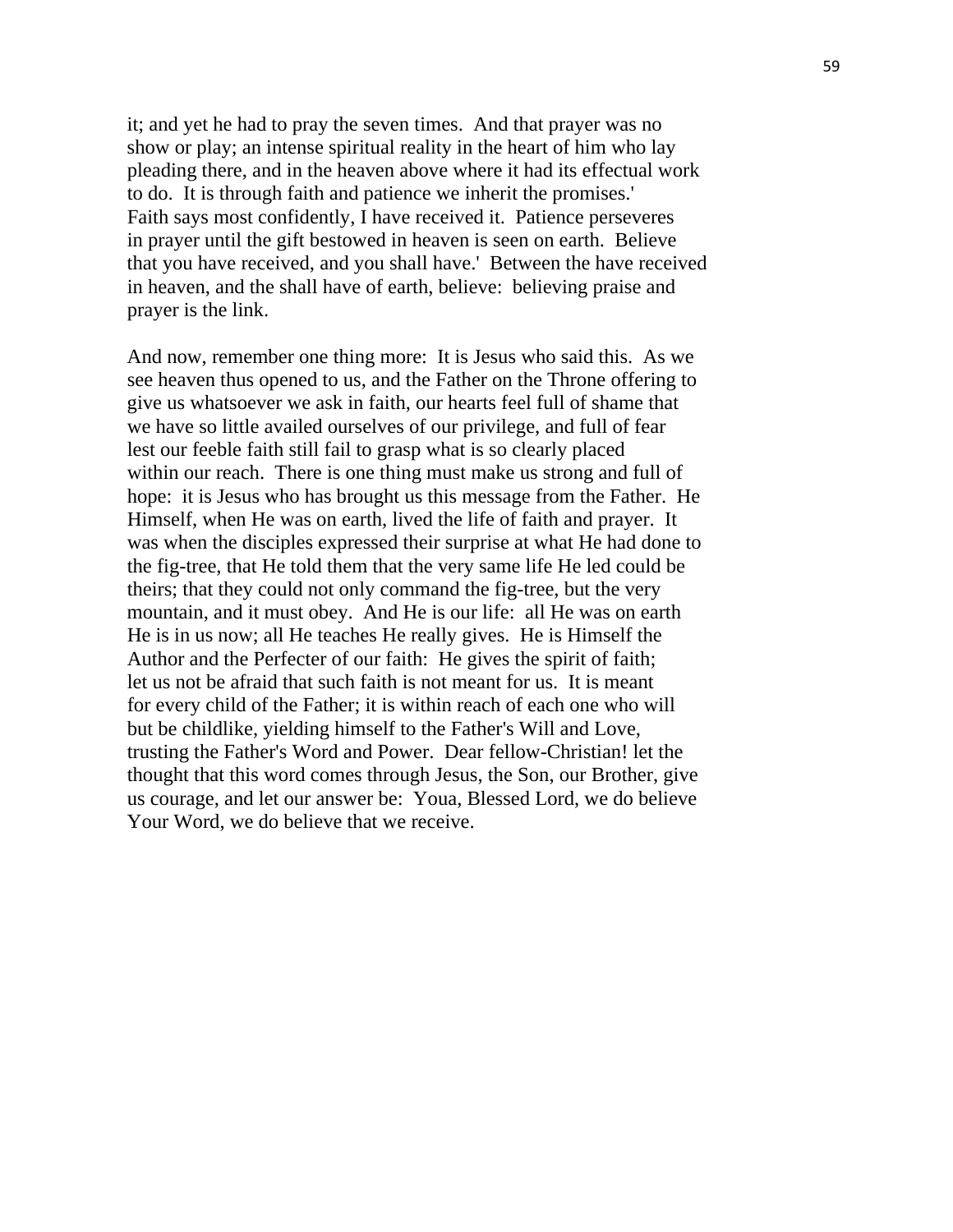it; and yet he had to pray the seven times. And that prayer was no show or play; an intense spiritual reality in the heart of him who lay pleading there, and in the heaven above where it had its effectual work to do. It is through faith and patience we inherit the promises.' Faith says most confidently, I have received it. Patience perseveres in prayer until the gift bestowed in heaven is seen on earth. Believe that you have received, and you shall have.' Between the have received in heaven, and the shall have of earth, believe: believing praise and prayer is the link.

And now, remember one thing more: It is Jesus who said this. As we see heaven thus opened to us, and the Father on the Throne offering to give us whatsoever we ask in faith, our hearts feel full of shame that we have so little availed ourselves of our privilege, and full of fear lest our feeble faith still fail to grasp what is so clearly placed within our reach. There is one thing must make us strong and full of hope: it is Jesus who has brought us this message from the Father. He Himself, when He was on earth, lived the life of faith and prayer. It was when the disciples expressed their surprise at what He had done to the fig-tree, that He told them that the very same life He led could be theirs; that they could not only command the fig-tree, but the very mountain, and it must obey. And He is our life: all He was on earth He is in us now; all He teaches He really gives. He is Himself the Author and the Perfecter of our faith: He gives the spirit of faith; let us not be afraid that such faith is not meant for us. It is meant for every child of the Father; it is within reach of each one who will but be childlike, yielding himself to the Father's Will and Love, trusting the Father's Word and Power. Dear fellow-Christian! let the thought that this word comes through Jesus, the Son, our Brother, give us courage, and let our answer be: Youa, Blessed Lord, we do believe Your Word, we do believe that we receive.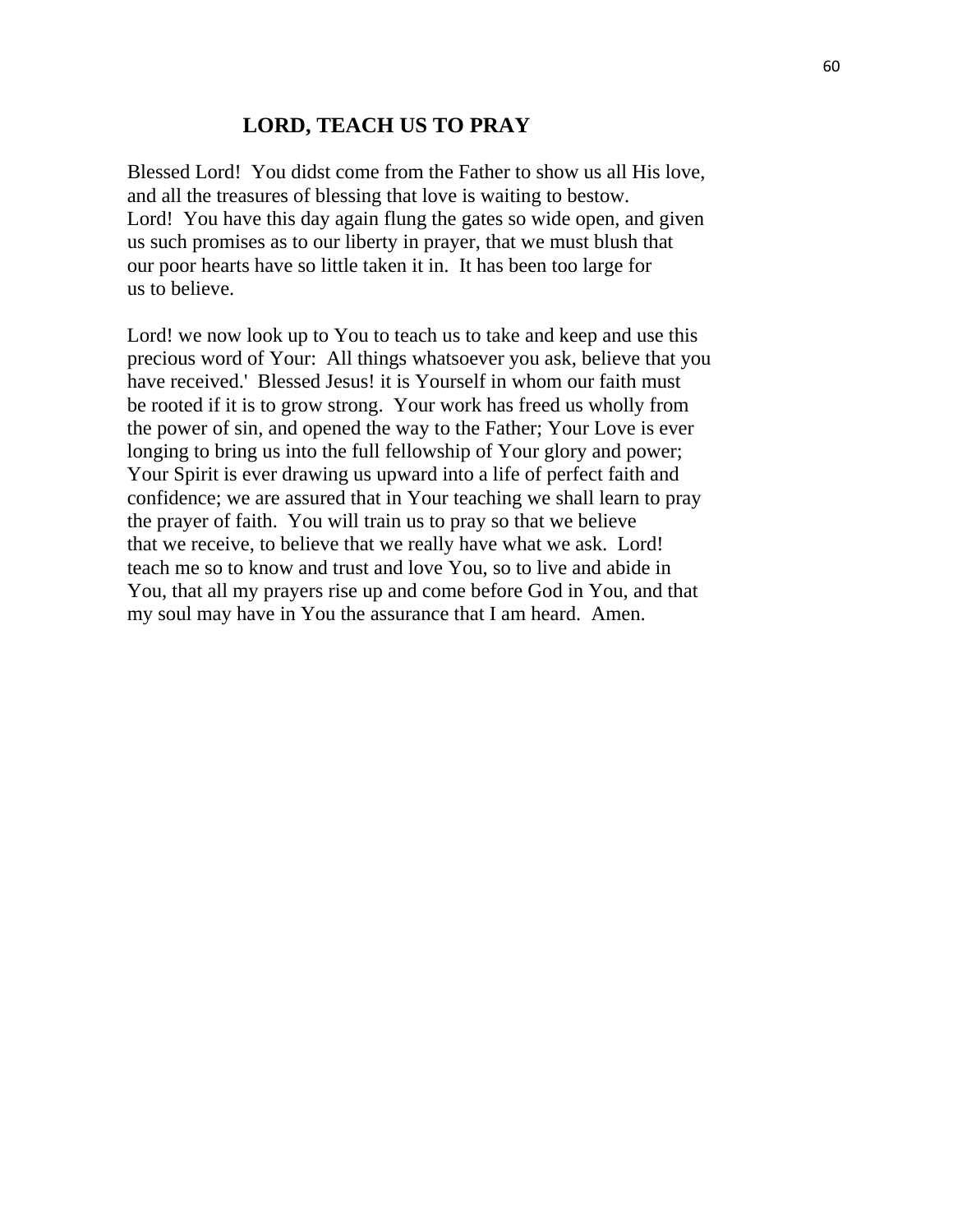## LORD, TEACH US TO PRAY

Blessed Lord! You didst come from the Father to show us all His love, and all the treasures of blessing that love is waiting to bestow. Lord! You have this day again flung the gates so wide open, and given us such promises as to our liberty in prayer, that we must blush that our poor hearts have so little taken it in. It has been too large for us to believe.

Lord! we now look up to You to teach us to take and keep and use this precious word of Your: All things whatsoever you ask, believe that you have received.' Blessed Jesus! it is Yourself in whom our faith must be rooted if it is to grow strong. Your work has freed us wholly from the power of sin, and opened the way to the Father; Your Love is ever longing to bring us into the full fellowship of Your glory and power; Your Spirit is ever drawing us upward into a life of perfect faith and confidence; we are assured that in Your teaching we shall learn to pray the prayer of faith. You will train us to pray so that we believe that we receive, to believe that we really have what we ask. Lord! teach me so to know and trust and love You, so to live and abide in You, that all my prayers rise up and come before God in You, and that my soul may have in You the assurance that I am heard. Amen.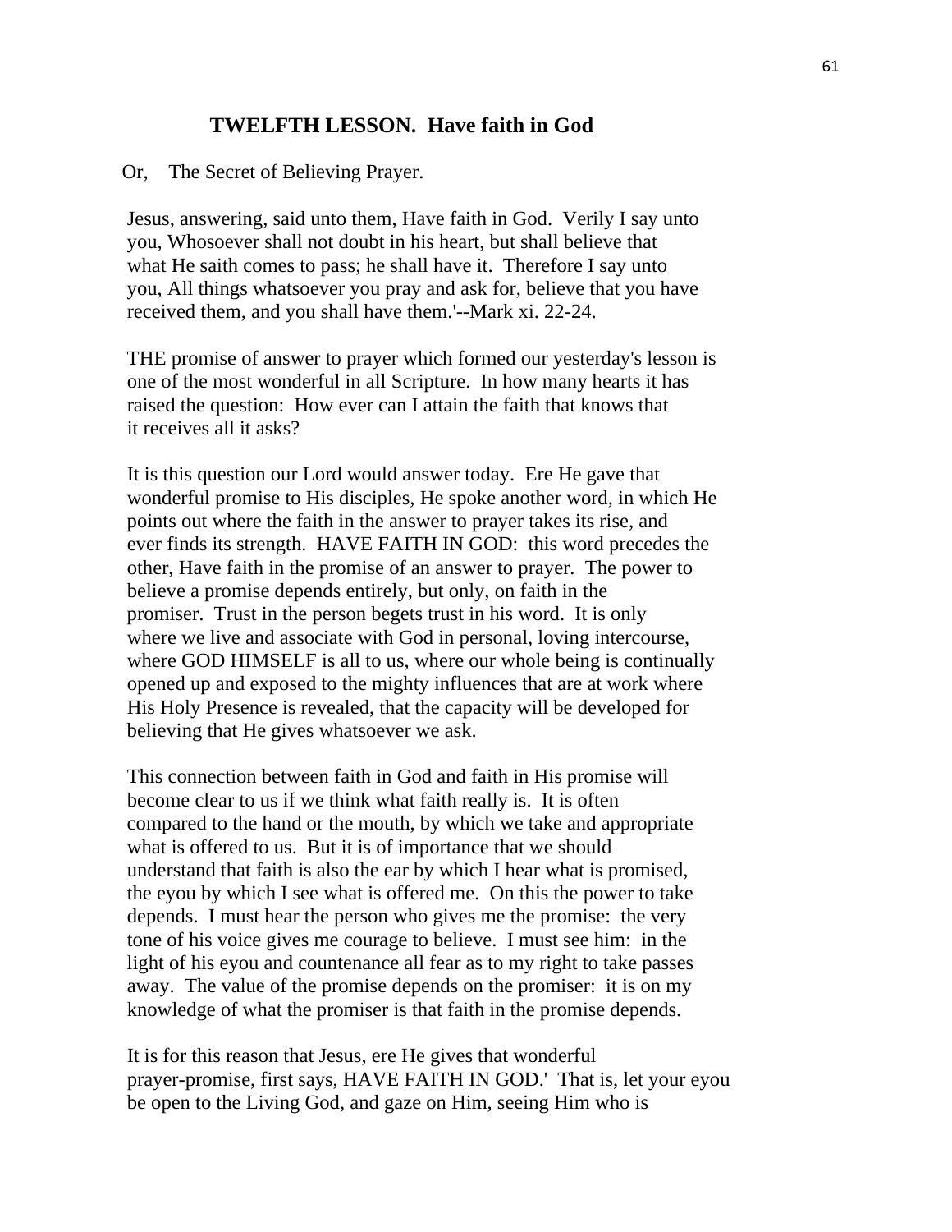## TWELFTH LESSON. Have faith in God

Or, The Secret of Believing Prayer.

Jesus, answering, said unto them, Have faith in God. Verily I say unto you, Whosoever shall not doubt in his heart, but shall believe that what He saith comes to pass; he shall have it. Therefore I say unto you, All things whatsoever you pray and ask for, believe that you have received them, and you shall have them.'--Mark xi. 22-24.

THE promise of answer to prayer which formed our yesterday's lesson is one of the most wonderful in all Scripture. In how many hearts it has raised the question: How ever can I attain the faith that knows that it receives all it asks?

It is this question our Lord would answer today. Ere He gave that wonderful promise to His disciples, He spoke another word, in which He points out where the faith in the answer to prayer takes its rise, and ever finds its strength. HAVE FAITH IN GOD: this word precedes the other, Have faith in the promise of an answer to prayer. The power to believe a promise depends entirely, but only, on faith in the promiser. Trust in the person begets trust in his word. It is only where we live and associate with God in personal, loving intercourse, where GOD HIMSELF is all to us, where our whole being is continually opened up and exposed to the mighty influences that are at work where His Holy Presence is revealed, that the capacity will be developed for believing that He gives whatsoever we ask.

This connection between faith in God and faith in His promise will become clear to us if we think what faith really is. It is often compared to the hand or the mouth, by which we take and appropriate what is offered to us. But it is of importance that we should understand that faith is also the ear by which I hear what is promised, the eyou by which I see what is offered me. On this the power to take depends. I must hear the person who gives me the promise: the very tone of his voice gives me courage to believe. I must see him: in the light of his eyou and countenance all fear as to my right to take passes away. The value of the promise depends on the promiser: it is on my knowledge of what the promiser is that faith in the promise depends.

It is for this reason that Jesus, ere He gives that wonderful prayer-promise, first says, HAVE FAITH IN GOD.' That is, let your eyou be open to the Living God, and gaze on Him, seeing Him who is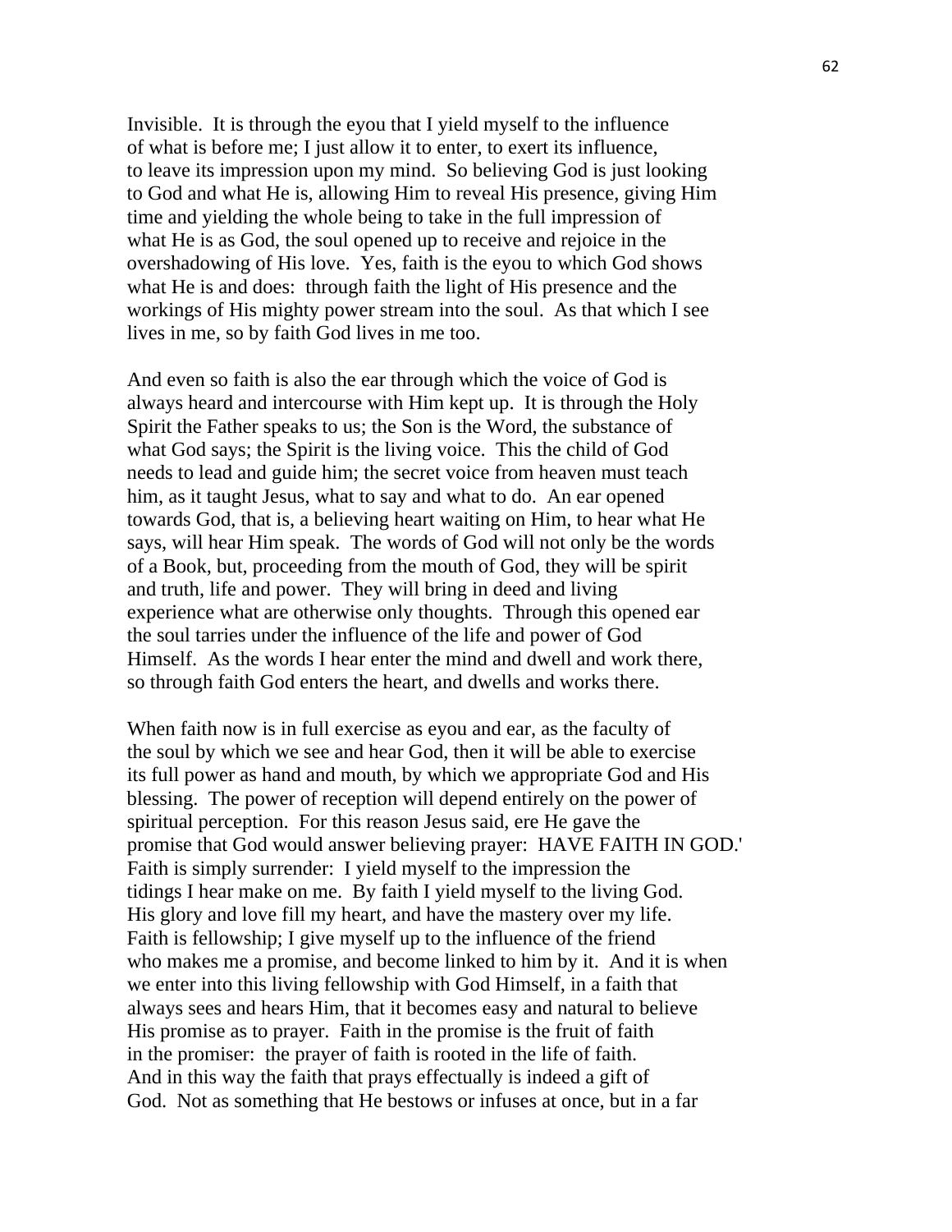Invisible. It is through the eyou that I yield myself to the influence of what is before me; I just allow it to enter, to exert its influence, to leave its impression upon my mind. So believing God is just looking to God and what He is, allowing Him to reveal His presence, giving Him time and yielding the whole being to take in the full impression of what He is as God, the soul opened up to receive and rejoice in the overshadowing of His love. Yes, faith is the eyou to which God shows what He is and does: through faith the light of His presence and the workings of His mighty power stream into the soul. As that which I see lives in me, so by faith God lives in me too.

And even so faith is also the ear through which the voice of God is always heard and intercourse with Him kept up. It is through the Holy Spirit the Father speaks to us; the Son is the Word, the substance of what God says; the Spirit is the living voice. This the child of God needs to lead and guide him; the secret voice from heaven must teach him, as it taught Jesus, what to say and what to do. An ear opened towards God, that is, a believing heart waiting on Him, to hear what He says, will hear Him speak. The words of God will not only be the words of a Book, but, proceeding from the mouth of God, they will be spirit and truth, life and power. They will bring in deed and living experience what are otherwise only thoughts. Through this opened ear the soul tarries under the influence of the life and power of God Himself. As the words I hear enter the mind and dwell and work there, so through faith God enters the heart, and dwells and works there.

When faith now is in full exercise as eyou and ear, as the faculty of the soul by which we see and hear God, then it will be able to exercise its full power as hand and mouth, by which we appropriate God and His blessing. The power of reception will depend entirely on the power of spiritual perception. For this reason Jesus said, ere He gave the promise that God would answer believing prayer: HAVE FAITH IN GOD.' Faith is simply surrender: I yield myself to the impression the tidings I hear make on me. By faith I yield myself to the living God. His glory and love fill my heart, and have the mastery over my life. Faith is fellowship; I give myself up to the influence of the friend who makes me a promise, and become linked to him by it. And it is when we enter into this living fellowship with God Himself, in a faith that always sees and hears Him, that it becomes easy and natural to believe His promise as to prayer. Faith in the promise is the fruit of faith in the promiser: the prayer of faith is rooted in the life of faith. And in this way the faith that prays effectually is indeed a gift of God. Not as something that He bestows or infuses at once, but in a far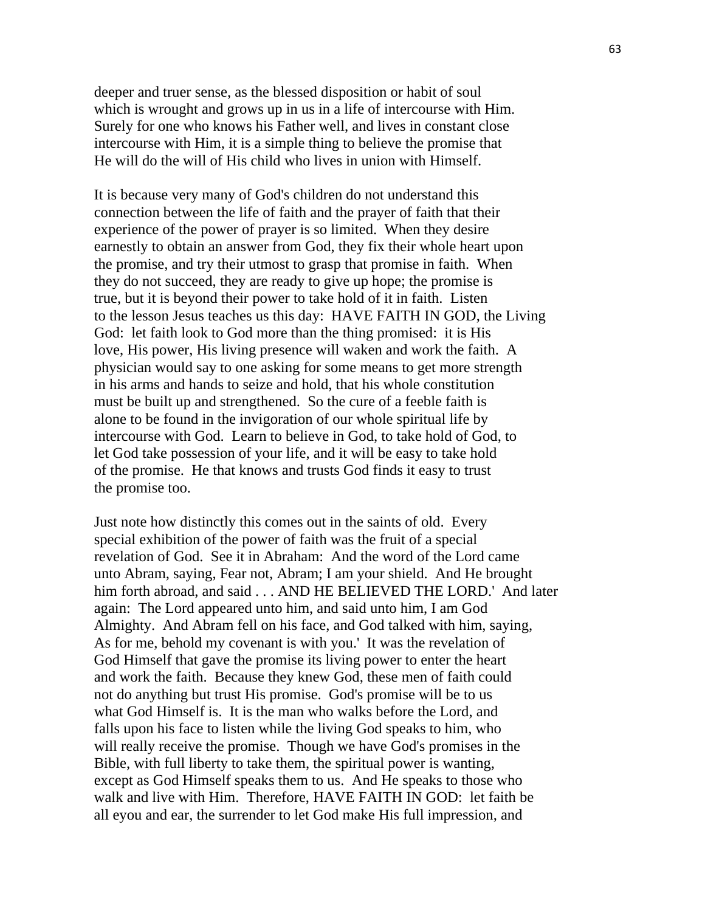deeper and truer sense, as the blessed disposition or habit of soul which is wrought and grows up in us in a life of intercourse with Him. Surely for one who knows his Father well, and lives in constant close intercourse with Him, it is a simple thing to believe the promise that He will do the will of His child who lives in union with Himself.

It is because very many of God's children do not understand this connection between the life of faith and the prayer of faith that their experience of the power of prayer is so limited. When they desire earnestly to obtain an answer from God, they fix their whole heart upon the promise, and try their utmost to grasp that promise in faith. When they do not succeed, they are ready to give up hope; the promise is true, but it is beyond their power to take hold of it in faith. Listen to the lesson Jesus teaches us this day: HAVE FAITH IN GOD, the Living God: let faith look to God more than the thing promised: it is His love, His power, His living presence will waken and work the faith. A physician would say to one asking for some means to get more strength in his arms and hands to seize and hold, that his whole constitution must be built up and strengthened. So the cure of a feeble faith is alone to be found in the invigoration of our whole spiritual life by intercourse with God. Learn to believe in God, to take hold of God, to let God take possession of your life, and it will be easy to take hold of the promise. He that knows and trusts God finds it easy to trust the promise too.

Just note how distinctly this comes out in the saints of old. Every special exhibition of the power of faith was the fruit of a special revelation of God. See it in Abraham: And the word of the Lord came unto Abram, saying, Fear not, Abram; I am your shield. And He brought him forth abroad, and said . . . AND HE BELIEVED THE LORD.' And later again: The Lord appeared unto him, and said unto him, I am God Almighty. And Abram fell on his face, and God talked with him, saying, As for me, behold my covenant is with you.' It was the revelation of God Himself that gave the promise its living power to enter the heart and work the faith. Because they knew God, these men of faith could not do anything but trust His promise. God's promise will be to us what God Himself is. It is the man who walks before the Lord, and falls upon his face to listen while the living God speaks to him, who will really receive the promise. Though we have God's promises in the Bible, with full liberty to take them, the spiritual power is wanting, except as God Himself speaks them to us. And He speaks to those who walk and live with Him. Therefore, HAVE FAITH IN GOD: let faith be all eyou and ear, the surrender to let God make His full impression, and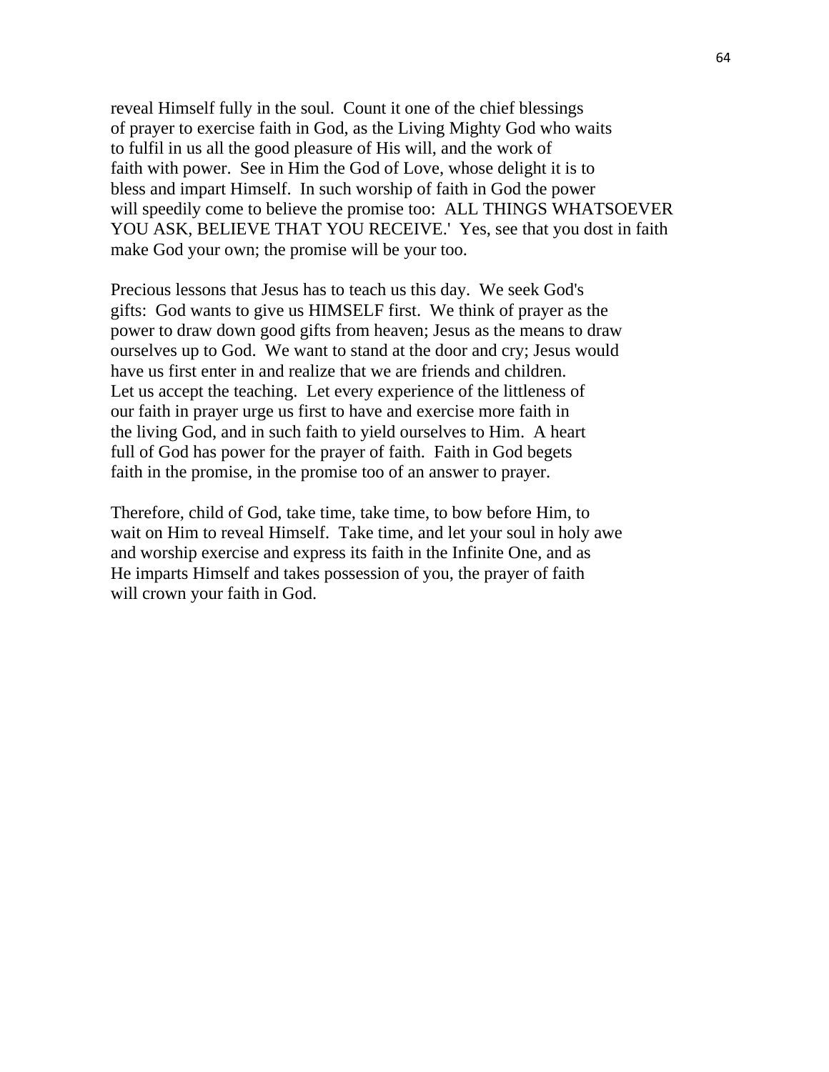reveal Himself fully in the soul. Count it one of the chief blessings of prayer to exercise faith in God, as the Living Mighty God who waits to fulfil in us all the good pleasure of His will, and the work of faith with power. See in Him the God of Love, whose delight it is to bless and impart Himself. In such worship of faith in God the power will speedily come to believe the promise too: ALL THINGS WHATSOEVER YOU ASK, BELIEVE THAT YOU RECEIVE.' Yes, see that you dost in faith make God your own; the promise will be your too.

Precious lessons that Jesus has to teach us this day. We seek God's gifts: God wants to give us HIMSELF first. We think of prayer as the power to draw down good gifts from heaven; Jesus as the means to draw ourselves up to God. We want to stand at the door and cry; Jesus would have us first enter in and realize that we are friends and children. Let us accept the teaching. Let every experience of the littleness of our faith in prayer urge us first to have and exercise more faith in the living God, and in such faith to yield ourselves to Him. A heart full of God has power for the prayer of faith. Faith in God begets faith in the promise, in the promise too of an answer to prayer.

Therefore, child of God, take time, take time, to bow before Him, to wait on Him to reveal Himself. Take time, and let your soul in holy awe and worship exercise and express its faith in the Infinite One, and as He imparts Himself and takes possession of you, the prayer of faith will crown your faith in God.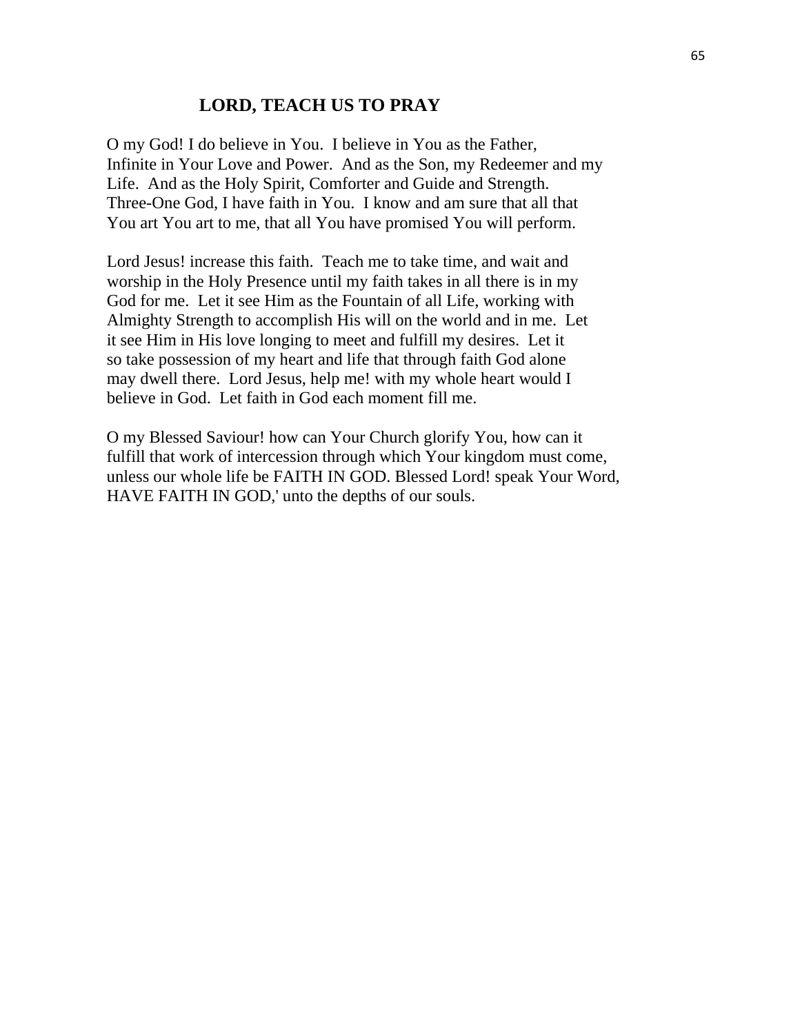## LORD, TEACH US TO PRAY

O my God! I do believe in You. I believe in You as the Father, Infinite in Your Love and Power. And as the Son, my Redeemer and my Life. And as the Holy Spirit, Comforter and Guide and Strength. Three-One God, I have faith in You. I know and am sure that all that You art You art to me, that all You have promised You will perform.

Lord Jesus! increase this faith. Teach me to take time, and wait and worship in the Holy Presence until my faith takes in all there is in my God for me. Let it see Him as the Fountain of all Life, working with Almighty Strength to accomplish His will on the world and in me. Let it see Him in His love longing to meet and fulfill my desires. Let it so take possession of my heart and life that through faith God alone may dwell there. Lord Jesus, help me! with my whole heart would I believe in God. Let faith in God each moment fill me.

O my Blessed Saviour! how can Your Church glorify You, how can it fulfill that work of intercession through which Your kingdom must come, unless our whole life be FAITH IN GOD. Blessed Lord! speak Your Word, HAVE FAITH IN GOD,' unto the depths of our souls.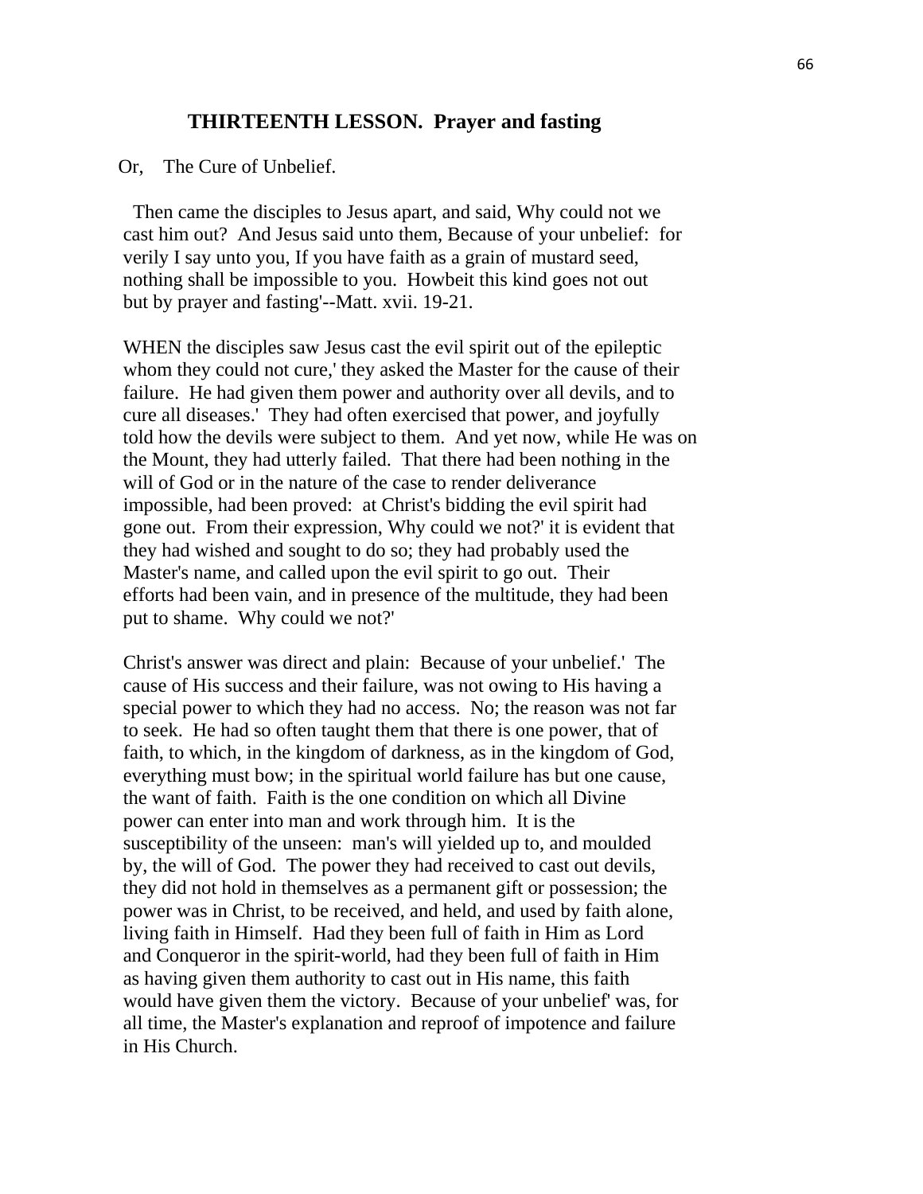## THIRTEENTH LESSON. Prayer and fasting

Or, The Cure of Unbelief.

Then came the disciples to Jesus apart, and said, Why could not we cast him out? And Jesus said unto them, Because of your unbelief: for verily I say unto you, If you have faith as a grain of mustard seed, nothing shall be impossible to you. Howbeit this kind goes not out but by prayer and fasting'--Matt. xvii. 19-21.

WHEN the disciples saw Jesus cast the evil spirit out of the epileptic whom they could not cure,' they asked the Master for the cause of their failure. He had given them power and authority over all devils, and to cure all diseases.' They had often exercised that power, and joyfully told how the devils were subject to them. And yet now, while He was on the Mount, they had utterly failed. That there had been nothing in the will of God or in the nature of the case to render deliverance impossible, had been proved: at Christ's bidding the evil spirit had gone out. From their expression, Why could we not?' it is evident that they had wished and sought to do so; they had probably used the Master's name, and called upon the evil spirit to go out. Their efforts had been vain, and in presence of the multitude, they had been put to shame. Why could we not?'

Christ's answer was direct and plain: Because of your unbelief.' The cause of His success and their failure, was not owing to His having a special power to which they had no access. No; the reason was not far to seek. He had so often taught them that there is one power, that of faith, to which, in the kingdom of darkness, as in the kingdom of God, everything must bow; in the spiritual world failure has but one cause, the want of faith. Faith is the one condition on which all Divine power can enter into man and work through him. It is the susceptibility of the unseen: man's will yielded up to, and moulded by, the will of God. The power they had received to cast out devils, they did not hold in themselves as a permanent gift or possession; the power was in Christ, to be received, and held, and used by faith alone, living faith in Himself. Had they been full of faith in Him as Lord and Conqueror in the spirit-world, had they been full of faith in Him as having given them authority to cast out in His name, this faith would have given them the victory. Because of your unbelief' was, for all time, the Master's explanation and reproof of impotence and failure in His Church.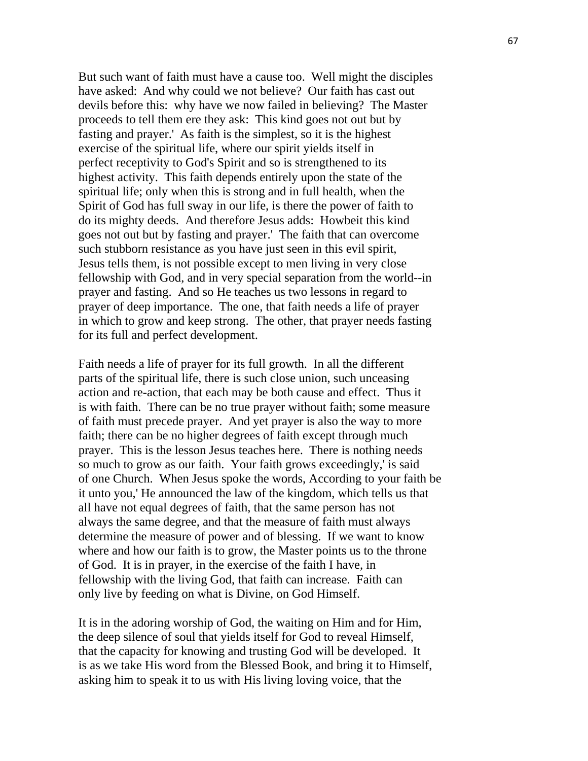But such want of faith must have a cause too. Well might the disciples have asked: And why could we not believe? Our faith has cast out devils before this: why have we now failed in believing? The Master proceeds to tell them ere they ask: This kind goes not out but by fasting and prayer.' As faith is the simplest, so it is the highest exercise of the spiritual life, where our spirit yields itself in perfect receptivity to God's Spirit and so is strengthened to its highest activity. This faith depends entirely upon the state of the spiritual life; only when this is strong and in full health, when the Spirit of God has full sway in our life, is there the power of faith to do its mighty deeds. And therefore Jesus adds: Howbeit this kind goes not out but by fasting and prayer.' The faith that can overcome such stubborn resistance as you have just seen in this evil spirit, Jesus tells them, is not possible except to men living in very close fellowship with God, and in very special separation from the world--in prayer and fasting. And so He teaches us two lessons in regard to prayer of deep importance. The one, that faith needs a life of prayer in which to grow and keep strong. The other, that prayer needs fasting for its full and perfect development.

Faith needs a life of prayer for its full growth. In all the different parts of the spiritual life, there is such close union, such unceasing action and re-action, that each may be both cause and effect. Thus it is with faith. There can be no true prayer without faith; some measure of faith must precede prayer. And yet prayer is also the way to more faith; there can be no higher degrees of faith except through much prayer. This is the lesson Jesus teaches here. There is nothing needs so much to grow as our faith. Your faith grows exceedingly,' is said of one Church. When Jesus spoke the words, According to your faith be it unto you,' He announced the law of the kingdom, which tells us that all have not equal degrees of faith, that the same person has not always the same degree, and that the measure of faith must always determine the measure of power and of blessing. If we want to know where and how our faith is to grow, the Master points us to the throne of God. It is in prayer, in the exercise of the faith I have, in fellowship with the living God, that faith can increase. Faith can only live by feeding on what is Divine, on God Himself.

It is in the adoring worship of God, the waiting on Him and for Him, the deep silence of soul that yields itself for God to reveal Himself, that the capacity for knowing and trusting God will be developed. It is as we take His word from the Blessed Book, and bring it to Himself, asking him to speak it to us with His living loving voice, that the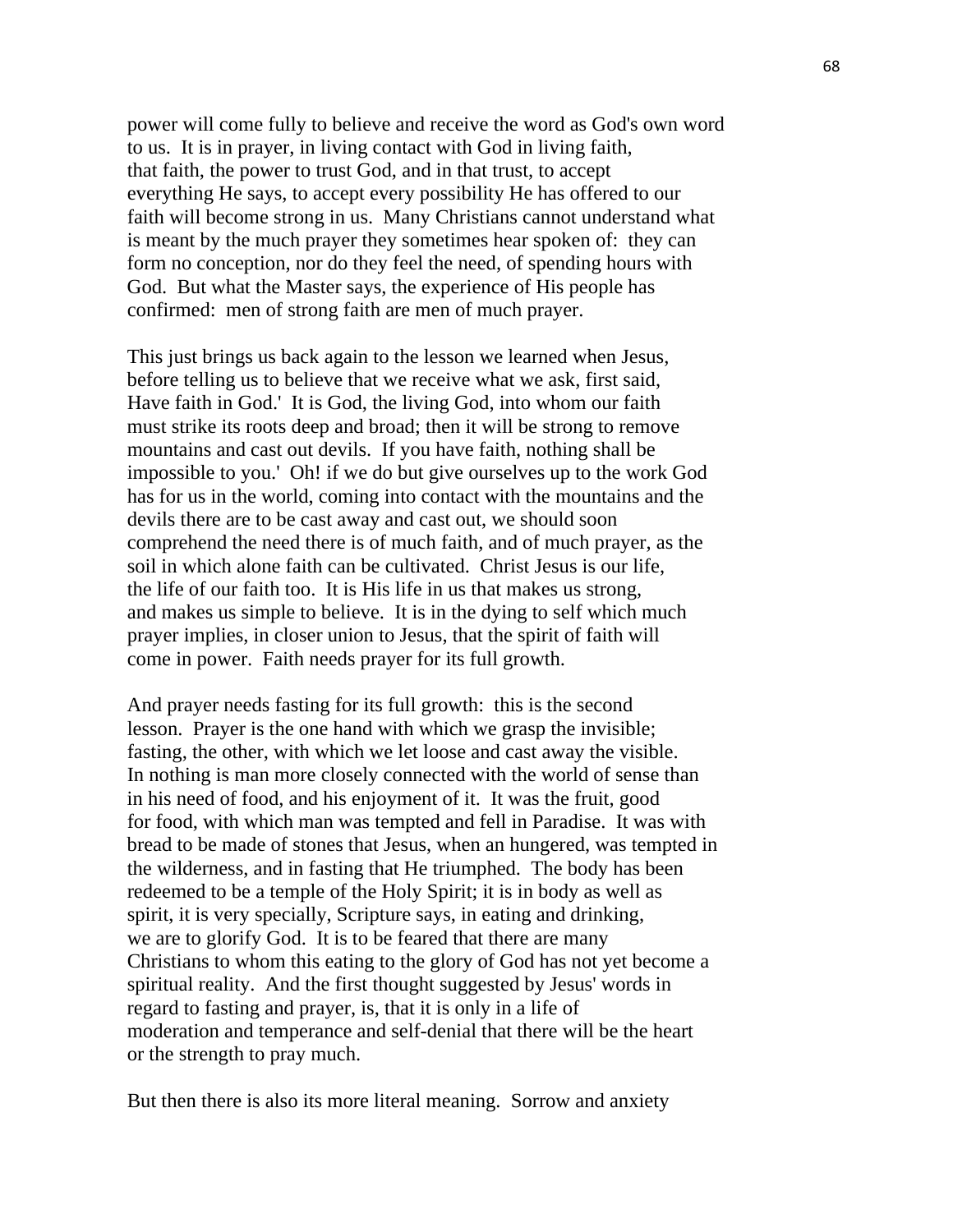power will come fully to believe and receive the word as God's own word to us. It is in prayer, in living contact with God in living faith, that faith, the power to trust God, and in that trust, to accept everything He says, to accept every possibility He has offered to our faith will become strong in us. Many Christians cannot understand what is meant by the much prayer they sometimes hear spoken of: they can form no conception, nor do they feel the need, of spending hours with God. But what the Master says, the experience of His people has confirmed: men of strong faith are men of much prayer.

This just brings us back again to the lesson we learned when Jesus, before telling us to believe that we receive what we ask, first said, Have faith in God.' It is God, the living God, into whom our faith must strike its roots deep and broad; then it will be strong to remove mountains and cast out devils. If you have faith, nothing shall be impossible to you.' Oh! if we do but give ourselves up to the work God has for us in the world, coming into contact with the mountains and the devils there are to be cast away and cast out, we should soon comprehend the need there is of much faith, and of much prayer, as the soil in which alone faith can be cultivated. Christ Jesus is our life, the life of our faith too. It is His life in us that makes us strong, and makes us simple to believe. It is in the dying to self which much prayer implies, in closer union to Jesus, that the spirit of faith will come in power. Faith needs prayer for its full growth.

And prayer needs fasting for its full growth: this is the second lesson. Prayer is the one hand with which we grasp the invisible; fasting, the other, with which we let loose and cast away the visible. In nothing is man more closely connected with the world of sense than in his need of food, and his enjoyment of it. It was the fruit, good for food, with which man was tempted and fell in Paradise. It was with bread to be made of stones that Jesus, when an hungered, was tempted in the wilderness, and in fasting that He triumphed. The body has been redeemed to be a temple of the Holy Spirit; it is in body as well as spirit, it is very specially, Scripture says, in eating and drinking, we are to glorify God. It is to be feared that there are many Christians to whom this eating to the glory of God has not yet become a spiritual reality. And the first thought suggested by Jesus' words in regard to fasting and prayer, is, that it is only in a life of moderation and temperance and self-denial that there will be the heart or the strength to pray much.

But then there is also its more literal meaning. Sorrow and anxiety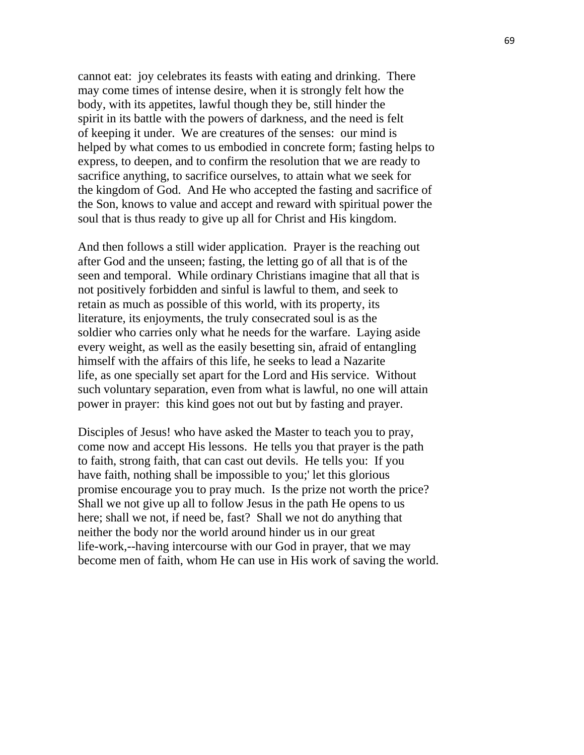cannot eat: joy celebrates its feasts with eating and drinking. There may come times of intense desire, when it is strongly felt how the body, with its appetites, lawful though they be, still hinder the spirit in its battle with the powers of darkness, and the need is felt of keeping it under. We are creatures of the senses: our mind is helped by what comes to us embodied in concrete form; fasting helps to express, to deepen, and to confirm the resolution that we are ready to sacrifice anything, to sacrifice ourselves, to attain what we seek for the kingdom of God. And He who accepted the fasting and sacrifice of the Son, knows to value and accept and reward with spiritual power the soul that is thus ready to give up all for Christ and His kingdom.

And then follows a still wider application. Prayer is the reaching out after God and the unseen; fasting, the letting go of all that is of the seen and temporal. While ordinary Christians imagine that all that is not positively forbidden and sinful is lawful to them, and seek to retain as much as possible of this world, with its property, its literature, its enjoyments, the truly consecrated soul is as the soldier who carries only what he needs for the warfare. Laying aside every weight, as well as the easily besetting sin, afraid of entangling himself with the affairs of this life, he seeks to lead a Nazarite life, as one specially set apart for the Lord and His service. Without such voluntary separation, even from what is lawful, no one will attain power in prayer: this kind goes not out but by fasting and prayer.

Disciples of Jesus! who have asked the Master to teach you to pray, come now and accept His lessons. He tells you that prayer is the path to faith, strong faith, that can cast out devils. He tells you: If you have faith, nothing shall be impossible to you;' let this glorious promise encourage you to pray much. Is the prize not worth the price? Shall we not give up all to follow Jesus in the path He opens to us here; shall we not, if need be, fast? Shall we not do anything that neither the body nor the world around hinder us in our great life-work,--having intercourse with our God in prayer, that we may become men of faith, whom He can use in His work of saving the world.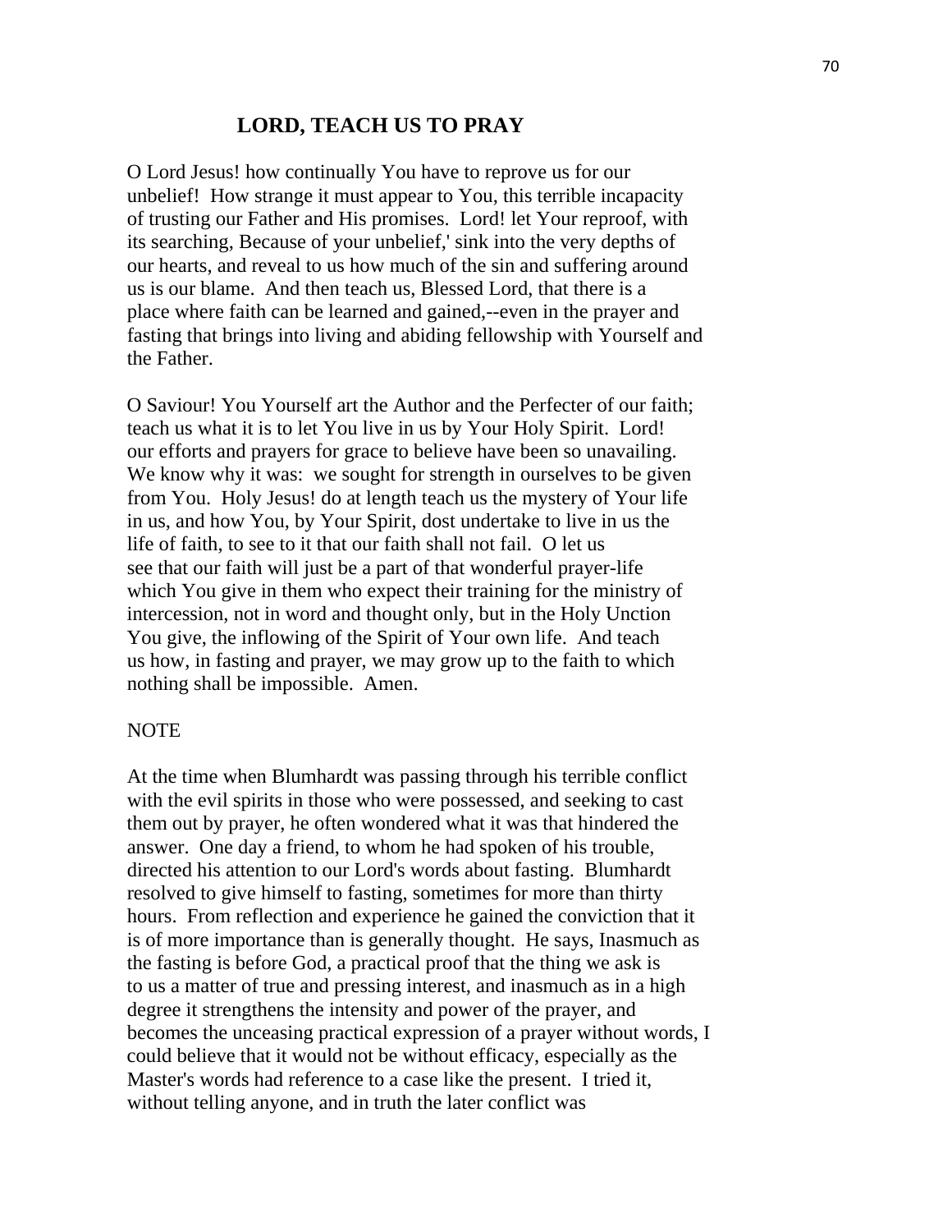## LORD, TEACH US TO PRAY

O Lord Jesus! how continually You have to reprove us for our unbelief! How strange it must appear to You, this terrible incapacity of trusting our Father and His promises. Lord! let Your reproof, with its searching, Because of your unbelief,' sink into the very depths of our hearts, and reveal to us how much of the sin and suffering around us is our blame. And then teach us, Blessed Lord, that there is a place where faith can be learned and gained,--even in the prayer and fasting that brings into living and abiding fellowship with Yourself and the Father.

O Saviour! You Yourself art the Author and the Perfecter of our faith; teach us what it is to let You live in us by Your Holy Spirit. Lord! our efforts and prayers for grace to believe have been so unavailing. We know why it was: we sought for strength in ourselves to be given from You. Holy Jesus! do at length teach us the mystery of Your life in us, and how You, by Your Spirit, dost undertake to live in us the life of faith, to see to it that our faith shall not fail. O let us see that our faith will just be a part of that wonderful prayer-life which You give in them who expect their training for the ministry of intercession, not in word and thought only, but in the Holy Unction You give, the inflowing of the Spirit of Your own life. And teach us how, in fasting and prayer, we may grow up to the faith to which nothing shall be impossible. Amen.

NOTE

At the time when Blumhardt was passing through his terrible conflict with the evil spirits in those who were possessed, and seeking to cast them out by prayer, he often wondered what it was that hindered the answer. One day a friend, to whom he had spoken of his trouble, directed his attention to our Lord's words about fasting. Blumhardt resolved to give himself to fasting, sometimes for more than thirty hours. From reflection and experience he gained the conviction that it is of more importance than is generally thought. He says, Inasmuch as the fasting is before God, a practical proof that the thing we ask is to us a matter of true and pressing interest, and inasmuch as in a high degree it strengthens the intensity and power of the prayer, and becomes the unceasing practical expression of a prayer without words, I could believe that it would not be without efficacy, especially as the Master's words had reference to a case like the present. I tried it, without telling anyone, and in truth the later conflict was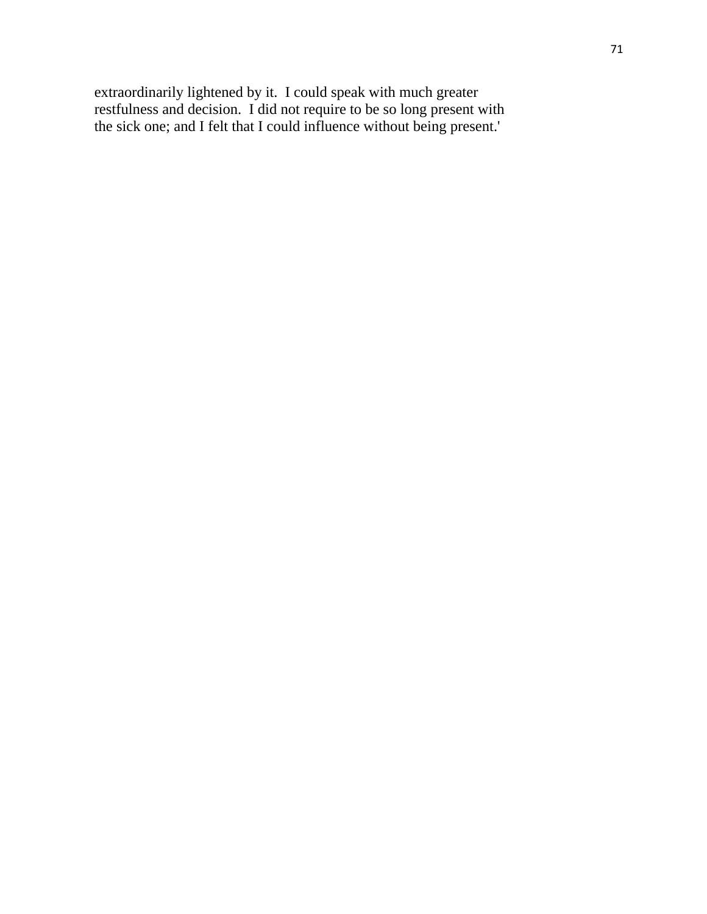extraordinarily lightened by it.  I could speak with much greater restfulness and decision.  I did not require to be so long present with the sick one; and I felt that I could influence without being present.'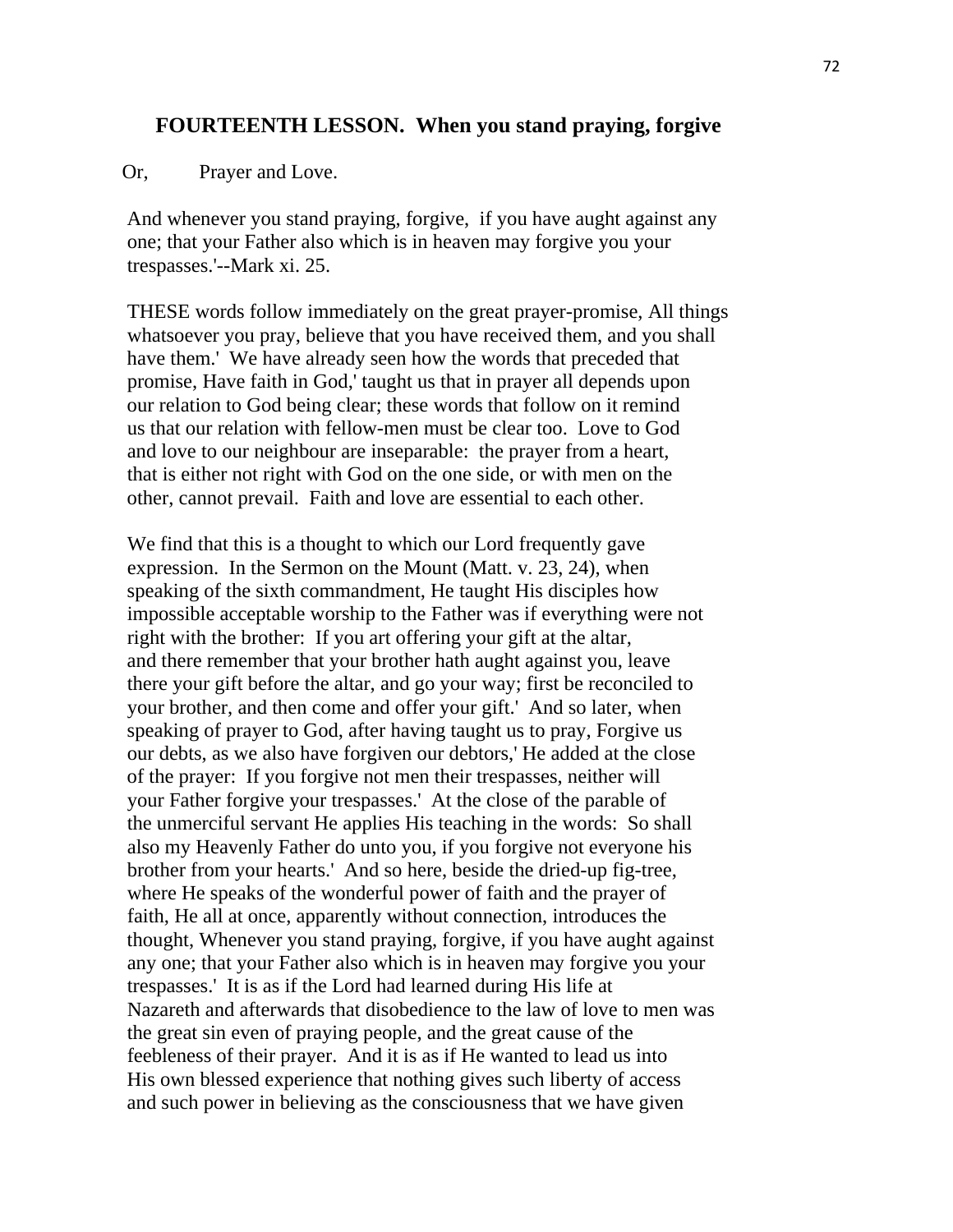## FOURTEENTH LESSON. When you stand praying, forgive

Or, Prayer and Love.

And whenever you stand praying, forgive, if you have aught against any one; that your Father also which is in heaven may forgive you your trespasses.'--Mark xi. 25.

THESE words follow immediately on the great prayer-promise, All things whatsoever you pray, believe that you have received them, and you shall have them.' We have already seen how the words that preceded that promise, Have faith in God,' taught us that in prayer all depends upon our relation to God being clear; these words that follow on it remind us that our relation with fellow-men must be clear too. Love to God and love to our neighbour are inseparable: the prayer from a heart, that is either not right with God on the one side, or with men on the other, cannot prevail. Faith and love are essential to each other.

We find that this is a thought to which our Lord frequently gave expression. In the Sermon on the Mount (Matt. v. 23, 24), when speaking of the sixth commandment, He taught His disciples how impossible acceptable worship to the Father was if everything were not right with the brother: If you art offering your gift at the altar, and there remember that your brother hath aught against you, leave there your gift before the altar, and go your way; first be reconciled to your brother, and then come and offer your gift.' And so later, when speaking of prayer to God, after having taught us to pray, Forgive us our debts, as we also have forgiven our debtors,' He added at the close of the prayer: If you forgive not men their trespasses, neither will your Father forgive your trespasses.' At the close of the parable of the unmerciful servant He applies His teaching in the words: So shall also my Heavenly Father do unto you, if you forgive not everyone his brother from your hearts.' And so here, beside the dried-up fig-tree, where He speaks of the wonderful power of faith and the prayer of faith, He all at once, apparently without connection, introduces the thought, Whenever you stand praying, forgive, if you have aught against any one; that your Father also which is in heaven may forgive you your trespasses.' It is as if the Lord had learned during His life at Nazareth and afterwards that disobedience to the law of love to men was the great sin even of praying people, and the great cause of the feebleness of their prayer. And it is as if He wanted to lead us into His own blessed experience that nothing gives such liberty of access and such power in believing as the consciousness that we have given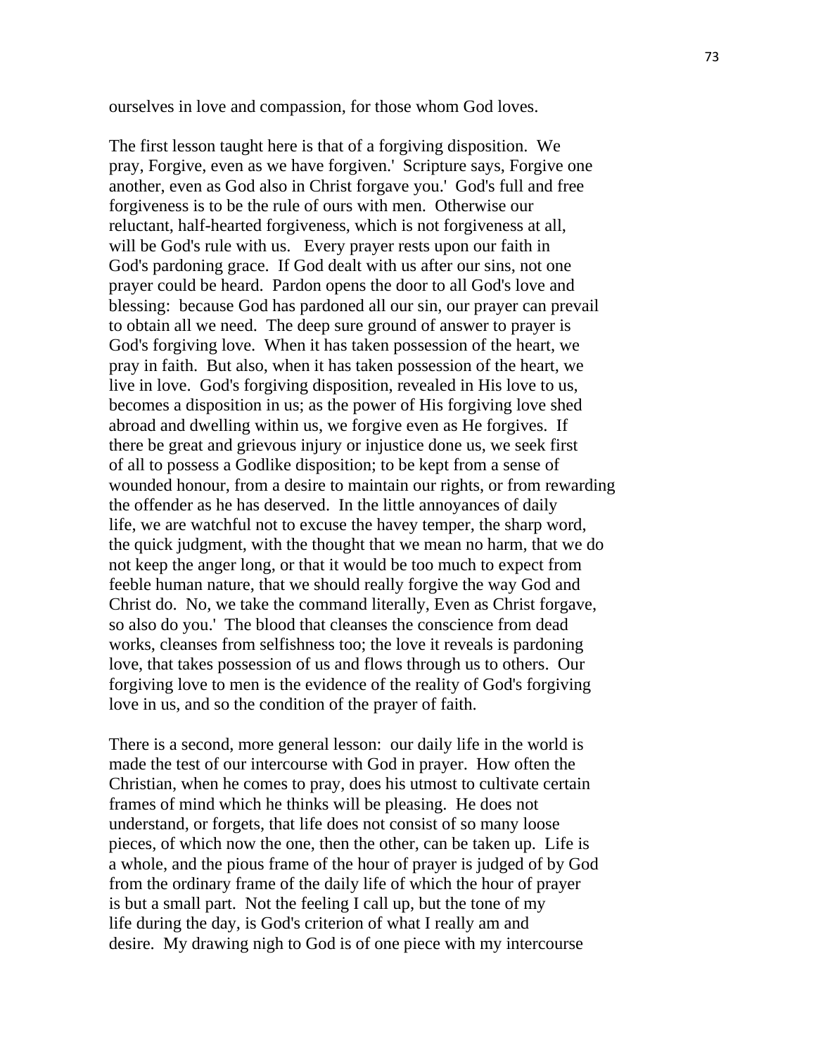ourselves in love and compassion, for those whom God loves.

The first lesson taught here is that of a forgiving disposition. We pray, Forgive, even as we have forgiven.' Scripture says, Forgive one another, even as God also in Christ forgave you.' God's full and free forgiveness is to be the rule of ours with men. Otherwise our reluctant, half-hearted forgiveness, which is not forgiveness at all, will be God's rule with us. Every prayer rests upon our faith in God's pardoning grace. If God dealt with us after our sins, not one prayer could be heard. Pardon opens the door to all God's love and blessing: because God has pardoned all our sin, our prayer can prevail to obtain all we need. The deep sure ground of answer to prayer is God's forgiving love. When it has taken possession of the heart, we pray in faith. But also, when it has taken possession of the heart, we live in love. God's forgiving disposition, revealed in His love to us, becomes a disposition in us; as the power of His forgiving love shed abroad and dwelling within us, we forgive even as He forgives. If there be great and grievous injury or injustice done us, we seek first of all to possess a Godlike disposition; to be kept from a sense of wounded honour, from a desire to maintain our rights, or from rewarding the offender as he has deserved. In the little annoyances of daily life, we are watchful not to excuse the havey temper, the sharp word, the quick judgment, with the thought that we mean no harm, that we do not keep the anger long, or that it would be too much to expect from feeble human nature, that we should really forgive the way God and Christ do. No, we take the command literally, Even as Christ forgave, so also do you.' The blood that cleanses the conscience from dead works, cleanses from selfishness too; the love it reveals is pardoning love, that takes possession of us and flows through us to others. Our forgiving love to men is the evidence of the reality of God's forgiving love in us, and so the condition of the prayer of faith.

There is a second, more general lesson: our daily life in the world is made the test of our intercourse with God in prayer. How often the Christian, when he comes to pray, does his utmost to cultivate certain frames of mind which he thinks will be pleasing. He does not understand, or forgets, that life does not consist of so many loose pieces, of which now the one, then the other, can be taken up. Life is a whole, and the pious frame of the hour of prayer is judged of by God from the ordinary frame of the daily life of which the hour of prayer is but a small part. Not the feeling I call up, but the tone of my life during the day, is God's criterion of what I really am and desire. My drawing nigh to God is of one piece with my intercourse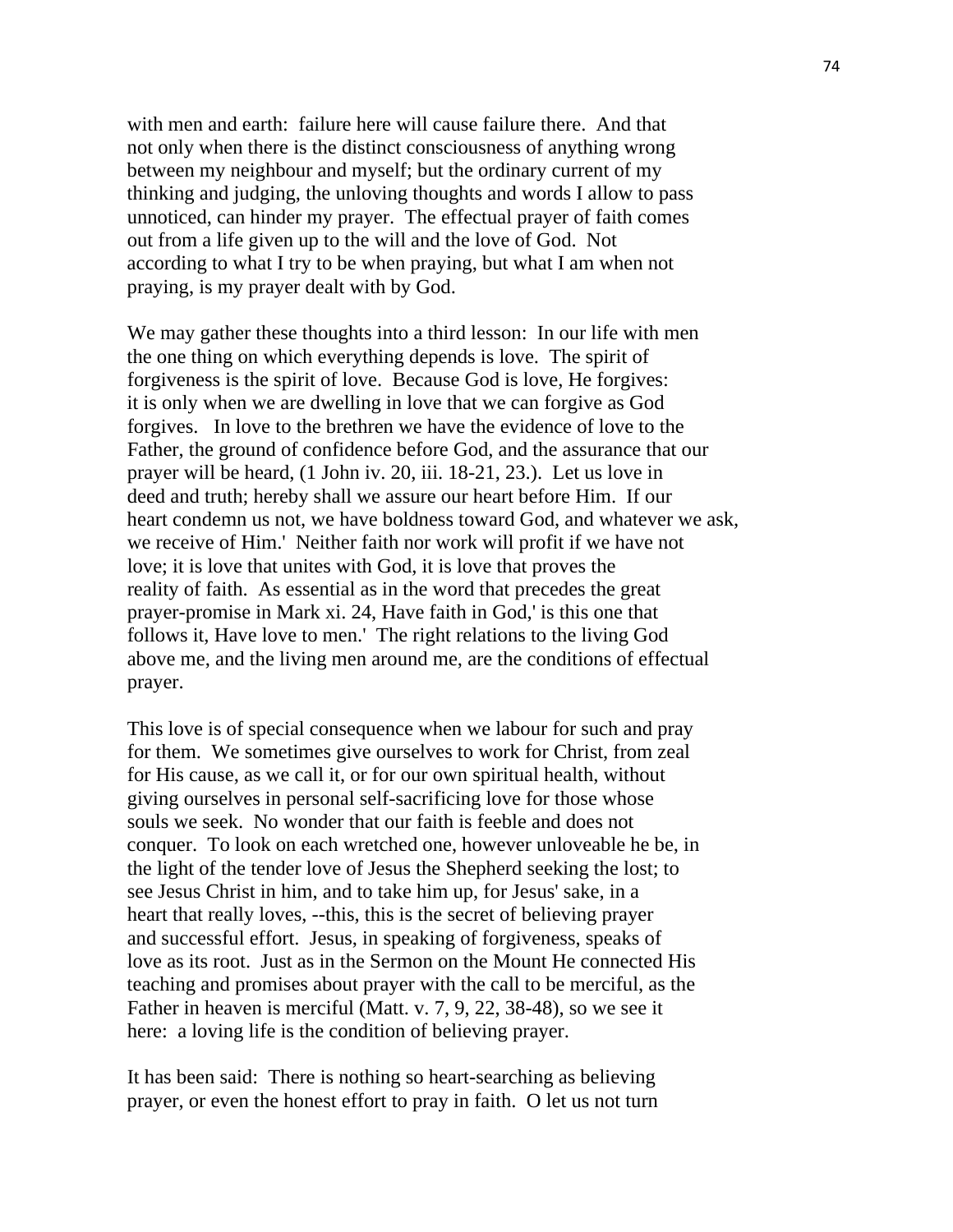with men and earth: failure here will cause failure there. And that not only when there is the distinct consciousness of anything wrong between my neighbour and myself; but the ordinary current of my thinking and judging, the unloving thoughts and words I allow to pass unnoticed, can hinder my prayer. The effectual prayer of faith comes out from a life given up to the will and the love of God. Not according to what I try to be when praying, but what I am when not praying, is my prayer dealt with by God.

We may gather these thoughts into a third lesson: In our life with men the one thing on which everything depends is love. The spirit of forgiveness is the spirit of love. Because God is love, He forgives: it is only when we are dwelling in love that we can forgive as God forgives. In love to the brethren we have the evidence of love to the Father, the ground of confidence before God, and the assurance that our prayer will be heard, (1 John iv. 20, iii. 18-21, 23.). Let us love in deed and truth; hereby shall we assure our heart before Him. If our heart condemn us not, we have boldness toward God, and whatever we ask, we receive of Him.' Neither faith nor work will profit if we have not love; it is love that unites with God, it is love that proves the reality of faith. As essential as in the word that precedes the great prayer-promise in Mark xi. 24, Have faith in God,' is this one that follows it, Have love to men.' The right relations to the living God above me, and the living men around me, are the conditions of effectual prayer.

This love is of special consequence when we labour for such and pray for them. We sometimes give ourselves to work for Christ, from zeal for His cause, as we call it, or for our own spiritual health, without giving ourselves in personal self-sacrificing love for those whose souls we seek. No wonder that our faith is feeble and does not conquer. To look on each wretched one, however unloveable he be, in the light of the tender love of Jesus the Shepherd seeking the lost; to see Jesus Christ in him, and to take him up, for Jesus' sake, in a heart that really loves, --this, this is the secret of believing prayer and successful effort. Jesus, in speaking of forgiveness, speaks of love as its root. Just as in the Sermon on the Mount He connected His teaching and promises about prayer with the call to be merciful, as the Father in heaven is merciful (Matt. v. 7, 9, 22, 38-48), so we see it here: a loving life is the condition of believing prayer.

It has been said: There is nothing so heart-searching as believing prayer, or even the honest effort to pray in faith. O let us not turn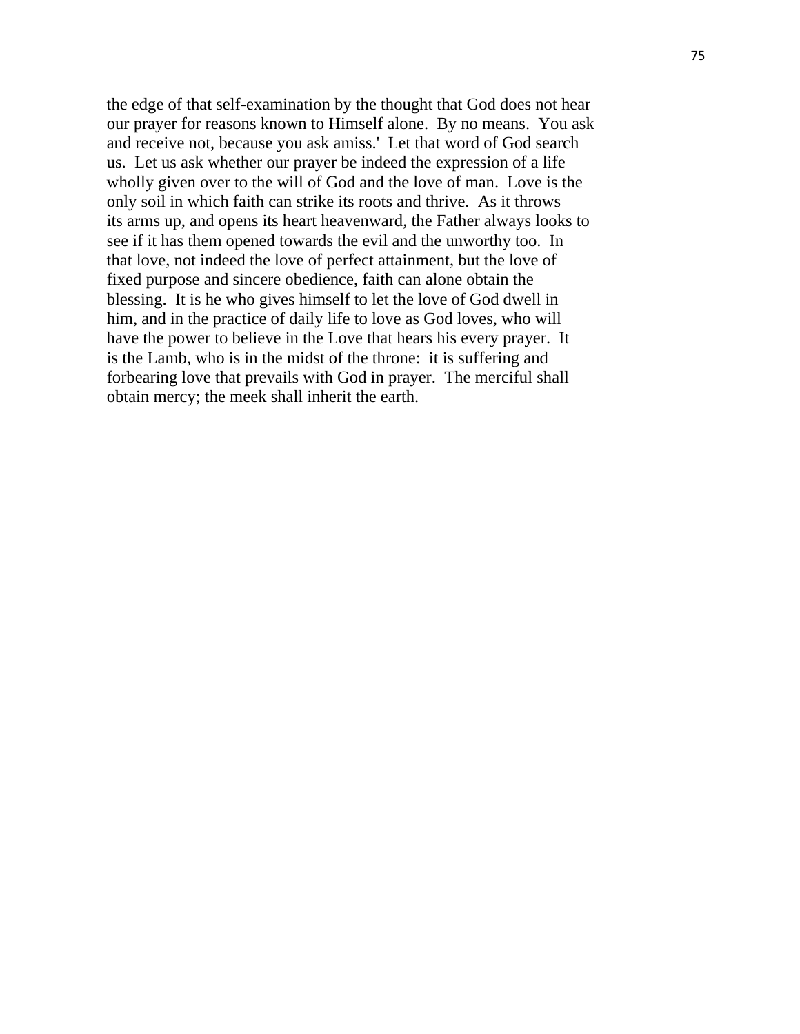the edge of that self-examination by the thought that God does not hear our prayer for reasons known to Himself alone. By no means. You ask and receive not, because you ask amiss.' Let that word of God search us. Let us ask whether our prayer be indeed the expression of a life wholly given over to the will of God and the love of man. Love is the only soil in which faith can strike its roots and thrive. As it throws its arms up, and opens its heart heavenward, the Father always looks to see if it has them opened towards the evil and the unworthy too. In that love, not indeed the love of perfect attainment, but the love of fixed purpose and sincere obedience, faith can alone obtain the blessing. It is he who gives himself to let the love of God dwell in him, and in the practice of daily life to love as God loves, who will have the power to believe in the Love that hears his every prayer. It is the Lamb, who is in the midst of the throne: it is suffering and forbearing love that prevails with God in prayer. The merciful shall obtain mercy; the meek shall inherit the earth.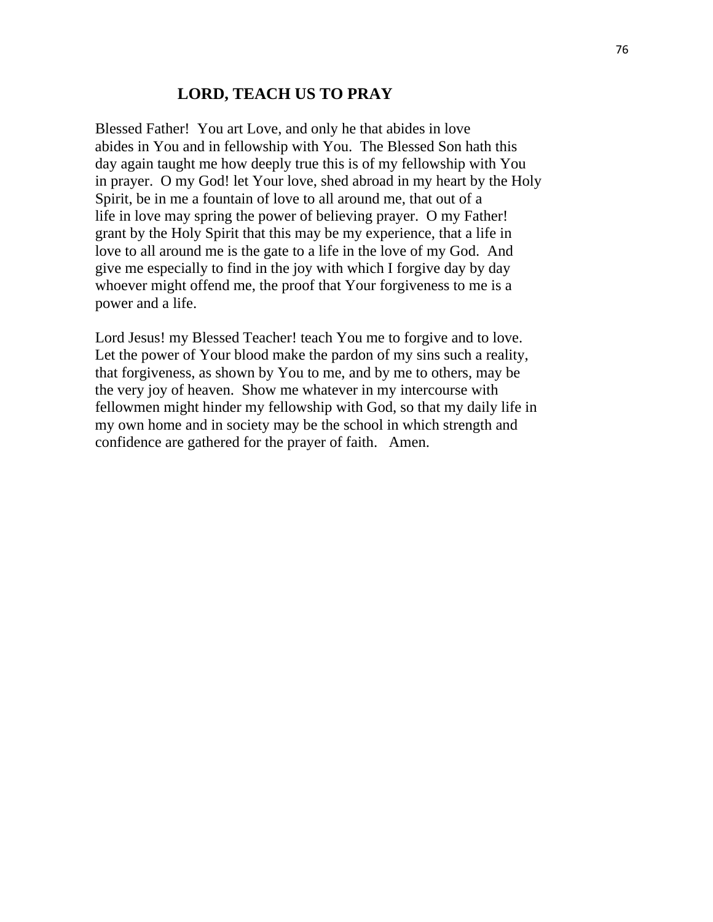## LORD, TEACH US TO PRAY

Blessed Father! You art Love, and only he that abides in love abides in You and in fellowship with You. The Blessed Son hath this day again taught me how deeply true this is of my fellowship with You in prayer. O my God! let Your love, shed abroad in my heart by the Holy Spirit, be in me a fountain of love to all around me, that out of a life in love may spring the power of believing prayer. O my Father! grant by the Holy Spirit that this may be my experience, that a life in love to all around me is the gate to a life in the love of my God. And give me especially to find in the joy with which I forgive day by day whoever might offend me, the proof that Your forgiveness to me is a power and a life.

Lord Jesus! my Blessed Teacher! teach You me to forgive and to love. Let the power of Your blood make the pardon of my sins such a reality, that forgiveness, as shown by You to me, and by me to others, may be the very joy of heaven. Show me whatever in my intercourse with fellowmen might hinder my fellowship with God, so that my daily life in my own home and in society may be the school in which strength and confidence are gathered for the prayer of faith. Amen.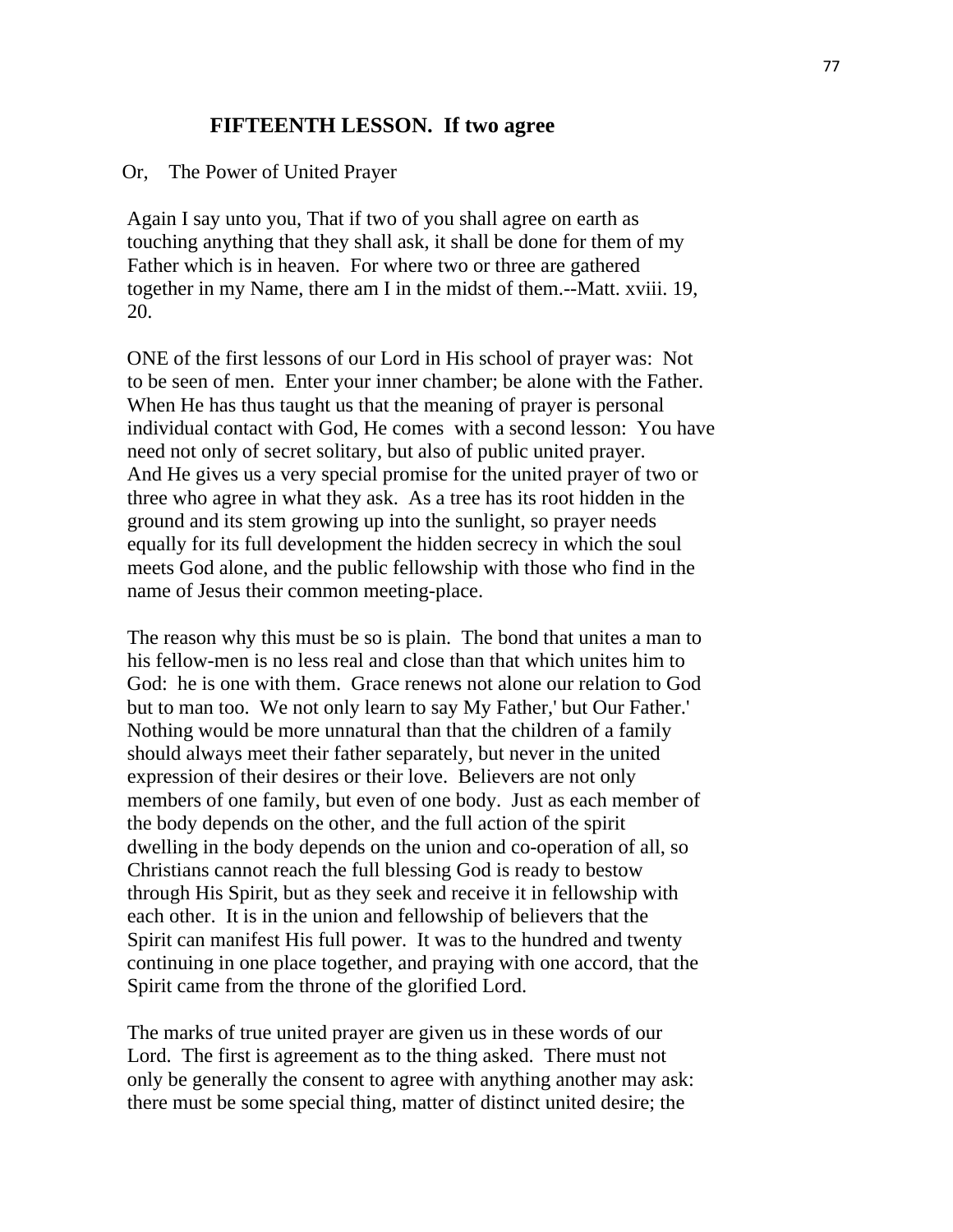## FIFTEENTH LESSON. If two agree

Or, The Power of United Prayer

Again I say unto you, That if two of you shall agree on earth as touching anything that they shall ask, it shall be done for them of my Father which is in heaven. For where two or three are gathered together in my Name, there am I in the midst of them.--Matt. xviii. 19, 20.

ONE of the first lessons of our Lord in His school of prayer was: Not to be seen of men. Enter your inner chamber; be alone with the Father. When He has thus taught us that the meaning of prayer is personal individual contact with God, He comes with a second lesson: You have need not only of secret solitary, but also of public united prayer. And He gives us a very special promise for the united prayer of two or three who agree in what they ask. As a tree has its root hidden in the ground and its stem growing up into the sunlight, so prayer needs equally for its full development the hidden secrecy in which the soul meets God alone, and the public fellowship with those who find in the name of Jesus their common meeting-place.

The reason why this must be so is plain. The bond that unites a man to his fellow-men is no less real and close than that which unites him to God: he is one with them. Grace renews not alone our relation to God but to man too. We not only learn to say My Father,' but Our Father.' Nothing would be more unnatural than that the children of a family should always meet their father separately, but never in the united expression of their desires or their love. Believers are not only members of one family, but even of one body. Just as each member of the body depends on the other, and the full action of the spirit dwelling in the body depends on the union and co-operation of all, so Christians cannot reach the full blessing God is ready to bestow through His Spirit, but as they seek and receive it in fellowship with each other. It is in the union and fellowship of believers that the Spirit can manifest His full power. It was to the hundred and twenty continuing in one place together, and praying with one accord, that the Spirit came from the throne of the glorified Lord.

The marks of true united prayer are given us in these words of our Lord. The first is agreement as to the thing asked. There must not only be generally the consent to agree with anything another may ask: there must be some special thing, matter of distinct united desire; the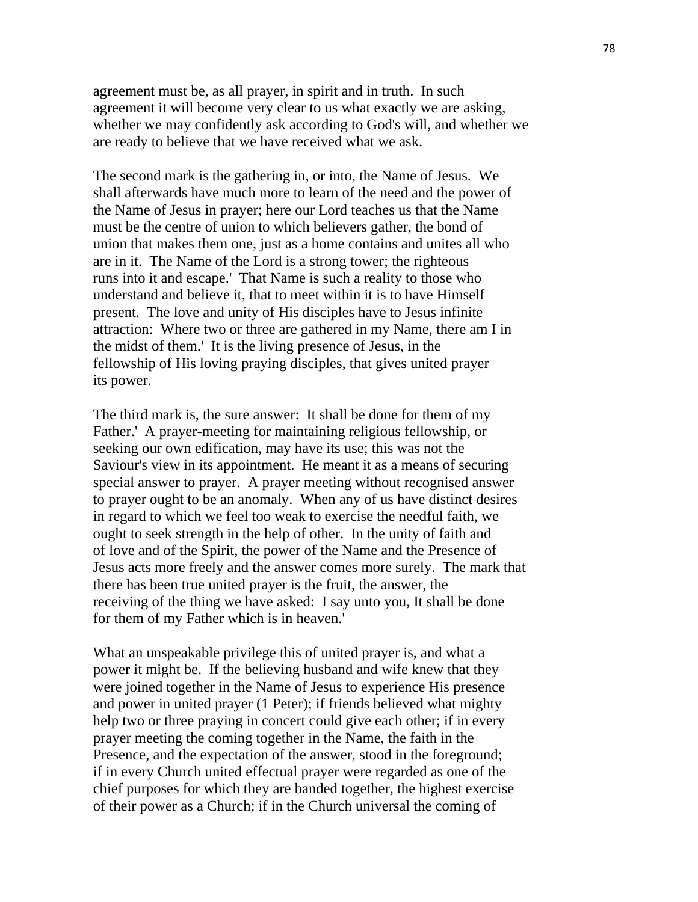agreement must be, as all prayer, in spirit and in truth. In such agreement it will become very clear to us what exactly we are asking, whether we may confidently ask according to God's will, and whether we are ready to believe that we have received what we ask.

The second mark is the gathering in, or into, the Name of Jesus. We shall afterwards have much more to learn of the need and the power of the Name of Jesus in prayer; here our Lord teaches us that the Name must be the centre of union to which believers gather, the bond of union that makes them one, just as a home contains and unites all who are in it. The Name of the Lord is a strong tower; the righteous runs into it and escape.' That Name is such a reality to those who understand and believe it, that to meet within it is to have Himself present. The love and unity of His disciples have to Jesus infinite attraction: Where two or three are gathered in my Name, there am I in the midst of them.' It is the living presence of Jesus, in the fellowship of His loving praying disciples, that gives united prayer its power.

The third mark is, the sure answer: It shall be done for them of my Father.' A prayer-meeting for maintaining religious fellowship, or seeking our own edification, may have its use; this was not the Saviour's view in its appointment. He meant it as a means of securing special answer to prayer. A prayer meeting without recognised answer to prayer ought to be an anomaly. When any of us have distinct desires in regard to which we feel too weak to exercise the needful faith, we ought to seek strength in the help of other. In the unity of faith and of love and of the Spirit, the power of the Name and the Presence of Jesus acts more freely and the answer comes more surely. The mark that there has been true united prayer is the fruit, the answer, the receiving of the thing we have asked: I say unto you, It shall be done for them of my Father which is in heaven.'

What an unspeakable privilege this of united prayer is, and what a power it might be. If the believing husband and wife knew that they were joined together in the Name of Jesus to experience His presence and power in united prayer (1 Peter); if friends believed what mighty help two or three praying in concert could give each other; if in every prayer meeting the coming together in the Name, the faith in the Presence, and the expectation of the answer, stood in the foreground; if in every Church united effectual prayer were regarded as one of the chief purposes for which they are banded together, the highest exercise of their power as a Church; if in the Church universal the coming of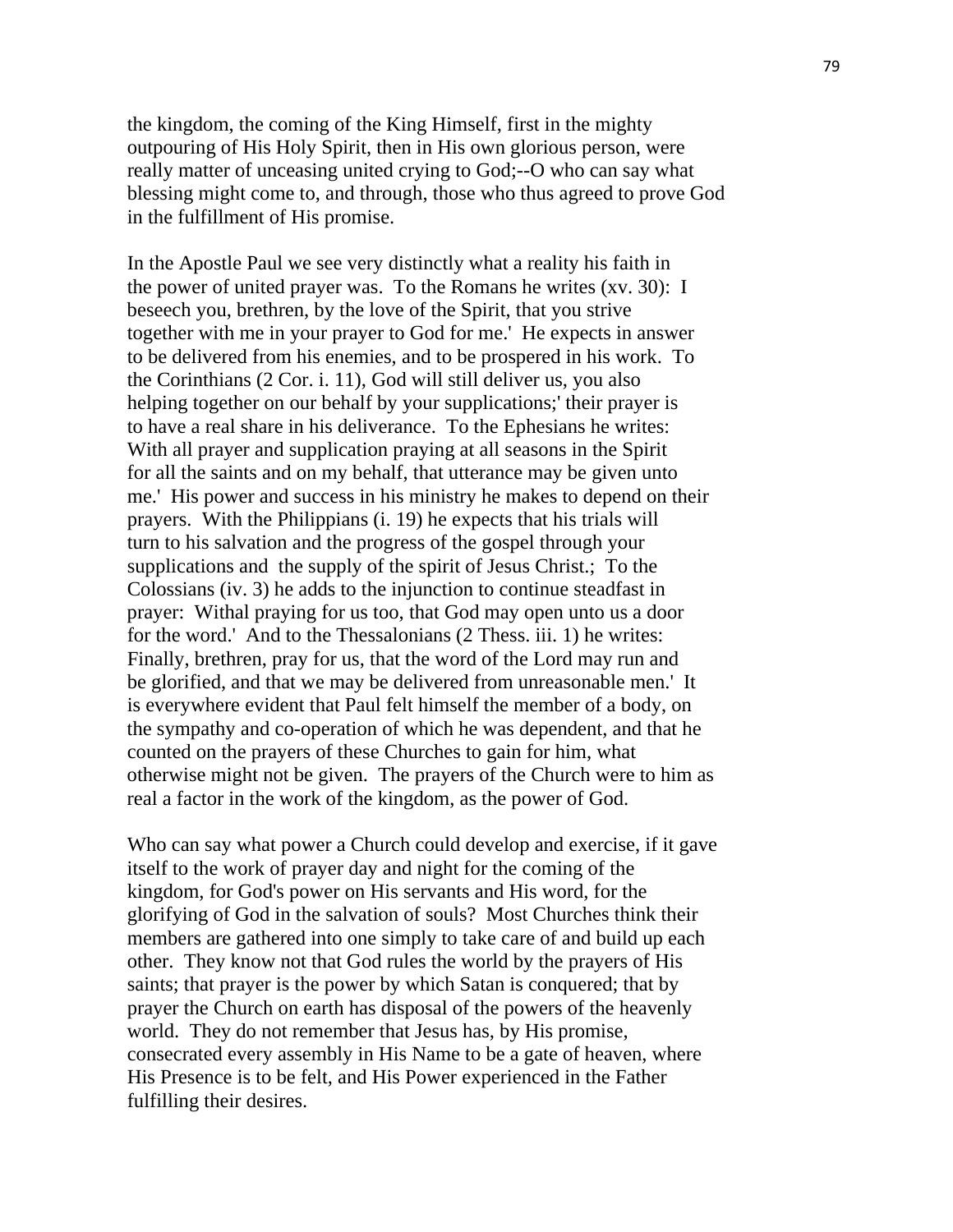the kingdom, the coming of the King Himself, first in the mighty outpouring of His Holy Spirit, then in His own glorious person, were really matter of unceasing united crying to God;--O who can say what blessing might come to, and through, those who thus agreed to prove God in the fulfillment of His promise.

In the Apostle Paul we see very distinctly what a reality his faith in the power of united prayer was. To the Romans he writes (xv. 30): I beseech you, brethren, by the love of the Spirit, that you strive together with me in your prayer to God for me.' He expects in answer to be delivered from his enemies, and to be prospered in his work. To the Corinthians (2 Cor. i. 11), God will still deliver us, you also helping together on our behalf by your supplications;' their prayer is to have a real share in his deliverance. To the Ephesians he writes: With all prayer and supplication praying at all seasons in the Spirit for all the saints and on my behalf, that utterance may be given unto me.' His power and success in his ministry he makes to depend on their prayers. With the Philippians (i. 19) he expects that his trials will turn to his salvation and the progress of the gospel through your supplications and the supply of the spirit of Jesus Christ.; To the Colossians (iv. 3) he adds to the injunction to continue steadfast in prayer: Withal praying for us too, that God may open unto us a door for the word.' And to the Thessalonians (2 Thess. iii. 1) he writes: Finally, brethren, pray for us, that the word of the Lord may run and be glorified, and that we may be delivered from unreasonable men.' It is everywhere evident that Paul felt himself the member of a body, on the sympathy and co-operation of which he was dependent, and that he counted on the prayers of these Churches to gain for him, what otherwise might not be given. The prayers of the Church were to him as real a factor in the work of the kingdom, as the power of God.

Who can say what power a Church could develop and exercise, if it gave itself to the work of prayer day and night for the coming of the kingdom, for God's power on His servants and His word, for the glorifying of God in the salvation of souls? Most Churches think their members are gathered into one simply to take care of and build up each other. They know not that God rules the world by the prayers of His saints; that prayer is the power by which Satan is conquered; that by prayer the Church on earth has disposal of the powers of the heavenly world. They do not remember that Jesus has, by His promise, consecrated every assembly in His Name to be a gate of heaven, where His Presence is to be felt, and His Power experienced in the Father fulfilling their desires.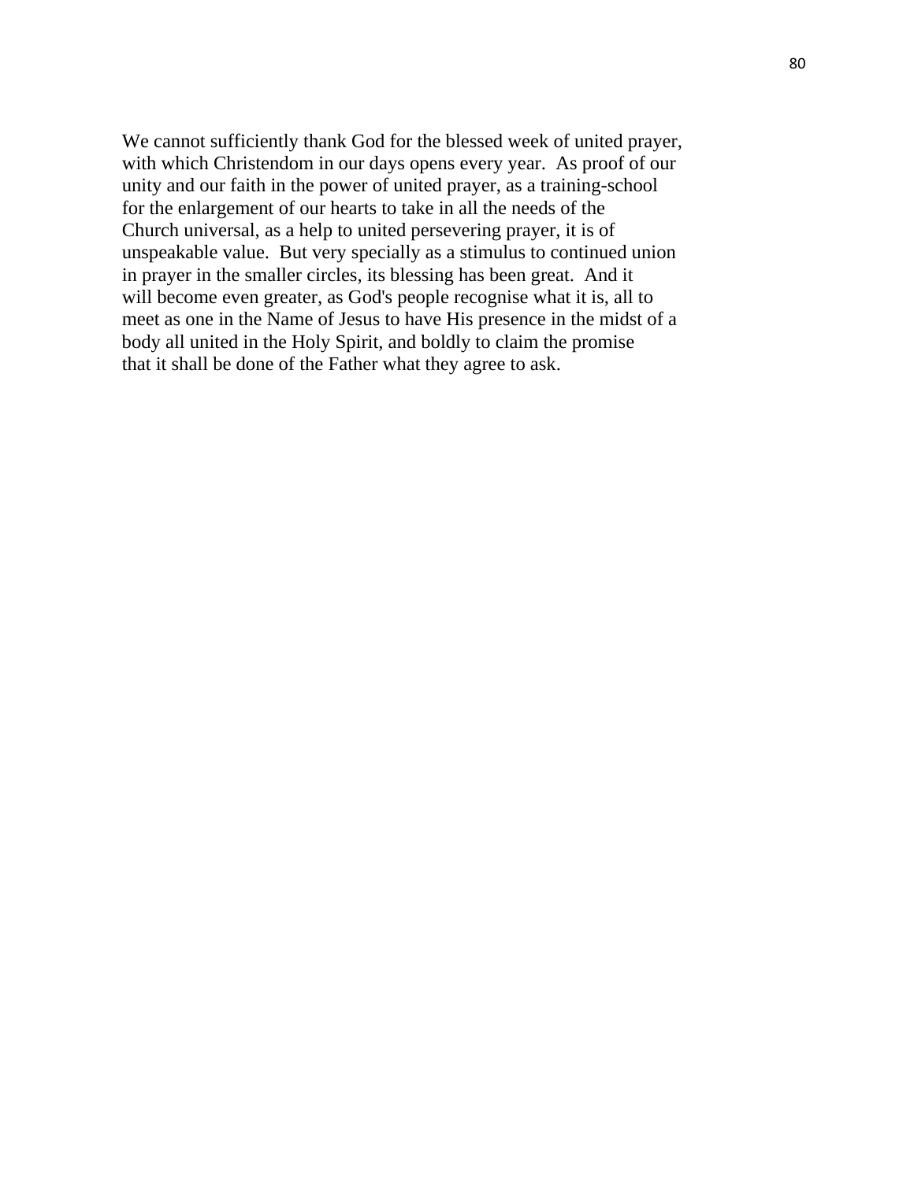We cannot sufficiently thank God for the blessed week of united prayer, with which Christendom in our days opens every year. As proof of our unity and our faith in the power of united prayer, as a training-school for the enlargement of our hearts to take in all the needs of the Church universal, as a help to united persevering prayer, it is of unspeakable value. But very specially as a stimulus to continued union in prayer in the smaller circles, its blessing has been great. And it will become even greater, as God's people recognise what it is, all to meet as one in the Name of Jesus to have His presence in the midst of a body all united in the Holy Spirit, and boldly to claim the promise that it shall be done of the Father what they agree to ask.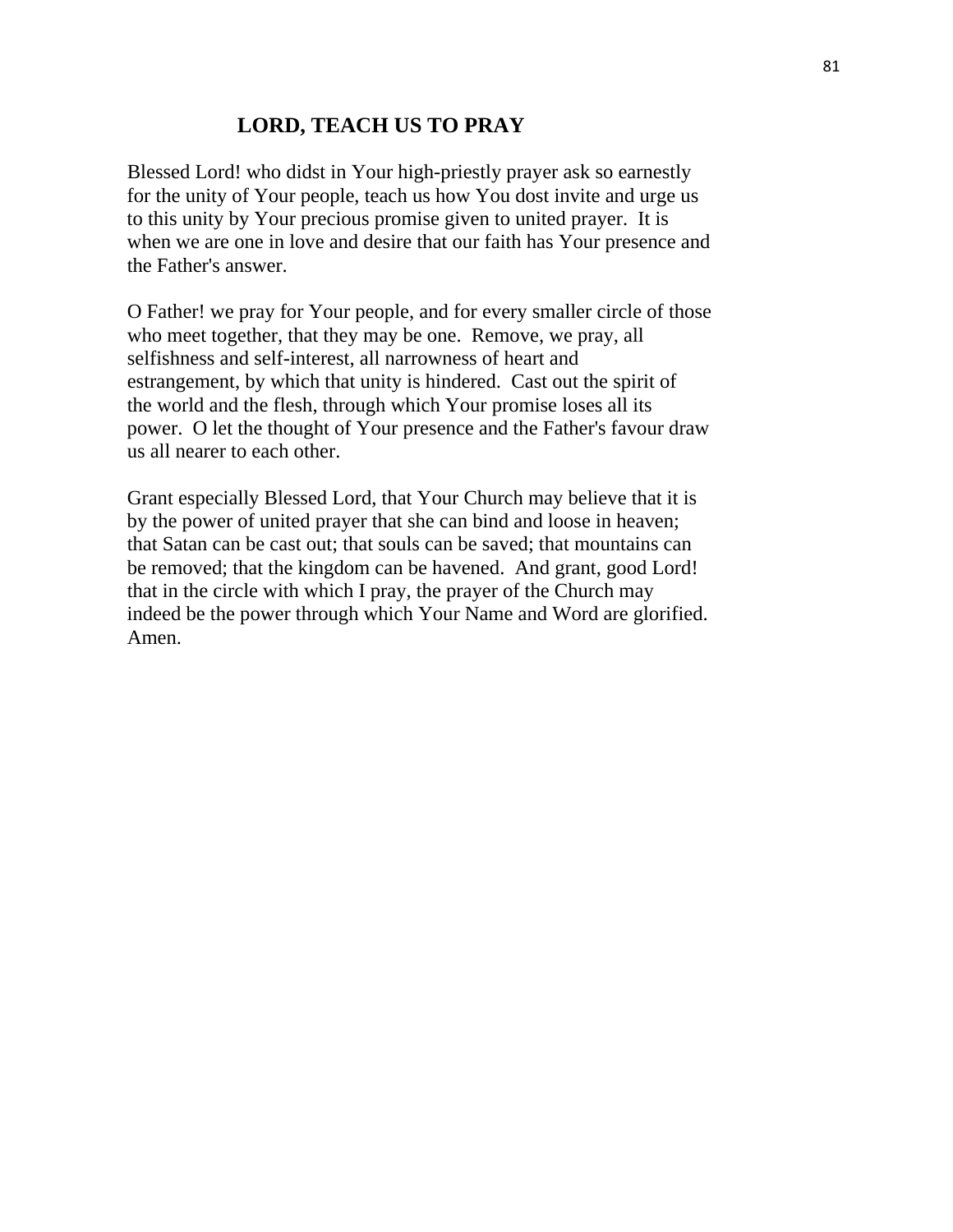## LORD, TEACH US TO PRAY

Blessed Lord! who didst in Your high-priestly prayer ask so earnestly for the unity of Your people, teach us how You dost invite and urge us to this unity by Your precious promise given to united prayer. It is when we are one in love and desire that our faith has Your presence and the Father's answer.

O Father! we pray for Your people, and for every smaller circle of those who meet together, that they may be one. Remove, we pray, all selfishness and self-interest, all narrowness of heart and estrangement, by which that unity is hindered. Cast out the spirit of the world and the flesh, through which Your promise loses all its power. O let the thought of Your presence and the Father's favour draw us all nearer to each other.

Grant especially Blessed Lord, that Your Church may believe that it is by the power of united prayer that she can bind and loose in heaven; that Satan can be cast out; that souls can be saved; that mountains can be removed; that the kingdom can be havened. And grant, good Lord! that in the circle with which I pray, the prayer of the Church may indeed be the power through which Your Name and Word are glorified. Amen.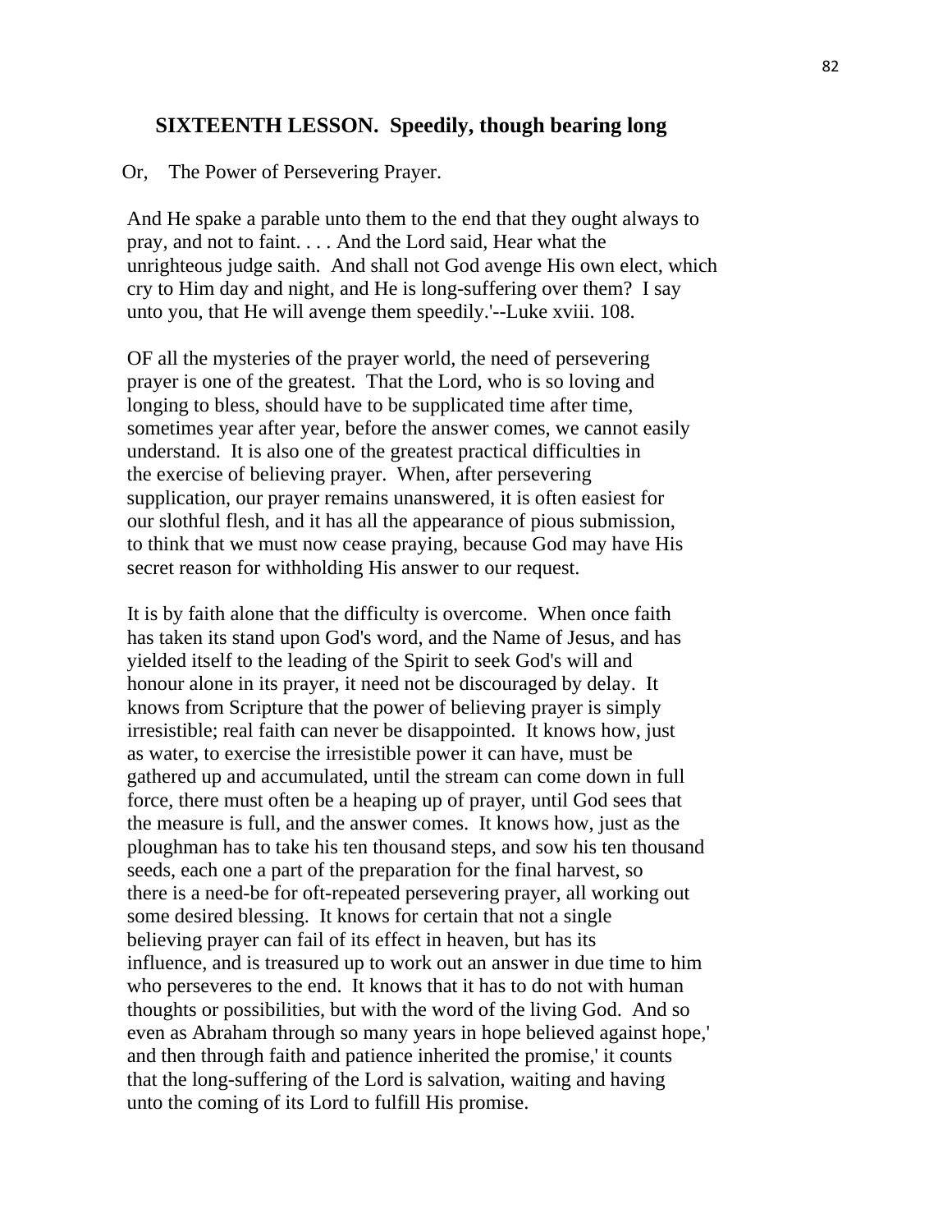## SIXTEENTH LESSON. Speedily, though bearing long

Or, The Power of Persevering Prayer.

And He spake a parable unto them to the end that they ought always to pray, and not to faint. . . . And the Lord said, Hear what the unrighteous judge saith. And shall not God avenge His own elect, which cry to Him day and night, and He is long-suffering over them? I say unto you, that He will avenge them speedily.'--Luke xviii. 108.

OF all the mysteries of the prayer world, the need of persevering prayer is one of the greatest. That the Lord, who is so loving and longing to bless, should have to be supplicated time after time, sometimes year after year, before the answer comes, we cannot easily understand. It is also one of the greatest practical difficulties in the exercise of believing prayer. When, after persevering supplication, our prayer remains unanswered, it is often easiest for our slothful flesh, and it has all the appearance of pious submission, to think that we must now cease praying, because God may have His secret reason for withholding His answer to our request.

It is by faith alone that the difficulty is overcome. When once faith has taken its stand upon God's word, and the Name of Jesus, and has yielded itself to the leading of the Spirit to seek God's will and honour alone in its prayer, it need not be discouraged by delay. It knows from Scripture that the power of believing prayer is simply irresistible; real faith can never be disappointed. It knows how, just as water, to exercise the irresistible power it can have, must be gathered up and accumulated, until the stream can come down in full force, there must often be a heaping up of prayer, until God sees that the measure is full, and the answer comes. It knows how, just as the ploughman has to take his ten thousand steps, and sow his ten thousand seeds, each one a part of the preparation for the final harvest, so there is a need-be for oft-repeated persevering prayer, all working out some desired blessing. It knows for certain that not a single believing prayer can fail of its effect in heaven, but has its influence, and is treasured up to work out an answer in due time to him who perseveres to the end. It knows that it has to do not with human thoughts or possibilities, but with the word of the living God. And so even as Abraham through so many years in hope believed against hope,' and then through faith and patience inherited the promise,' it counts that the long-suffering of the Lord is salvation, waiting and having unto the coming of its Lord to fulfill His promise.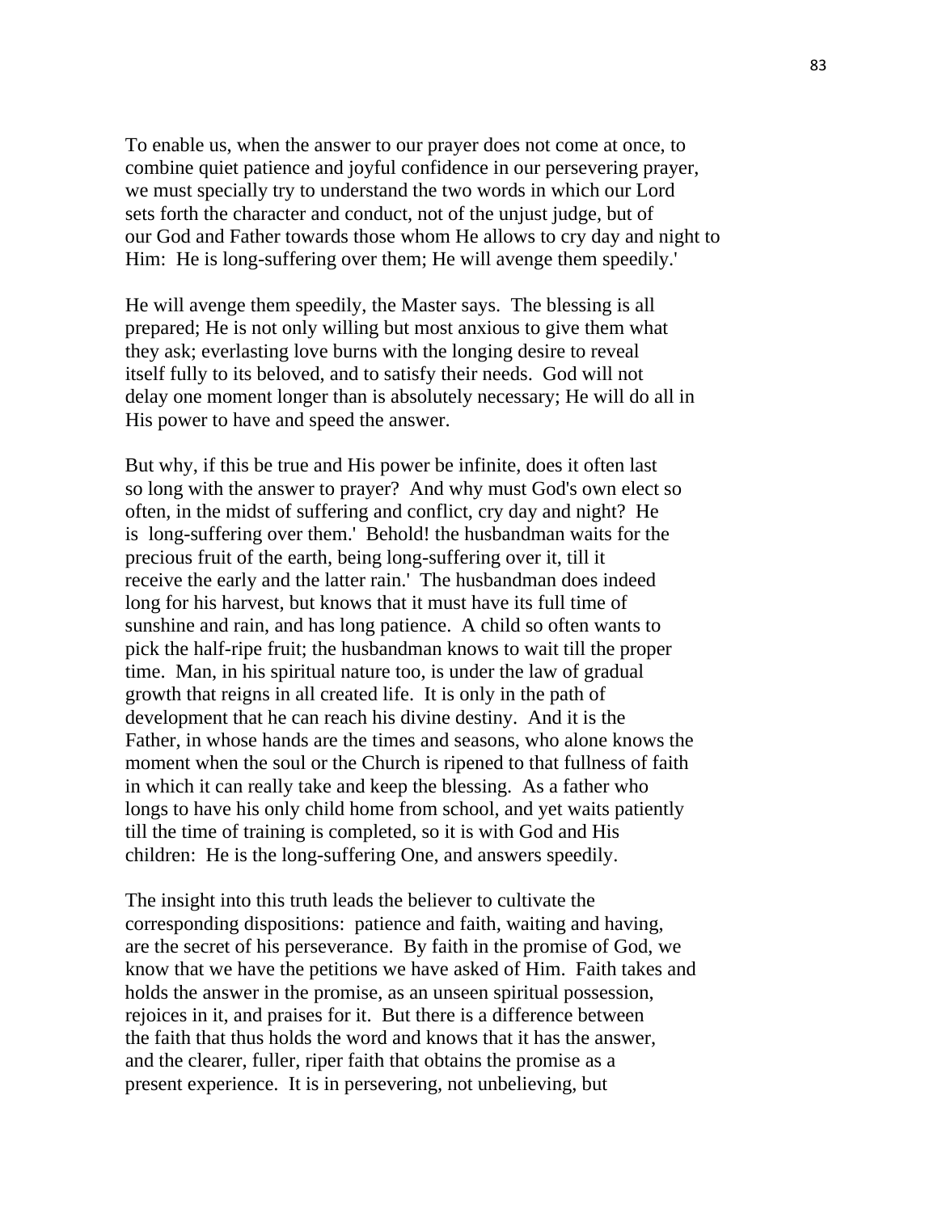To enable us, when the answer to our prayer does not come at once, to combine quiet patience and joyful confidence in our persevering prayer, we must specially try to understand the two words in which our Lord sets forth the character and conduct, not of the unjust judge, but of our God and Father towards those whom He allows to cry day and night to Him: He is long-suffering over them; He will avenge them speedily.'

He will avenge them speedily, the Master says. The blessing is all prepared; He is not only willing but most anxious to give them what they ask; everlasting love burns with the longing desire to reveal itself fully to its beloved, and to satisfy their needs. God will not delay one moment longer than is absolutely necessary; He will do all in His power to have and speed the answer.

But why, if this be true and His power be infinite, does it often last so long with the answer to prayer? And why must God's own elect so often, in the midst of suffering and conflict, cry day and night? He is long-suffering over them.' Behold! the husbandman waits for the precious fruit of the earth, being long-suffering over it, till it receive the early and the latter rain.' The husbandman does indeed long for his harvest, but knows that it must have its full time of sunshine and rain, and has long patience. A child so often wants to pick the half-ripe fruit; the husbandman knows to wait till the proper time. Man, in his spiritual nature too, is under the law of gradual growth that reigns in all created life. It is only in the path of development that he can reach his divine destiny. And it is the Father, in whose hands are the times and seasons, who alone knows the moment when the soul or the Church is ripened to that fullness of faith in which it can really take and keep the blessing. As a father who longs to have his only child home from school, and yet waits patiently till the time of training is completed, so it is with God and His children: He is the long-suffering One, and answers speedily.

The insight into this truth leads the believer to cultivate the corresponding dispositions: patience and faith, waiting and having, are the secret of his perseverance. By faith in the promise of God, we know that we have the petitions we have asked of Him. Faith takes and holds the answer in the promise, as an unseen spiritual possession, rejoices in it, and praises for it. But there is a difference between the faith that thus holds the word and knows that it has the answer, and the clearer, fuller, riper faith that obtains the promise as a present experience. It is in persevering, not unbelieving, but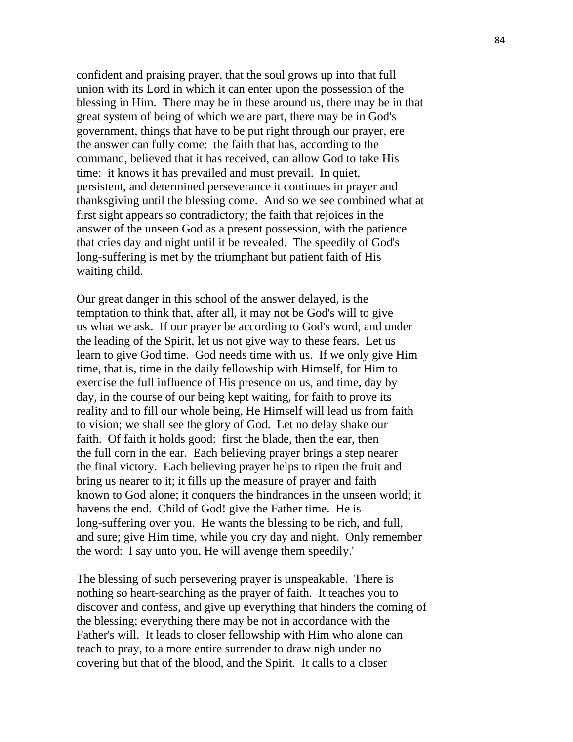confident and praising prayer, that the soul grows up into that full union with its Lord in which it can enter upon the possession of the blessing in Him. There may be in these around us, there may be in that great system of being of which we are part, there may be in God's government, things that have to be put right through our prayer, ere the answer can fully come: the faith that has, according to the command, believed that it has received, can allow God to take His time: it knows it has prevailed and must prevail. In quiet, persistent, and determined perseverance it continues in prayer and thanksgiving until the blessing come. And so we see combined what at first sight appears so contradictory; the faith that rejoices in the answer of the unseen God as a present possession, with the patience that cries day and night until it be revealed. The speedily of God's long-suffering is met by the triumphant but patient faith of His waiting child.

Our great danger in this school of the answer delayed, is the temptation to think that, after all, it may not be God's will to give us what we ask. If our prayer be according to God's word, and under the leading of the Spirit, let us not give way to these fears. Let us learn to give God time. God needs time with us. If we only give Him time, that is, time in the daily fellowship with Himself, for Him to exercise the full influence of His presence on us, and time, day by day, in the course of our being kept waiting, for faith to prove its reality and to fill our whole being, He Himself will lead us from faith to vision; we shall see the glory of God. Let no delay shake our faith. Of faith it holds good: first the blade, then the ear, then the full corn in the ear. Each believing prayer brings a step nearer the final victory. Each believing prayer helps to ripen the fruit and bring us nearer to it; it fills up the measure of prayer and faith known to God alone; it conquers the hindrances in the unseen world; it havens the end. Child of God! give the Father time. He is long-suffering over you. He wants the blessing to be rich, and full, and sure; give Him time, while you cry day and night. Only remember the word: I say unto you, He will avenge them speedily.'

The blessing of such persevering prayer is unspeakable. There is nothing so heart-searching as the prayer of faith. It teaches you to discover and confess, and give up everything that hinders the coming of the blessing; everything there may be not in accordance with the Father's will. It leads to closer fellowship with Him who alone can teach to pray, to a more entire surrender to draw nigh under no covering but that of the blood, and the Spirit. It calls to a closer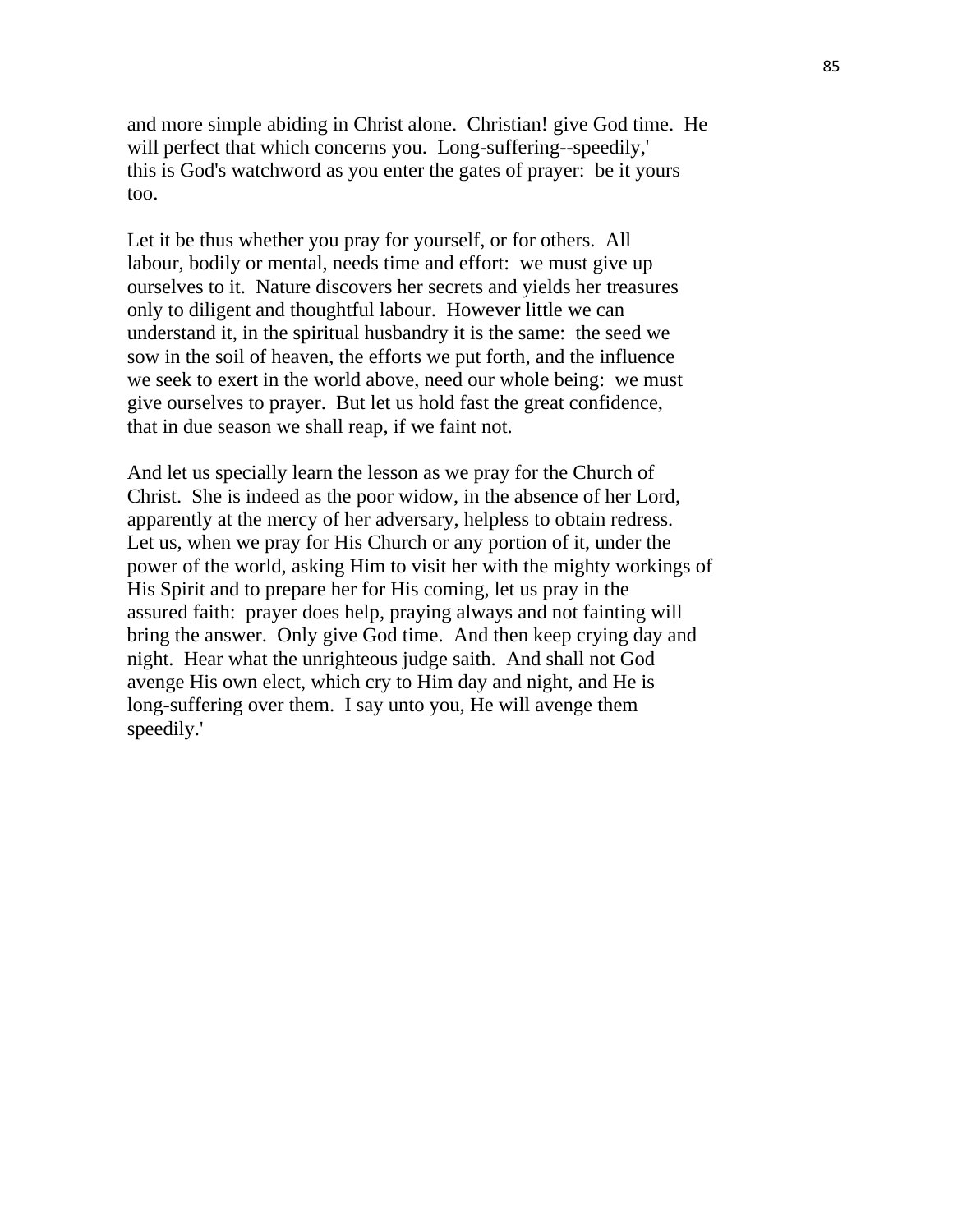and more simple abiding in Christ alone. Christian! give God time. He will perfect that which concerns you. Long-suffering--speedily,' this is God's watchword as you enter the gates of prayer: be it yours too.

Let it be thus whether you pray for yourself, or for others. All labour, bodily or mental, needs time and effort: we must give up ourselves to it. Nature discovers her secrets and yields her treasures only to diligent and thoughtful labour. However little we can understand it, in the spiritual husbandry it is the same: the seed we sow in the soil of heaven, the efforts we put forth, and the influence we seek to exert in the world above, need our whole being: we must give ourselves to prayer. But let us hold fast the great confidence, that in due season we shall reap, if we faint not.

And let us specially learn the lesson as we pray for the Church of Christ. She is indeed as the poor widow, in the absence of her Lord, apparently at the mercy of her adversary, helpless to obtain redress. Let us, when we pray for His Church or any portion of it, under the power of the world, asking Him to visit her with the mighty workings of His Spirit and to prepare her for His coming, let us pray in the assured faith: prayer does help, praying always and not fainting will bring the answer. Only give God time. And then keep crying day and night. Hear what the unrighteous judge saith. And shall not God avenge His own elect, which cry to Him day and night, and He is long-suffering over them. I say unto you, He will avenge them speedily.'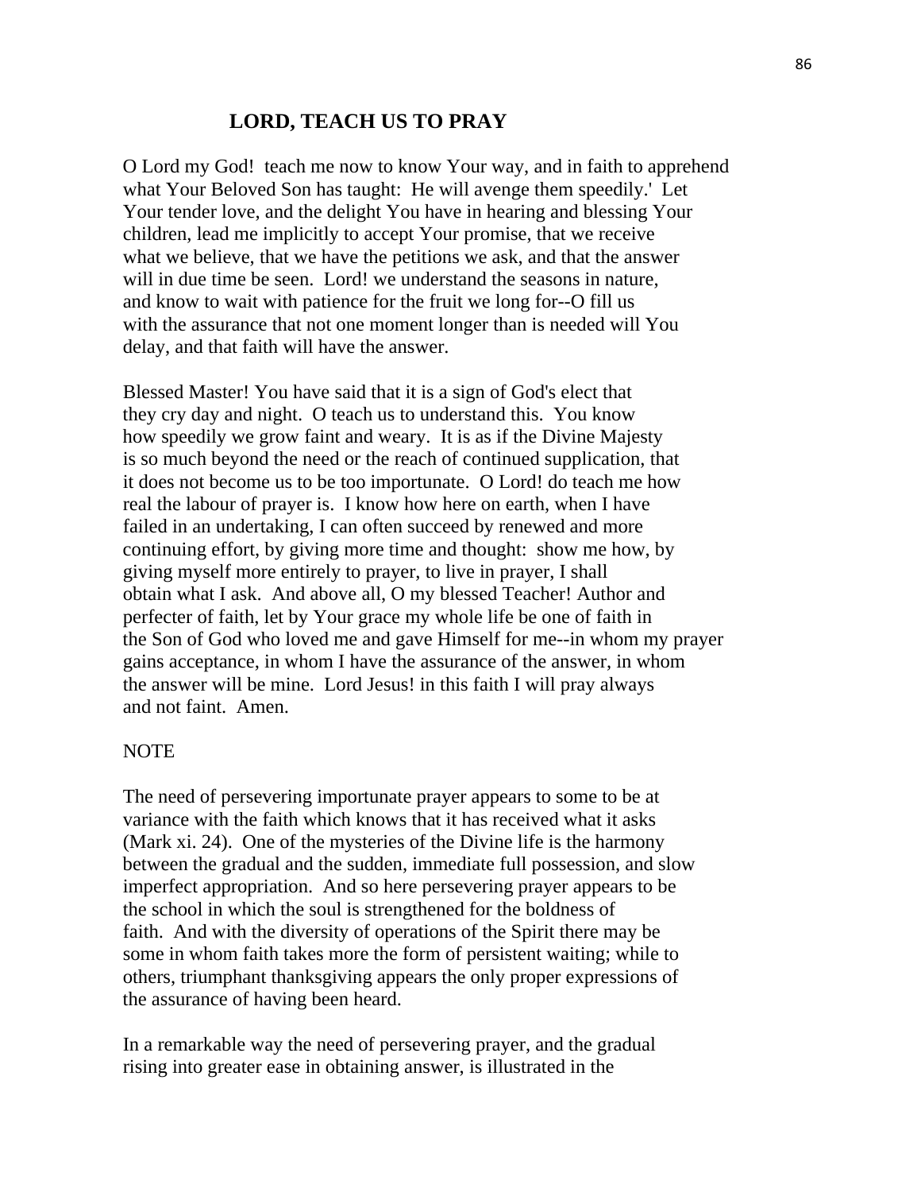## LORD, TEACH US TO PRAY

O Lord my God! teach me now to know Your way, and in faith to apprehend what Your Beloved Son has taught: He will avenge them speedily.' Let Your tender love, and the delight You have in hearing and blessing Your children, lead me implicitly to accept Your promise, that we receive what we believe, that we have the petitions we ask, and that the answer will in due time be seen. Lord! we understand the seasons in nature, and know to wait with patience for the fruit we long for--O fill us with the assurance that not one moment longer than is needed will You delay, and that faith will have the answer.

Blessed Master! You have said that it is a sign of God's elect that they cry day and night. O teach us to understand this. You know how speedily we grow faint and weary. It is as if the Divine Majesty is so much beyond the need or the reach of continued supplication, that it does not become us to be too importunate. O Lord! do teach me how real the labour of prayer is. I know how here on earth, when I have failed in an undertaking, I can often succeed by renewed and more continuing effort, by giving more time and thought: show me how, by giving myself more entirely to prayer, to live in prayer, I shall obtain what I ask. And above all, O my blessed Teacher! Author and perfecter of faith, let by Your grace my whole life be one of faith in the Son of God who loved me and gave Himself for me--in whom my prayer gains acceptance, in whom I have the assurance of the answer, in whom the answer will be mine. Lord Jesus! in this faith I will pray always and not faint. Amen.

NOTE

The need of persevering importunate prayer appears to some to be at variance with the faith which knows that it has received what it asks (Mark xi. 24). One of the mysteries of the Divine life is the harmony between the gradual and the sudden, immediate full possession, and slow imperfect appropriation. And so here persevering prayer appears to be the school in which the soul is strengthened for the boldness of faith. And with the diversity of operations of the Spirit there may be some in whom faith takes more the form of persistent waiting; while to others, triumphant thanksgiving appears the only proper expressions of the assurance of having been heard.

In a remarkable way the need of persevering prayer, and the gradual rising into greater ease in obtaining answer, is illustrated in the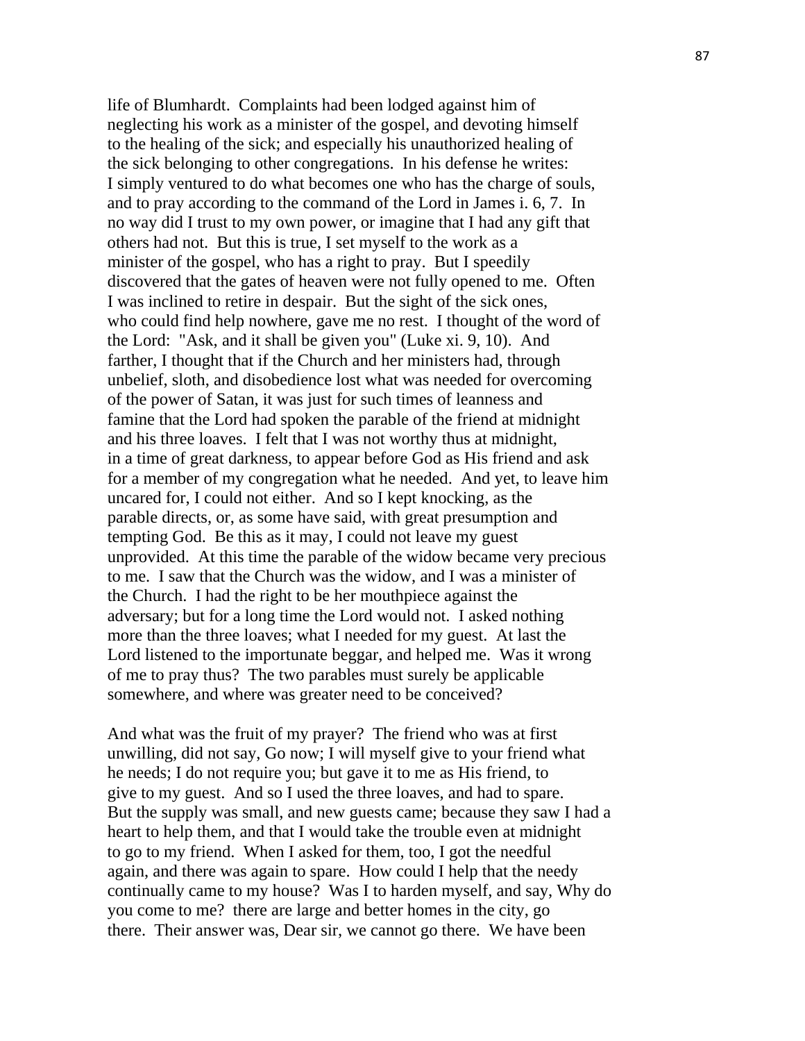life of Blumhardt. Complaints had been lodged against him of neglecting his work as a minister of the gospel, and devoting himself to the healing of the sick; and especially his unauthorized healing of the sick belonging to other congregations. In his defense he writes: I simply ventured to do what becomes one who has the charge of souls, and to pray according to the command of the Lord in James i. 6, 7. In no way did I trust to my own power, or imagine that I had any gift that others had not. But this is true, I set myself to the work as a minister of the gospel, who has a right to pray. But I speedily discovered that the gates of heaven were not fully opened to me. Often I was inclined to retire in despair. But the sight of the sick ones, who could find help nowhere, gave me no rest. I thought of the word of the Lord: "Ask, and it shall be given you" (Luke xi. 9, 10). And farther, I thought that if the Church and her ministers had, through unbelief, sloth, and disobedience lost what was needed for overcoming of the power of Satan, it was just for such times of leanness and famine that the Lord had spoken the parable of the friend at midnight and his three loaves. I felt that I was not worthy thus at midnight, in a time of great darkness, to appear before God as His friend and ask for a member of my congregation what he needed. And yet, to leave him uncared for, I could not either. And so I kept knocking, as the parable directs, or, as some have said, with great presumption and tempting God. Be this as it may, I could not leave my guest unprovided. At this time the parable of the widow became very precious to me. I saw that the Church was the widow, and I was a minister of the Church. I had the right to be her mouthpiece against the adversary; but for a long time the Lord would not. I asked nothing more than the three loaves; what I needed for my guest. At last the Lord listened to the importunate beggar, and helped me. Was it wrong of me to pray thus? The two parables must surely be applicable somewhere, and where was greater need to be conceived?

And what was the fruit of my prayer? The friend who was at first unwilling, did not say, Go now; I will myself give to your friend what he needs; I do not require you; but gave it to me as His friend, to give to my guest. And so I used the three loaves, and had to spare. But the supply was small, and new guests came; because they saw I had a heart to help them, and that I would take the trouble even at midnight to go to my friend. When I asked for them, too, I got the needful again, and there was again to spare. How could I help that the needy continually came to my house? Was I to harden myself, and say, Why do you come to me? there are large and better homes in the city, go there. Their answer was, Dear sir, we cannot go there. We have been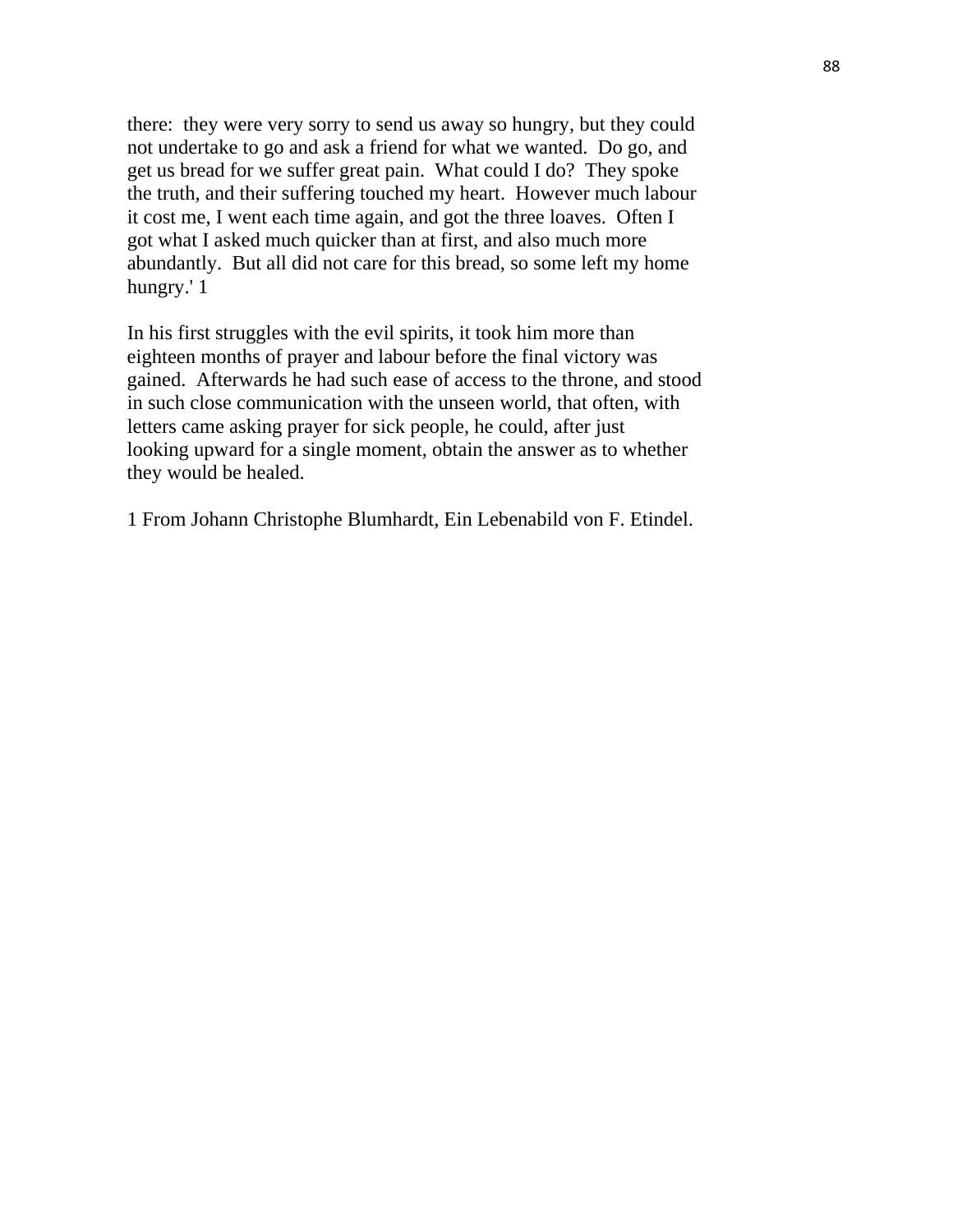there: they were very sorry to send us away so hungry, but they could not undertake to go and ask a friend for what we wanted. Do go, and get us bread for we suffer great pain. What could I do? They spoke the truth, and their suffering touched my heart. However much labour it cost me, I went each time again, and got the three loaves. Often I got what I asked much quicker than at first, and also much more abundantly. But all did not care for this bread, so some left my home hungry.' [1]

In his first struggles with the evil spirits, it took him more than eighteen months of prayer and labour before the final victory was gained. Afterwards he had such ease of access to the throne, and stood in such close communication with the unseen world, that often, with letters came asking prayer for sick people, he could, after just looking upward for a single moment, obtain the answer as to whether they would be healed.

1 From Johann Christophe Blumhardt, Ein Lebenabild von F. Etindel.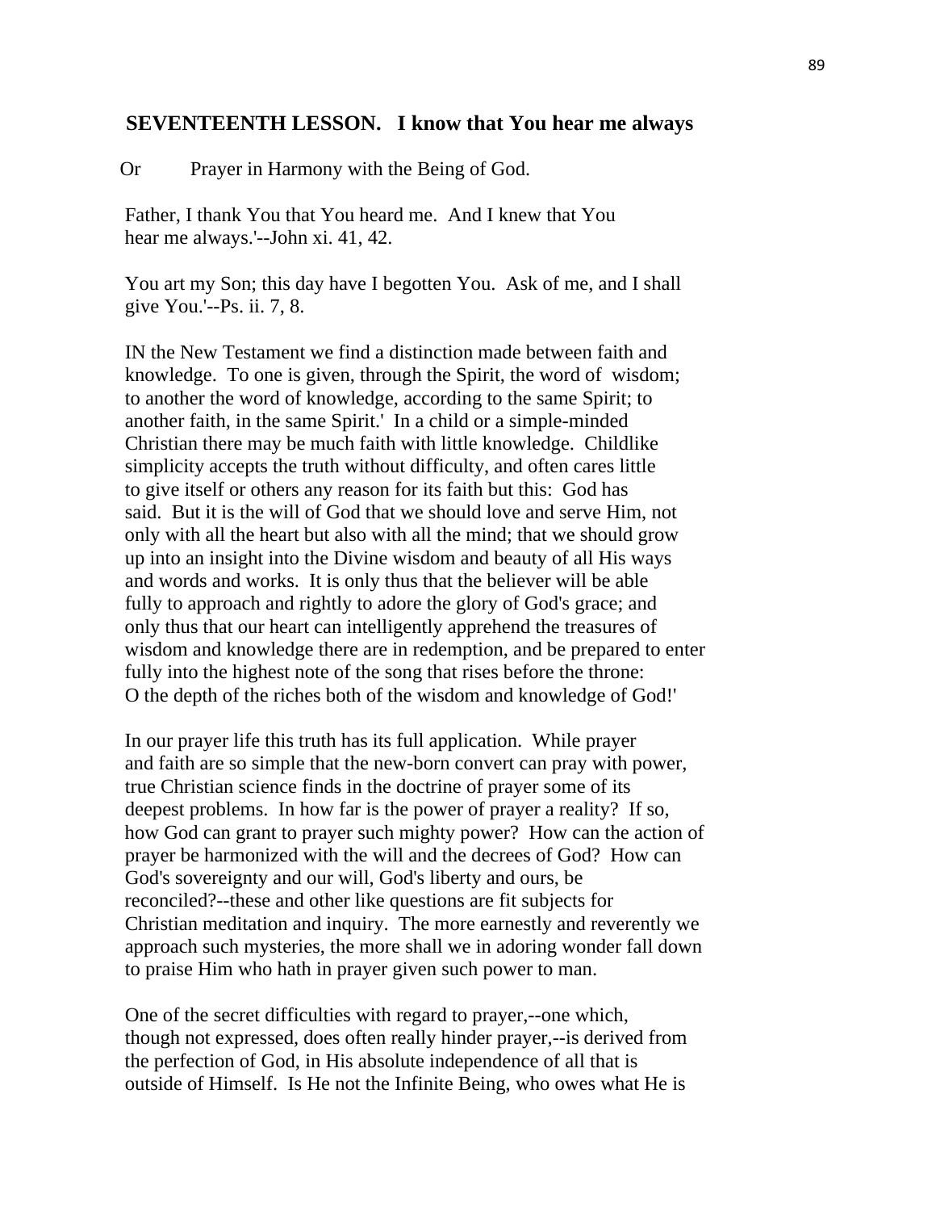## SEVENTEENTH LESSON. I know that You hear me always

Or Prayer in Harmony with the Being of God.

Father, I thank You that You heard me. And I knew that You hear me always.'--John xi. 41, 42.

You art my Son; this day have I begotten You. Ask of me, and I shall give You.'--Ps. ii. 7, 8.

IN the New Testament we find a distinction made between faith and knowledge. To one is given, through the Spirit, the word of wisdom; to another the word of knowledge, according to the same Spirit; to another faith, in the same Spirit.' In a child or a simple-minded Christian there may be much faith with little knowledge. Childlike simplicity accepts the truth without difficulty, and often cares little to give itself or others any reason for its faith but this: God has said. But it is the will of God that we should love and serve Him, not only with all the heart but also with all the mind; that we should grow up into an insight into the Divine wisdom and beauty of all His ways and words and works. It is only thus that the believer will be able fully to approach and rightly to adore the glory of God's grace; and only thus that our heart can intelligently apprehend the treasures of wisdom and knowledge there are in redemption, and be prepared to enter fully into the highest note of the song that rises before the throne: O the depth of the riches both of the wisdom and knowledge of God!'

In our prayer life this truth has its full application. While prayer and faith are so simple that the new-born convert can pray with power, true Christian science finds in the doctrine of prayer some of its deepest problems. In how far is the power of prayer a reality? If so, how God can grant to prayer such mighty power? How can the action of prayer be harmonized with the will and the decrees of God? How can God's sovereignty and our will, God's liberty and ours, be reconciled?--these and other like questions are fit subjects for Christian meditation and inquiry. The more earnestly and reverently we approach such mysteries, the more shall we in adoring wonder fall down to praise Him who hath in prayer given such power to man.

One of the secret difficulties with regard to prayer,--one which, though not expressed, does often really hinder prayer,--is derived from the perfection of God, in His absolute independence of all that is outside of Himself. Is He not the Infinite Being, who owes what He is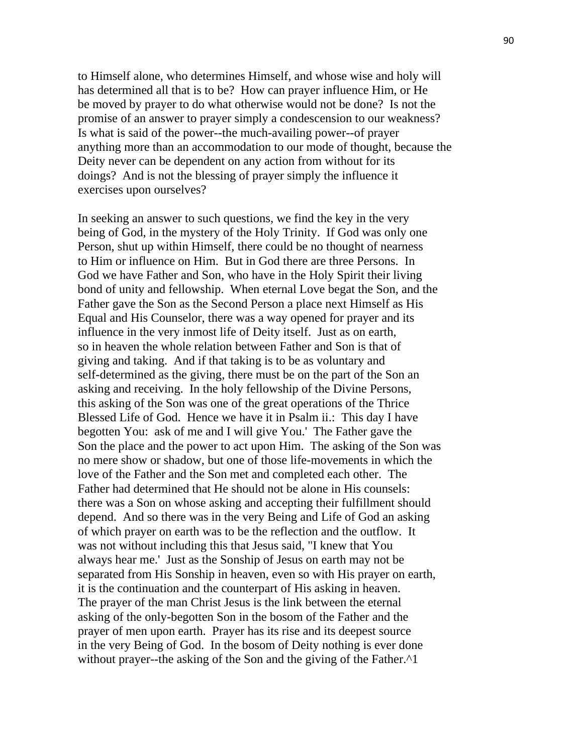to Himself alone, who determines Himself, and whose wise and holy will has determined all that is to be? How can prayer influence Him, or He be moved by prayer to do what otherwise would not be done? Is not the promise of an answer to prayer simply a condescension to our weakness? Is what is said of the power--the much-availing power--of prayer anything more than an accommodation to our mode of thought, because the Deity never can be dependent on any action from without for its doings? And is not the blessing of prayer simply the influence it exercises upon ourselves?

In seeking an answer to such questions, we find the key in the very being of God, in the mystery of the Holy Trinity. If God was only one Person, shut up within Himself, there could be no thought of nearness to Him or influence on Him. But in God there are three Persons. In God we have Father and Son, who have in the Holy Spirit their living bond of unity and fellowship. When eternal Love begat the Son, and the Father gave the Son as the Second Person a place next Himself as His Equal and His Counselor, there was a way opened for prayer and its influence in the very inmost life of Deity itself. Just as on earth, so in heaven the whole relation between Father and Son is that of giving and taking. And if that taking is to be as voluntary and self-determined as the giving, there must be on the part of the Son an asking and receiving. In the holy fellowship of the Divine Persons, this asking of the Son was one of the great operations of the Thrice Blessed Life of God. Hence we have it in Psalm ii.: This day I have begotten You: ask of me and I will give You.' The Father gave the Son the place and the power to act upon Him. The asking of the Son was no mere show or shadow, but one of those life-movements in which the love of the Father and the Son met and completed each other. The Father had determined that He should not be alone in His counsels: there was a Son on whose asking and accepting their fulfillment should depend. And so there was in the very Being and Life of God an asking of which prayer on earth was to be the reflection and the outflow. It was not without including this that Jesus said, "I knew that You always hear me.' Just as the Sonship of Jesus on earth may not be separated from His Sonship in heaven, even so with His prayer on earth, it is the continuation and the counterpart of His asking in heaven. The prayer of the man Christ Jesus is the link between the eternal asking of the only-begotten Son in the bosom of the Father and the prayer of men upon earth. Prayer has its rise and its deepest source in the very Being of God. In the bosom of Deity nothing is ever done without prayer--the asking of the Son and the giving of the Father.^1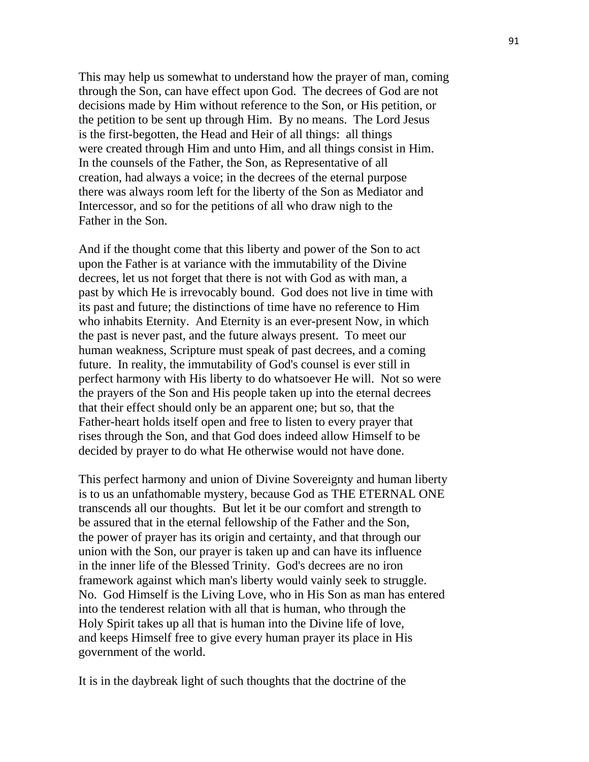This may help us somewhat to understand how the prayer of man, coming through the Son, can have effect upon God. The decrees of God are not decisions made by Him without reference to the Son, or His petition, or the petition to be sent up through Him. By no means. The Lord Jesus is the first-begotten, the Head and Heir of all things: all things were created through Him and unto Him, and all things consist in Him. In the counsels of the Father, the Son, as Representative of all creation, had always a voice; in the decrees of the eternal purpose there was always room left for the liberty of the Son as Mediator and Intercessor, and so for the petitions of all who draw nigh to the Father in the Son.

And if the thought come that this liberty and power of the Son to act upon the Father is at variance with the immutability of the Divine decrees, let us not forget that there is not with God as with man, a past by which He is irrevocably bound. God does not live in time with its past and future; the distinctions of time have no reference to Him who inhabits Eternity. And Eternity is an ever-present Now, in which the past is never past, and the future always present. To meet our human weakness, Scripture must speak of past decrees, and a coming future. In reality, the immutability of God's counsel is ever still in perfect harmony with His liberty to do whatsoever He will. Not so were the prayers of the Son and His people taken up into the eternal decrees that their effect should only be an apparent one; but so, that the Father-heart holds itself open and free to listen to every prayer that rises through the Son, and that God does indeed allow Himself to be decided by prayer to do what He otherwise would not have done.

This perfect harmony and union of Divine Sovereignty and human liberty is to us an unfathomable mystery, because God as THE ETERNAL ONE transcends all our thoughts. But let it be our comfort and strength to be assured that in the eternal fellowship of the Father and the Son, the power of prayer has its origin and certainty, and that through our union with the Son, our prayer is taken up and can have its influence in the inner life of the Blessed Trinity. God's decrees are no iron framework against which man's liberty would vainly seek to struggle. No. God Himself is the Living Love, who in His Son as man has entered into the tenderest relation with all that is human, who through the Holy Spirit takes up all that is human into the Divine life of love, and keeps Himself free to give every human prayer its place in His government of the world.

It is in the daybreak light of such thoughts that the doctrine of the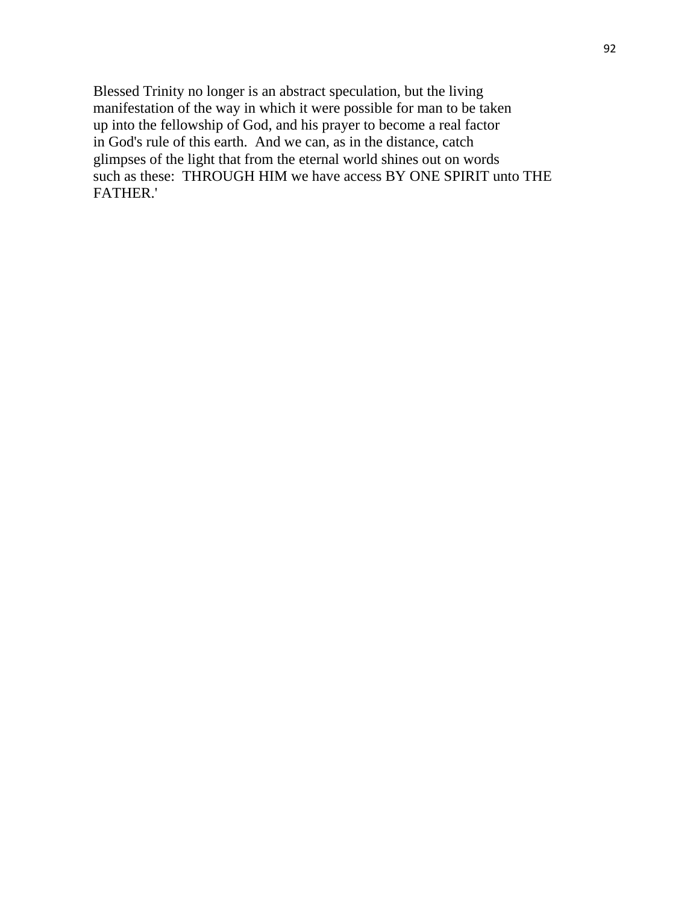Blessed Trinity no longer is an abstract speculation, but the living manifestation of the way in which it were possible for man to be taken up into the fellowship of God, and his prayer to become a real factor in God's rule of this earth. And we can, as in the distance, catch glimpses of the light that from the eternal world shines out on words such as these: THROUGH HIM we have access BY ONE SPIRIT unto THE FATHER.'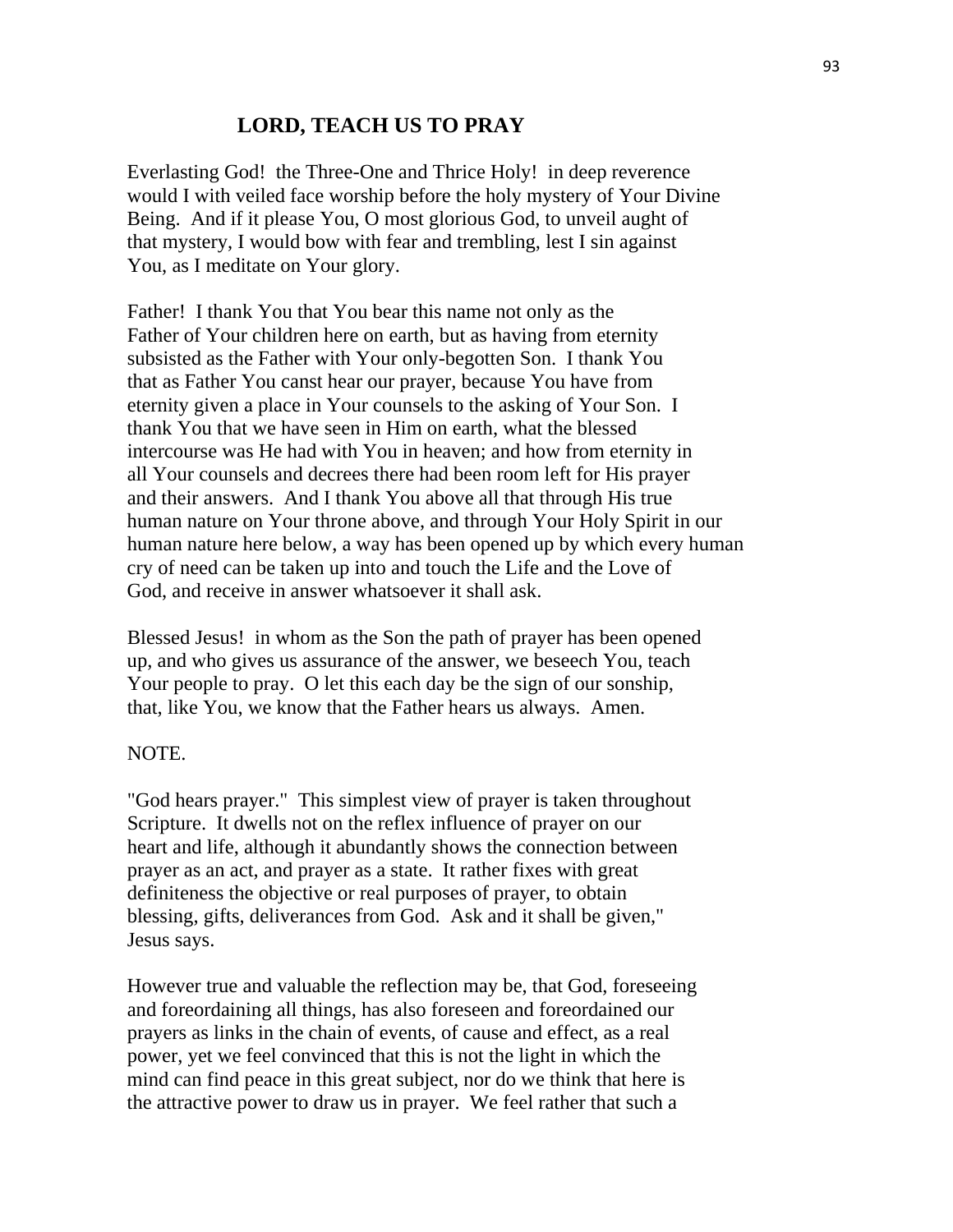## LORD, TEACH US TO PRAY

Everlasting God! the Three-One and Thrice Holy! in deep reverence would I with veiled face worship before the holy mystery of Your Divine Being. And if it please You, O most glorious God, to unveil aught of that mystery, I would bow with fear and trembling, lest I sin against You, as I meditate on Your glory.

Father! I thank You that You bear this name not only as the Father of Your children here on earth, but as having from eternity subsisted as the Father with Your only-begotten Son. I thank You that as Father You canst hear our prayer, because You have from eternity given a place in Your counsels to the asking of Your Son. I thank You that we have seen in Him on earth, what the blessed intercourse was He had with You in heaven; and how from eternity in all Your counsels and decrees there had been room left for His prayer and their answers. And I thank You above all that through His true human nature on Your throne above, and through Your Holy Spirit in our human nature here below, a way has been opened up by which every human cry of need can be taken up into and touch the Life and the Love of God, and receive in answer whatsoever it shall ask.

Blessed Jesus! in whom as the Son the path of prayer has been opened up, and who gives us assurance of the answer, we beseech You, teach Your people to pray. O let this each day be the sign of our sonship, that, like You, we know that the Father hears us always. Amen.

NOTE.

"God hears prayer." This simplest view of prayer is taken throughout Scripture. It dwells not on the reflex influence of prayer on our heart and life, although it abundantly shows the connection between prayer as an act, and prayer as a state. It rather fixes with great definiteness the objective or real purposes of prayer, to obtain blessing, gifts, deliverances from God. Ask and it shall be given," Jesus says.

However true and valuable the reflection may be, that God, foreseeing and foreordaining all things, has also foreseen and foreordained our prayers as links in the chain of events, of cause and effect, as a real power, yet we feel convinced that this is not the light in which the mind can find peace in this great subject, nor do we think that here is the attractive power to draw us in prayer. We feel rather that such a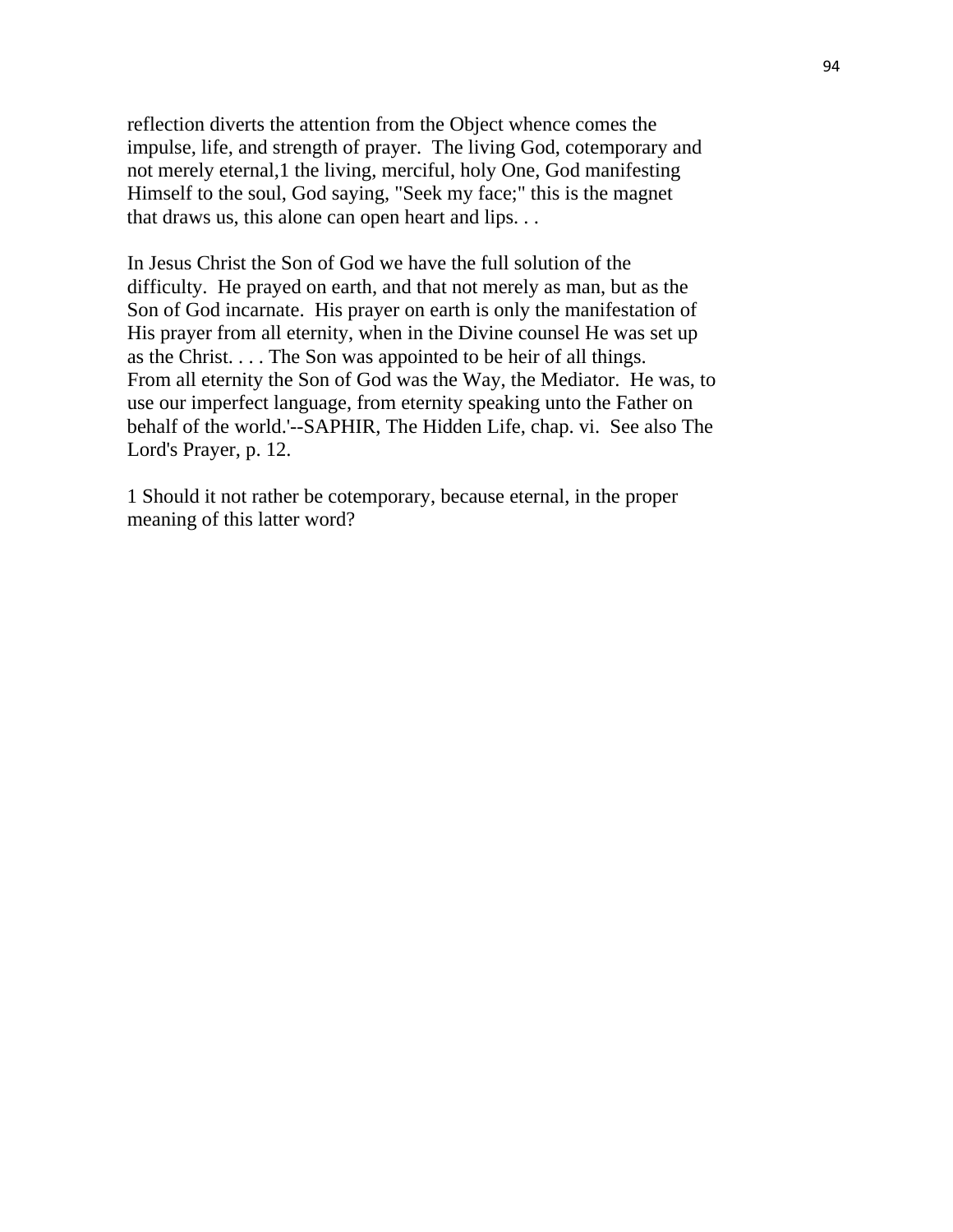reflection diverts the attention from the Object whence comes the impulse, life, and strength of prayer. The living God, cotemporary and not merely eternal,[1] the living, merciful, holy One, God manifesting Himself to the soul, God saying, "Seek my face;" this is the magnet that draws us, this alone can open heart and lips. . .

In Jesus Christ the Son of God we have the full solution of the difficulty. He prayed on earth, and that not merely as man, but as the Son of God incarnate. His prayer on earth is only the manifestation of His prayer from all eternity, when in the Divine counsel He was set up as the Christ. . . . The Son was appointed to be heir of all things. From all eternity the Son of God was the Way, the Mediator. He was, to use our imperfect language, from eternity speaking unto the Father on behalf of the world.'--SAPHIR, The Hidden Life, chap. vi. See also The Lord's Prayer, p. 12.

1 Should it not rather be cotemporary, because eternal, in the proper meaning of this latter word?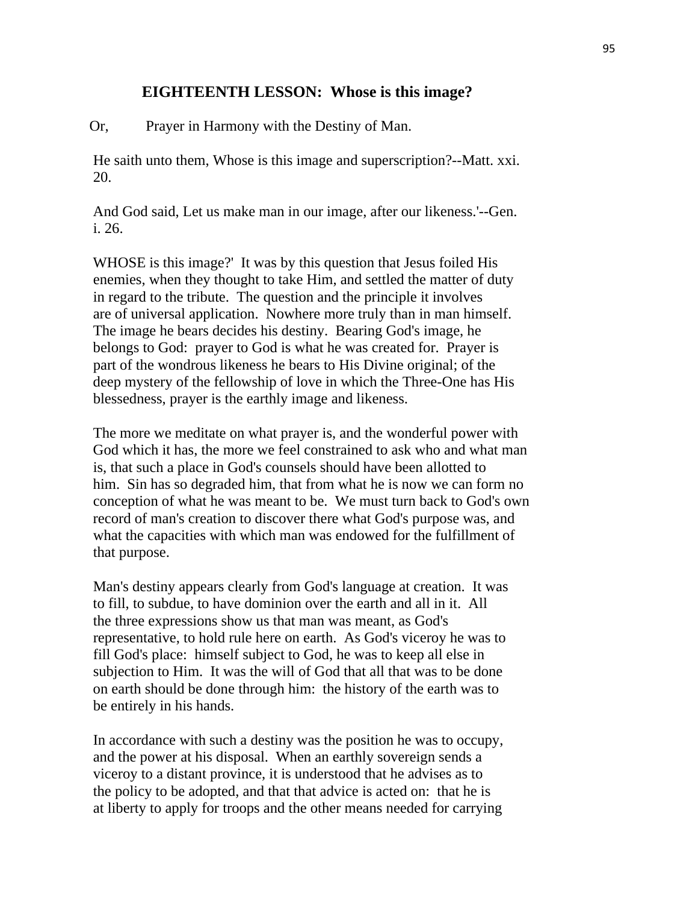## EIGHTEENTH LESSON: Whose is this image?

Or, Prayer in Harmony with the Destiny of Man.

He saith unto them, Whose is this image and superscription?--Matt. xxi. 20.

And God said, Let us make man in our image, after our likeness.'--Gen. i. 26.

WHOSE is this image?' It was by this question that Jesus foiled His enemies, when they thought to take Him, and settled the matter of duty in regard to the tribute. The question and the principle it involves are of universal application. Nowhere more truly than in man himself. The image he bears decides his destiny. Bearing God's image, he belongs to God: prayer to God is what he was created for. Prayer is part of the wondrous likeness he bears to His Divine original; of the deep mystery of the fellowship of love in which the Three-One has His blessedness, prayer is the earthly image and likeness.

The more we meditate on what prayer is, and the wonderful power with God which it has, the more we feel constrained to ask who and what man is, that such a place in God's counsels should have been allotted to him. Sin has so degraded him, that from what he is now we can form no conception of what he was meant to be. We must turn back to God's own record of man's creation to discover there what God's purpose was, and what the capacities with which man was endowed for the fulfillment of that purpose.

Man's destiny appears clearly from God's language at creation. It was to fill, to subdue, to have dominion over the earth and all in it. All the three expressions show us that man was meant, as God's representative, to hold rule here on earth. As God's viceroy he was to fill God's place: himself subject to God, he was to keep all else in subjection to Him. It was the will of God that all that was to be done on earth should be done through him: the history of the earth was to be entirely in his hands.

In accordance with such a destiny was the position he was to occupy, and the power at his disposal. When an earthly sovereign sends a viceroy to a distant province, it is understood that he advises as to the policy to be adopted, and that that advice is acted on: that he is at liberty to apply for troops and the other means needed for carrying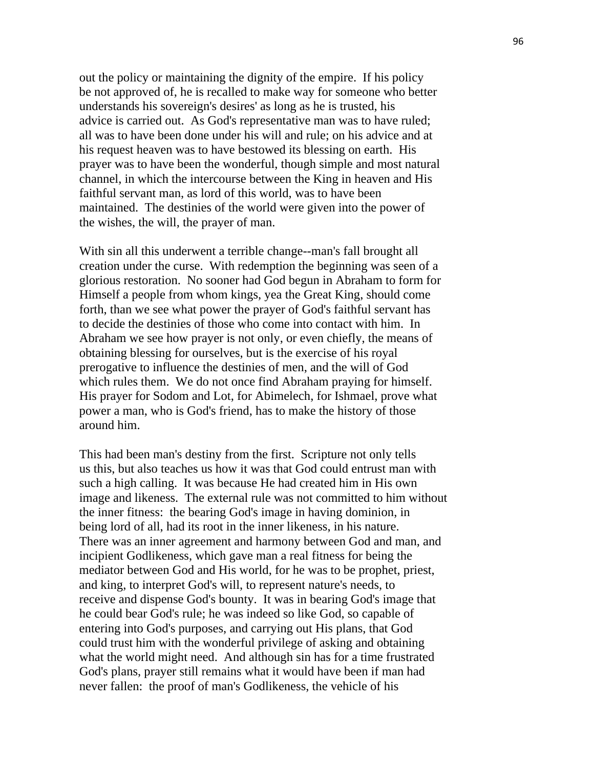out the policy or maintaining the dignity of the empire. If his policy be not approved of, he is recalled to make way for someone who better understands his sovereign's desires' as long as he is trusted, his advice is carried out. As God's representative man was to have ruled; all was to have been done under his will and rule; on his advice and at his request heaven was to have bestowed its blessing on earth. His prayer was to have been the wonderful, though simple and most natural channel, in which the intercourse between the King in heaven and His faithful servant man, as lord of this world, was to have been maintained. The destinies of the world were given into the power of the wishes, the will, the prayer of man.

With sin all this underwent a terrible change--man's fall brought all creation under the curse. With redemption the beginning was seen of a glorious restoration. No sooner had God begun in Abraham to form for Himself a people from whom kings, yea the Great King, should come forth, than we see what power the prayer of God's faithful servant has to decide the destinies of those who come into contact with him. In Abraham we see how prayer is not only, or even chiefly, the means of obtaining blessing for ourselves, but is the exercise of his royal prerogative to influence the destinies of men, and the will of God which rules them. We do not once find Abraham praying for himself. His prayer for Sodom and Lot, for Abimelech, for Ishmael, prove what power a man, who is God's friend, has to make the history of those around him.

This had been man's destiny from the first. Scripture not only tells us this, but also teaches us how it was that God could entrust man with such a high calling. It was because He had created him in His own image and likeness. The external rule was not committed to him without the inner fitness: the bearing God's image in having dominion, in being lord of all, had its root in the inner likeness, in his nature. There was an inner agreement and harmony between God and man, and incipient Godlikeness, which gave man a real fitness for being the mediator between God and His world, for he was to be prophet, priest, and king, to interpret God's will, to represent nature's needs, to receive and dispense God's bounty. It was in bearing God's image that he could bear God's rule; he was indeed so like God, so capable of entering into God's purposes, and carrying out His plans, that God could trust him with the wonderful privilege of asking and obtaining what the world might need. And although sin has for a time frustrated God's plans, prayer still remains what it would have been if man had never fallen: the proof of man's Godlikeness, the vehicle of his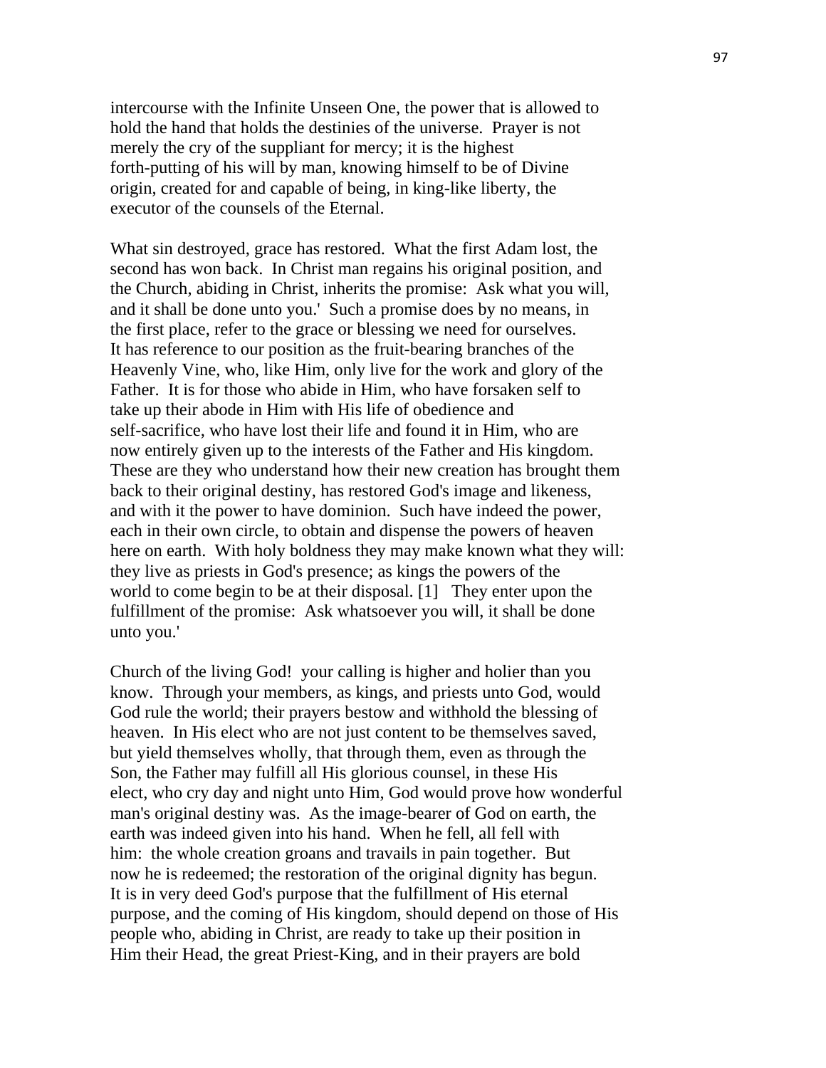intercourse with the Infinite Unseen One, the power that is allowed to hold the hand that holds the destinies of the universe. Prayer is not merely the cry of the suppliant for mercy; it is the highest forth-putting of his will by man, knowing himself to be of Divine origin, created for and capable of being, in king-like liberty, the executor of the counsels of the Eternal.

What sin destroyed, grace has restored. What the first Adam lost, the second has won back. In Christ man regains his original position, and the Church, abiding in Christ, inherits the promise: Ask what you will, and it shall be done unto you.' Such a promise does by no means, in the first place, refer to the grace or blessing we need for ourselves. It has reference to our position as the fruit-bearing branches of the Heavenly Vine, who, like Him, only live for the work and glory of the Father. It is for those who abide in Him, who have forsaken self to take up their abode in Him with His life of obedience and self-sacrifice, who have lost their life and found it in Him, who are now entirely given up to the interests of the Father and His kingdom. These are they who understand how their new creation has brought them back to their original destiny, has restored God's image and likeness, and with it the power to have dominion. Such have indeed the power, each in their own circle, to obtain and dispense the powers of heaven here on earth. With holy boldness they may make known what they will: they live as priests in God's presence; as kings the powers of the world to come begin to be at their disposal. [1] They enter upon the fulfillment of the promise: Ask whatsoever you will, it shall be done unto you.'

Church of the living God! your calling is higher and holier than you know. Through your members, as kings, and priests unto God, would God rule the world; their prayers bestow and withhold the blessing of heaven. In His elect who are not just content to be themselves saved, but yield themselves wholly, that through them, even as through the Son, the Father may fulfill all His glorious counsel, in these His elect, who cry day and night unto Him, God would prove how wonderful man's original destiny was. As the image-bearer of God on earth, the earth was indeed given into his hand. When he fell, all fell with him: the whole creation groans and travails in pain together. But now he is redeemed; the restoration of the original dignity has begun. It is in very deed God's purpose that the fulfillment of His eternal purpose, and the coming of His kingdom, should depend on those of His people who, abiding in Christ, are ready to take up their position in Him their Head, the great Priest-King, and in their prayers are bold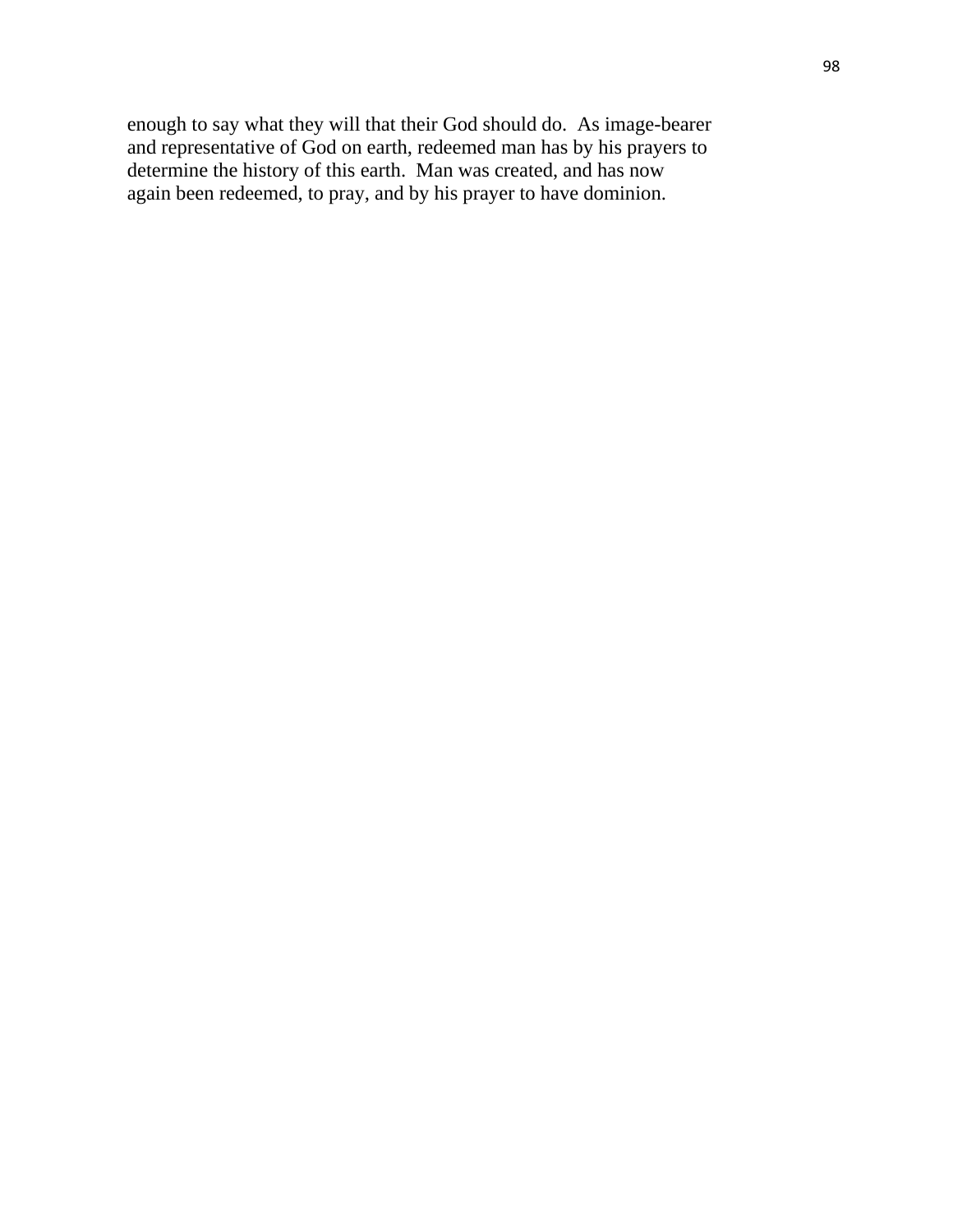enough to say what they will that their God should do. As image-bearer and representative of God on earth, redeemed man has by his prayers to determine the history of this earth. Man was created, and has now again been redeemed, to pray, and by his prayer to have dominion.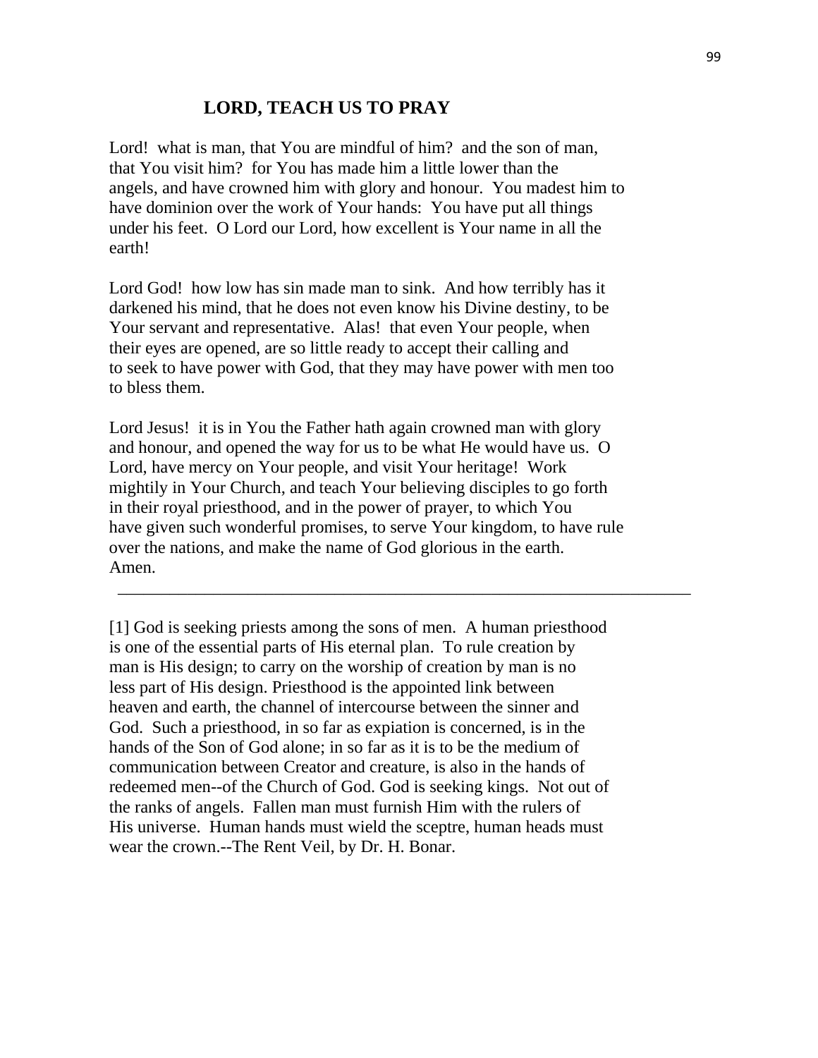## LORD, TEACH US TO PRAY

Lord! what is man, that You are mindful of him? and the son of man, that You visit him? for You has made him a little lower than the angels, and have crowned him with glory and honour. You madest him to have dominion over the work of Your hands: You have put all things under his feet. O Lord our Lord, how excellent is Your name in all the earth!

Lord God! how low has sin made man to sink. And how terribly has it darkened his mind, that he does not even know his Divine destiny, to be Your servant and representative. Alas! that even Your people, when their eyes are opened, are so little ready to accept their calling and to seek to have power with God, that they may have power with men too to bless them.

Lord Jesus! it is in You the Father hath again crowned man with glory and honour, and opened the way for us to be what He would have us. O Lord, have mercy on Your people, and visit Your heritage! Work mightily in Your Church, and teach Your believing disciples to go forth in their royal priesthood, and in the power of prayer, to which You have given such wonderful promises, to serve Your kingdom, to have rule over the nations, and make the name of God glorious in the earth. Amen.

---

[1] God is seeking priests among the sons of men. A human priesthood is one of the essential parts of His eternal plan. To rule creation by man is His design; to carry on the worship of creation by man is no less part of His design. Priesthood is the appointed link between heaven and earth, the channel of intercourse between the sinner and God. Such a priesthood, in so far as expiation is concerned, is in the hands of the Son of God alone; in so far as it is to be the medium of communication between Creator and creature, is also in the hands of redeemed men--of the Church of God. God is seeking kings. Not out of the ranks of angels. Fallen man must furnish Him with the rulers of His universe. Human hands must wield the sceptre, human heads must wear the crown.--The Rent Veil, by Dr. H. Bonar.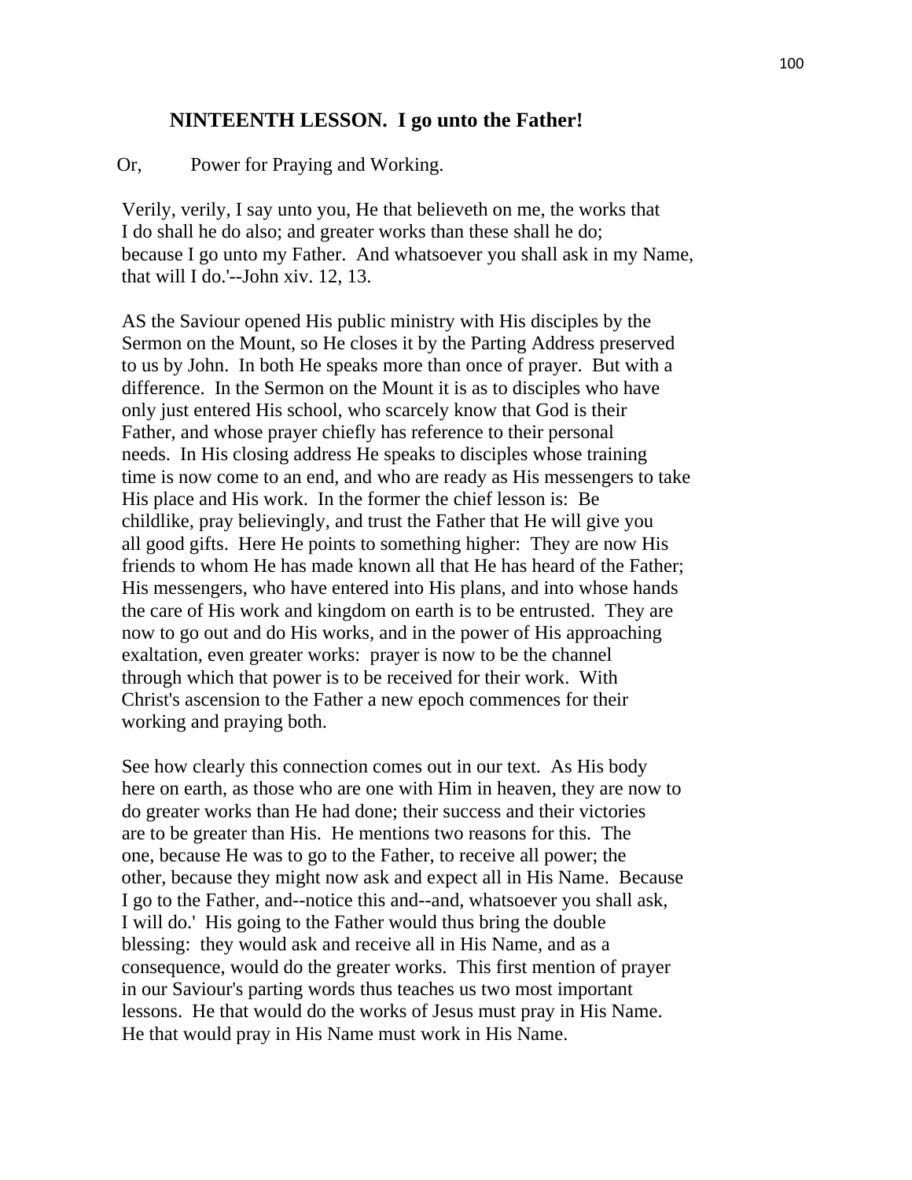## NINTEENTH LESSON. I go unto the Father!

Or, Power for Praying and Working.

Verily, verily, I say unto you, He that believeth on me, the works that I do shall he do also; and greater works than these shall he do; because I go unto my Father. And whatsoever you shall ask in my Name, that will I do.'--John xiv. 12, 13.

AS the Saviour opened His public ministry with His disciples by the Sermon on the Mount, so He closes it by the Parting Address preserved to us by John. In both He speaks more than once of prayer. But with a difference. In the Sermon on the Mount it is as to disciples who have only just entered His school, who scarcely know that God is their Father, and whose prayer chiefly has reference to their personal needs. In His closing address He speaks to disciples whose training time is now come to an end, and who are ready as His messengers to take His place and His work. In the former the chief lesson is: Be childlike, pray believingly, and trust the Father that He will give you all good gifts. Here He points to something higher: They are now His friends to whom He has made known all that He has heard of the Father; His messengers, who have entered into His plans, and into whose hands the care of His work and kingdom on earth is to be entrusted. They are now to go out and do His works, and in the power of His approaching exaltation, even greater works: prayer is now to be the channel through which that power is to be received for their work. With Christ's ascension to the Father a new epoch commences for their working and praying both.

See how clearly this connection comes out in our text. As His body here on earth, as those who are one with Him in heaven, they are now to do greater works than He had done; their success and their victories are to be greater than His. He mentions two reasons for this. The one, because He was to go to the Father, to receive all power; the other, because they might now ask and expect all in His Name. Because I go to the Father, and--notice this and--and, whatsoever you shall ask, I will do.' His going to the Father would thus bring the double blessing: they would ask and receive all in His Name, and as a consequence, would do the greater works. This first mention of prayer in our Saviour's parting words thus teaches us two most important lessons. He that would do the works of Jesus must pray in His Name. He that would pray in His Name must work in His Name.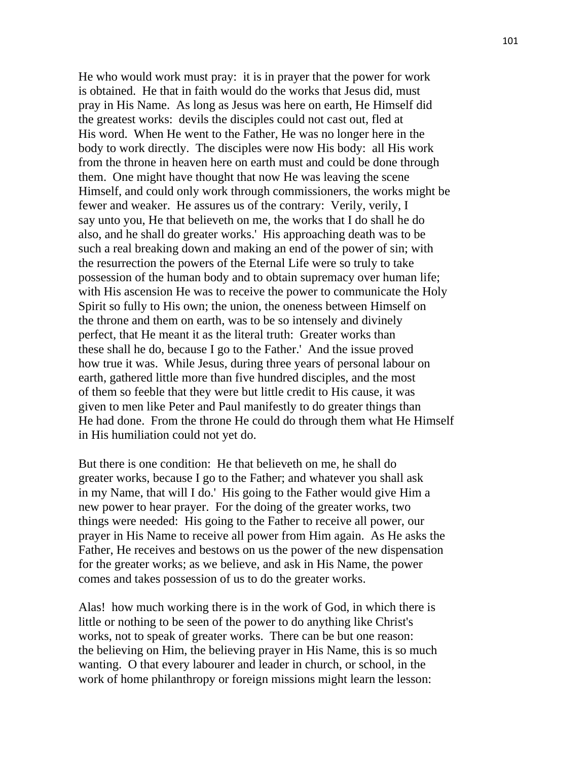He who would work must pray: it is in prayer that the power for work is obtained. He that in faith would do the works that Jesus did, must pray in His Name. As long as Jesus was here on earth, He Himself did the greatest works: devils the disciples could not cast out, fled at His word. When He went to the Father, He was no longer here in the body to work directly. The disciples were now His body: all His work from the throne in heaven here on earth must and could be done through them. One might have thought that now He was leaving the scene Himself, and could only work through commissioners, the works might be fewer and weaker. He assures us of the contrary: Verily, verily, I say unto you, He that believeth on me, the works that I do shall he do also, and he shall do greater works.' His approaching death was to be such a real breaking down and making an end of the power of sin; with the resurrection the powers of the Eternal Life were so truly to take possession of the human body and to obtain supremacy over human life; with His ascension He was to receive the power to communicate the Holy Spirit so fully to His own; the union, the oneness between Himself on the throne and them on earth, was to be so intensely and divinely perfect, that He meant it as the literal truth: Greater works than these shall he do, because I go to the Father.' And the issue proved how true it was. While Jesus, during three years of personal labour on earth, gathered little more than five hundred disciples, and the most of them so feeble that they were but little credit to His cause, it was given to men like Peter and Paul manifestly to do greater things than He had done. From the throne He could do through them what He Himself in His humiliation could not yet do.

But there is one condition: He that believeth on me, he shall do greater works, because I go to the Father; and whatever you shall ask in my Name, that will I do.' His going to the Father would give Him a new power to hear prayer. For the doing of the greater works, two things were needed: His going to the Father to receive all power, our prayer in His Name to receive all power from Him again. As He asks the Father, He receives and bestows on us the power of the new dispensation for the greater works; as we believe, and ask in His Name, the power comes and takes possession of us to do the greater works.

Alas! how much working there is in the work of God, in which there is little or nothing to be seen of the power to do anything like Christ's works, not to speak of greater works. There can be but one reason: the believing on Him, the believing prayer in His Name, this is so much wanting. O that every labourer and leader in church, or school, in the work of home philanthropy or foreign missions might learn the lesson: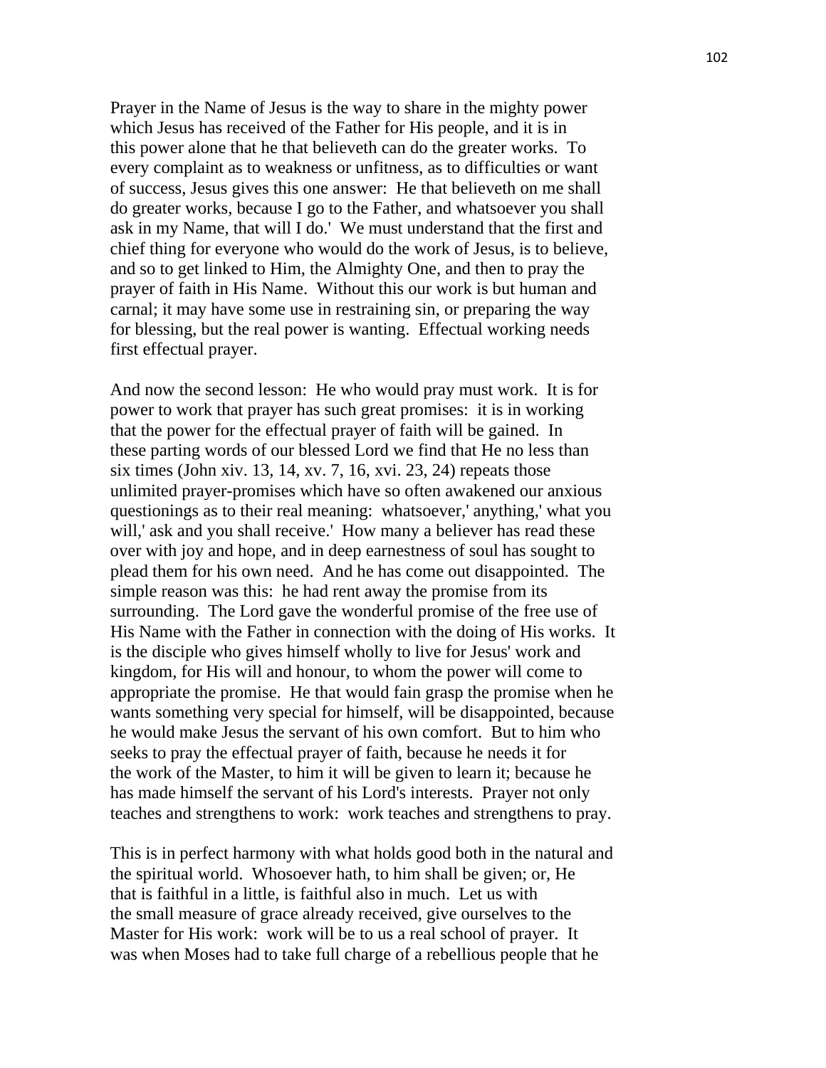Prayer in the Name of Jesus is the way to share in the mighty power which Jesus has received of the Father for His people, and it is in this power alone that he that believeth can do the greater works. To every complaint as to weakness or unfitness, as to difficulties or want of success, Jesus gives this one answer: He that believeth on me shall do greater works, because I go to the Father, and whatsoever you shall ask in my Name, that will I do.' We must understand that the first and chief thing for everyone who would do the work of Jesus, is to believe, and so to get linked to Him, the Almighty One, and then to pray the prayer of faith in His Name. Without this our work is but human and carnal; it may have some use in restraining sin, or preparing the way for blessing, but the real power is wanting. Effectual working needs first effectual prayer.

And now the second lesson: He who would pray must work. It is for power to work that prayer has such great promises: it is in working that the power for the effectual prayer of faith will be gained. In these parting words of our blessed Lord we find that He no less than six times (John xiv. 13, 14, xv. 7, 16, xvi. 23, 24) repeats those unlimited prayer-promises which have so often awakened our anxious questionings as to their real meaning: whatsoever,' anything,' what you will,' ask and you shall receive.' How many a believer has read these over with joy and hope, and in deep earnestness of soul has sought to plead them for his own need. And he has come out disappointed. The simple reason was this: he had rent away the promise from its surrounding. The Lord gave the wonderful promise of the free use of His Name with the Father in connection with the doing of His works. It is the disciple who gives himself wholly to live for Jesus' work and kingdom, for His will and honour, to whom the power will come to appropriate the promise. He that would fain grasp the promise when he wants something very special for himself, will be disappointed, because he would make Jesus the servant of his own comfort. But to him who seeks to pray the effectual prayer of faith, because he needs it for the work of the Master, to him it will be given to learn it; because he has made himself the servant of his Lord's interests. Prayer not only teaches and strengthens to work: work teaches and strengthens to pray.

This is in perfect harmony with what holds good both in the natural and the spiritual world. Whosoever hath, to him shall be given; or, He that is faithful in a little, is faithful also in much. Let us with the small measure of grace already received, give ourselves to the Master for His work: work will be to us a real school of prayer. It was when Moses had to take full charge of a rebellious people that he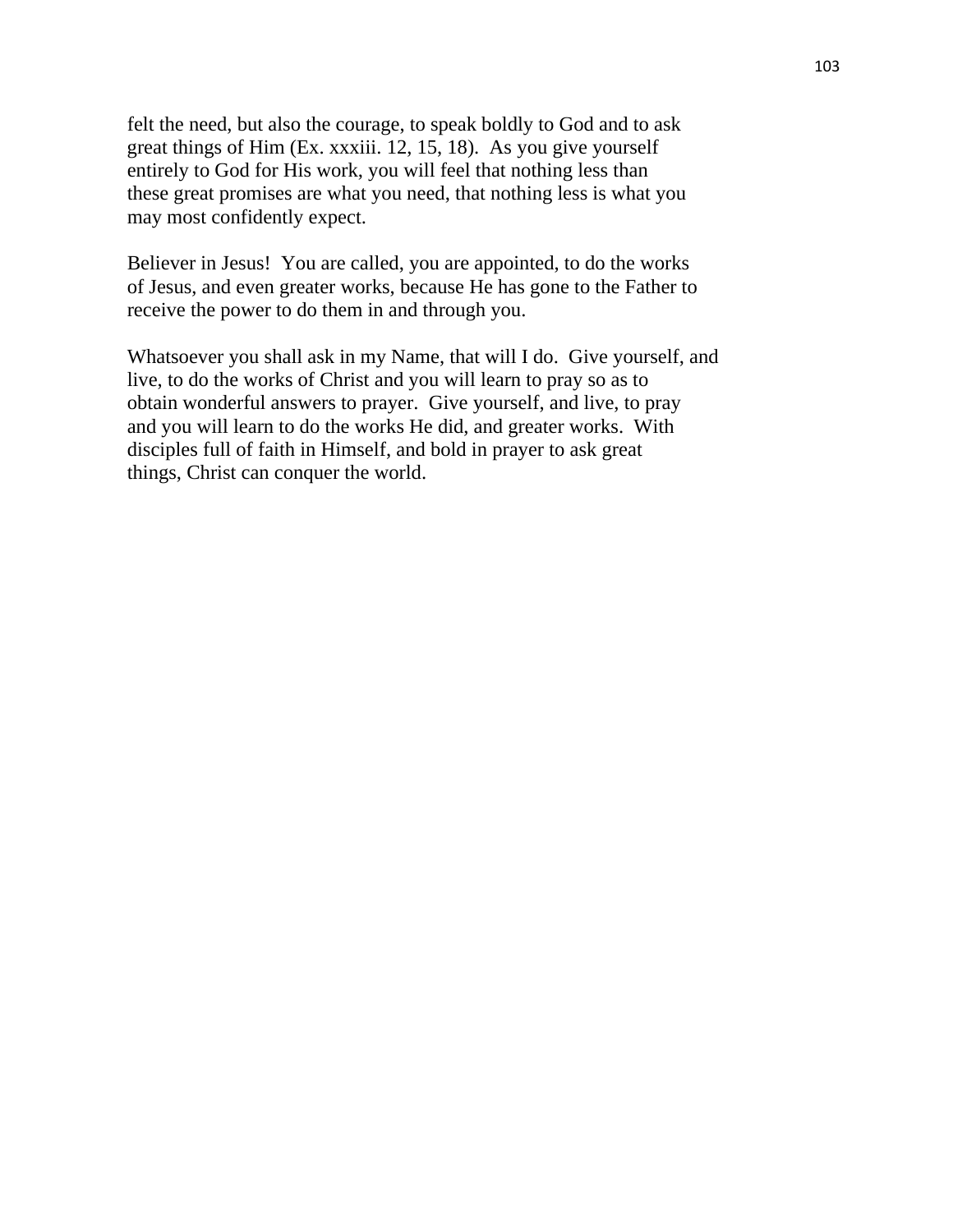felt the need, but also the courage, to speak boldly to God and to ask great things of Him (Ex. xxxiii. 12, 15, 18).  As you give yourself entirely to God for His work, you will feel that nothing less than these great promises are what you need, that nothing less is what you may most confidently expect.

Believer in Jesus!  You are called, you are appointed, to do the works of Jesus, and even greater works, because He has gone to the Father to receive the power to do them in and through you.

Whatsoever you shall ask in my Name, that will I do.  Give yourself, and live, to do the works of Christ and you will learn to pray so as to obtain wonderful answers to prayer.  Give yourself, and live, to pray and you will learn to do the works He did, and greater works.  With disciples full of faith in Himself, and bold in prayer to ask great things, Christ can conquer the world.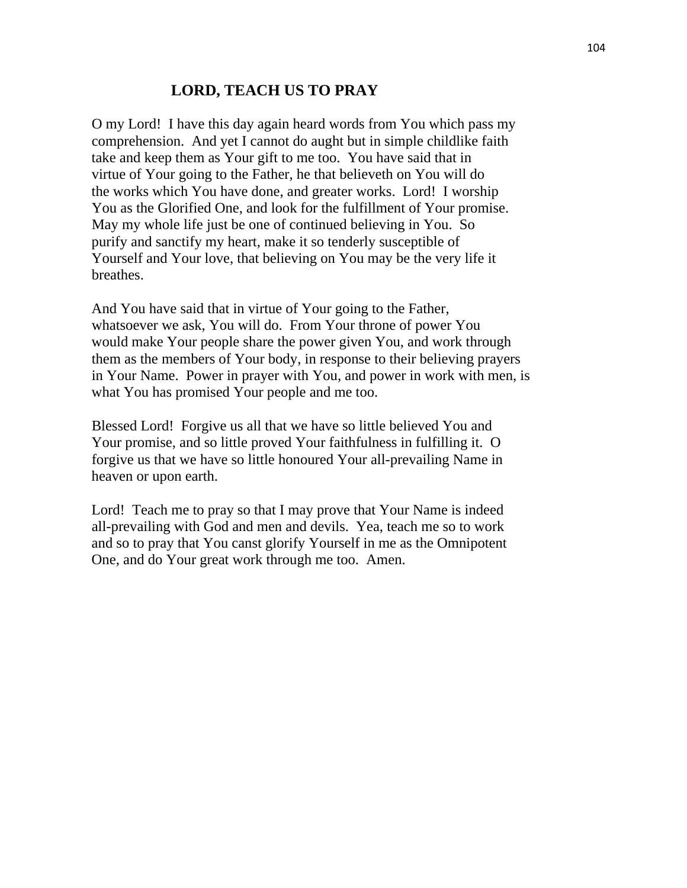# LORD, TEACH US TO PRAY

O my Lord! I have this day again heard words from You which pass my comprehension. And yet I cannot do aught but in simple childlike faith take and keep them as Your gift to me too. You have said that in virtue of Your going to the Father, he that believeth on You will do the works which You have done, and greater works. Lord! I worship You as the Glorified One, and look for the fulfillment of Your promise. May my whole life just be one of continued believing in You. So purify and sanctify my heart, make it so tenderly susceptible of Yourself and Your love, that believing on You may be the very life it breathes.

And You have said that in virtue of Your going to the Father, whatsoever we ask, You will do. From Your throne of power You would make Your people share the power given You, and work through them as the members of Your body, in response to their believing prayers in Your Name. Power in prayer with You, and power in work with men, is what You has promised Your people and me too.

Blessed Lord! Forgive us all that we have so little believed You and Your promise, and so little proved Your faithfulness in fulfilling it. O forgive us that we have so little honoured Your all-prevailing Name in heaven or upon earth.

Lord! Teach me to pray so that I may prove that Your Name is indeed all-prevailing with God and men and devils. Yea, teach me so to work and so to pray that You canst glorify Yourself in me as the Omnipotent One, and do Your great work through me too. Amen.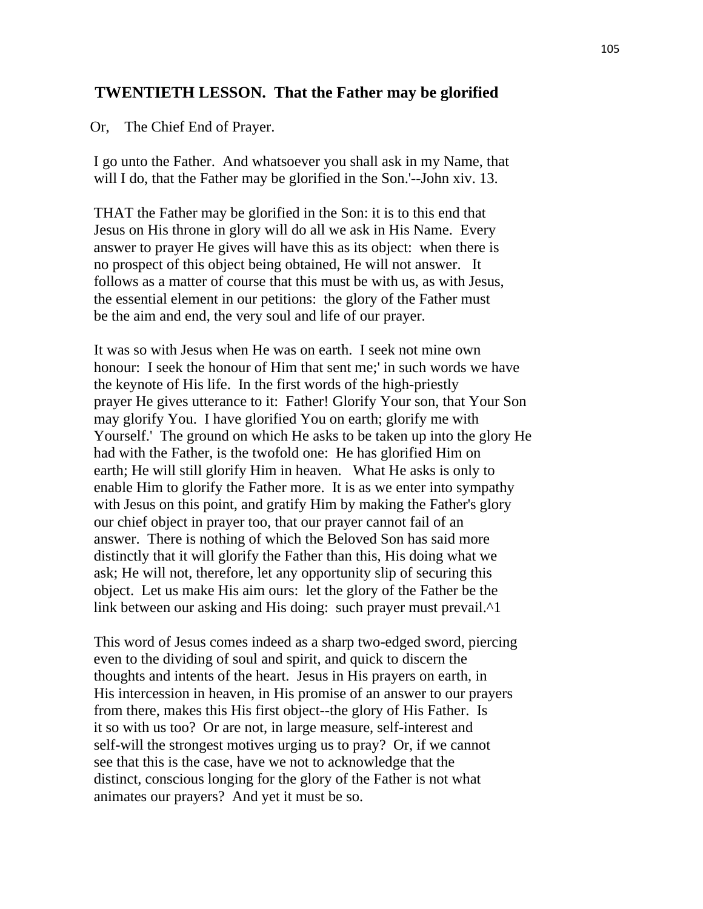## TWENTIETH LESSON. That the Father may be glorified

Or, The Chief End of Prayer.

I go unto the Father. And whatsoever you shall ask in my Name, that will I do, that the Father may be glorified in the Son.'--John xiv. 13.

THAT the Father may be glorified in the Son: it is to this end that Jesus on His throne in glory will do all we ask in His Name. Every answer to prayer He gives will have this as its object: when there is no prospect of this object being obtained, He will not answer. It follows as a matter of course that this must be with us, as with Jesus, the essential element in our petitions: the glory of the Father must be the aim and end, the very soul and life of our prayer.

It was so with Jesus when He was on earth. I seek not mine own honour: I seek the honour of Him that sent me;' in such words we have the keynote of His life. In the first words of the high-priestly prayer He gives utterance to it: Father! Glorify Your son, that Your Son may glorify You. I have glorified You on earth; glorify me with Yourself.' The ground on which He asks to be taken up into the glory He had with the Father, is the twofold one: He has glorified Him on earth; He will still glorify Him in heaven. What He asks is only to enable Him to glorify the Father more. It is as we enter into sympathy with Jesus on this point, and gratify Him by making the Father's glory our chief object in prayer too, that our prayer cannot fail of an answer. There is nothing of which the Beloved Son has said more distinctly that it will glorify the Father than this, His doing what we ask; He will not, therefore, let any opportunity slip of securing this object. Let us make His aim ours: let the glory of the Father be the link between our asking and His doing: such prayer must prevail.^1

This word of Jesus comes indeed as a sharp two-edged sword, piercing even to the dividing of soul and spirit, and quick to discern the thoughts and intents of the heart. Jesus in His prayers on earth, in His intercession in heaven, in His promise of an answer to our prayers from there, makes this His first object--the glory of His Father. Is it so with us too? Or are not, in large measure, self-interest and self-will the strongest motives urging us to pray? Or, if we cannot see that this is the case, have we not to acknowledge that the distinct, conscious longing for the glory of the Father is not what animates our prayers? And yet it must be so.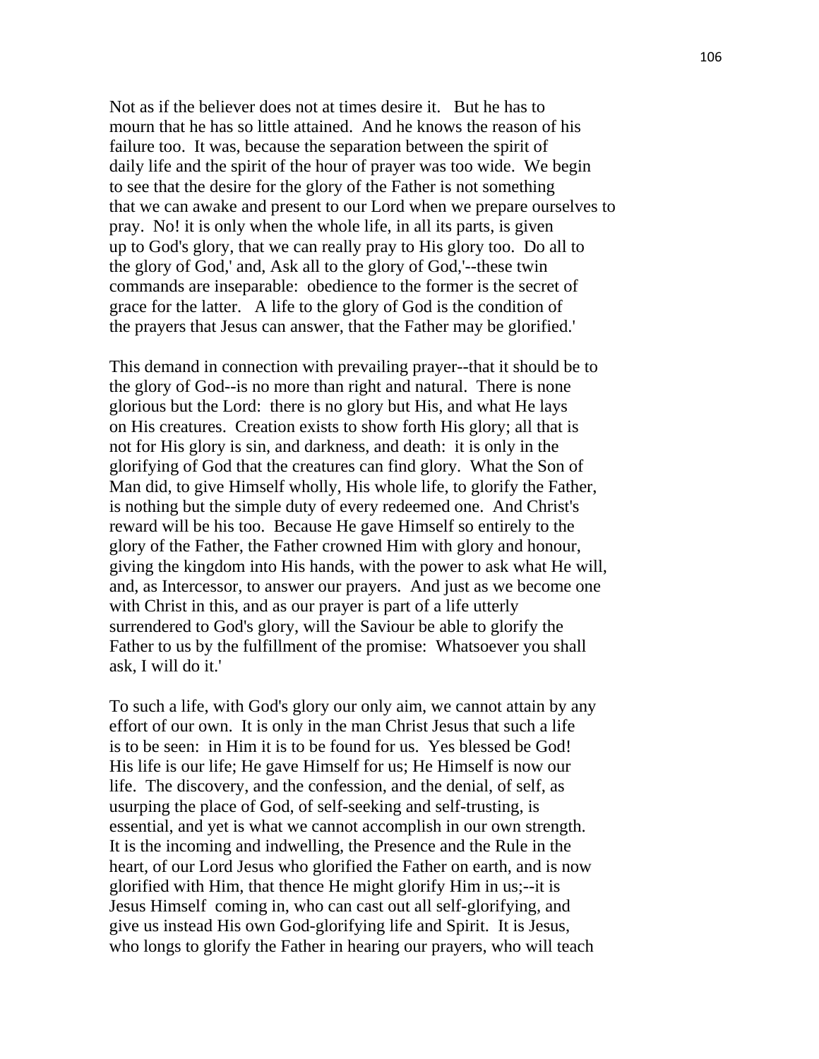Not as if the believer does not at times desire it. But he has to mourn that he has so little attained. And he knows the reason of his failure too. It was, because the separation between the spirit of daily life and the spirit of the hour of prayer was too wide. We begin to see that the desire for the glory of the Father is not something that we can awake and present to our Lord when we prepare ourselves to pray. No! it is only when the whole life, in all its parts, is given up to God's glory, that we can really pray to His glory too. Do all to the glory of God,' and, Ask all to the glory of God,'--these twin commands are inseparable: obedience to the former is the secret of grace for the latter. A life to the glory of God is the condition of the prayers that Jesus can answer, that the Father may be glorified.'

This demand in connection with prevailing prayer--that it should be to the glory of God--is no more than right and natural. There is none glorious but the Lord: there is no glory but His, and what He lays on His creatures. Creation exists to show forth His glory; all that is not for His glory is sin, and darkness, and death: it is only in the glorifying of God that the creatures can find glory. What the Son of Man did, to give Himself wholly, His whole life, to glorify the Father, is nothing but the simple duty of every redeemed one. And Christ's reward will be his too. Because He gave Himself so entirely to the glory of the Father, the Father crowned Him with glory and honour, giving the kingdom into His hands, with the power to ask what He will, and, as Intercessor, to answer our prayers. And just as we become one with Christ in this, and as our prayer is part of a life utterly surrendered to God's glory, will the Saviour be able to glorify the Father to us by the fulfillment of the promise: Whatsoever you shall ask, I will do it.'

To such a life, with God's glory our only aim, we cannot attain by any effort of our own. It is only in the man Christ Jesus that such a life is to be seen: in Him it is to be found for us. Yes blessed be God! His life is our life; He gave Himself for us; He Himself is now our life. The discovery, and the confession, and the denial, of self, as usurping the place of God, of self-seeking and self-trusting, is essential, and yet is what we cannot accomplish in our own strength. It is the incoming and indwelling, the Presence and the Rule in the heart, of our Lord Jesus who glorified the Father on earth, and is now glorified with Him, that thence He might glorify Him in us;--it is Jesus Himself coming in, who can cast out all self-glorifying, and give us instead His own God-glorifying life and Spirit. It is Jesus, who longs to glorify the Father in hearing our prayers, who will teach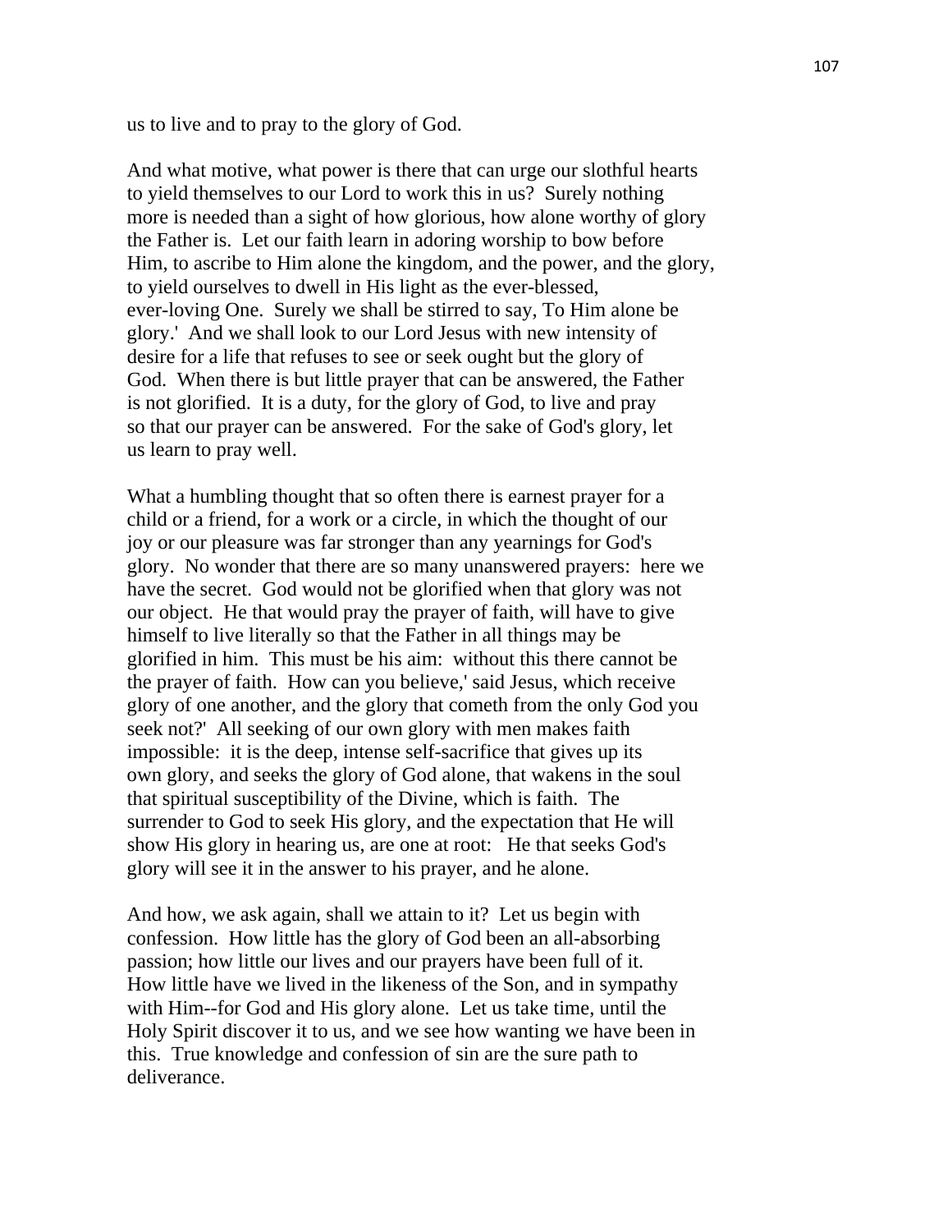us to live and to pray to the glory of God.

And what motive, what power is there that can urge our slothful hearts to yield themselves to our Lord to work this in us? Surely nothing more is needed than a sight of how glorious, how alone worthy of glory the Father is. Let our faith learn in adoring worship to bow before Him, to ascribe to Him alone the kingdom, and the power, and the glory, to yield ourselves to dwell in His light as the ever-blessed, ever-loving One. Surely we shall be stirred to say, To Him alone be glory.' And we shall look to our Lord Jesus with new intensity of desire for a life that refuses to see or seek ought but the glory of God. When there is but little prayer that can be answered, the Father is not glorified. It is a duty, for the glory of God, to live and pray so that our prayer can be answered. For the sake of God's glory, let us learn to pray well.

What a humbling thought that so often there is earnest prayer for a child or a friend, for a work or a circle, in which the thought of our joy or our pleasure was far stronger than any yearnings for God's glory. No wonder that there are so many unanswered prayers: here we have the secret. God would not be glorified when that glory was not our object. He that would pray the prayer of faith, will have to give himself to live literally so that the Father in all things may be glorified in him. This must be his aim: without this there cannot be the prayer of faith. How can you believe,' said Jesus, which receive glory of one another, and the glory that cometh from the only God you seek not?' All seeking of our own glory with men makes faith impossible: it is the deep, intense self-sacrifice that gives up its own glory, and seeks the glory of God alone, that wakens in the soul that spiritual susceptibility of the Divine, which is faith. The surrender to God to seek His glory, and the expectation that He will show His glory in hearing us, are one at root: He that seeks God's glory will see it in the answer to his prayer, and he alone.

And how, we ask again, shall we attain to it? Let us begin with confession. How little has the glory of God been an all-absorbing passion; how little our lives and our prayers have been full of it. How little have we lived in the likeness of the Son, and in sympathy with Him--for God and His glory alone. Let us take time, until the Holy Spirit discover it to us, and we see how wanting we have been in this. True knowledge and confession of sin are the sure path to deliverance.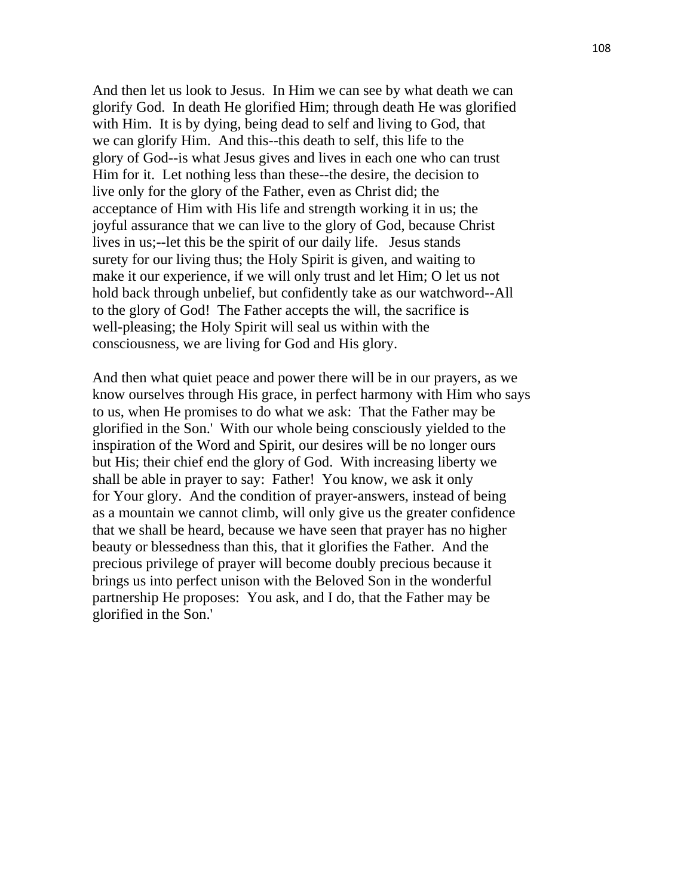And then let us look to Jesus. In Him we can see by what death we can glorify God. In death He glorified Him; through death He was glorified with Him. It is by dying, being dead to self and living to God, that we can glorify Him. And this--this death to self, this life to the glory of God--is what Jesus gives and lives in each one who can trust Him for it. Let nothing less than these--the desire, the decision to live only for the glory of the Father, even as Christ did; the acceptance of Him with His life and strength working it in us; the joyful assurance that we can live to the glory of God, because Christ lives in us;--let this be the spirit of our daily life. Jesus stands surety for our living thus; the Holy Spirit is given, and waiting to make it our experience, if we will only trust and let Him; O let us not hold back through unbelief, but confidently take as our watchword--All to the glory of God! The Father accepts the will, the sacrifice is well-pleasing; the Holy Spirit will seal us within with the consciousness, we are living for God and His glory.

And then what quiet peace and power there will be in our prayers, as we know ourselves through His grace, in perfect harmony with Him who says to us, when He promises to do what we ask: That the Father may be glorified in the Son.' With our whole being consciously yielded to the inspiration of the Word and Spirit, our desires will be no longer ours but His; their chief end the glory of God. With increasing liberty we shall be able in prayer to say: Father! You know, we ask it only for Your glory. And the condition of prayer-answers, instead of being as a mountain we cannot climb, will only give us the greater confidence that we shall be heard, because we have seen that prayer has no higher beauty or blessedness than this, that it glorifies the Father. And the precious privilege of prayer will become doubly precious because it brings us into perfect unison with the Beloved Son in the wonderful partnership He proposes: You ask, and I do, that the Father may be glorified in the Son.'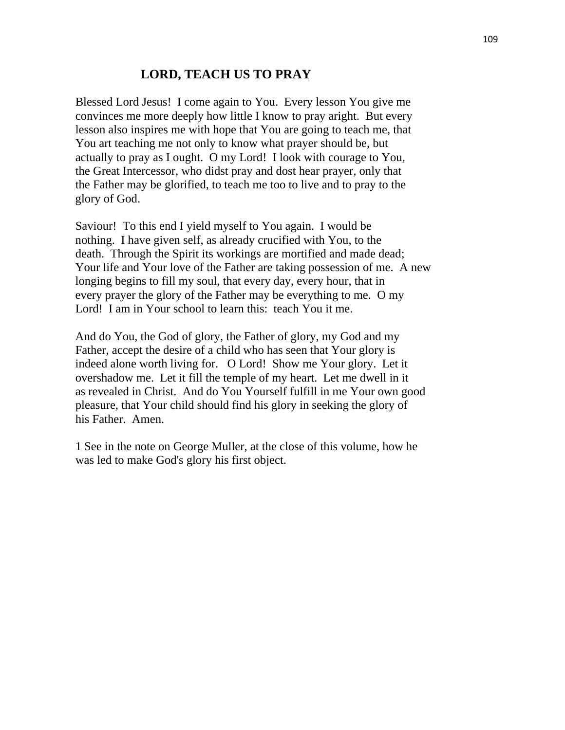## LORD, TEACH US TO PRAY

Blessed Lord Jesus! I come again to You. Every lesson You give me convinces me more deeply how little I know to pray aright. But every lesson also inspires me with hope that You are going to teach me, that You art teaching me not only to know what prayer should be, but actually to pray as I ought. O my Lord! I look with courage to You, the Great Intercessor, who didst pray and dost hear prayer, only that the Father may be glorified, to teach me too to live and to pray to the glory of God.

Saviour! To this end I yield myself to You again. I would be nothing. I have given self, as already crucified with You, to the death. Through the Spirit its workings are mortified and made dead; Your life and Your love of the Father are taking possession of me. A new longing begins to fill my soul, that every day, every hour, that in every prayer the glory of the Father may be everything to me. O my Lord! I am in Your school to learn this: teach You it me.

And do You, the God of glory, the Father of glory, my God and my Father, accept the desire of a child who has seen that Your glory is indeed alone worth living for. O Lord! Show me Your glory. Let it overshadow me. Let it fill the temple of my heart. Let me dwell in it as revealed in Christ. And do You Yourself fulfill in me Your own good pleasure, that Your child should find his glory in seeking the glory of his Father. Amen.

1 See in the note on George Muller, at the close of this volume, how he was led to make God's glory his first object.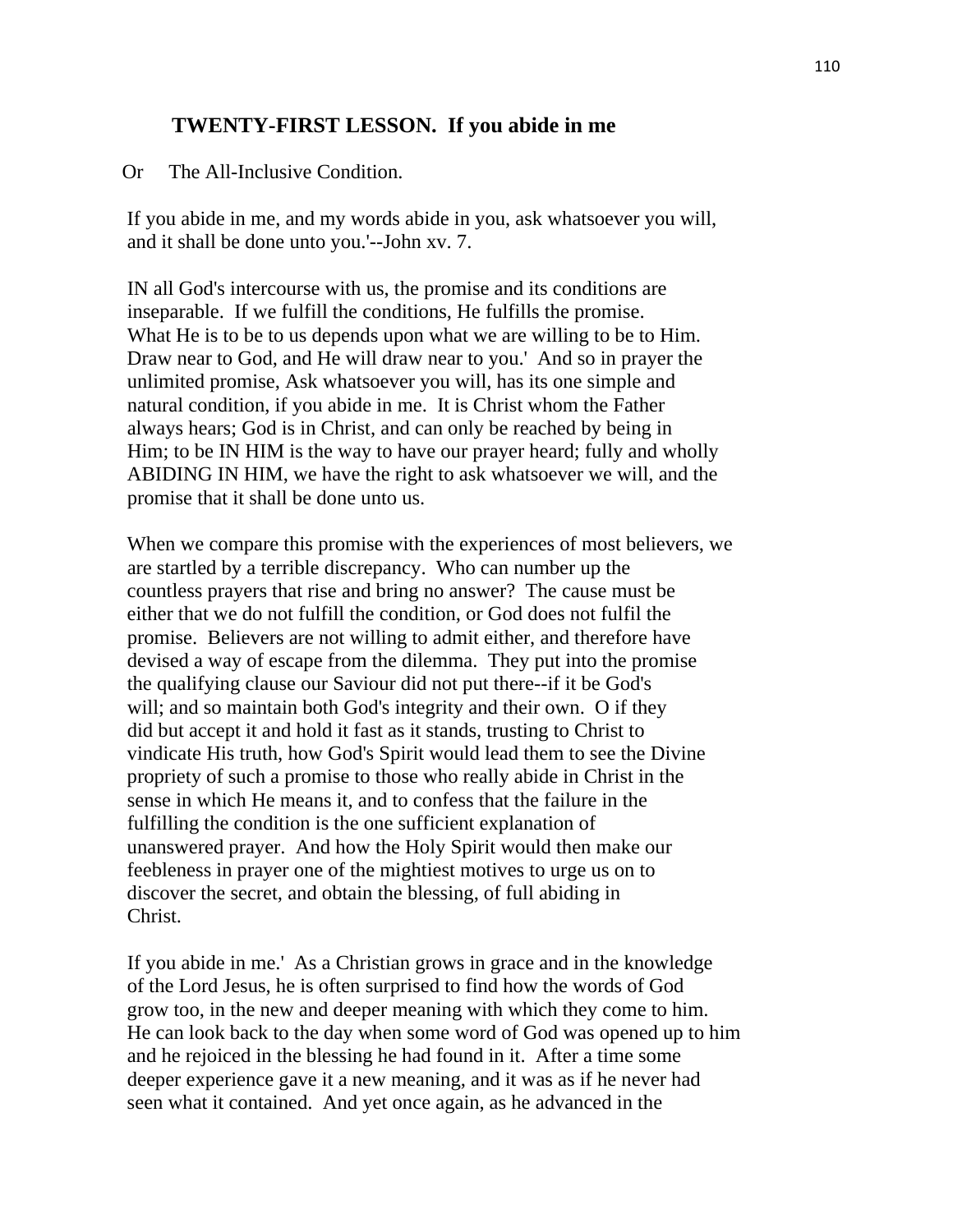## TWENTY-FIRST LESSON. If you abide in me

Or The All-Inclusive Condition.

If you abide in me, and my words abide in you, ask whatsoever you will, and it shall be done unto you.'--John xv. 7.

IN all God's intercourse with us, the promise and its conditions are inseparable. If we fulfill the conditions, He fulfills the promise. What He is to be to us depends upon what we are willing to be to Him. Draw near to God, and He will draw near to you.' And so in prayer the unlimited promise, Ask whatsoever you will, has its one simple and natural condition, if you abide in me. It is Christ whom the Father always hears; God is in Christ, and can only be reached by being in Him; to be IN HIM is the way to have our prayer heard; fully and wholly ABIDING IN HIM, we have the right to ask whatsoever we will, and the promise that it shall be done unto us.

When we compare this promise with the experiences of most believers, we are startled by a terrible discrepancy. Who can number up the countless prayers that rise and bring no answer? The cause must be either that we do not fulfill the condition, or God does not fulfil the promise. Believers are not willing to admit either, and therefore have devised a way of escape from the dilemma. They put into the promise the qualifying clause our Saviour did not put there--if it be God's will; and so maintain both God's integrity and their own. O if they did but accept it and hold it fast as it stands, trusting to Christ to vindicate His truth, how God's Spirit would lead them to see the Divine propriety of such a promise to those who really abide in Christ in the sense in which He means it, and to confess that the failure in the fulfilling the condition is the one sufficient explanation of unanswered prayer. And how the Holy Spirit would then make our feebleness in prayer one of the mightiest motives to urge us on to discover the secret, and obtain the blessing, of full abiding in Christ.

If you abide in me.' As a Christian grows in grace and in the knowledge of the Lord Jesus, he is often surprised to find how the words of God grow too, in the new and deeper meaning with which they come to him. He can look back to the day when some word of God was opened up to him and he rejoiced in the blessing he had found in it. After a time some deeper experience gave it a new meaning, and it was as if he never had seen what it contained. And yet once again, as he advanced in the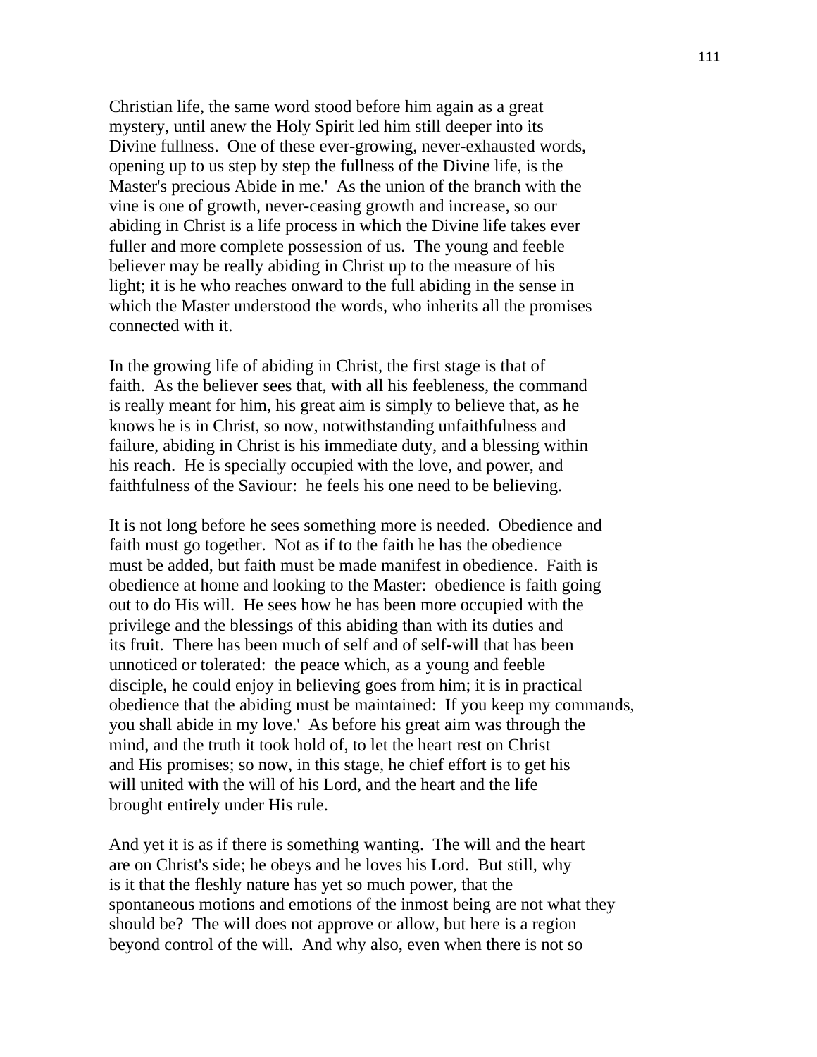Christian life, the same word stood before him again as a great mystery, until anew the Holy Spirit led him still deeper into its Divine fullness. One of these ever-growing, never-exhausted words, opening up to us step by step the fullness of the Divine life, is the Master's precious Abide in me.' As the union of the branch with the vine is one of growth, never-ceasing growth and increase, so our abiding in Christ is a life process in which the Divine life takes ever fuller and more complete possession of us. The young and feeble believer may be really abiding in Christ up to the measure of his light; it is he who reaches onward to the full abiding in the sense in which the Master understood the words, who inherits all the promises connected with it.

In the growing life of abiding in Christ, the first stage is that of faith. As the believer sees that, with all his feebleness, the command is really meant for him, his great aim is simply to believe that, as he knows he is in Christ, so now, notwithstanding unfaithfulness and failure, abiding in Christ is his immediate duty, and a blessing within his reach. He is specially occupied with the love, and power, and faithfulness of the Saviour: he feels his one need to be believing.

It is not long before he sees something more is needed. Obedience and faith must go together. Not as if to the faith he has the obedience must be added, but faith must be made manifest in obedience. Faith is obedience at home and looking to the Master: obedience is faith going out to do His will. He sees how he has been more occupied with the privilege and the blessings of this abiding than with its duties and its fruit. There has been much of self and of self-will that has been unnoticed or tolerated: the peace which, as a young and feeble disciple, he could enjoy in believing goes from him; it is in practical obedience that the abiding must be maintained: If you keep my commands, you shall abide in my love.' As before his great aim was through the mind, and the truth it took hold of, to let the heart rest on Christ and His promises; so now, in this stage, he chief effort is to get his will united with the will of his Lord, and the heart and the life brought entirely under His rule.

And yet it is as if there is something wanting. The will and the heart are on Christ's side; he obeys and he loves his Lord. But still, why is it that the fleshly nature has yet so much power, that the spontaneous motions and emotions of the inmost being are not what they should be? The will does not approve or allow, but here is a region beyond control of the will. And why also, even when there is not so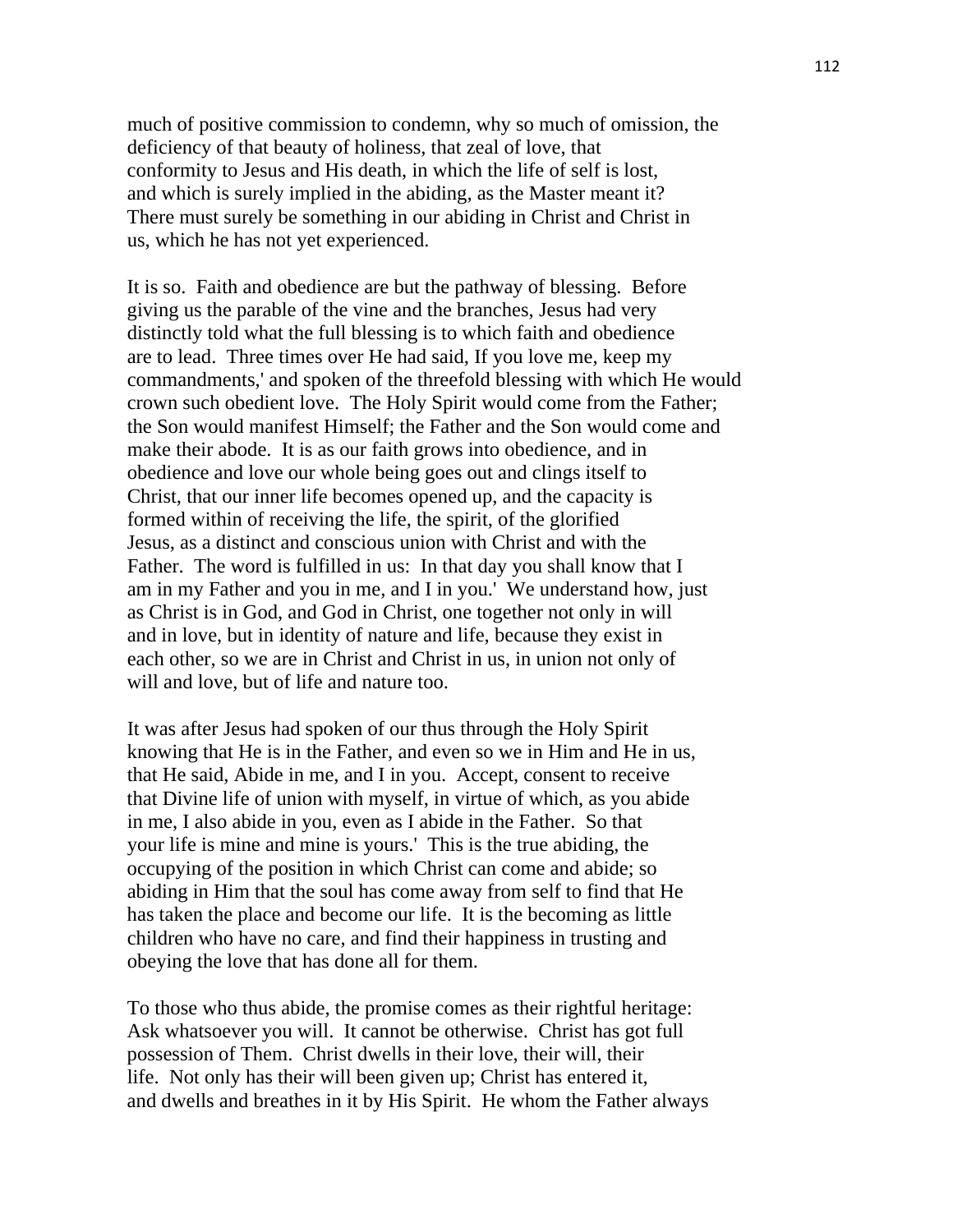much of positive commission to condemn, why so much of omission, the deficiency of that beauty of holiness, that zeal of love, that conformity to Jesus and His death, in which the life of self is lost, and which is surely implied in the abiding, as the Master meant it? There must surely be something in our abiding in Christ and Christ in us, which he has not yet experienced.

It is so. Faith and obedience are but the pathway of blessing. Before giving us the parable of the vine and the branches, Jesus had very distinctly told what the full blessing is to which faith and obedience are to lead. Three times over He had said, If you love me, keep my commandments,' and spoken of the threefold blessing with which He would crown such obedient love. The Holy Spirit would come from the Father; the Son would manifest Himself; the Father and the Son would come and make their abode. It is as our faith grows into obedience, and in obedience and love our whole being goes out and clings itself to Christ, that our inner life becomes opened up, and the capacity is formed within of receiving the life, the spirit, of the glorified Jesus, as a distinct and conscious union with Christ and with the Father. The word is fulfilled in us: In that day you shall know that I am in my Father and you in me, and I in you.' We understand how, just as Christ is in God, and God in Christ, one together not only in will and in love, but in identity of nature and life, because they exist in each other, so we are in Christ and Christ in us, in union not only of will and love, but of life and nature too.

It was after Jesus had spoken of our thus through the Holy Spirit knowing that He is in the Father, and even so we in Him and He in us, that He said, Abide in me, and I in you. Accept, consent to receive that Divine life of union with myself, in virtue of which, as you abide in me, I also abide in you, even as I abide in the Father. So that your life is mine and mine is yours.' This is the true abiding, the occupying of the position in which Christ can come and abide; so abiding in Him that the soul has come away from self to find that He has taken the place and become our life. It is the becoming as little children who have no care, and find their happiness in trusting and obeying the love that has done all for them.

To those who thus abide, the promise comes as their rightful heritage: Ask whatsoever you will. It cannot be otherwise. Christ has got full possession of Them. Christ dwells in their love, their will, their life. Not only has their will been given up; Christ has entered it, and dwells and breathes in it by His Spirit. He whom the Father always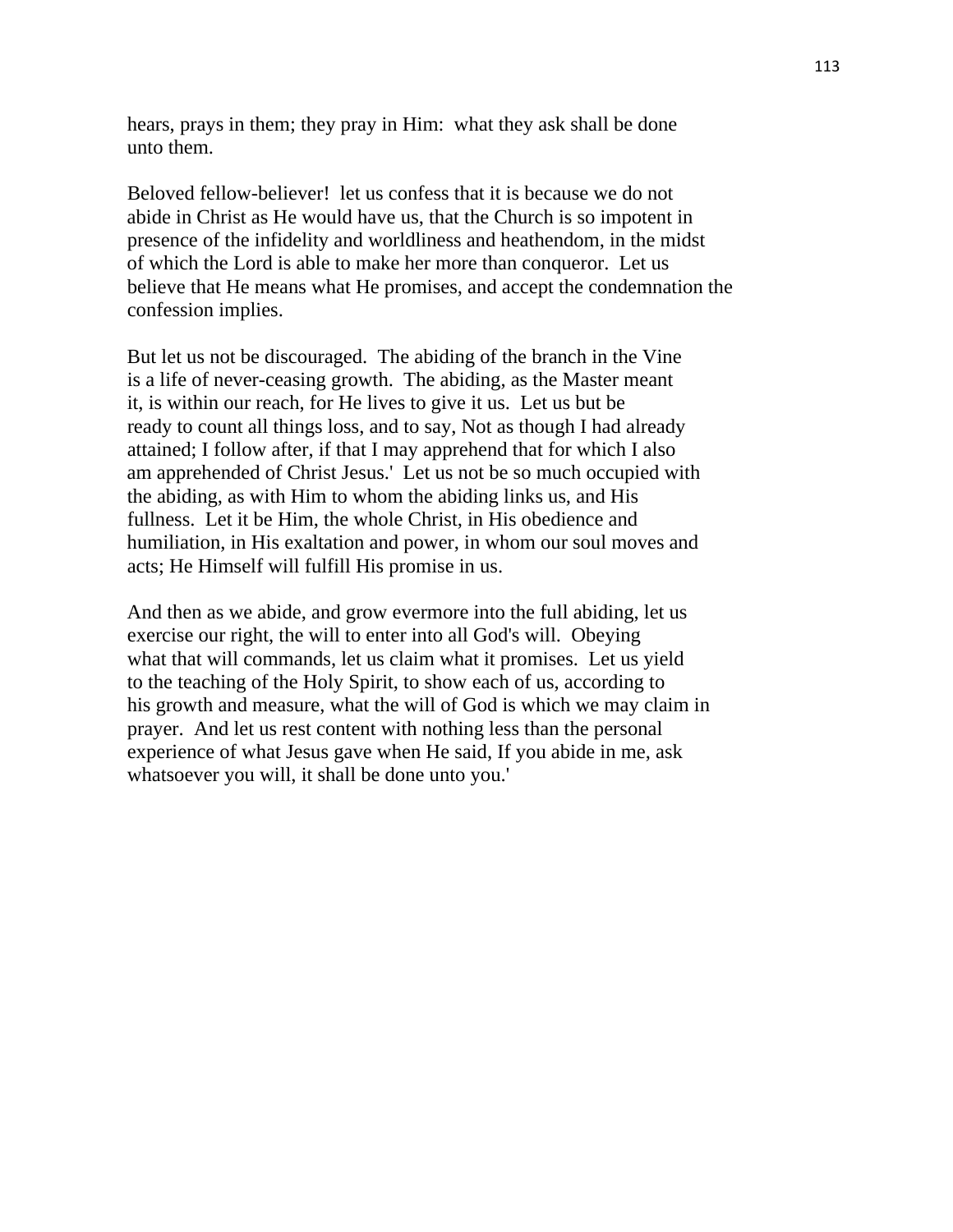hears, prays in them; they pray in Him: what they ask shall be done unto them.

Beloved fellow-believer! let us confess that it is because we do not abide in Christ as He would have us, that the Church is so impotent in presence of the infidelity and worldliness and heathendom, in the midst of which the Lord is able to make her more than conqueror. Let us believe that He means what He promises, and accept the condemnation the confession implies.

But let us not be discouraged. The abiding of the branch in the Vine is a life of never-ceasing growth. The abiding, as the Master meant it, is within our reach, for He lives to give it us. Let us but be ready to count all things loss, and to say, Not as though I had already attained; I follow after, if that I may apprehend that for which I also am apprehended of Christ Jesus.' Let us not be so much occupied with the abiding, as with Him to whom the abiding links us, and His fullness. Let it be Him, the whole Christ, in His obedience and humiliation, in His exaltation and power, in whom our soul moves and acts; He Himself will fulfill His promise in us.

And then as we abide, and grow evermore into the full abiding, let us exercise our right, the will to enter into all God's will. Obeying what that will commands, let us claim what it promises. Let us yield to the teaching of the Holy Spirit, to show each of us, according to his growth and measure, what the will of God is which we may claim in prayer. And let us rest content with nothing less than the personal experience of what Jesus gave when He said, If you abide in me, ask whatsoever you will, it shall be done unto you.'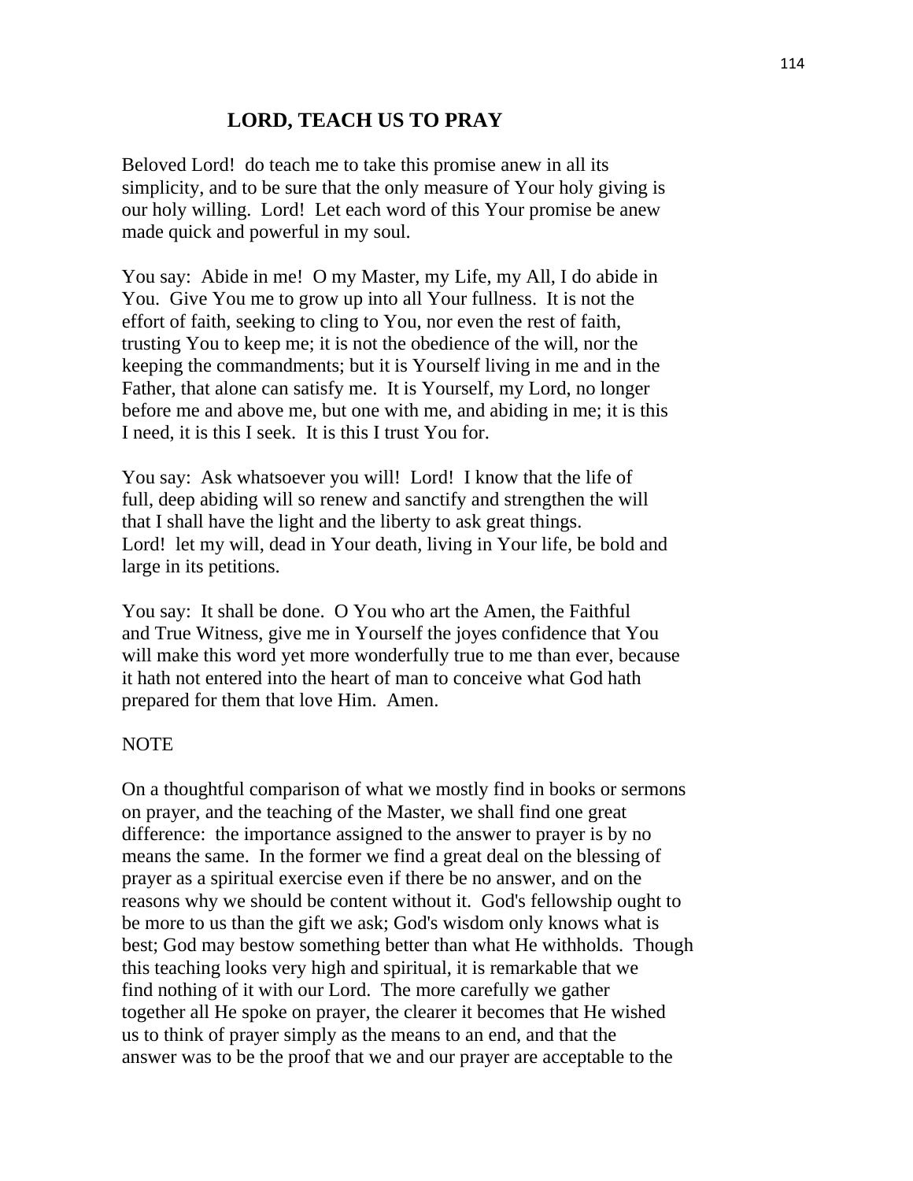## LORD, TEACH US TO PRAY

Beloved Lord! do teach me to take this promise anew in all its simplicity, and to be sure that the only measure of Your holy giving is our holy willing. Lord! Let each word of this Your promise be anew made quick and powerful in my soul.

You say: Abide in me! O my Master, my Life, my All, I do abide in You. Give You me to grow up into all Your fullness. It is not the effort of faith, seeking to cling to You, nor even the rest of faith, trusting You to keep me; it is not the obedience of the will, nor the keeping the commandments; but it is Yourself living in me and in the Father, that alone can satisfy me. It is Yourself, my Lord, no longer before me and above me, but one with me, and abiding in me; it is this I need, it is this I seek. It is this I trust You for.

You say: Ask whatsoever you will! Lord! I know that the life of full, deep abiding will so renew and sanctify and strengthen the will that I shall have the light and the liberty to ask great things. Lord! let my will, dead in Your death, living in Your life, be bold and large in its petitions.

You say: It shall be done. O You who art the Amen, the Faithful and True Witness, give me in Yourself the joyes confidence that You will make this word yet more wonderfully true to me than ever, because it hath not entered into the heart of man to conceive what God hath prepared for them that love Him. Amen.

NOTE

On a thoughtful comparison of what we mostly find in books or sermons on prayer, and the teaching of the Master, we shall find one great difference: the importance assigned to the answer to prayer is by no means the same. In the former we find a great deal on the blessing of prayer as a spiritual exercise even if there be no answer, and on the reasons why we should be content without it. God's fellowship ought to be more to us than the gift we ask; God's wisdom only knows what is best; God may bestow something better than what He withholds. Though this teaching looks very high and spiritual, it is remarkable that we find nothing of it with our Lord. The more carefully we gather together all He spoke on prayer, the clearer it becomes that He wished us to think of prayer simply as the means to an end, and that the answer was to be the proof that we and our prayer are acceptable to the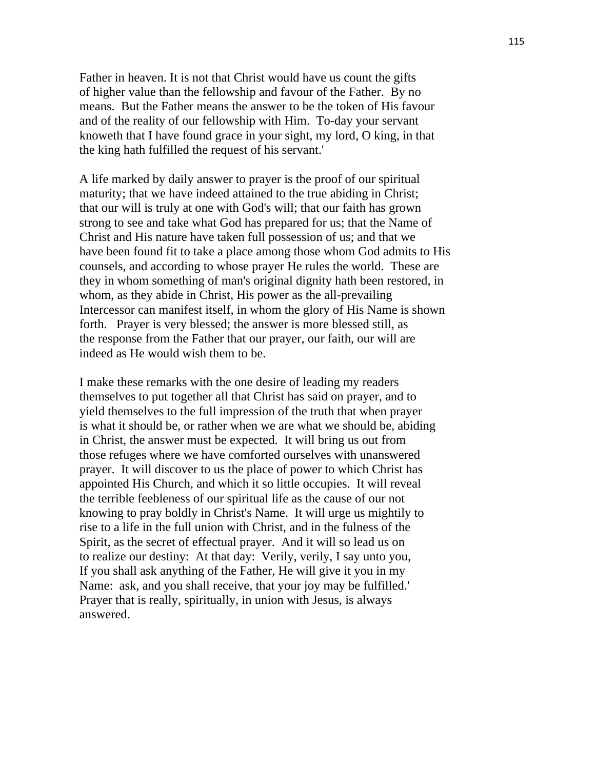Father in heaven. It is not that Christ would have us count the gifts of higher value than the fellowship and favour of the Father. By no means. But the Father means the answer to be the token of His favour and of the reality of our fellowship with Him. To-day your servant knoweth that I have found grace in your sight, my lord, O king, in that the king hath fulfilled the request of his servant.'

A life marked by daily answer to prayer is the proof of our spiritual maturity; that we have indeed attained to the true abiding in Christ; that our will is truly at one with God's will; that our faith has grown strong to see and take what God has prepared for us; that the Name of Christ and His nature have taken full possession of us; and that we have been found fit to take a place among those whom God admits to His counsels, and according to whose prayer He rules the world. These are they in whom something of man's original dignity hath been restored, in whom, as they abide in Christ, His power as the all-prevailing Intercessor can manifest itself, in whom the glory of His Name is shown forth. Prayer is very blessed; the answer is more blessed still, as the response from the Father that our prayer, our faith, our will are indeed as He would wish them to be.

I make these remarks with the one desire of leading my readers themselves to put together all that Christ has said on prayer, and to yield themselves to the full impression of the truth that when prayer is what it should be, or rather when we are what we should be, abiding in Christ, the answer must be expected. It will bring us out from those refuges where we have comforted ourselves with unanswered prayer. It will discover to us the place of power to which Christ has appointed His Church, and which it so little occupies. It will reveal the terrible feebleness of our spiritual life as the cause of our not knowing to pray boldly in Christ's Name. It will urge us mightily to rise to a life in the full union with Christ, and in the fulness of the Spirit, as the secret of effectual prayer. And it will so lead us on to realize our destiny: At that day: Verily, verily, I say unto you, If you shall ask anything of the Father, He will give it you in my Name: ask, and you shall receive, that your joy may be fulfilled.' Prayer that is really, spiritually, in union with Jesus, is always answered.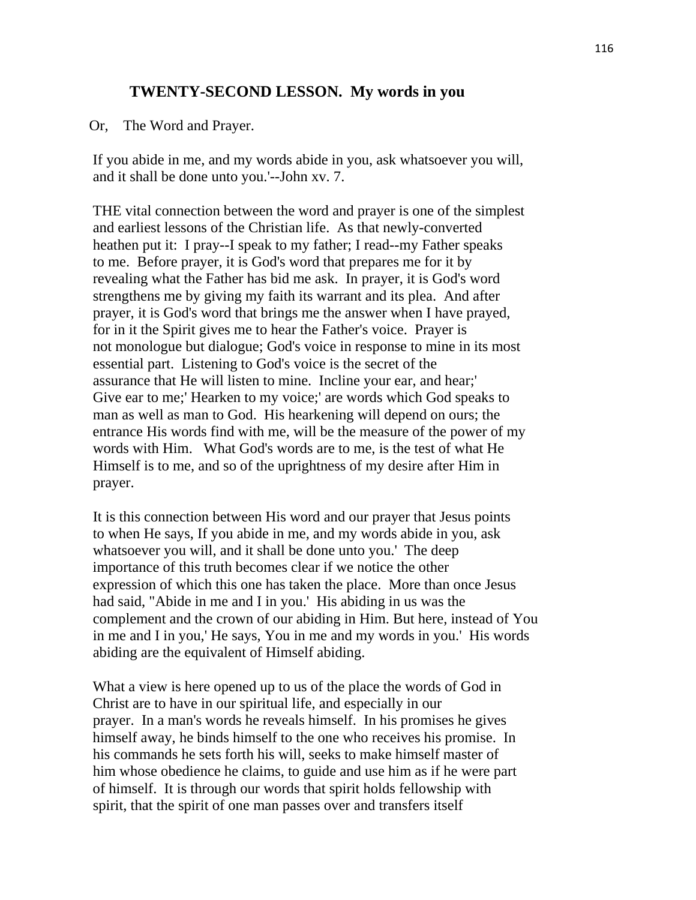## TWENTY-SECOND LESSON. My words in you

Or, The Word and Prayer.

If you abide in me, and my words abide in you, ask whatsoever you will, and it shall be done unto you.'--John xv. 7.

THE vital connection between the word and prayer is one of the simplest and earliest lessons of the Christian life. As that newly-converted heathen put it: I pray--I speak to my father; I read--my Father speaks to me. Before prayer, it is God's word that prepares me for it by revealing what the Father has bid me ask. In prayer, it is God's word strengthens me by giving my faith its warrant and its plea. And after prayer, it is God's word that brings me the answer when I have prayed, for in it the Spirit gives me to hear the Father's voice. Prayer is not monologue but dialogue; God's voice in response to mine in its most essential part. Listening to God's voice is the secret of the assurance that He will listen to mine. Incline your ear, and hear;' Give ear to me;' Hearken to my voice;' are words which God speaks to man as well as man to God. His hearkening will depend on ours; the entrance His words find with me, will be the measure of the power of my words with Him. What God's words are to me, is the test of what He Himself is to me, and so of the uprightness of my desire after Him in prayer.

It is this connection between His word and our prayer that Jesus points to when He says, If you abide in me, and my words abide in you, ask whatsoever you will, and it shall be done unto you.' The deep importance of this truth becomes clear if we notice the other expression of which this one has taken the place. More than once Jesus had said, "Abide in me and I in you.' His abiding in us was the complement and the crown of our abiding in Him. But here, instead of You in me and I in you,' He says, You in me and my words in you.' His words abiding are the equivalent of Himself abiding.

What a view is here opened up to us of the place the words of God in Christ are to have in our spiritual life, and especially in our prayer. In a man's words he reveals himself. In his promises he gives himself away, he binds himself to the one who receives his promise. In his commands he sets forth his will, seeks to make himself master of him whose obedience he claims, to guide and use him as if he were part of himself. It is through our words that spirit holds fellowship with spirit, that the spirit of one man passes over and transfers itself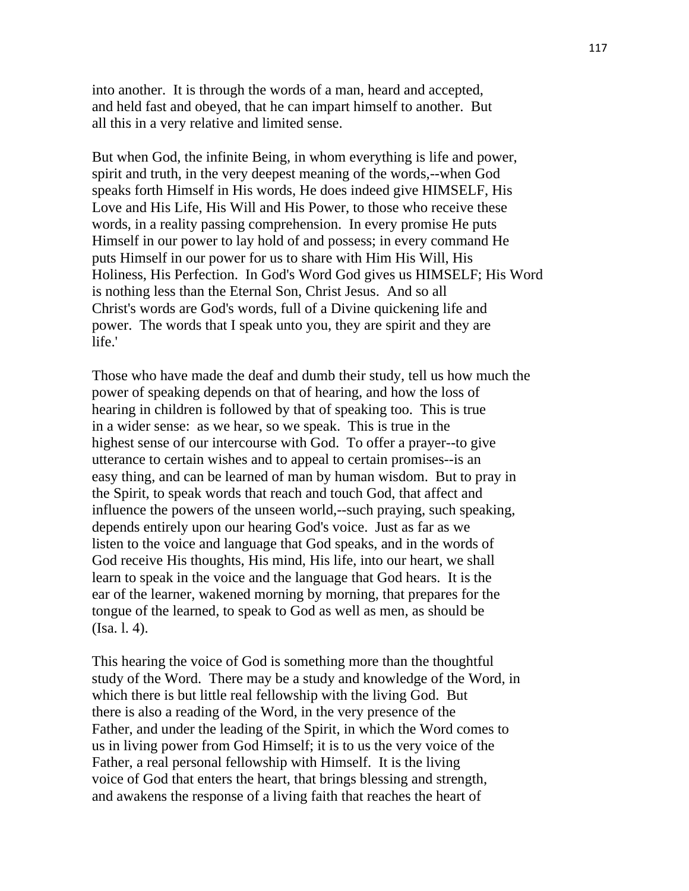into another. It is through the words of a man, heard and accepted, and held fast and obeyed, that he can impart himself to another. But all this in a very relative and limited sense.

But when God, the infinite Being, in whom everything is life and power, spirit and truth, in the very deepest meaning of the words,--when God speaks forth Himself in His words, He does indeed give HIMSELF, His Love and His Life, His Will and His Power, to those who receive these words, in a reality passing comprehension. In every promise He puts Himself in our power to lay hold of and possess; in every command He puts Himself in our power for us to share with Him His Will, His Holiness, His Perfection. In God's Word God gives us HIMSELF; His Word is nothing less than the Eternal Son, Christ Jesus. And so all Christ's words are God's words, full of a Divine quickening life and power. The words that I speak unto you, they are spirit and they are life.'

Those who have made the deaf and dumb their study, tell us how much the power of speaking depends on that of hearing, and how the loss of hearing in children is followed by that of speaking too. This is true in a wider sense: as we hear, so we speak. This is true in the highest sense of our intercourse with God. To offer a prayer--to give utterance to certain wishes and to appeal to certain promises--is an easy thing, and can be learned of man by human wisdom. But to pray in the Spirit, to speak words that reach and touch God, that affect and influence the powers of the unseen world,--such praying, such speaking, depends entirely upon our hearing God's voice. Just as far as we listen to the voice and language that God speaks, and in the words of God receive His thoughts, His mind, His life, into our heart, we shall learn to speak in the voice and the language that God hears. It is the ear of the learner, wakened morning by morning, that prepares for the tongue of the learned, to speak to God as well as men, as should be (Isa. l. 4).

This hearing the voice of God is something more than the thoughtful study of the Word. There may be a study and knowledge of the Word, in which there is but little real fellowship with the living God. But there is also a reading of the Word, in the very presence of the Father, and under the leading of the Spirit, in which the Word comes to us in living power from God Himself; it is to us the very voice of the Father, a real personal fellowship with Himself. It is the living voice of God that enters the heart, that brings blessing and strength, and awakens the response of a living faith that reaches the heart of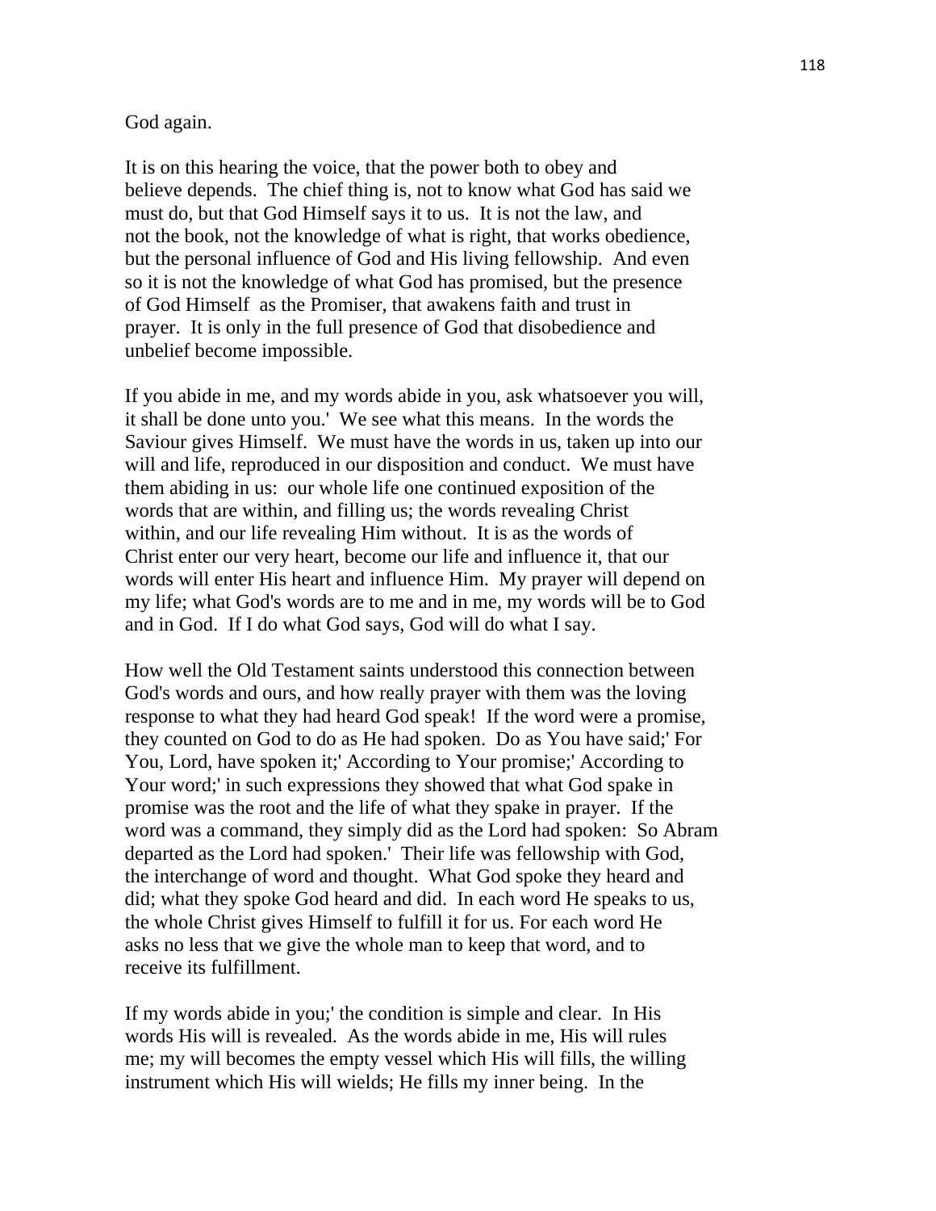God again.

It is on this hearing the voice, that the power both to obey and believe depends. The chief thing is, not to know what God has said we must do, but that God Himself says it to us. It is not the law, and not the book, not the knowledge of what is right, that works obedience, but the personal influence of God and His living fellowship. And even so it is not the knowledge of what God has promised, but the presence of God Himself as the Promiser, that awakens faith and trust in prayer. It is only in the full presence of God that disobedience and unbelief become impossible.

If you abide in me, and my words abide in you, ask whatsoever you will, it shall be done unto you.' We see what this means. In the words the Saviour gives Himself. We must have the words in us, taken up into our will and life, reproduced in our disposition and conduct. We must have them abiding in us: our whole life one continued exposition of the words that are within, and filling us; the words revealing Christ within, and our life revealing Him without. It is as the words of Christ enter our very heart, become our life and influence it, that our words will enter His heart and influence Him. My prayer will depend on my life; what God's words are to me and in me, my words will be to God and in God. If I do what God says, God will do what I say.

How well the Old Testament saints understood this connection between God's words and ours, and how really prayer with them was the loving response to what they had heard God speak! If the word were a promise, they counted on God to do as He had spoken. Do as You have said;' For You, Lord, have spoken it;' According to Your promise;' According to Your word;' in such expressions they showed that what God spake in promise was the root and the life of what they spake in prayer. If the word was a command, they simply did as the Lord had spoken: So Abram departed as the Lord had spoken.' Their life was fellowship with God, the interchange of word and thought. What God spoke they heard and did; what they spoke God heard and did. In each word He speaks to us, the whole Christ gives Himself to fulfill it for us. For each word He asks no less that we give the whole man to keep that word, and to receive its fulfillment.

If my words abide in you;' the condition is simple and clear. In His words His will is revealed. As the words abide in me, His will rules me; my will becomes the empty vessel which His will fills, the willing instrument which His will wields; He fills my inner being. In the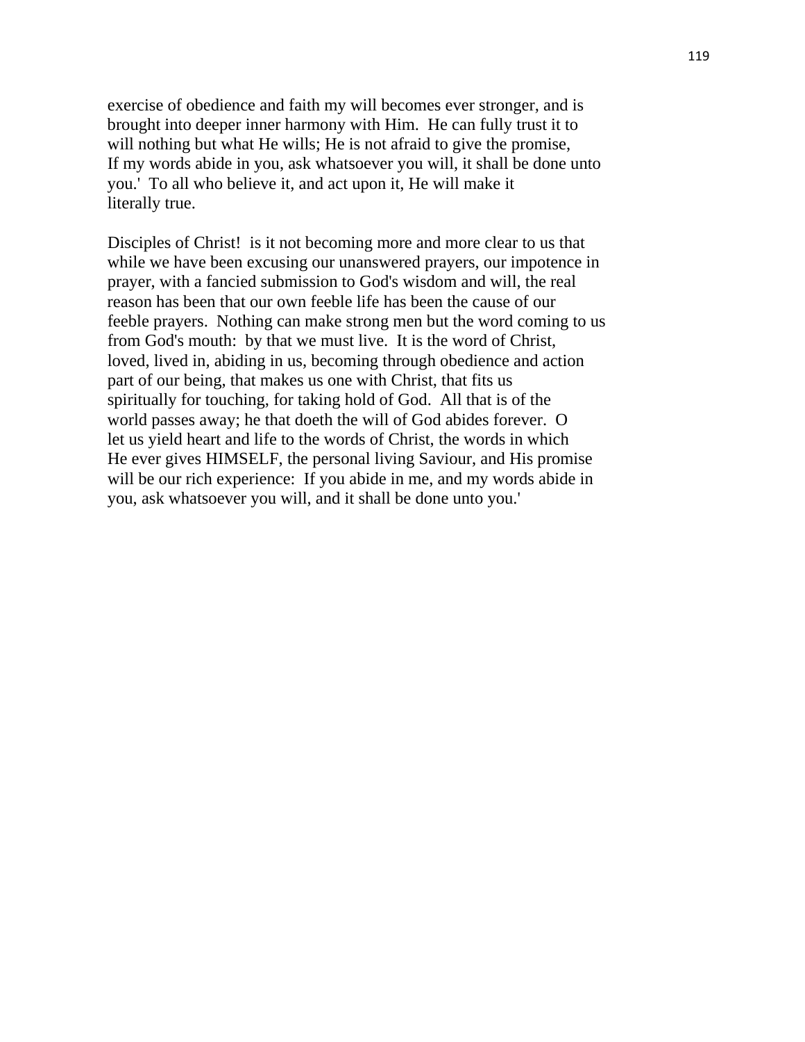exercise of obedience and faith my will becomes ever stronger, and is brought into deeper inner harmony with Him. He can fully trust it to will nothing but what He wills; He is not afraid to give the promise, If my words abide in you, ask whatsoever you will, it shall be done unto you.' To all who believe it, and act upon it, He will make it literally true.

Disciples of Christ! is it not becoming more and more clear to us that while we have been excusing our unanswered prayers, our impotence in prayer, with a fancied submission to God's wisdom and will, the real reason has been that our own feeble life has been the cause of our feeble prayers. Nothing can make strong men but the word coming to us from God's mouth: by that we must live. It is the word of Christ, loved, lived in, abiding in us, becoming through obedience and action part of our being, that makes us one with Christ, that fits us spiritually for touching, for taking hold of God. All that is of the world passes away; he that doeth the will of God abides forever. O let us yield heart and life to the words of Christ, the words in which He ever gives HIMSELF, the personal living Saviour, and His promise will be our rich experience: If you abide in me, and my words abide in you, ask whatsoever you will, and it shall be done unto you.'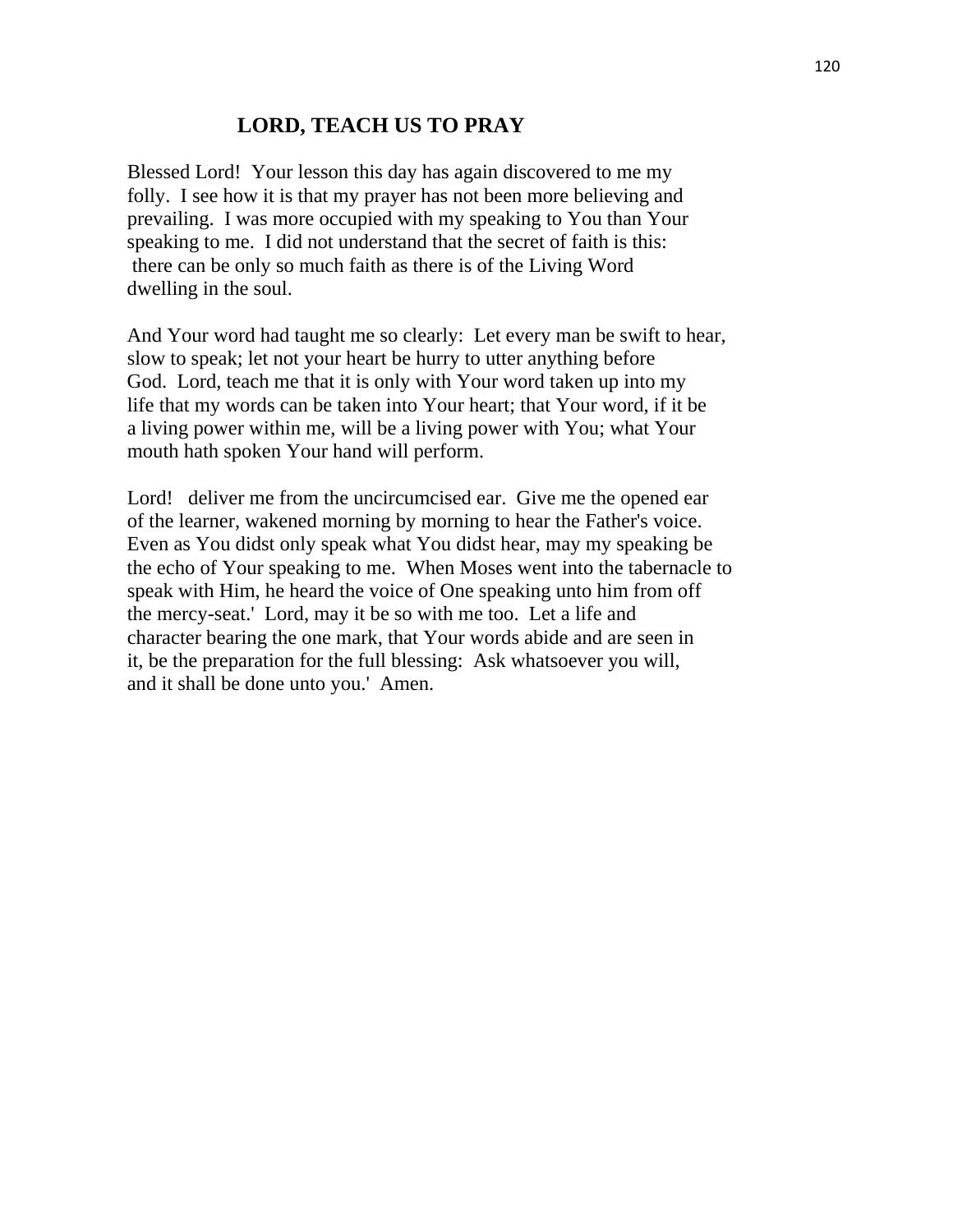## LORD, TEACH US TO PRAY

Blessed Lord! Your lesson this day has again discovered to me my folly. I see how it is that my prayer has not been more believing and prevailing. I was more occupied with my speaking to You than Your speaking to me. I did not understand that the secret of faith is this: there can be only so much faith as there is of the Living Word dwelling in the soul.

And Your word had taught me so clearly: Let every man be swift to hear, slow to speak; let not your heart be hurry to utter anything before God. Lord, teach me that it is only with Your word taken up into my life that my words can be taken into Your heart; that Your word, if it be a living power within me, will be a living power with You; what Your mouth hath spoken Your hand will perform.

Lord! deliver me from the uncircumcised ear. Give me the opened ear of the learner, wakened morning by morning to hear the Father's voice. Even as You didst only speak what You didst hear, may my speaking be the echo of Your speaking to me. When Moses went into the tabernacle to speak with Him, he heard the voice of One speaking unto him from off the mercy-seat.' Lord, may it be so with me too. Let a life and character bearing the one mark, that Your words abide and are seen in it, be the preparation for the full blessing: Ask whatsoever you will, and it shall be done unto you.' Amen.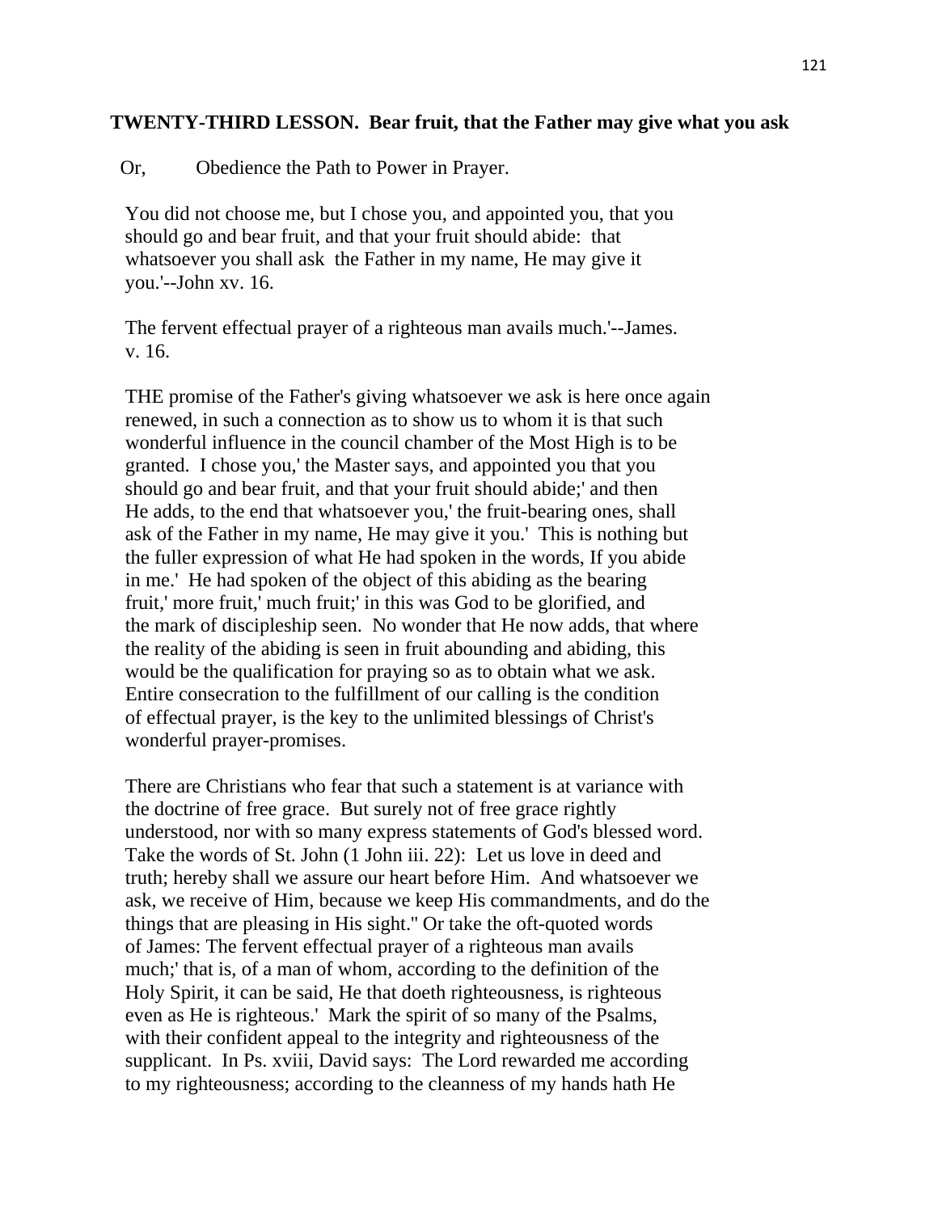## TWENTY-THIRD LESSON. Bear fruit, that the Father may give what you ask

Or, Obedience the Path to Power in Prayer.

You did not choose me, but I chose you, and appointed you, that you should go and bear fruit, and that your fruit should abide: that whatsoever you shall ask the Father in my name, He may give it you.'--John xv. 16.

The fervent effectual prayer of a righteous man avails much.'--James. v. 16.

THE promise of the Father's giving whatsoever we ask is here once again renewed, in such a connection as to show us to whom it is that such wonderful influence in the council chamber of the Most High is to be granted. I chose you,' the Master says, and appointed you that you should go and bear fruit, and that your fruit should abide;' and then He adds, to the end that whatsoever you,' the fruit-bearing ones, shall ask of the Father in my name, He may give it you.' This is nothing but the fuller expression of what He had spoken in the words, If you abide in me.' He had spoken of the object of this abiding as the bearing fruit,' more fruit,' much fruit;' in this was God to be glorified, and the mark of discipleship seen. No wonder that He now adds, that where the reality of the abiding is seen in fruit abounding and abiding, this would be the qualification for praying so as to obtain what we ask. Entire consecration to the fulfillment of our calling is the condition of effectual prayer, is the key to the unlimited blessings of Christ's wonderful prayer-promises.

There are Christians who fear that such a statement is at variance with the doctrine of free grace. But surely not of free grace rightly understood, nor with so many express statements of God's blessed word. Take the words of St. John (1 John iii. 22): Let us love in deed and truth; hereby shall we assure our heart before Him. And whatsoever we ask, we receive of Him, because we keep His commandments, and do the things that are pleasing in His sight." Or take the oft-quoted words of James: The fervent effectual prayer of a righteous man avails much;' that is, of a man of whom, according to the definition of the Holy Spirit, it can be said, He that doeth righteousness, is righteous even as He is righteous.' Mark the spirit of so many of the Psalms, with their confident appeal to the integrity and righteousness of the supplicant. In Ps. xviii, David says: The Lord rewarded me according to my righteousness; according to the cleanness of my hands hath He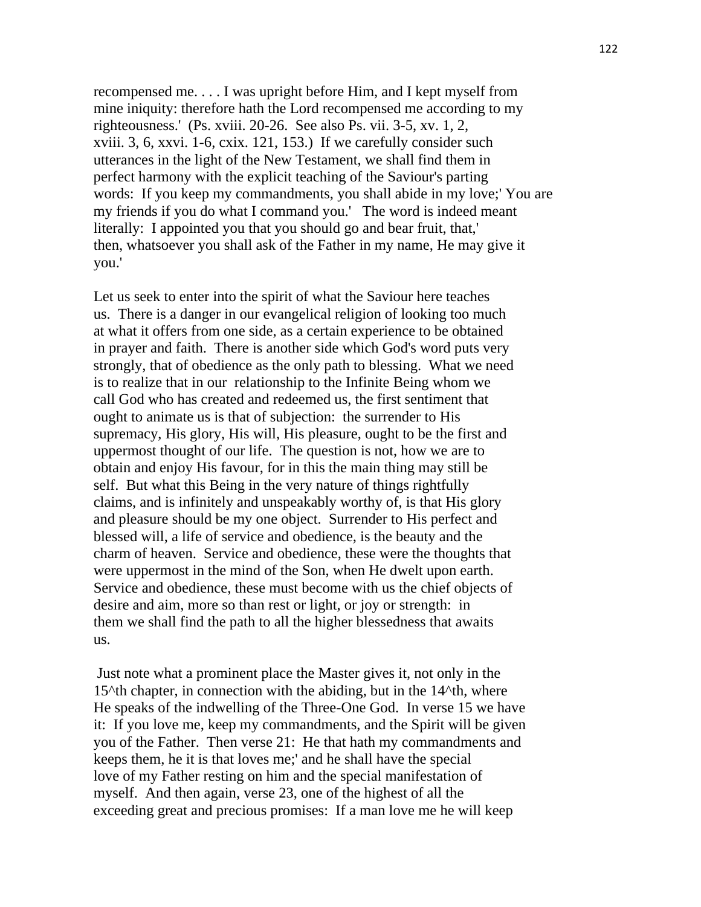recompensed me. . . . I was upright before Him, and I kept myself from mine iniquity: therefore hath the Lord recompensed me according to my righteousness.' (Ps. xviii. 20-26. See also Ps. vii. 3-5, xv. 1, 2, xviii. 3, 6, xxvi. 1-6, cxix. 121, 153.) If we carefully consider such utterances in the light of the New Testament, we shall find them in perfect harmony with the explicit teaching of the Saviour's parting words: If you keep my commandments, you shall abide in my love;' You are my friends if you do what I command you.' The word is indeed meant literally: I appointed you that you should go and bear fruit, that,' then, whatsoever you shall ask of the Father in my name, He may give it you.'

Let us seek to enter into the spirit of what the Saviour here teaches us. There is a danger in our evangelical religion of looking too much at what it offers from one side, as a certain experience to be obtained in prayer and faith. There is another side which God's word puts very strongly, that of obedience as the only path to blessing. What we need is to realize that in our relationship to the Infinite Being whom we call God who has created and redeemed us, the first sentiment that ought to animate us is that of subjection: the surrender to His supremacy, His glory, His will, His pleasure, ought to be the first and uppermost thought of our life. The question is not, how we are to obtain and enjoy His favour, for in this the main thing may still be self. But what this Being in the very nature of things rightfully claims, and is infinitely and unspeakably worthy of, is that His glory and pleasure should be my one object. Surrender to His perfect and blessed will, a life of service and obedience, is the beauty and the charm of heaven. Service and obedience, these were the thoughts that were uppermost in the mind of the Son, when He dwelt upon earth. Service and obedience, these must become with us the chief objects of desire and aim, more so than rest or light, or joy or strength: in them we shall find the path to all the higher blessedness that awaits us.

Just note what a prominent place the Master gives it, not only in the 15^th chapter, in connection with the abiding, but in the 14^th, where He speaks of the indwelling of the Three-One God. In verse 15 we have it: If you love me, keep my commandments, and the Spirit will be given you of the Father. Then verse 21: He that hath my commandments and keeps them, he it is that loves me;' and he shall have the special love of my Father resting on him and the special manifestation of myself. And then again, verse 23, one of the highest of all the exceeding great and precious promises: If a man love me he will keep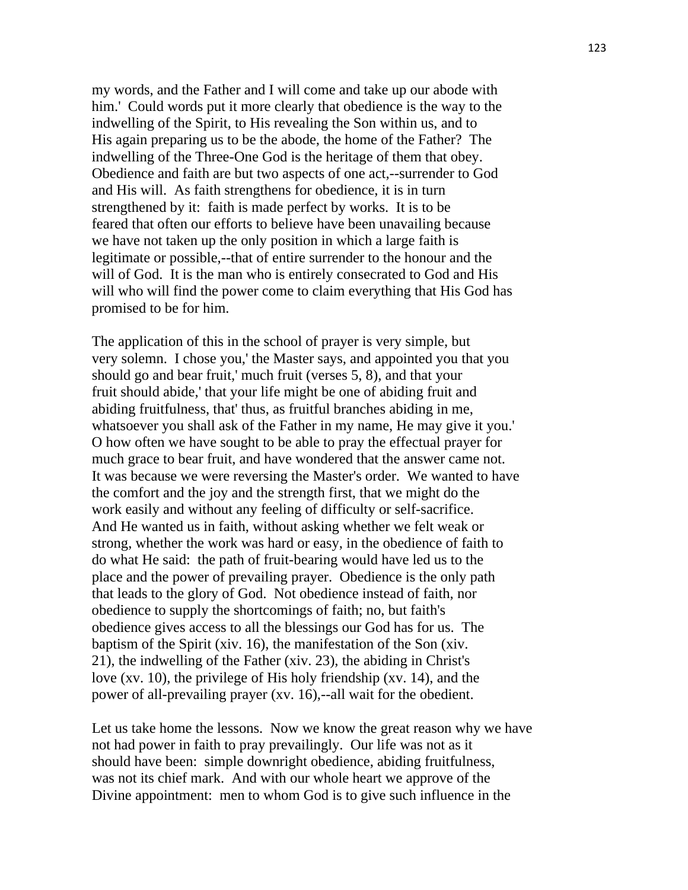my words, and the Father and I will come and take up our abode with him.' Could words put it more clearly that obedience is the way to the indwelling of the Spirit, to His revealing the Son within us, and to His again preparing us to be the abode, the home of the Father? The indwelling of the Three-One God is the heritage of them that obey. Obedience and faith are but two aspects of one act,--surrender to God and His will. As faith strengthens for obedience, it is in turn strengthened by it: faith is made perfect by works. It is to be feared that often our efforts to believe have been unavailing because we have not taken up the only position in which a large faith is legitimate or possible,--that of entire surrender to the honour and the will of God. It is the man who is entirely consecrated to God and His will who will find the power come to claim everything that His God has promised to be for him.

The application of this in the school of prayer is very simple, but very solemn. I chose you,' the Master says, and appointed you that you should go and bear fruit,' much fruit (verses 5, 8), and that your fruit should abide,' that your life might be one of abiding fruit and abiding fruitfulness, that' thus, as fruitful branches abiding in me, whatsoever you shall ask of the Father in my name, He may give it you.' O how often we have sought to be able to pray the effectual prayer for much grace to bear fruit, and have wondered that the answer came not. It was because we were reversing the Master's order. We wanted to have the comfort and the joy and the strength first, that we might do the work easily and without any feeling of difficulty or self-sacrifice. And He wanted us in faith, without asking whether we felt weak or strong, whether the work was hard or easy, in the obedience of faith to do what He said: the path of fruit-bearing would have led us to the place and the power of prevailing prayer. Obedience is the only path that leads to the glory of God. Not obedience instead of faith, nor obedience to supply the shortcomings of faith; no, but faith's obedience gives access to all the blessings our God has for us. The baptism of the Spirit (xiv. 16), the manifestation of the Son (xiv. 21), the indwelling of the Father (xiv. 23), the abiding in Christ's love (xv. 10), the privilege of His holy friendship (xv. 14), and the power of all-prevailing prayer (xv. 16),--all wait for the obedient.

Let us take home the lessons. Now we know the great reason why we have not had power in faith to pray prevailingly. Our life was not as it should have been: simple downright obedience, abiding fruitfulness, was not its chief mark. And with our whole heart we approve of the Divine appointment: men to whom God is to give such influence in the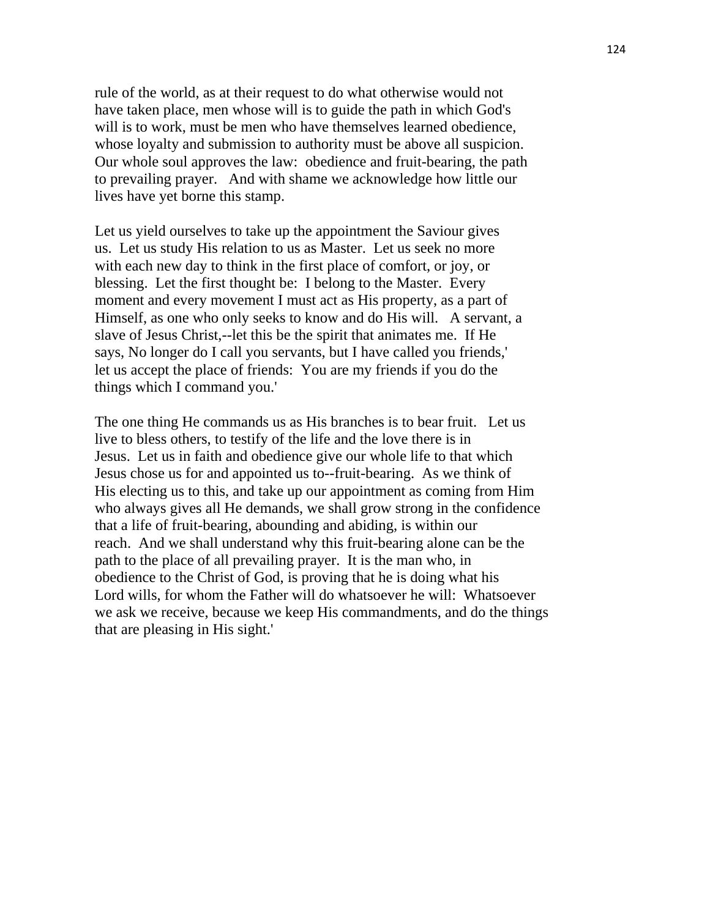rule of the world, as at their request to do what otherwise would not have taken place, men whose will is to guide the path in which God's will is to work, must be men who have themselves learned obedience, whose loyalty and submission to authority must be above all suspicion. Our whole soul approves the law: obedience and fruit-bearing, the path to prevailing prayer. And with shame we acknowledge how little our lives have yet borne this stamp.

Let us yield ourselves to take up the appointment the Saviour gives us. Let us study His relation to us as Master. Let us seek no more with each new day to think in the first place of comfort, or joy, or blessing. Let the first thought be: I belong to the Master. Every moment and every movement I must act as His property, as a part of Himself, as one who only seeks to know and do His will. A servant, a slave of Jesus Christ,--let this be the spirit that animates me. If He says, No longer do I call you servants, but I have called you friends,' let us accept the place of friends: You are my friends if you do the things which I command you.'

The one thing He commands us as His branches is to bear fruit. Let us live to bless others, to testify of the life and the love there is in Jesus. Let us in faith and obedience give our whole life to that which Jesus chose us for and appointed us to--fruit-bearing. As we think of His electing us to this, and take up our appointment as coming from Him who always gives all He demands, we shall grow strong in the confidence that a life of fruit-bearing, abounding and abiding, is within our reach. And we shall understand why this fruit-bearing alone can be the path to the place of all prevailing prayer. It is the man who, in obedience to the Christ of God, is proving that he is doing what his Lord wills, for whom the Father will do whatsoever he will: Whatsoever we ask we receive, because we keep His commandments, and do the things that are pleasing in His sight.'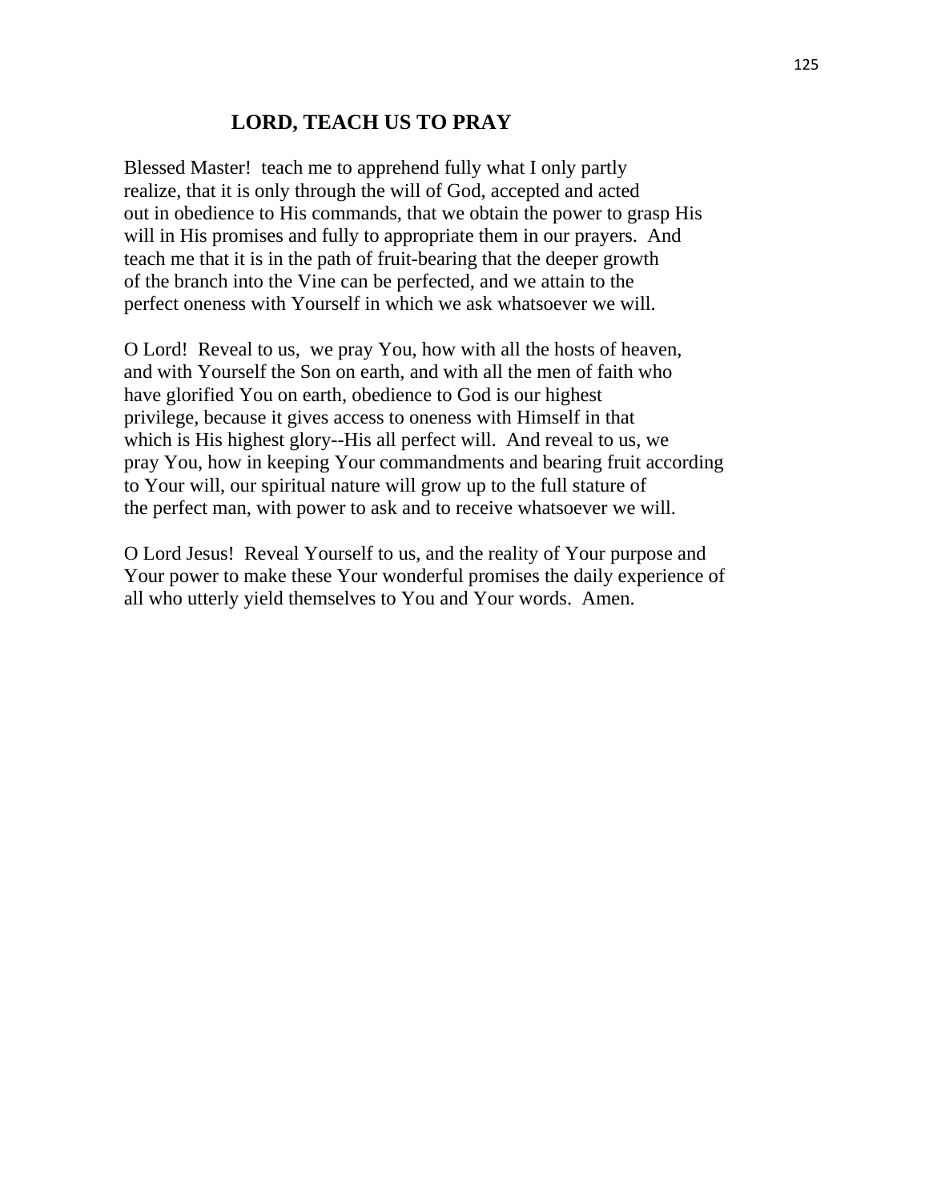## LORD, TEACH US TO PRAY

Blessed Master! teach me to apprehend fully what I only partly realize, that it is only through the will of God, accepted and acted out in obedience to His commands, that we obtain the power to grasp His will in His promises and fully to appropriate them in our prayers. And teach me that it is in the path of fruit-bearing that the deeper growth of the branch into the Vine can be perfected, and we attain to the perfect oneness with Yourself in which we ask whatsoever we will.

O Lord! Reveal to us, we pray You, how with all the hosts of heaven, and with Yourself the Son on earth, and with all the men of faith who have glorified You on earth, obedience to God is our highest privilege, because it gives access to oneness with Himself in that which is His highest glory--His all perfect will. And reveal to us, we pray You, how in keeping Your commandments and bearing fruit according to Your will, our spiritual nature will grow up to the full stature of the perfect man, with power to ask and to receive whatsoever we will.

O Lord Jesus! Reveal Yourself to us, and the reality of Your purpose and Your power to make these Your wonderful promises the daily experience of all who utterly yield themselves to You and Your words. Amen.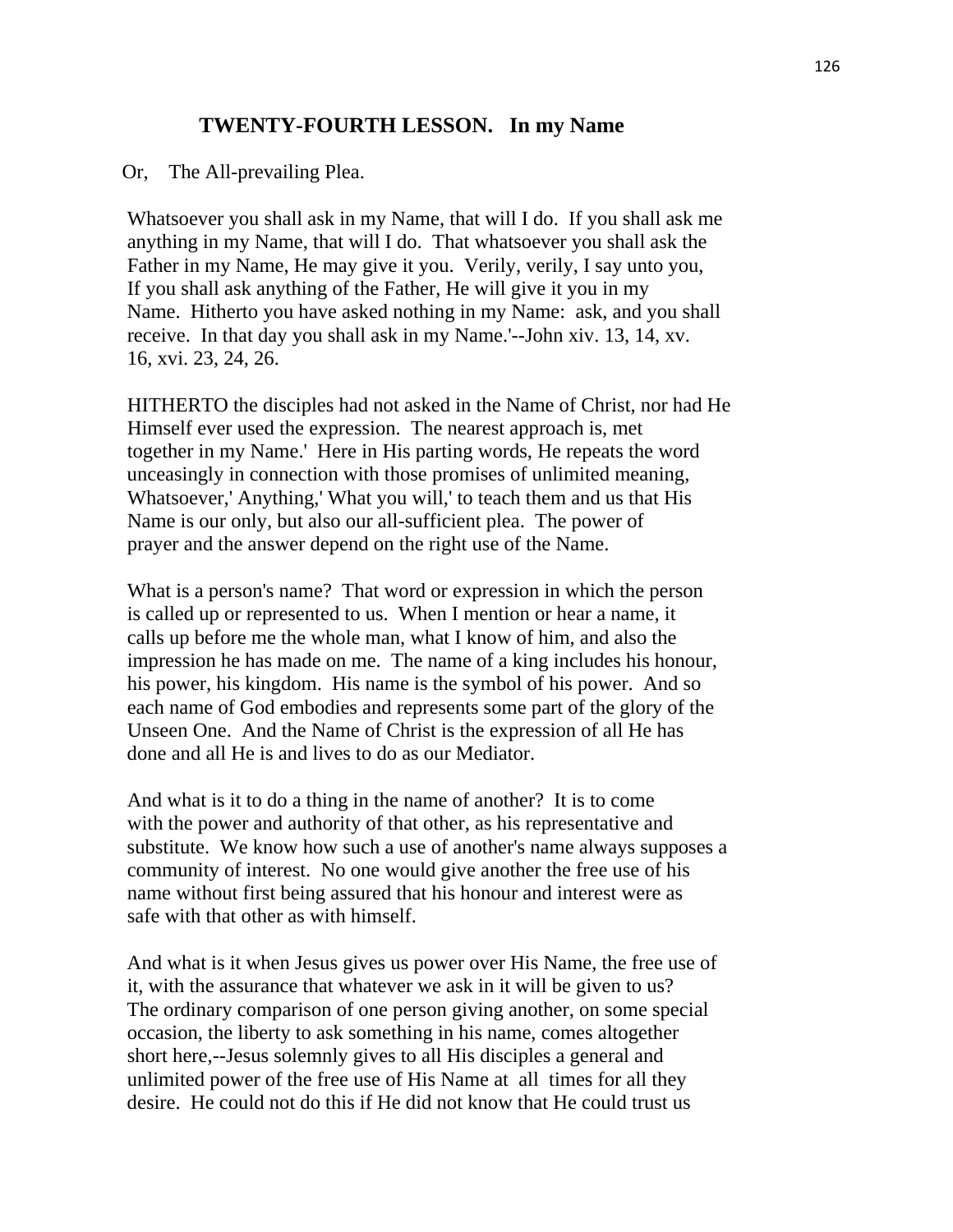## TWENTY-FOURTH LESSON. In my Name

Or, The All-prevailing Plea.

Whatsoever you shall ask in my Name, that will I do. If you shall ask me anything in my Name, that will I do. That whatsoever you shall ask the Father in my Name, He may give it you. Verily, verily, I say unto you, If you shall ask anything of the Father, He will give it you in my Name. Hitherto you have asked nothing in my Name: ask, and you shall receive. In that day you shall ask in my Name.'--John xiv. 13, 14, xv. 16, xvi. 23, 24, 26.

HITHERTO the disciples had not asked in the Name of Christ, nor had He Himself ever used the expression. The nearest approach is, met together in my Name.' Here in His parting words, He repeats the word unceasingly in connection with those promises of unlimited meaning, Whatsoever,' Anything,' What you will,' to teach them and us that His Name is our only, but also our all-sufficient plea. The power of prayer and the answer depend on the right use of the Name.

What is a person's name? That word or expression in which the person is called up or represented to us. When I mention or hear a name, it calls up before me the whole man, what I know of him, and also the impression he has made on me. The name of a king includes his honour, his power, his kingdom. His name is the symbol of his power. And so each name of God embodies and represents some part of the glory of the Unseen One. And the Name of Christ is the expression of all He has done and all He is and lives to do as our Mediator.

And what is it to do a thing in the name of another? It is to come with the power and authority of that other, as his representative and substitute. We know how such a use of another's name always supposes a community of interest. No one would give another the free use of his name without first being assured that his honour and interest were as safe with that other as with himself.

And what is it when Jesus gives us power over His Name, the free use of it, with the assurance that whatever we ask in it will be given to us? The ordinary comparison of one person giving another, on some special occasion, the liberty to ask something in his name, comes altogether short here,--Jesus solemnly gives to all His disciples a general and unlimited power of the free use of His Name at all times for all they desire. He could not do this if He did not know that He could trust us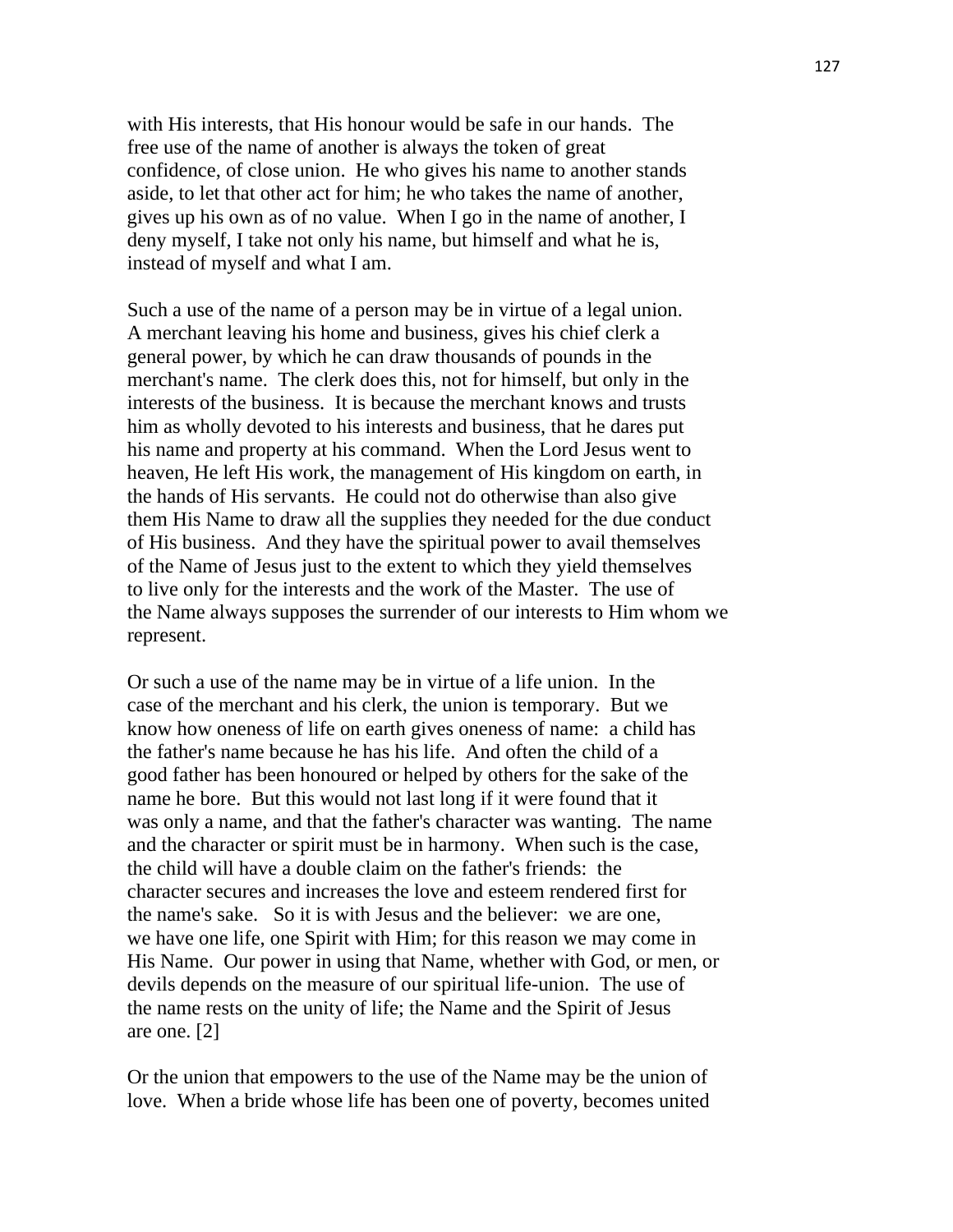with His interests, that His honour would be safe in our hands. The free use of the name of another is always the token of great confidence, of close union. He who gives his name to another stands aside, to let that other act for him; he who takes the name of another, gives up his own as of no value. When I go in the name of another, I deny myself, I take not only his name, but himself and what he is, instead of myself and what I am.

Such a use of the name of a person may be in virtue of a legal union. A merchant leaving his home and business, gives his chief clerk a general power, by which he can draw thousands of pounds in the merchant's name. The clerk does this, not for himself, but only in the interests of the business. It is because the merchant knows and trusts him as wholly devoted to his interests and business, that he dares put his name and property at his command. When the Lord Jesus went to heaven, He left His work, the management of His kingdom on earth, in the hands of His servants. He could not do otherwise than also give them His Name to draw all the supplies they needed for the due conduct of His business. And they have the spiritual power to avail themselves of the Name of Jesus just to the extent to which they yield themselves to live only for the interests and the work of the Master. The use of the Name always supposes the surrender of our interests to Him whom we represent.

Or such a use of the name may be in virtue of a life union. In the case of the merchant and his clerk, the union is temporary. But we know how oneness of life on earth gives oneness of name: a child has the father's name because he has his life. And often the child of a good father has been honoured or helped by others for the sake of the name he bore. But this would not last long if it were found that it was only a name, and that the father's character was wanting. The name and the character or spirit must be in harmony. When such is the case, the child will have a double claim on the father's friends: the character secures and increases the love and esteem rendered first for the name's sake. So it is with Jesus and the believer: we are one, we have one life, one Spirit with Him; for this reason we may come in His Name. Our power in using that Name, whether with God, or men, or devils depends on the measure of our spiritual life-union. The use of the name rests on the unity of life; the Name and the Spirit of Jesus are one. [2]

Or the union that empowers to the use of the Name may be the union of love. When a bride whose life has been one of poverty, becomes united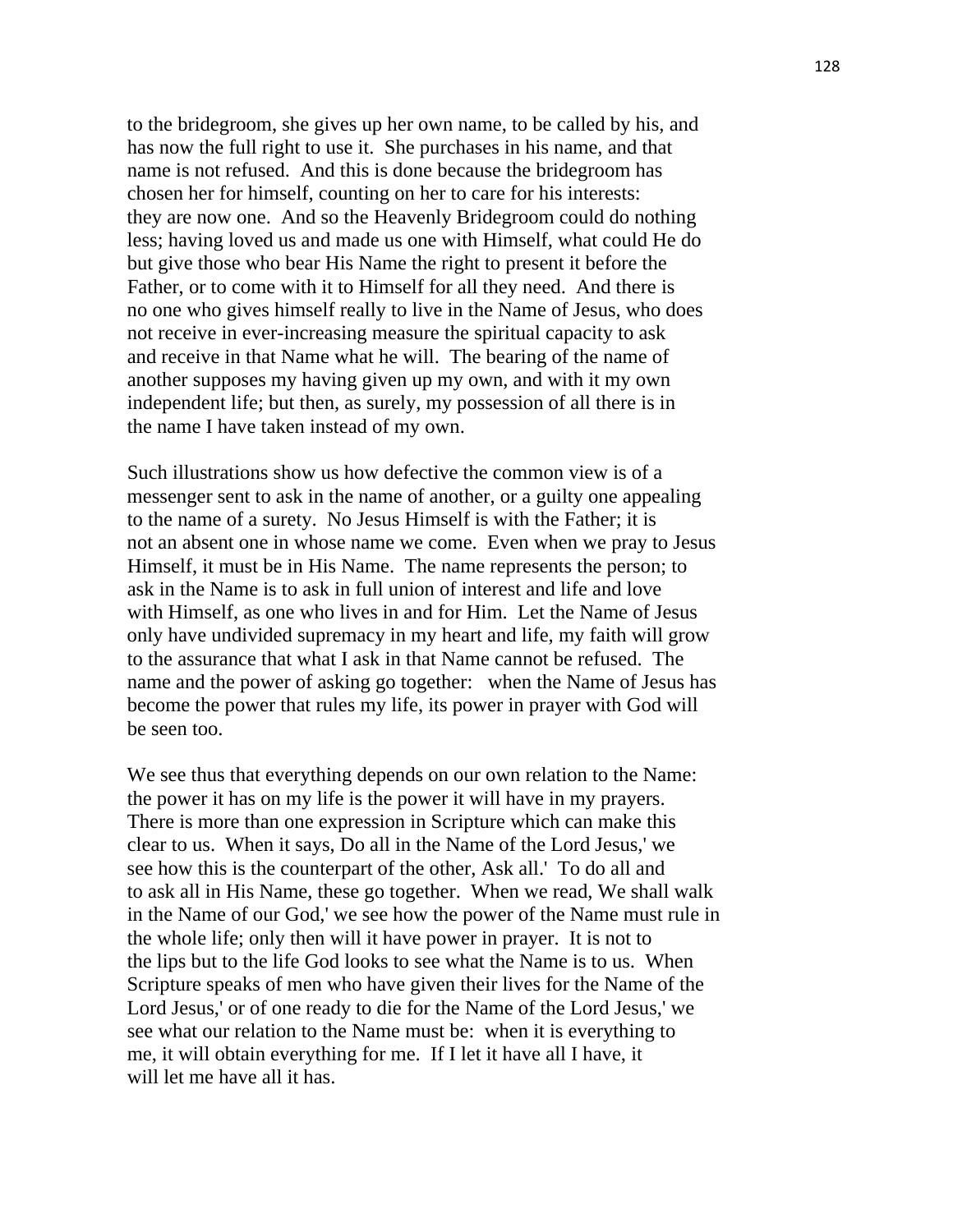to the bridegroom, she gives up her own name, to be called by his, and has now the full right to use it. She purchases in his name, and that name is not refused. And this is done because the bridegroom has chosen her for himself, counting on her to care for his interests: they are now one. And so the Heavenly Bridegroom could do nothing less; having loved us and made us one with Himself, what could He do but give those who bear His Name the right to present it before the Father, or to come with it to Himself for all they need. And there is no one who gives himself really to live in the Name of Jesus, who does not receive in ever-increasing measure the spiritual capacity to ask and receive in that Name what he will. The bearing of the name of another supposes my having given up my own, and with it my own independent life; but then, as surely, my possession of all there is in the name I have taken instead of my own.

Such illustrations show us how defective the common view is of a messenger sent to ask in the name of another, or a guilty one appealing to the name of a surety. No Jesus Himself is with the Father; it is not an absent one in whose name we come. Even when we pray to Jesus Himself, it must be in His Name. The name represents the person; to ask in the Name is to ask in full union of interest and life and love with Himself, as one who lives in and for Him. Let the Name of Jesus only have undivided supremacy in my heart and life, my faith will grow to the assurance that what I ask in that Name cannot be refused. The name and the power of asking go together: when the Name of Jesus has become the power that rules my life, its power in prayer with God will be seen too.

We see thus that everything depends on our own relation to the Name: the power it has on my life is the power it will have in my prayers. There is more than one expression in Scripture which can make this clear to us. When it says, Do all in the Name of the Lord Jesus,' we see how this is the counterpart of the other, Ask all.' To do all and to ask all in His Name, these go together. When we read, We shall walk in the Name of our God,' we see how the power of the Name must rule in the whole life; only then will it have power in prayer. It is not to the lips but to the life God looks to see what the Name is to us. When Scripture speaks of men who have given their lives for the Name of the Lord Jesus,' or of one ready to die for the Name of the Lord Jesus,' we see what our relation to the Name must be: when it is everything to me, it will obtain everything for me. If I let it have all I have, it will let me have all it has.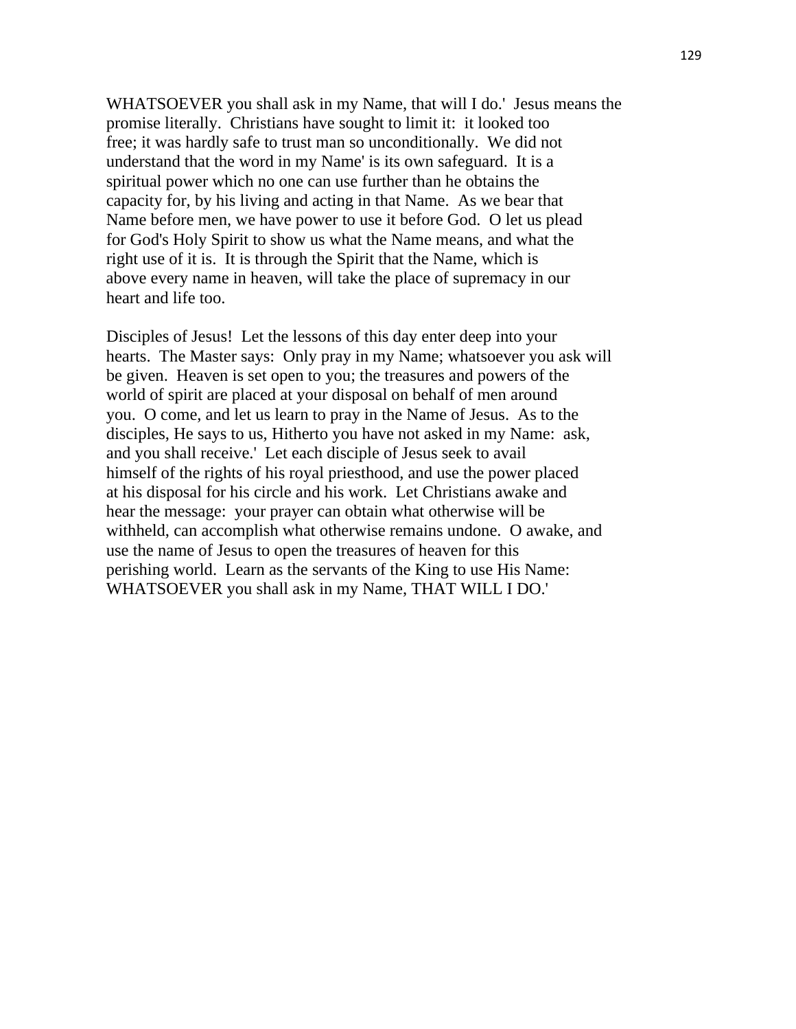WHATSOEVER you shall ask in my Name, that will I do.' Jesus means the promise literally. Christians have sought to limit it: it looked too free; it was hardly safe to trust man so unconditionally. We did not understand that the word in my Name' is its own safeguard. It is a spiritual power which no one can use further than he obtains the capacity for, by his living and acting in that Name. As we bear that Name before men, we have power to use it before God. O let us plead for God's Holy Spirit to show us what the Name means, and what the right use of it is. It is through the Spirit that the Name, which is above every name in heaven, will take the place of supremacy in our heart and life too.

Disciples of Jesus! Let the lessons of this day enter deep into your hearts. The Master says: Only pray in my Name; whatsoever you ask will be given. Heaven is set open to you; the treasures and powers of the world of spirit are placed at your disposal on behalf of men around you. O come, and let us learn to pray in the Name of Jesus. As to the disciples, He says to us, Hitherto you have not asked in my Name: ask, and you shall receive.' Let each disciple of Jesus seek to avail himself of the rights of his royal priesthood, and use the power placed at his disposal for his circle and his work. Let Christians awake and hear the message: your prayer can obtain what otherwise will be withheld, can accomplish what otherwise remains undone. O awake, and use the name of Jesus to open the treasures of heaven for this perishing world. Learn as the servants of the King to use His Name: WHATSOEVER you shall ask in my Name, THAT WILL I DO.'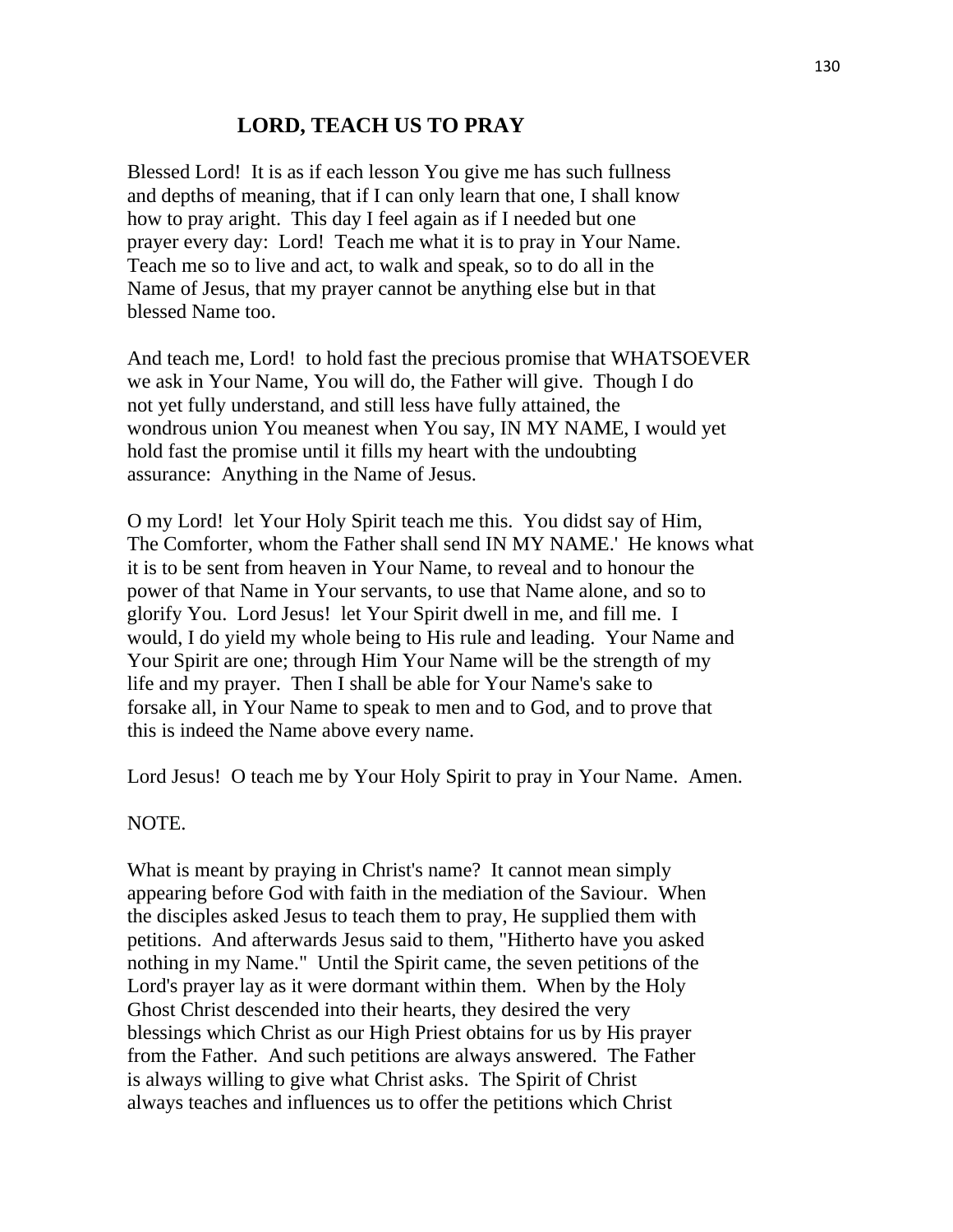## LORD, TEACH US TO PRAY

Blessed Lord! It is as if each lesson You give me has such fullness and depths of meaning, that if I can only learn that one, I shall know how to pray aright. This day I feel again as if I needed but one prayer every day: Lord! Teach me what it is to pray in Your Name. Teach me so to live and act, to walk and speak, so to do all in the Name of Jesus, that my prayer cannot be anything else but in that blessed Name too.

And teach me, Lord! to hold fast the precious promise that WHATSOEVER we ask in Your Name, You will do, the Father will give. Though I do not yet fully understand, and still less have fully attained, the wondrous union You meanest when You say, IN MY NAME, I would yet hold fast the promise until it fills my heart with the undoubting assurance: Anything in the Name of Jesus.

O my Lord! let Your Holy Spirit teach me this. You didst say of Him, The Comforter, whom the Father shall send IN MY NAME.' He knows what it is to be sent from heaven in Your Name, to reveal and to honour the power of that Name in Your servants, to use that Name alone, and so to glorify You. Lord Jesus! let Your Spirit dwell in me, and fill me. I would, I do yield my whole being to His rule and leading. Your Name and Your Spirit are one; through Him Your Name will be the strength of my life and my prayer. Then I shall be able for Your Name's sake to forsake all, in Your Name to speak to men and to God, and to prove that this is indeed the Name above every name.

Lord Jesus! O teach me by Your Holy Spirit to pray in Your Name. Amen.

NOTE.

What is meant by praying in Christ's name? It cannot mean simply appearing before God with faith in the mediation of the Saviour. When the disciples asked Jesus to teach them to pray, He supplied them with petitions. And afterwards Jesus said to them, "Hitherto have you asked nothing in my Name." Until the Spirit came, the seven petitions of the Lord's prayer lay as it were dormant within them. When by the Holy Ghost Christ descended into their hearts, they desired the very blessings which Christ as our High Priest obtains for us by His prayer from the Father. And such petitions are always answered. The Father is always willing to give what Christ asks. The Spirit of Christ always teaches and influences us to offer the petitions which Christ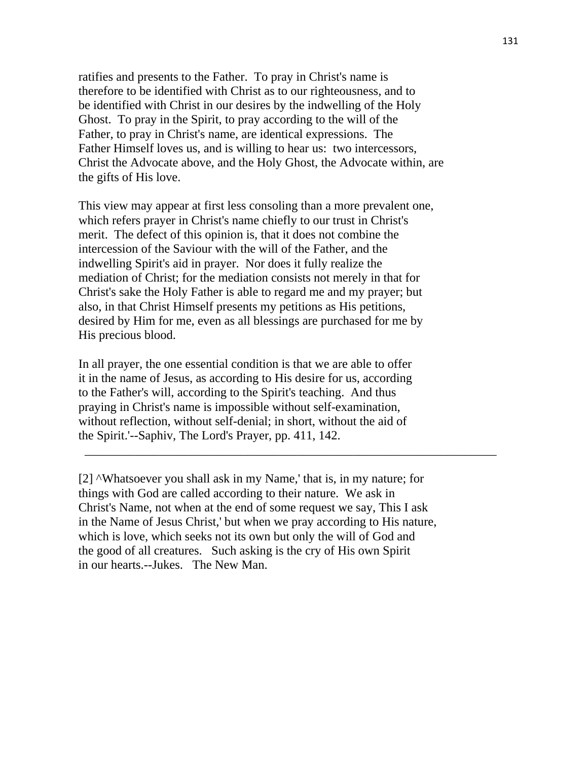ratifies and presents to the Father. To pray in Christ's name is therefore to be identified with Christ as to our righteousness, and to be identified with Christ in our desires by the indwelling of the Holy Ghost. To pray in the Spirit, to pray according to the will of the Father, to pray in Christ's name, are identical expressions. The Father Himself loves us, and is willing to hear us: two intercessors, Christ the Advocate above, and the Holy Ghost, the Advocate within, are the gifts of His love.

This view may appear at first less consoling than a more prevalent one, which refers prayer in Christ's name chiefly to our trust in Christ's merit. The defect of this opinion is, that it does not combine the intercession of the Saviour with the will of the Father, and the indwelling Spirit's aid in prayer. Nor does it fully realize the mediation of Christ; for the mediation consists not merely in that for Christ's sake the Holy Father is able to regard me and my prayer; but also, in that Christ Himself presents my petitions as His petitions, desired by Him for me, even as all blessings are purchased for me by His precious blood.

In all prayer, the one essential condition is that we are able to offer it in the name of Jesus, as according to His desire for us, according to the Father's will, according to the Spirit's teaching. And thus praying in Christ's name is impossible without self-examination, without reflection, without self-denial; in short, without the aid of the Spirit.'--Saphiv, The Lord's Prayer, pp. 411, 142.

---

[2] ^Whatsoever you shall ask in my Name,' that is, in my nature; for things with God are called according to their nature. We ask in Christ's Name, not when at the end of some request we say, This I ask in the Name of Jesus Christ,' but when we pray according to His nature, which is love, which seeks not its own but only the will of God and the good of all creatures. Such asking is the cry of His own Spirit in our hearts.--Jukes. The New Man.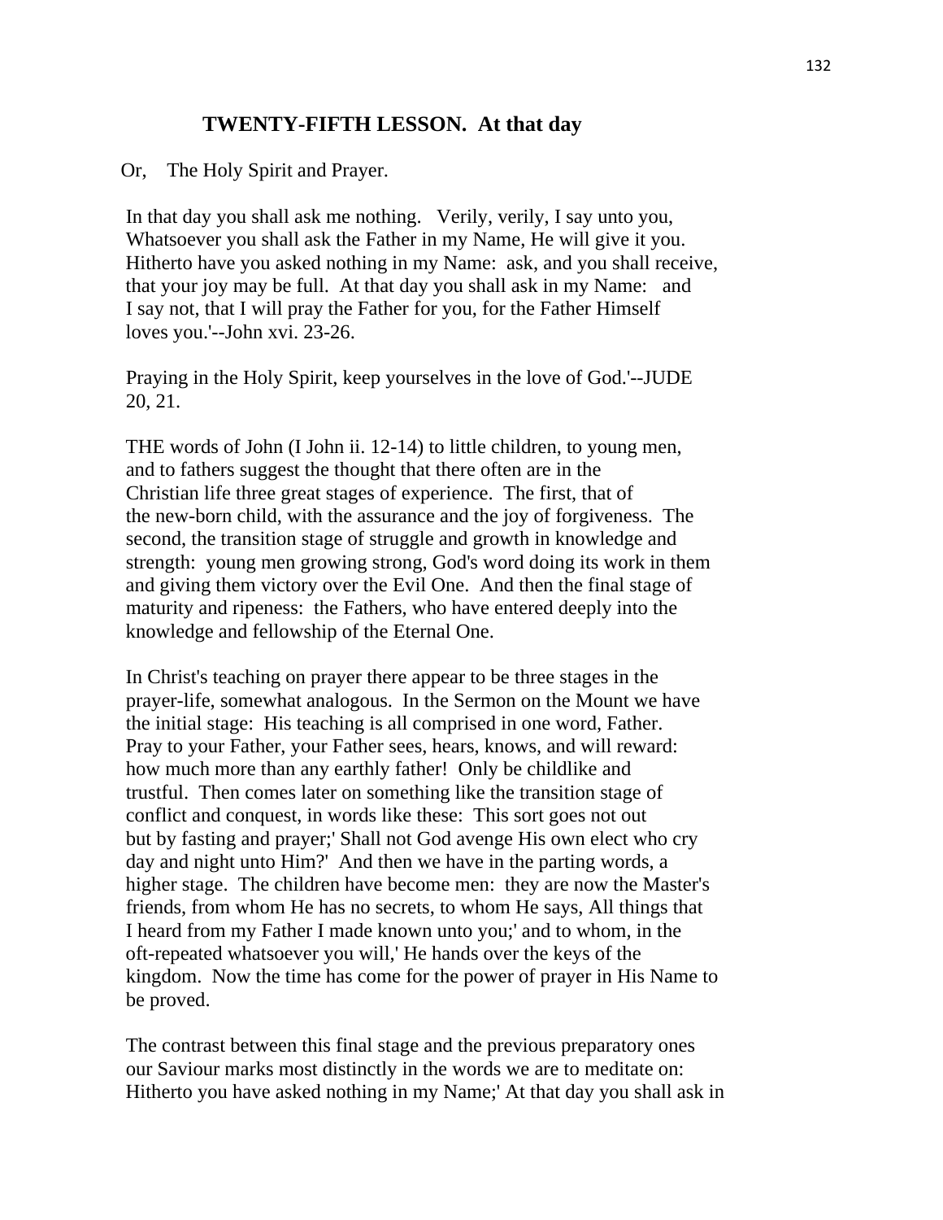## TWENTY-FIFTH LESSON. At that day

Or, The Holy Spirit and Prayer.

In that day you shall ask me nothing. Verily, verily, I say unto you, Whatsoever you shall ask the Father in my Name, He will give it you. Hitherto have you asked nothing in my Name: ask, and you shall receive, that your joy may be full. At that day you shall ask in my Name: and I say not, that I will pray the Father for you, for the Father Himself loves you.'--John xvi. 23-26.

Praying in the Holy Spirit, keep yourselves in the love of God.'--JUDE 20, 21.

THE words of John (I John ii. 12-14) to little children, to young men, and to fathers suggest the thought that there often are in the Christian life three great stages of experience. The first, that of the new-born child, with the assurance and the joy of forgiveness. The second, the transition stage of struggle and growth in knowledge and strength: young men growing strong, God's word doing its work in them and giving them victory over the Evil One. And then the final stage of maturity and ripeness: the Fathers, who have entered deeply into the knowledge and fellowship of the Eternal One.

In Christ's teaching on prayer there appear to be three stages in the prayer-life, somewhat analogous. In the Sermon on the Mount we have the initial stage: His teaching is all comprised in one word, Father. Pray to your Father, your Father sees, hears, knows, and will reward: how much more than any earthly father! Only be childlike and trustful. Then comes later on something like the transition stage of conflict and conquest, in words like these: This sort goes not out but by fasting and prayer;' Shall not God avenge His own elect who cry day and night unto Him?' And then we have in the parting words, a higher stage. The children have become men: they are now the Master's friends, from whom He has no secrets, to whom He says, All things that I heard from my Father I made known unto you;' and to whom, in the oft-repeated whatsoever you will,' He hands over the keys of the kingdom. Now the time has come for the power of prayer in His Name to be proved.

The contrast between this final stage and the previous preparatory ones our Saviour marks most distinctly in the words we are to meditate on: Hitherto you have asked nothing in my Name;' At that day you shall ask in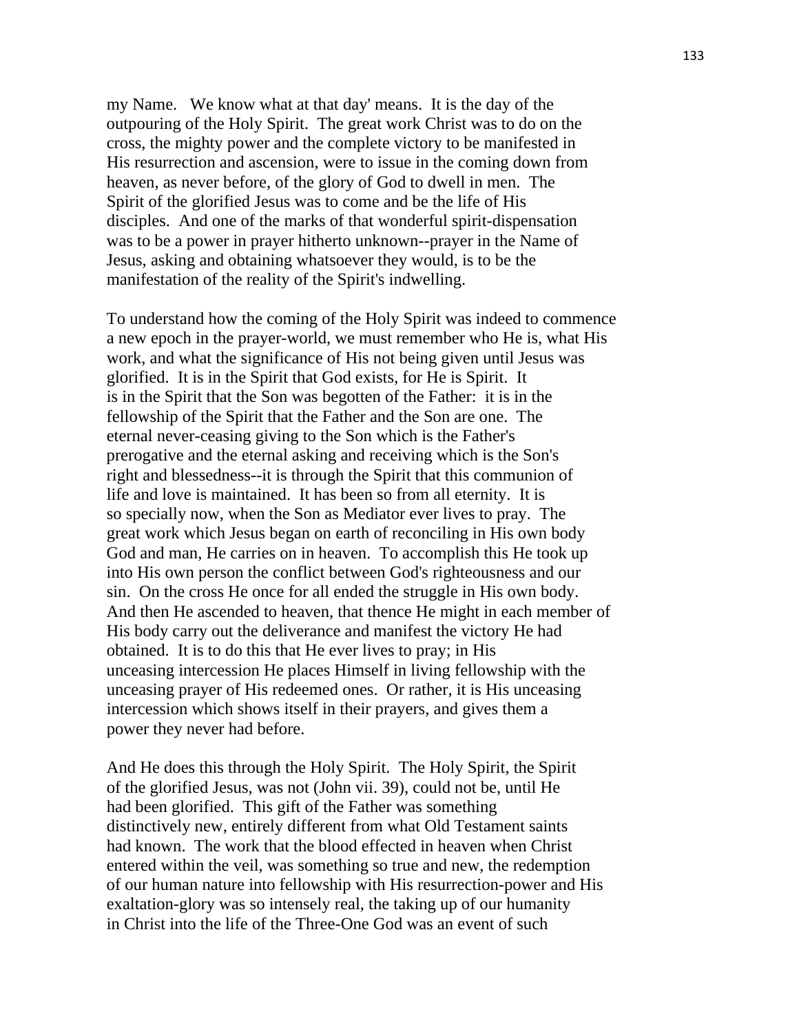my Name. We know what at that day' means. It is the day of the outpouring of the Holy Spirit. The great work Christ was to do on the cross, the mighty power and the complete victory to be manifested in His resurrection and ascension, were to issue in the coming down from heaven, as never before, of the glory of God to dwell in men. The Spirit of the glorified Jesus was to come and be the life of His disciples. And one of the marks of that wonderful spirit-dispensation was to be a power in prayer hitherto unknown--prayer in the Name of Jesus, asking and obtaining whatsoever they would, is to be the manifestation of the reality of the Spirit's indwelling.

To understand how the coming of the Holy Spirit was indeed to commence a new epoch in the prayer-world, we must remember who He is, what His work, and what the significance of His not being given until Jesus was glorified. It is in the Spirit that God exists, for He is Spirit. It is in the Spirit that the Son was begotten of the Father: it is in the fellowship of the Spirit that the Father and the Son are one. The eternal never-ceasing giving to the Son which is the Father's prerogative and the eternal asking and receiving which is the Son's right and blessedness--it is through the Spirit that this communion of life and love is maintained. It has been so from all eternity. It is so specially now, when the Son as Mediator ever lives to pray. The great work which Jesus began on earth of reconciling in His own body God and man, He carries on in heaven. To accomplish this He took up into His own person the conflict between God's righteousness and our sin. On the cross He once for all ended the struggle in His own body. And then He ascended to heaven, that thence He might in each member of His body carry out the deliverance and manifest the victory He had obtained. It is to do this that He ever lives to pray; in His unceasing intercession He places Himself in living fellowship with the unceasing prayer of His redeemed ones. Or rather, it is His unceasing intercession which shows itself in their prayers, and gives them a power they never had before.

And He does this through the Holy Spirit. The Holy Spirit, the Spirit of the glorified Jesus, was not (John vii. 39), could not be, until He had been glorified. This gift of the Father was something distinctively new, entirely different from what Old Testament saints had known. The work that the blood effected in heaven when Christ entered within the veil, was something so true and new, the redemption of our human nature into fellowship with His resurrection-power and His exaltation-glory was so intensely real, the taking up of our humanity in Christ into the life of the Three-One God was an event of such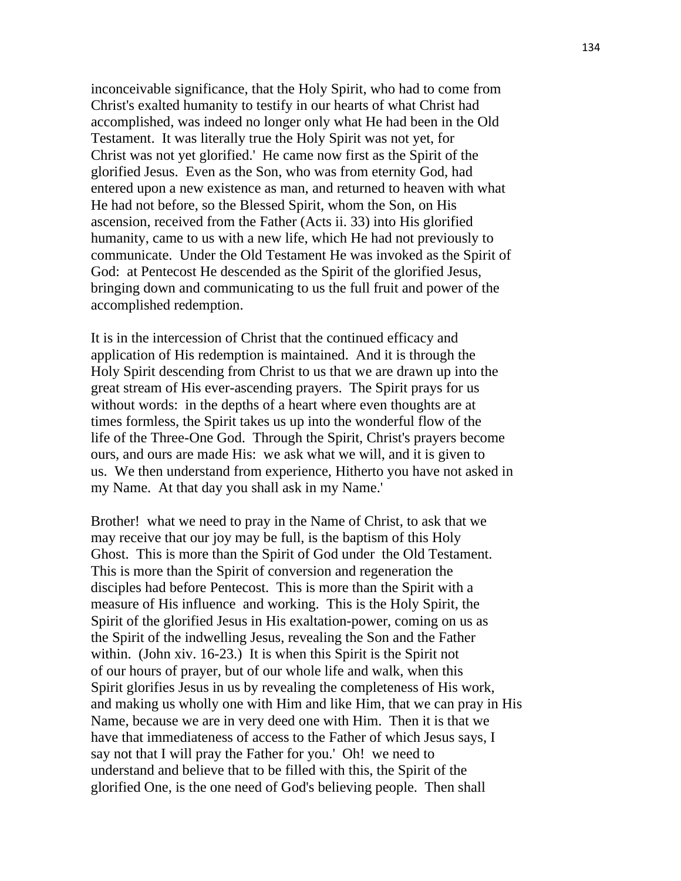inconceivable significance, that the Holy Spirit, who had to come from Christ's exalted humanity to testify in our hearts of what Christ had accomplished, was indeed no longer only what He had been in the Old Testament. It was literally true the Holy Spirit was not yet, for Christ was not yet glorified.' He came now first as the Spirit of the glorified Jesus. Even as the Son, who was from eternity God, had entered upon a new existence as man, and returned to heaven with what He had not before, so the Blessed Spirit, whom the Son, on His ascension, received from the Father (Acts ii. 33) into His glorified humanity, came to us with a new life, which He had not previously to communicate. Under the Old Testament He was invoked as the Spirit of God: at Pentecost He descended as the Spirit of the glorified Jesus, bringing down and communicating to us the full fruit and power of the accomplished redemption.

It is in the intercession of Christ that the continued efficacy and application of His redemption is maintained. And it is through the Holy Spirit descending from Christ to us that we are drawn up into the great stream of His ever-ascending prayers. The Spirit prays for us without words: in the depths of a heart where even thoughts are at times formless, the Spirit takes us up into the wonderful flow of the life of the Three-One God. Through the Spirit, Christ's prayers become ours, and ours are made His: we ask what we will, and it is given to us. We then understand from experience, Hitherto you have not asked in my Name. At that day you shall ask in my Name.'

Brother! what we need to pray in the Name of Christ, to ask that we may receive that our joy may be full, is the baptism of this Holy Ghost. This is more than the Spirit of God under the Old Testament. This is more than the Spirit of conversion and regeneration the disciples had before Pentecost. This is more than the Spirit with a measure of His influence and working. This is the Holy Spirit, the Spirit of the glorified Jesus in His exaltation-power, coming on us as the Spirit of the indwelling Jesus, revealing the Son and the Father within. (John xiv. 16-23.) It is when this Spirit is the Spirit not of our hours of prayer, but of our whole life and walk, when this Spirit glorifies Jesus in us by revealing the completeness of His work, and making us wholly one with Him and like Him, that we can pray in His Name, because we are in very deed one with Him. Then it is that we have that immediateness of access to the Father of which Jesus says, I say not that I will pray the Father for you.' Oh! we need to understand and believe that to be filled with this, the Spirit of the glorified One, is the one need of God's believing people. Then shall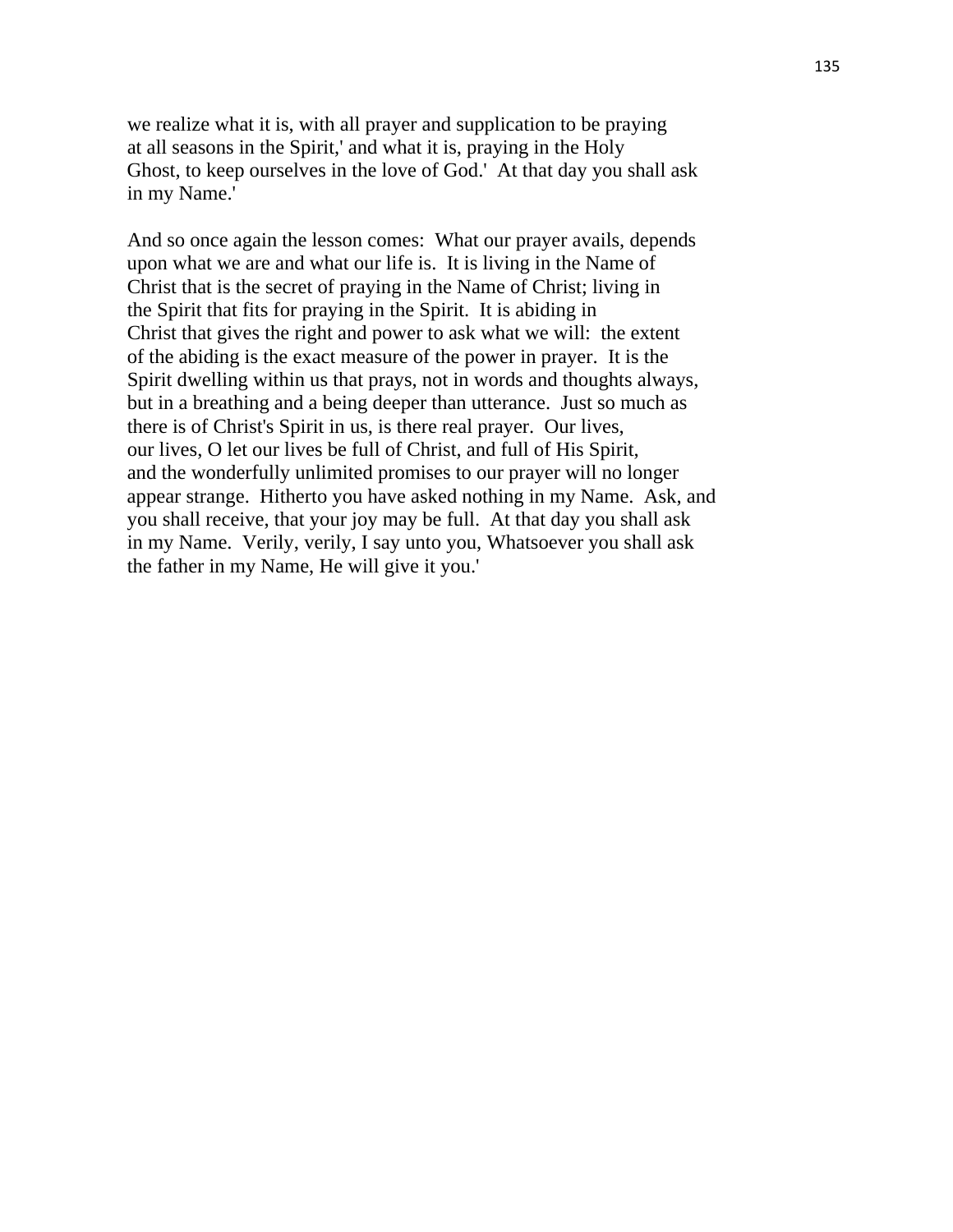we realize what it is, with all prayer and supplication to be praying at all seasons in the Spirit,' and what it is, praying in the Holy Ghost, to keep ourselves in the love of God.'  At that day you shall ask in my Name.'

And so once again the lesson comes:  What our prayer avails, depends upon what we are and what our life is.  It is living in the Name of Christ that is the secret of praying in the Name of Christ; living in the Spirit that fits for praying in the Spirit.  It is abiding in Christ that gives the right and power to ask what we will:  the extent of the abiding is the exact measure of the power in prayer.  It is the Spirit dwelling within us that prays, not in words and thoughts always, but in a breathing and a being deeper than utterance.  Just so much as there is of Christ's Spirit in us, is there real prayer.  Our lives, our lives, O let our lives be full of Christ, and full of His Spirit, and the wonderfully unlimited promises to our prayer will no longer appear strange.  Hitherto you have asked nothing in my Name.  Ask, and you shall receive, that your joy may be full.  At that day you shall ask in my Name.  Verily, verily, I say unto you, Whatsoever you shall ask the father in my Name, He will give it you.'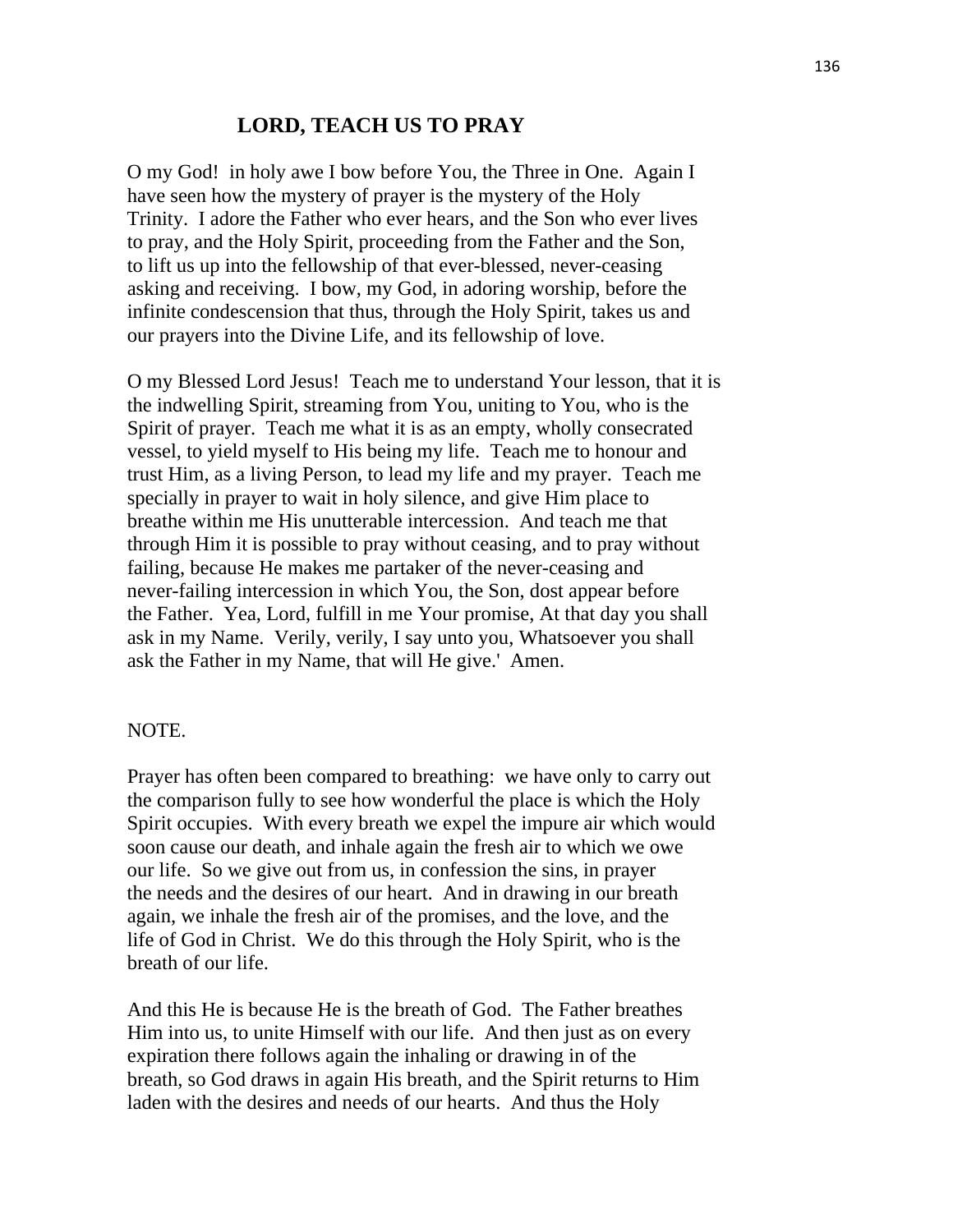## LORD, TEACH US TO PRAY

O my God! in holy awe I bow before You, the Three in One. Again I have seen how the mystery of prayer is the mystery of the Holy Trinity. I adore the Father who ever hears, and the Son who ever lives to pray, and the Holy Spirit, proceeding from the Father and the Son, to lift us up into the fellowship of that ever-blessed, never-ceasing asking and receiving. I bow, my God, in adoring worship, before the infinite condescension that thus, through the Holy Spirit, takes us and our prayers into the Divine Life, and its fellowship of love.

O my Blessed Lord Jesus! Teach me to understand Your lesson, that it is the indwelling Spirit, streaming from You, uniting to You, who is the Spirit of prayer. Teach me what it is as an empty, wholly consecrated vessel, to yield myself to His being my life. Teach me to honour and trust Him, as a living Person, to lead my life and my prayer. Teach me specially in prayer to wait in holy silence, and give Him place to breathe within me His unutterable intercession. And teach me that through Him it is possible to pray without ceasing, and to pray without failing, because He makes me partaker of the never-ceasing and never-failing intercession in which You, the Son, dost appear before the Father. Yea, Lord, fulfill in me Your promise, At that day you shall ask in my Name. Verily, verily, I say unto you, Whatsoever you shall ask the Father in my Name, that will He give.' Amen.

NOTE.

Prayer has often been compared to breathing: we have only to carry out the comparison fully to see how wonderful the place is which the Holy Spirit occupies. With every breath we expel the impure air which would soon cause our death, and inhale again the fresh air to which we owe our life. So we give out from us, in confession the sins, in prayer the needs and the desires of our heart. And in drawing in our breath again, we inhale the fresh air of the promises, and the love, and the life of God in Christ. We do this through the Holy Spirit, who is the breath of our life.

And this He is because He is the breath of God. The Father breathes Him into us, to unite Himself with our life. And then just as on every expiration there follows again the inhaling or drawing in of the breath, so God draws in again His breath, and the Spirit returns to Him laden with the desires and needs of our hearts. And thus the Holy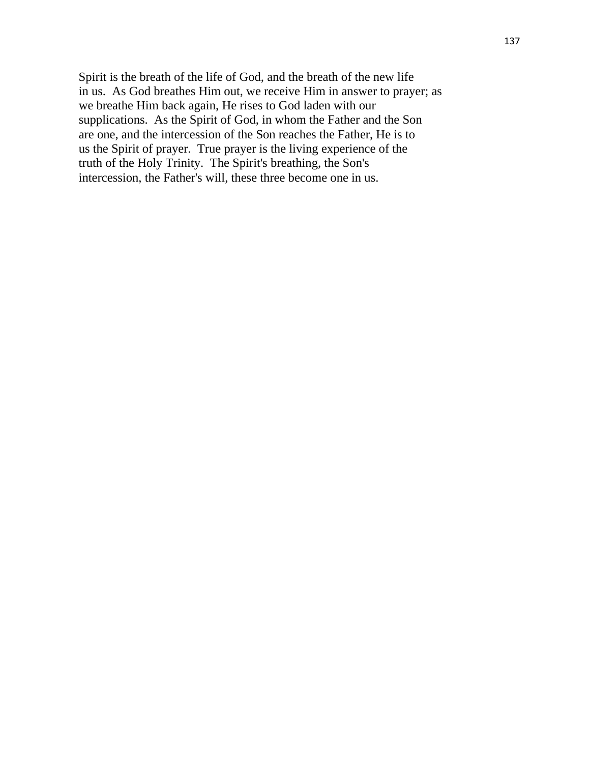Spirit is the breath of the life of God, and the breath of the new life in us. As God breathes Him out, we receive Him in answer to prayer; as we breathe Him back again, He rises to God laden with our supplications. As the Spirit of God, in whom the Father and the Son are one, and the intercession of the Son reaches the Father, He is to us the Spirit of prayer. True prayer is the living experience of the truth of the Holy Trinity. The Spirit's breathing, the Son's intercession, the Father's will, these three become one in us.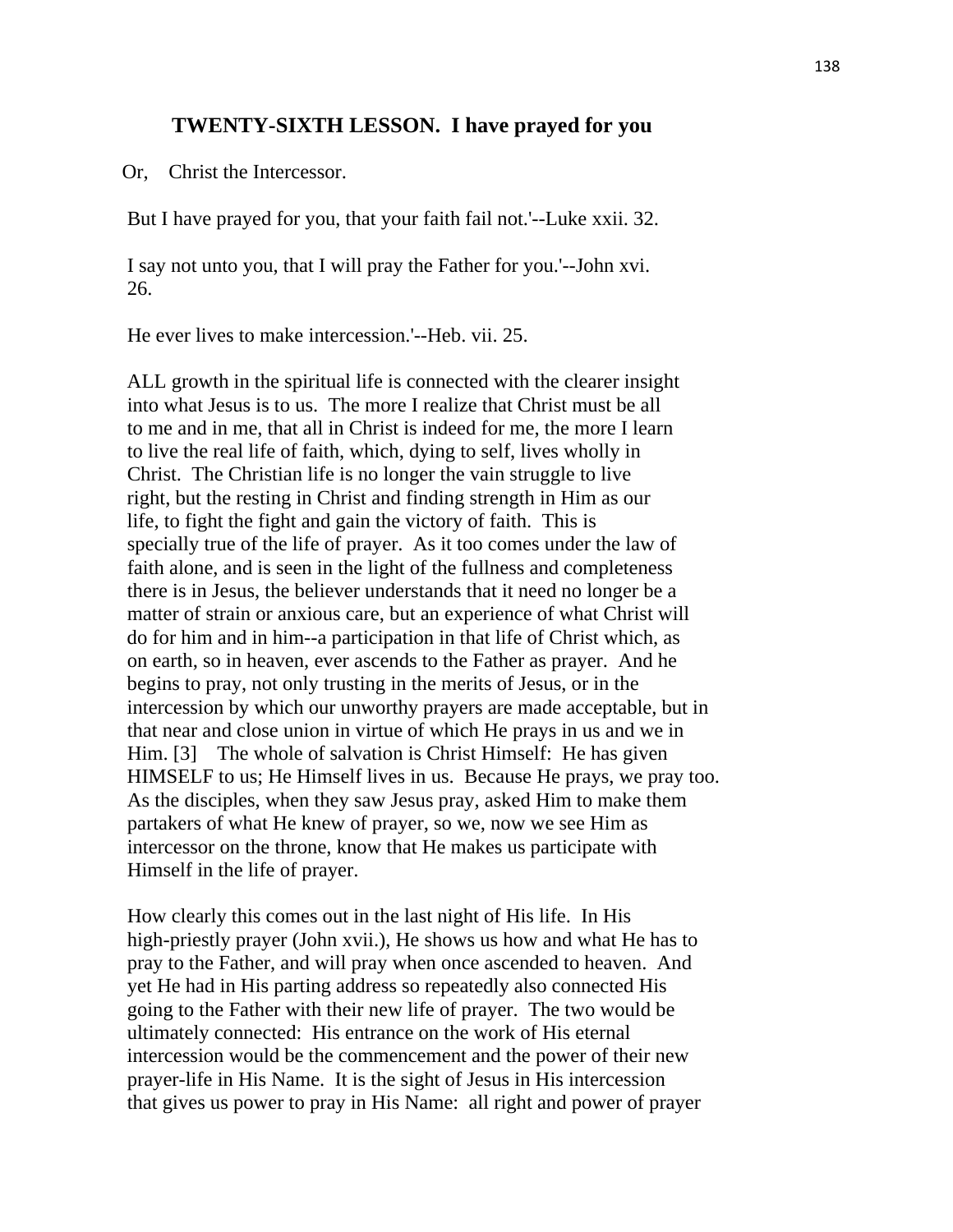## TWENTY-SIXTH LESSON. I have prayed for you

Or, Christ the Intercessor.

But I have prayed for you, that your faith fail not.'--Luke xxii. 32.

I say not unto you, that I will pray the Father for you.'--John xvi. 26.

He ever lives to make intercession.'--Heb. vii. 25.

ALL growth in the spiritual life is connected with the clearer insight into what Jesus is to us. The more I realize that Christ must be all to me and in me, that all in Christ is indeed for me, the more I learn to live the real life of faith, which, dying to self, lives wholly in Christ. The Christian life is no longer the vain struggle to live right, but the resting in Christ and finding strength in Him as our life, to fight the fight and gain the victory of faith. This is specially true of the life of prayer. As it too comes under the law of faith alone, and is seen in the light of the fullness and completeness there is in Jesus, the believer understands that it need no longer be a matter of strain or anxious care, but an experience of what Christ will do for him and in him--a participation in that life of Christ which, as on earth, so in heaven, ever ascends to the Father as prayer. And he begins to pray, not only trusting in the merits of Jesus, or in the intercession by which our unworthy prayers are made acceptable, but in that near and close union in virtue of which He prays in us and we in Him. [3] The whole of salvation is Christ Himself: He has given HIMSELF to us; He Himself lives in us. Because He prays, we pray too. As the disciples, when they saw Jesus pray, asked Him to make them partakers of what He knew of prayer, so we, now we see Him as intercessor on the throne, know that He makes us participate with Himself in the life of prayer.

How clearly this comes out in the last night of His life. In His high-priestly prayer (John xvii.), He shows us how and what He has to pray to the Father, and will pray when once ascended to heaven. And yet He had in His parting address so repeatedly also connected His going to the Father with their new life of prayer. The two would be ultimately connected: His entrance on the work of His eternal intercession would be the commencement and the power of their new prayer-life in His Name. It is the sight of Jesus in His intercession that gives us power to pray in His Name: all right and power of prayer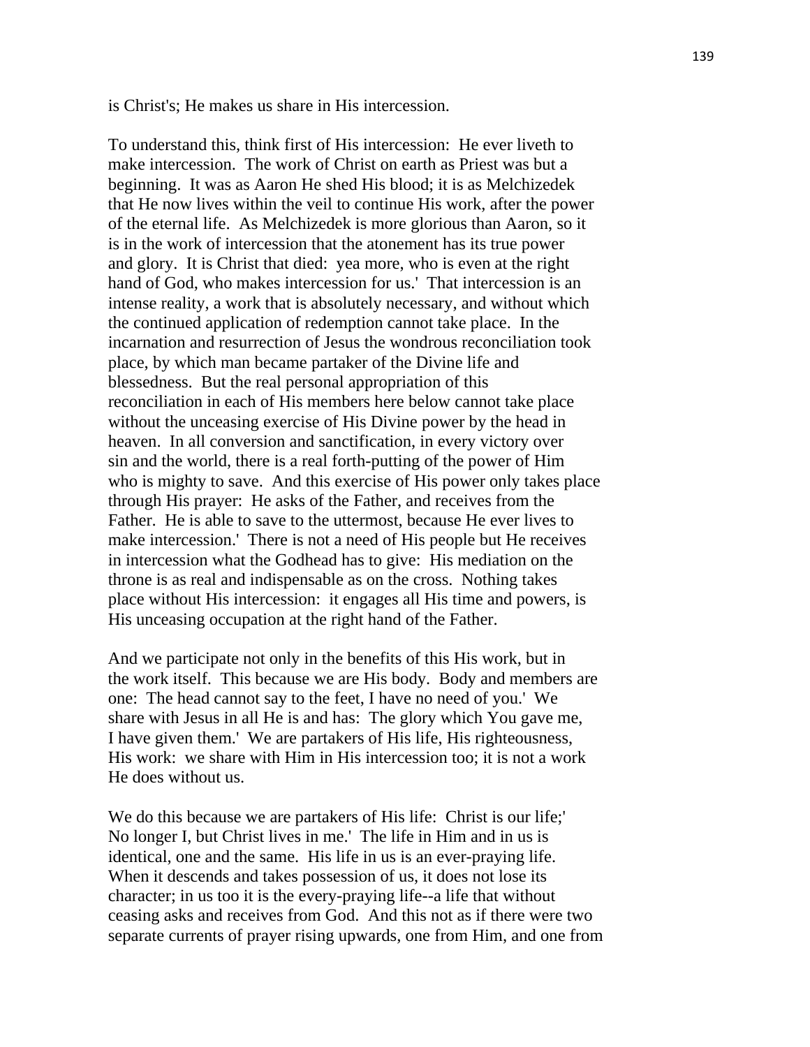is Christ's; He makes us share in His intercession.

To understand this, think first of His intercession: He ever liveth to make intercession. The work of Christ on earth as Priest was but a beginning. It was as Aaron He shed His blood; it is as Melchizedek that He now lives within the veil to continue His work, after the power of the eternal life. As Melchizedek is more glorious than Aaron, so it is in the work of intercession that the atonement has its true power and glory. It is Christ that died: yea more, who is even at the right hand of God, who makes intercession for us.' That intercession is an intense reality, a work that is absolutely necessary, and without which the continued application of redemption cannot take place. In the incarnation and resurrection of Jesus the wondrous reconciliation took place, by which man became partaker of the Divine life and blessedness. But the real personal appropriation of this reconciliation in each of His members here below cannot take place without the unceasing exercise of His Divine power by the head in heaven. In all conversion and sanctification, in every victory over sin and the world, there is a real forth-putting of the power of Him who is mighty to save. And this exercise of His power only takes place through His prayer: He asks of the Father, and receives from the Father. He is able to save to the uttermost, because He ever lives to make intercession.' There is not a need of His people but He receives in intercession what the Godhead has to give: His mediation on the throne is as real and indispensable as on the cross. Nothing takes place without His intercession: it engages all His time and powers, is His unceasing occupation at the right hand of the Father.

And we participate not only in the benefits of this His work, but in the work itself. This because we are His body. Body and members are one: The head cannot say to the feet, I have no need of you.' We share with Jesus in all He is and has: The glory which You gave me, I have given them.' We are partakers of His life, His righteousness, His work: we share with Him in His intercession too; it is not a work He does without us.

We do this because we are partakers of His life: Christ is our life;' No longer I, but Christ lives in me.' The life in Him and in us is identical, one and the same. His life in us is an ever-praying life. When it descends and takes possession of us, it does not lose its character; in us too it is the every-praying life--a life that without ceasing asks and receives from God. And this not as if there were two separate currents of prayer rising upwards, one from Him, and one from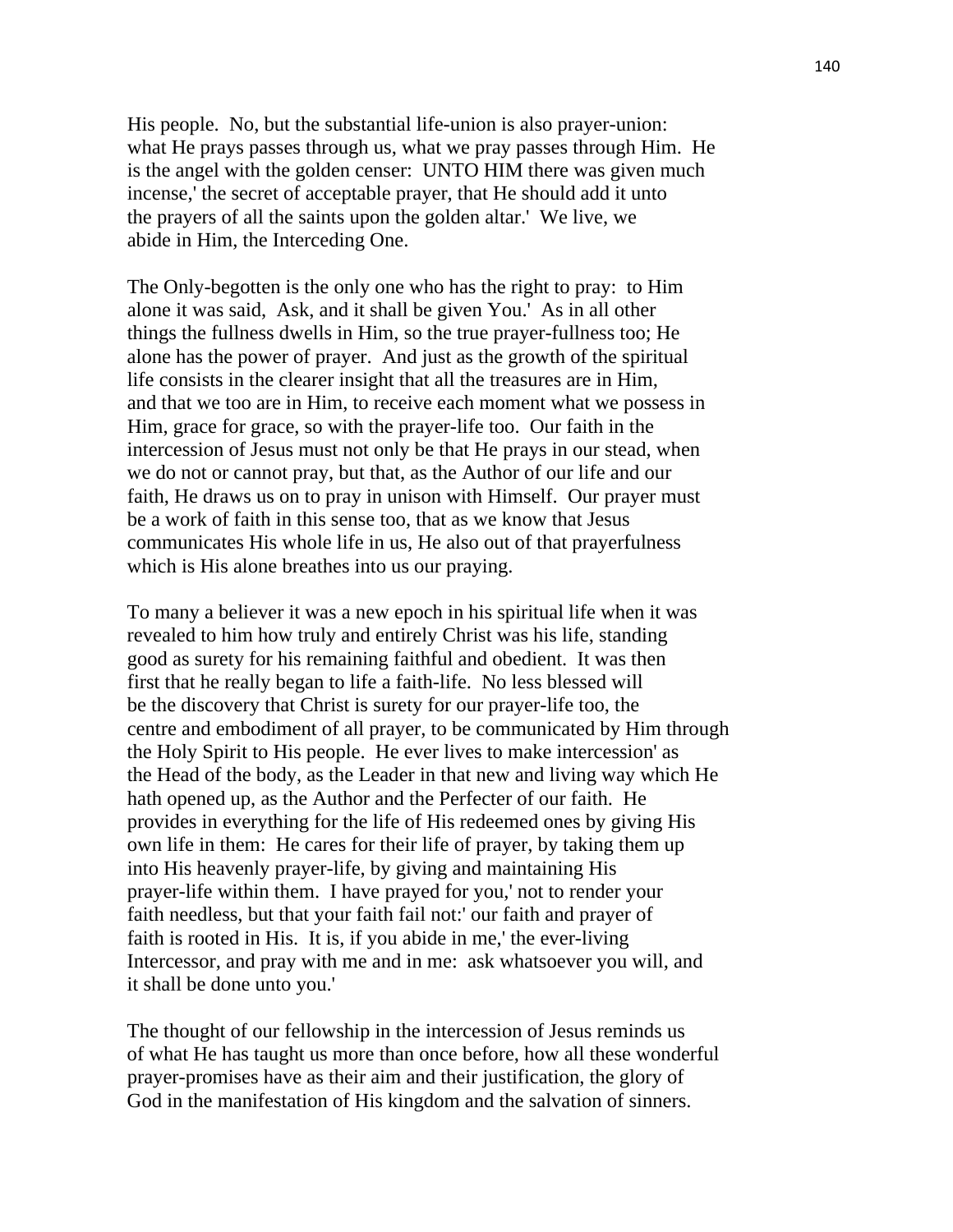His people. No, but the substantial life-union is also prayer-union: what He prays passes through us, what we pray passes through Him. He is the angel with the golden censer: UNTO HIM there was given much incense,' the secret of acceptable prayer, that He should add it unto the prayers of all the saints upon the golden altar.' We live, we abide in Him, the Interceding One.

The Only-begotten is the only one who has the right to pray: to Him alone it was said, Ask, and it shall be given You.' As in all other things the fullness dwells in Him, so the true prayer-fullness too; He alone has the power of prayer. And just as the growth of the spiritual life consists in the clearer insight that all the treasures are in Him, and that we too are in Him, to receive each moment what we possess in Him, grace for grace, so with the prayer-life too. Our faith in the intercession of Jesus must not only be that He prays in our stead, when we do not or cannot pray, but that, as the Author of our life and our faith, He draws us on to pray in unison with Himself. Our prayer must be a work of faith in this sense too, that as we know that Jesus communicates His whole life in us, He also out of that prayerfulness which is His alone breathes into us our praying.

To many a believer it was a new epoch in his spiritual life when it was revealed to him how truly and entirely Christ was his life, standing good as surety for his remaining faithful and obedient. It was then first that he really began to life a faith-life. No less blessed will be the discovery that Christ is surety for our prayer-life too, the centre and embodiment of all prayer, to be communicated by Him through the Holy Spirit to His people. He ever lives to make intercession' as the Head of the body, as the Leader in that new and living way which He hath opened up, as the Author and the Perfecter of our faith. He provides in everything for the life of His redeemed ones by giving His own life in them: He cares for their life of prayer, by taking them up into His heavenly prayer-life, by giving and maintaining His prayer-life within them. I have prayed for you,' not to render your faith needless, but that your faith fail not:' our faith and prayer of faith is rooted in His. It is, if you abide in me,' the ever-living Intercessor, and pray with me and in me: ask whatsoever you will, and it shall be done unto you.'

The thought of our fellowship in the intercession of Jesus reminds us of what He has taught us more than once before, how all these wonderful prayer-promises have as their aim and their justification, the glory of God in the manifestation of His kingdom and the salvation of sinners.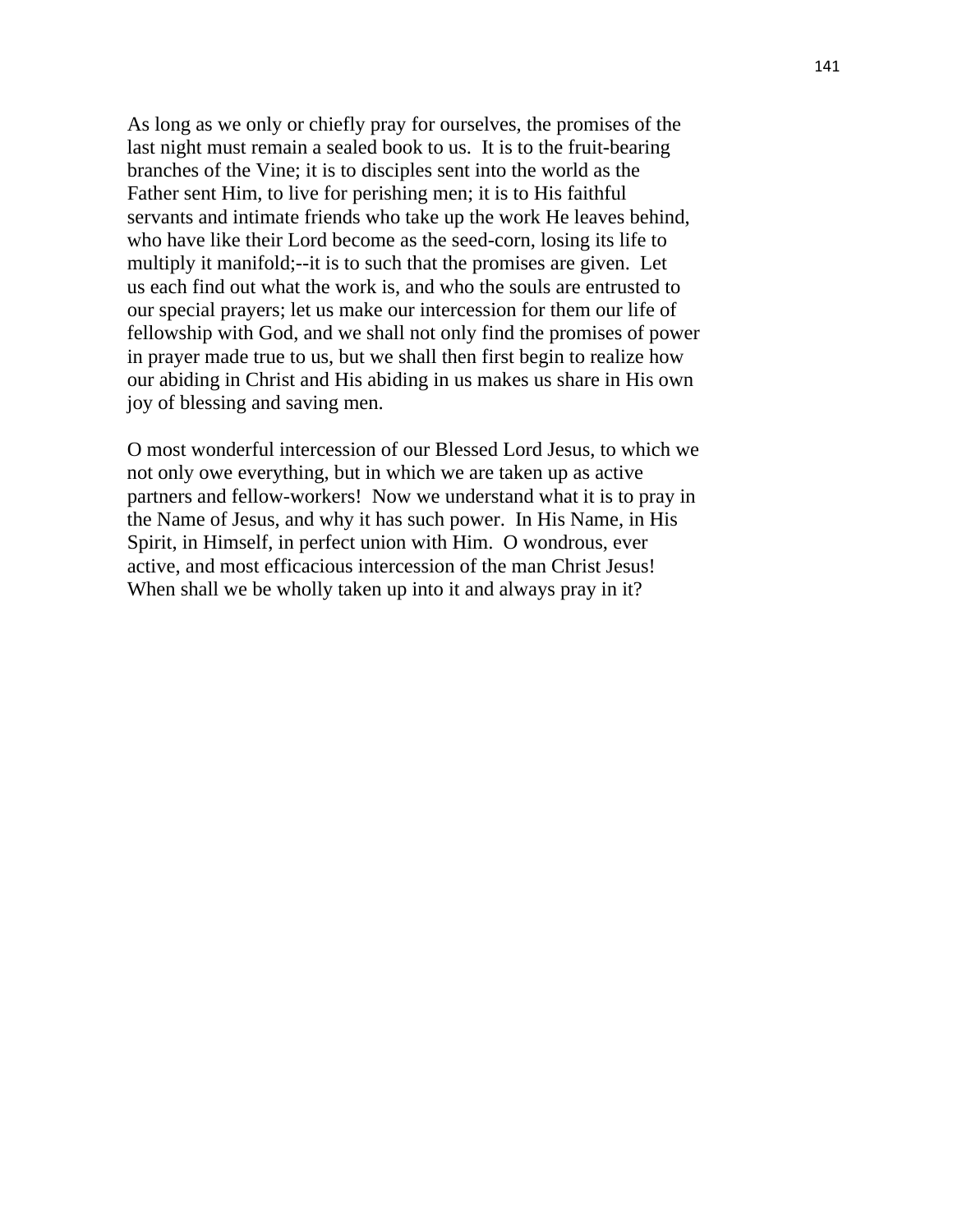As long as we only or chiefly pray for ourselves, the promises of the last night must remain a sealed book to us. It is to the fruit-bearing branches of the Vine; it is to disciples sent into the world as the Father sent Him, to live for perishing men; it is to His faithful servants and intimate friends who take up the work He leaves behind, who have like their Lord become as the seed-corn, losing its life to multiply it manifold;--it is to such that the promises are given. Let us each find out what the work is, and who the souls are entrusted to our special prayers; let us make our intercession for them our life of fellowship with God, and we shall not only find the promises of power in prayer made true to us, but we shall then first begin to realize how our abiding in Christ and His abiding in us makes us share in His own joy of blessing and saving men.

O most wonderful intercession of our Blessed Lord Jesus, to which we not only owe everything, but in which we are taken up as active partners and fellow-workers! Now we understand what it is to pray in the Name of Jesus, and why it has such power. In His Name, in His Spirit, in Himself, in perfect union with Him. O wondrous, ever active, and most efficacious intercession of the man Christ Jesus! When shall we be wholly taken up into it and always pray in it?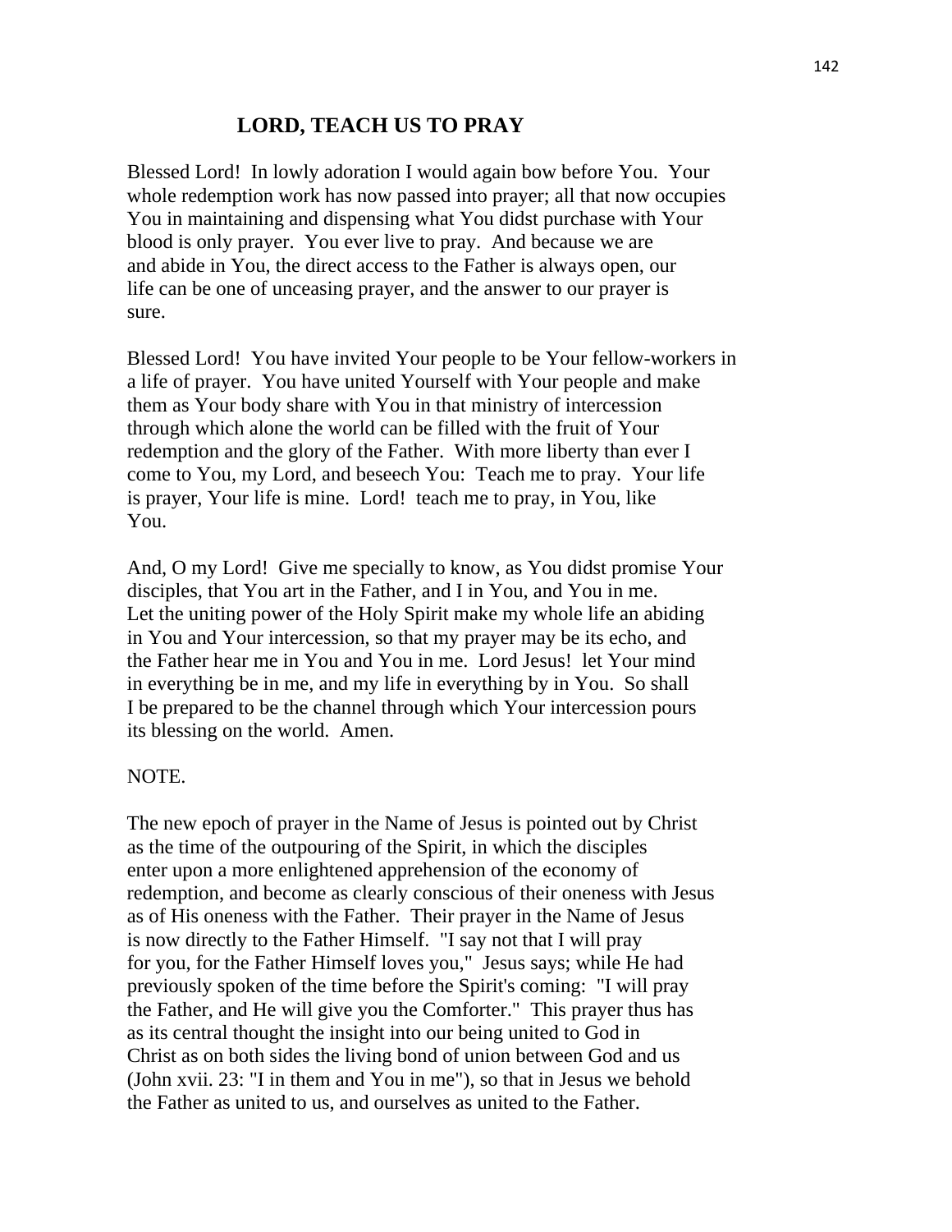## LORD, TEACH US TO PRAY

Blessed Lord! In lowly adoration I would again bow before You. Your whole redemption work has now passed into prayer; all that now occupies You in maintaining and dispensing what You didst purchase with Your blood is only prayer. You ever live to pray. And because we are and abide in You, the direct access to the Father is always open, our life can be one of unceasing prayer, and the answer to our prayer is sure.

Blessed Lord! You have invited Your people to be Your fellow-workers in a life of prayer. You have united Yourself with Your people and make them as Your body share with You in that ministry of intercession through which alone the world can be filled with the fruit of Your redemption and the glory of the Father. With more liberty than ever I come to You, my Lord, and beseech You: Teach me to pray. Your life is prayer, Your life is mine. Lord! teach me to pray, in You, like You.

And, O my Lord! Give me specially to know, as You didst promise Your disciples, that You art in the Father, and I in You, and You in me. Let the uniting power of the Holy Spirit make my whole life an abiding in You and Your intercession, so that my prayer may be its echo, and the Father hear me in You and You in me. Lord Jesus! let Your mind in everything be in me, and my life in everything by in You. So shall I be prepared to be the channel through which Your intercession pours its blessing on the world. Amen.

NOTE.

The new epoch of prayer in the Name of Jesus is pointed out by Christ as the time of the outpouring of the Spirit, in which the disciples enter upon a more enlightened apprehension of the economy of redemption, and become as clearly conscious of their oneness with Jesus as of His oneness with the Father. Their prayer in the Name of Jesus is now directly to the Father Himself. "I say not that I will pray for you, for the Father Himself loves you," Jesus says; while He had previously spoken of the time before the Spirit's coming: "I will pray the Father, and He will give you the Comforter." This prayer thus has as its central thought the insight into our being united to God in Christ as on both sides the living bond of union between God and us (John xvii. 23: "I in them and You in me"), so that in Jesus we behold the Father as united to us, and ourselves as united to the Father.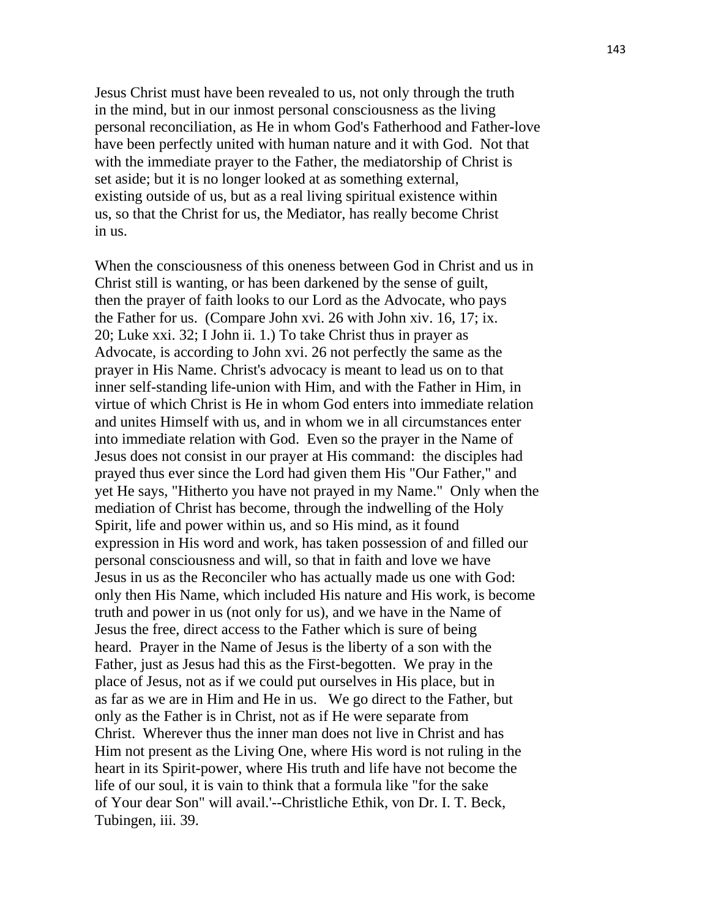Jesus Christ must have been revealed to us, not only through the truth in the mind, but in our inmost personal consciousness as the living personal reconciliation, as He in whom God's Fatherhood and Father-love have been perfectly united with human nature and it with God. Not that with the immediate prayer to the Father, the mediatorship of Christ is set aside; but it is no longer looked at as something external, existing outside of us, but as a real living spiritual existence within us, so that the Christ for us, the Mediator, has really become Christ in us.

When the consciousness of this oneness between God in Christ and us in Christ still is wanting, or has been darkened by the sense of guilt, then the prayer of faith looks to our Lord as the Advocate, who pays the Father for us. (Compare John xvi. 26 with John xiv. 16, 17; ix. 20; Luke xxi. 32; I John ii. 1.) To take Christ thus in prayer as Advocate, is according to John xvi. 26 not perfectly the same as the prayer in His Name. Christ's advocacy is meant to lead us on to that inner self-standing life-union with Him, and with the Father in Him, in virtue of which Christ is He in whom God enters into immediate relation and unites Himself with us, and in whom we in all circumstances enter into immediate relation with God. Even so the prayer in the Name of Jesus does not consist in our prayer at His command: the disciples had prayed thus ever since the Lord had given them His "Our Father," and yet He says, "Hitherto you have not prayed in my Name." Only when the mediation of Christ has become, through the indwelling of the Holy Spirit, life and power within us, and so His mind, as it found expression in His word and work, has taken possession of and filled our personal consciousness and will, so that in faith and love we have Jesus in us as the Reconciler who has actually made us one with God: only then His Name, which included His nature and His work, is become truth and power in us (not only for us), and we have in the Name of Jesus the free, direct access to the Father which is sure of being heard. Prayer in the Name of Jesus is the liberty of a son with the Father, just as Jesus had this as the First-begotten. We pray in the place of Jesus, not as if we could put ourselves in His place, but in as far as we are in Him and He in us. We go direct to the Father, but only as the Father is in Christ, not as if He were separate from Christ. Wherever thus the inner man does not live in Christ and has Him not present as the Living One, where His word is not ruling in the heart in its Spirit-power, where His truth and life have not become the life of our soul, it is vain to think that a formula like "for the sake of Your dear Son" will avail.'--Christliche Ethik, von Dr. I. T. Beck, Tubingen, iii. 39.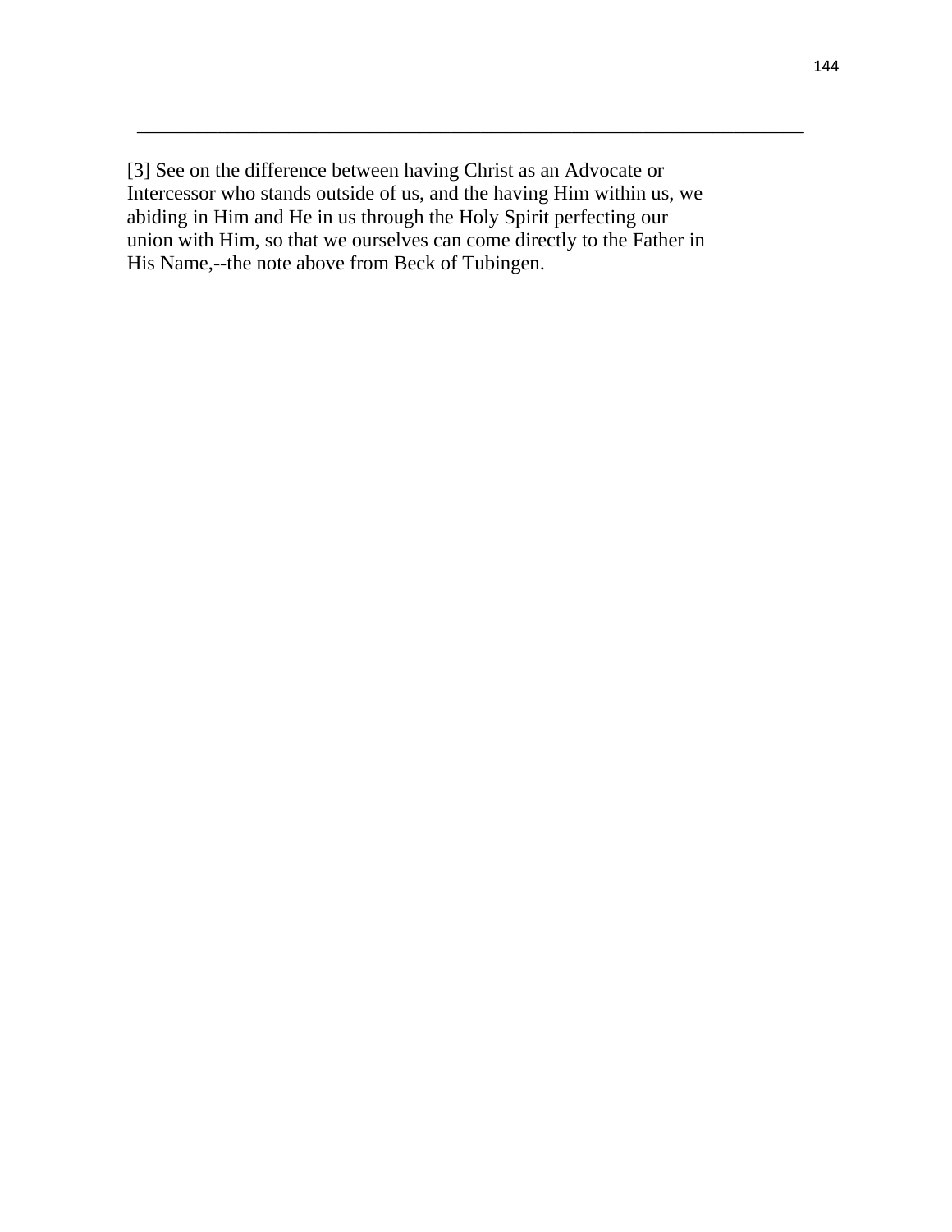---

[3] See on the difference between having Christ as an Advocate or Intercessor who stands outside of us, and the having Him within us, we abiding in Him and He in us through the Holy Spirit perfecting our union with Him, so that we ourselves can come directly to the Father in His Name,--the note above from Beck of Tubingen.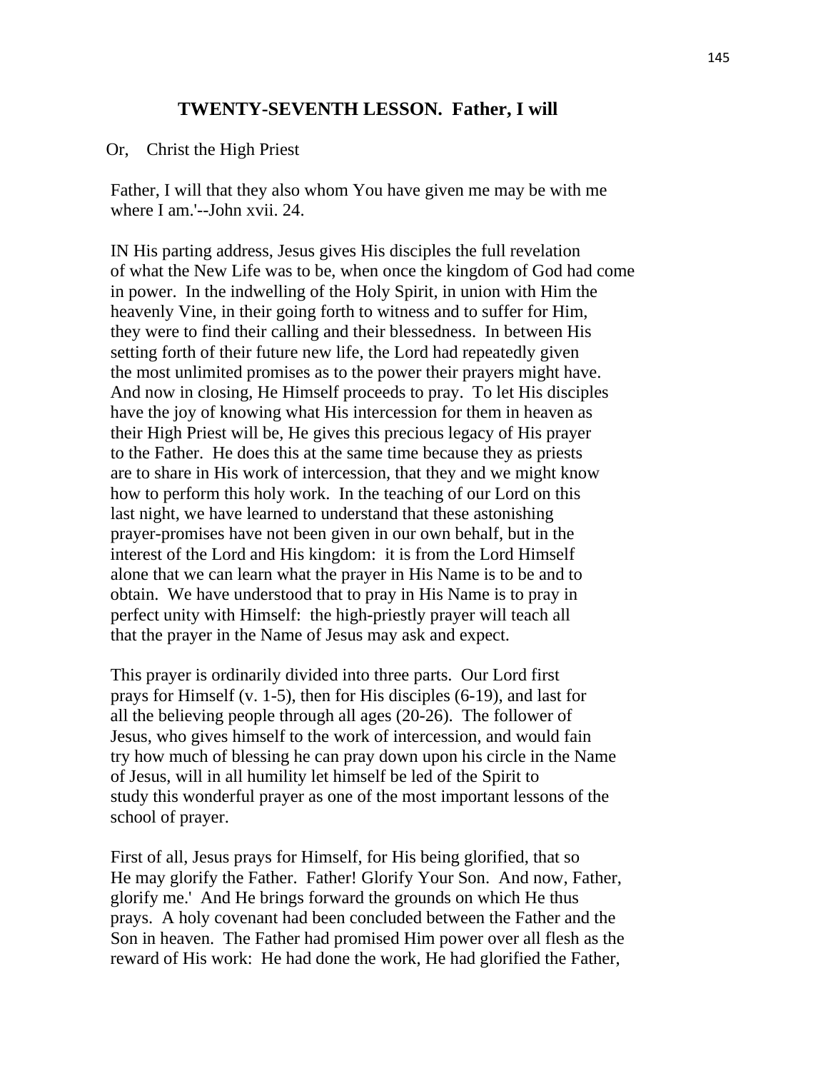## TWENTY-SEVENTH LESSON. Father, I will

Or, Christ the High Priest

Father, I will that they also whom You have given me may be with me where I am.'--John xvii. 24.

IN His parting address, Jesus gives His disciples the full revelation of what the New Life was to be, when once the kingdom of God had come in power. In the indwelling of the Holy Spirit, in union with Him the heavenly Vine, in their going forth to witness and to suffer for Him, they were to find their calling and their blessedness. In between His setting forth of their future new life, the Lord had repeatedly given the most unlimited promises as to the power their prayers might have. And now in closing, He Himself proceeds to pray. To let His disciples have the joy of knowing what His intercession for them in heaven as their High Priest will be, He gives this precious legacy of His prayer to the Father. He does this at the same time because they as priests are to share in His work of intercession, that they and we might know how to perform this holy work. In the teaching of our Lord on this last night, we have learned to understand that these astonishing prayer-promises have not been given in our own behalf, but in the interest of the Lord and His kingdom: it is from the Lord Himself alone that we can learn what the prayer in His Name is to be and to obtain. We have understood that to pray in His Name is to pray in perfect unity with Himself: the high-priestly prayer will teach all that the prayer in the Name of Jesus may ask and expect.

This prayer is ordinarily divided into three parts. Our Lord first prays for Himself (v. 1-5), then for His disciples (6-19), and last for all the believing people through all ages (20-26). The follower of Jesus, who gives himself to the work of intercession, and would fain try how much of blessing he can pray down upon his circle in the Name of Jesus, will in all humility let himself be led of the Spirit to study this wonderful prayer as one of the most important lessons of the school of prayer.

First of all, Jesus prays for Himself, for His being glorified, that so He may glorify the Father. Father! Glorify Your Son. And now, Father, glorify me.' And He brings forward the grounds on which He thus prays. A holy covenant had been concluded between the Father and the Son in heaven. The Father had promised Him power over all flesh as the reward of His work: He had done the work, He had glorified the Father,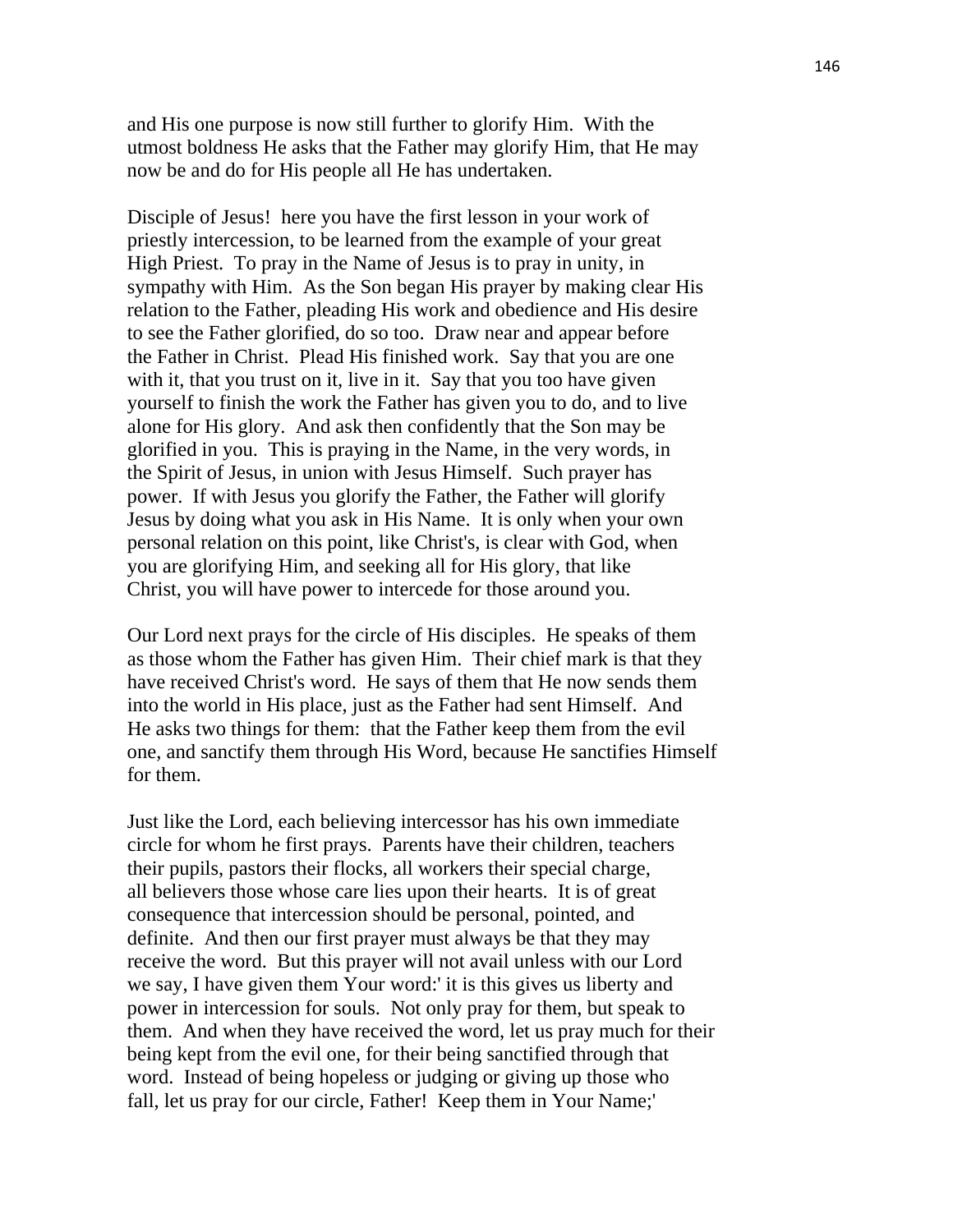and His one purpose is now still further to glorify Him. With the utmost boldness He asks that the Father may glorify Him, that He may now be and do for His people all He has undertaken.

Disciple of Jesus! here you have the first lesson in your work of priestly intercession, to be learned from the example of your great High Priest. To pray in the Name of Jesus is to pray in unity, in sympathy with Him. As the Son began His prayer by making clear His relation to the Father, pleading His work and obedience and His desire to see the Father glorified, do so too. Draw near and appear before the Father in Christ. Plead His finished work. Say that you are one with it, that you trust on it, live in it. Say that you too have given yourself to finish the work the Father has given you to do, and to live alone for His glory. And ask then confidently that the Son may be glorified in you. This is praying in the Name, in the very words, in the Spirit of Jesus, in union with Jesus Himself. Such prayer has power. If with Jesus you glorify the Father, the Father will glorify Jesus by doing what you ask in His Name. It is only when your own personal relation on this point, like Christ's, is clear with God, when you are glorifying Him, and seeking all for His glory, that like Christ, you will have power to intercede for those around you.

Our Lord next prays for the circle of His disciples. He speaks of them as those whom the Father has given Him. Their chief mark is that they have received Christ's word. He says of them that He now sends them into the world in His place, just as the Father had sent Himself. And He asks two things for them: that the Father keep them from the evil one, and sanctify them through His Word, because He sanctifies Himself for them.

Just like the Lord, each believing intercessor has his own immediate circle for whom he first prays. Parents have their children, teachers their pupils, pastors their flocks, all workers their special charge, all believers those whose care lies upon their hearts. It is of great consequence that intercession should be personal, pointed, and definite. And then our first prayer must always be that they may receive the word. But this prayer will not avail unless with our Lord we say, I have given them Your word:' it is this gives us liberty and power in intercession for souls. Not only pray for them, but speak to them. And when they have received the word, let us pray much for their being kept from the evil one, for their being sanctified through that word. Instead of being hopeless or judging or giving up those who fall, let us pray for our circle, Father! Keep them in Your Name;'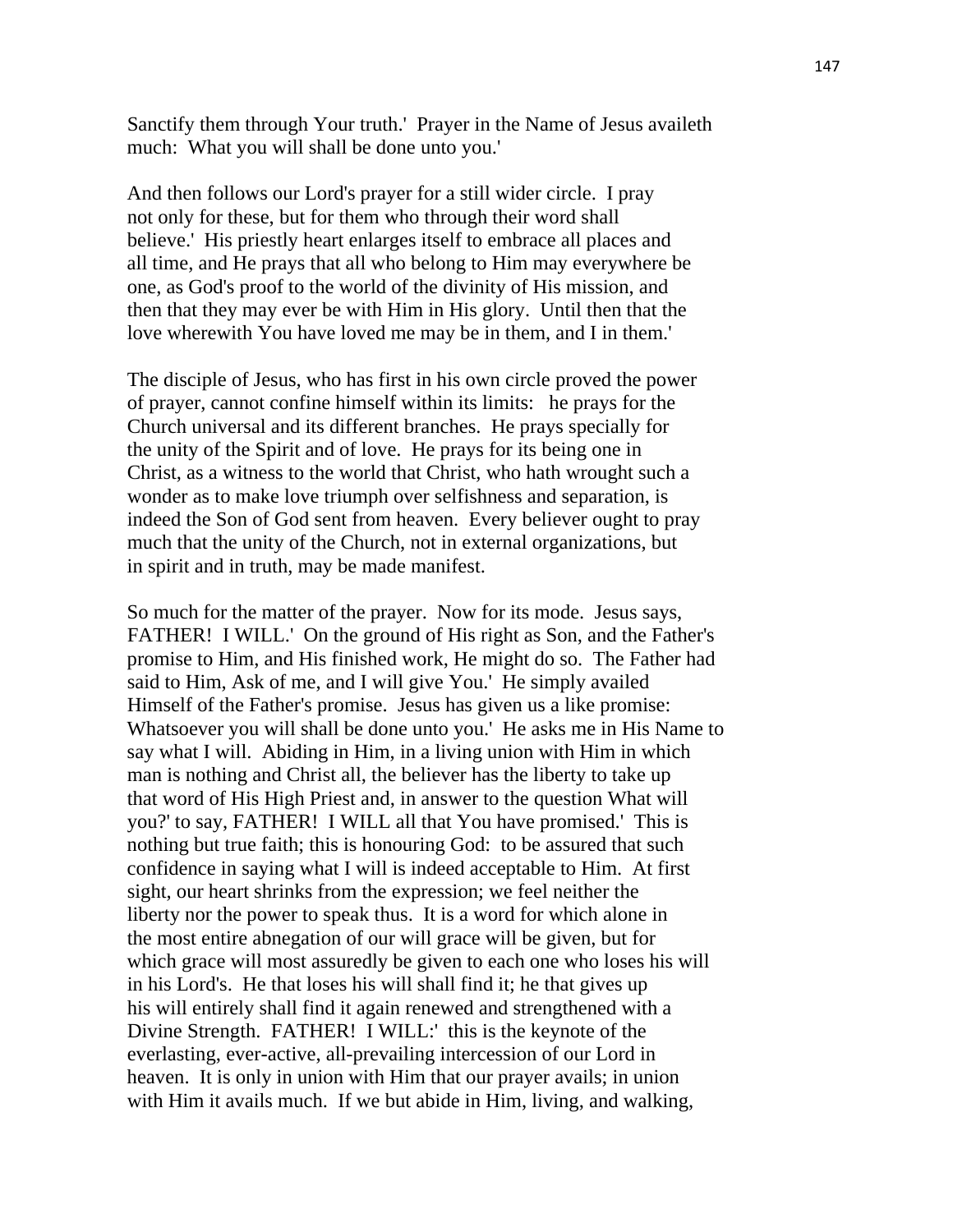Sanctify them through Your truth.' Prayer in the Name of Jesus availeth much: What you will shall be done unto you.'

And then follows our Lord's prayer for a still wider circle. I pray not only for these, but for them who through their word shall believe.' His priestly heart enlarges itself to embrace all places and all time, and He prays that all who belong to Him may everywhere be one, as God's proof to the world of the divinity of His mission, and then that they may ever be with Him in His glory. Until then that the love wherewith You have loved me may be in them, and I in them.'

The disciple of Jesus, who has first in his own circle proved the power of prayer, cannot confine himself within its limits: he prays for the Church universal and its different branches. He prays specially for the unity of the Spirit and of love. He prays for its being one in Christ, as a witness to the world that Christ, who hath wrought such a wonder as to make love triumph over selfishness and separation, is indeed the Son of God sent from heaven. Every believer ought to pray much that the unity of the Church, not in external organizations, but in spirit and in truth, may be made manifest.

So much for the matter of the prayer. Now for its mode. Jesus says, FATHER! I WILL.' On the ground of His right as Son, and the Father's promise to Him, and His finished work, He might do so. The Father had said to Him, Ask of me, and I will give You.' He simply availed Himself of the Father's promise. Jesus has given us a like promise: Whatsoever you will shall be done unto you.' He asks me in His Name to say what I will. Abiding in Him, in a living union with Him in which man is nothing and Christ all, the believer has the liberty to take up that word of His High Priest and, in answer to the question What will you?' to say, FATHER! I WILL all that You have promised.' This is nothing but true faith; this is honouring God: to be assured that such confidence in saying what I will is indeed acceptable to Him. At first sight, our heart shrinks from the expression; we feel neither the liberty nor the power to speak thus. It is a word for which alone in the most entire abnegation of our will grace will be given, but for which grace will most assuredly be given to each one who loses his will in his Lord's. He that loses his will shall find it; he that gives up his will entirely shall find it again renewed and strengthened with a Divine Strength. FATHER! I WILL:' this is the keynote of the everlasting, ever-active, all-prevailing intercession of our Lord in heaven. It is only in union with Him that our prayer avails; in union with Him it avails much. If we but abide in Him, living, and walking,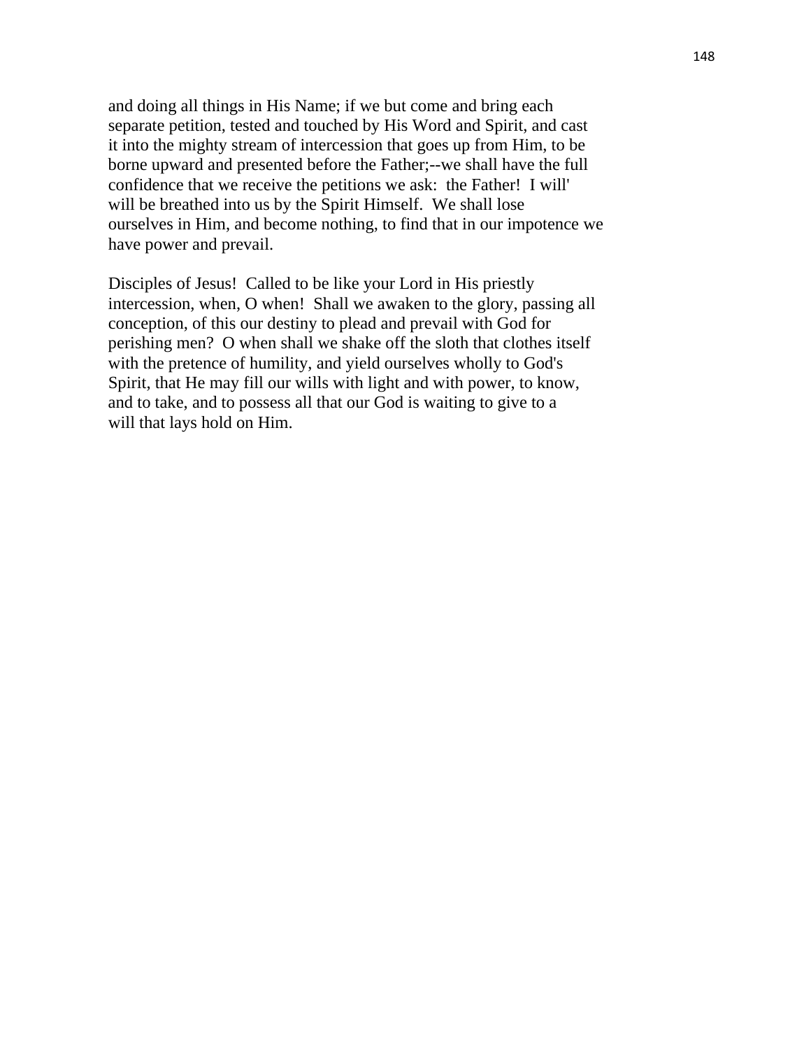and doing all things in His Name; if we but come and bring each separate petition, tested and touched by His Word and Spirit, and cast it into the mighty stream of intercession that goes up from Him, to be borne upward and presented before the Father;--we shall have the full confidence that we receive the petitions we ask: the Father! I will' will be breathed into us by the Spirit Himself. We shall lose ourselves in Him, and become nothing, to find that in our impotence we have power and prevail.

Disciples of Jesus! Called to be like your Lord in His priestly intercession, when, O when! Shall we awaken to the glory, passing all conception, of this our destiny to plead and prevail with God for perishing men? O when shall we shake off the sloth that clothes itself with the pretence of humility, and yield ourselves wholly to God's Spirit, that He may fill our wills with light and with power, to know, and to take, and to possess all that our God is waiting to give to a will that lays hold on Him.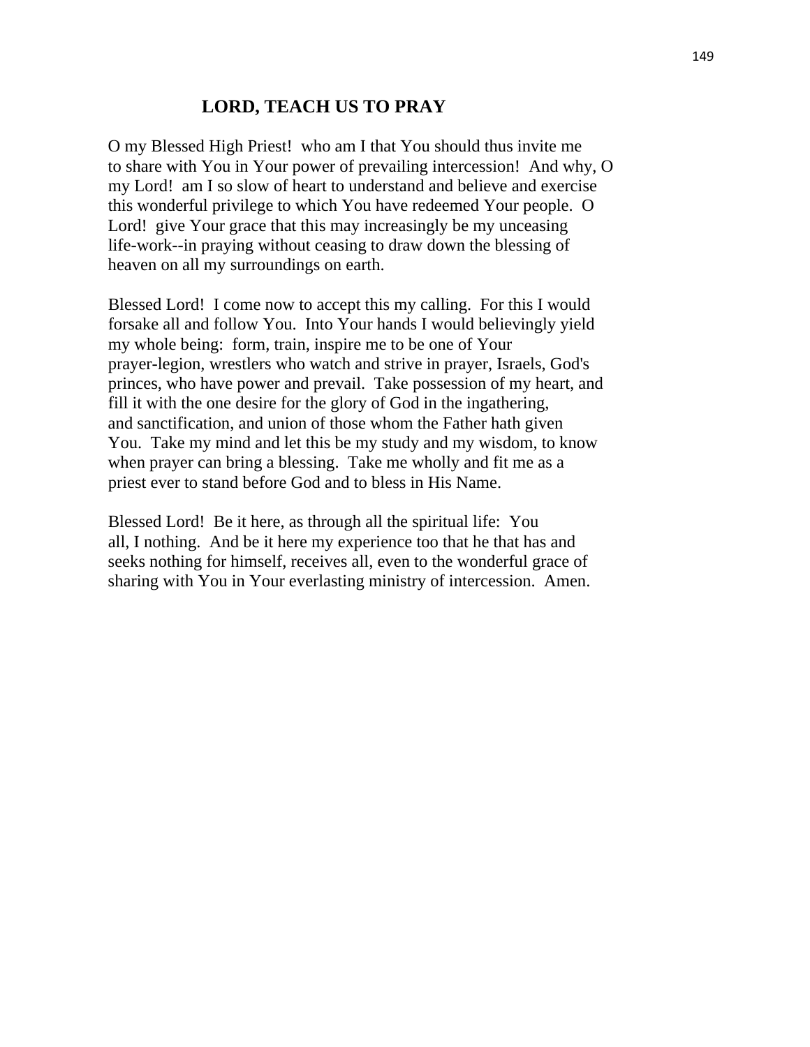## LORD, TEACH US TO PRAY

O my Blessed High Priest! who am I that You should thus invite me to share with You in Your power of prevailing intercession! And why, O my Lord! am I so slow of heart to understand and believe and exercise this wonderful privilege to which You have redeemed Your people. O Lord! give Your grace that this may increasingly be my unceasing life-work--in praying without ceasing to draw down the blessing of heaven on all my surroundings on earth.

Blessed Lord! I come now to accept this my calling. For this I would forsake all and follow You. Into Your hands I would believingly yield my whole being: form, train, inspire me to be one of Your prayer-legion, wrestlers who watch and strive in prayer, Israels, God's princes, who have power and prevail. Take possession of my heart, and fill it with the one desire for the glory of God in the ingathering, and sanctification, and union of those whom the Father hath given You. Take my mind and let this be my study and my wisdom, to know when prayer can bring a blessing. Take me wholly and fit me as a priest ever to stand before God and to bless in His Name.

Blessed Lord! Be it here, as through all the spiritual life: You all, I nothing. And be it here my experience too that he that has and seeks nothing for himself, receives all, even to the wonderful grace of sharing with You in Your everlasting ministry of intercession. Amen.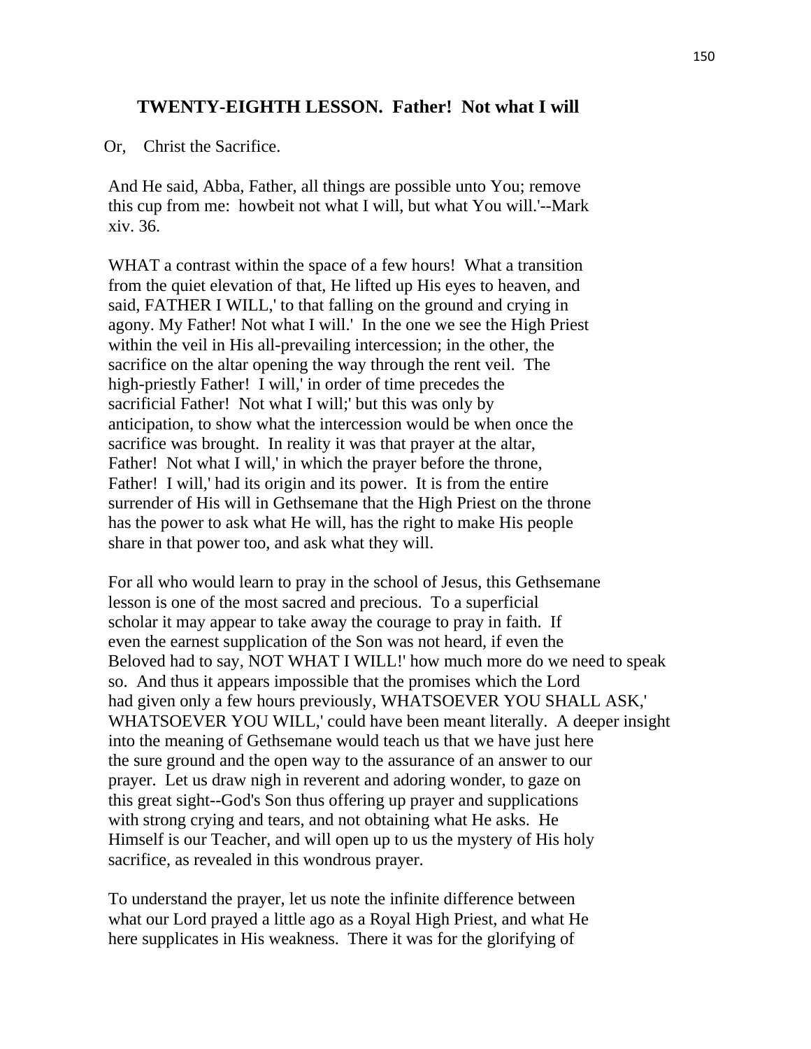## TWENTY-EIGHTH LESSON. Father! Not what I will

Or, Christ the Sacrifice.

And He said, Abba, Father, all things are possible unto You; remove this cup from me: howbeit not what I will, but what You will.'--Mark xiv. 36.

WHAT a contrast within the space of a few hours! What a transition from the quiet elevation of that, He lifted up His eyes to heaven, and said, FATHER I WILL,' to that falling on the ground and crying in agony. My Father! Not what I will.' In the one we see the High Priest within the veil in His all-prevailing intercession; in the other, the sacrifice on the altar opening the way through the rent veil. The high-priestly Father! I will,' in order of time precedes the sacrificial Father! Not what I will;' but this was only by anticipation, to show what the intercession would be when once the sacrifice was brought. In reality it was that prayer at the altar, Father! Not what I will,' in which the prayer before the throne, Father! I will,' had its origin and its power. It is from the entire surrender of His will in Gethsemane that the High Priest on the throne has the power to ask what He will, has the right to make His people share in that power too, and ask what they will.

For all who would learn to pray in the school of Jesus, this Gethsemane lesson is one of the most sacred and precious. To a superficial scholar it may appear to take away the courage to pray in faith. If even the earnest supplication of the Son was not heard, if even the Beloved had to say, NOT WHAT I WILL!' how much more do we need to speak so. And thus it appears impossible that the promises which the Lord had given only a few hours previously, WHATSOEVER YOU SHALL ASK,' WHATSOEVER YOU WILL,' could have been meant literally. A deeper insight into the meaning of Gethsemane would teach us that we have just here the sure ground and the open way to the assurance of an answer to our prayer. Let us draw nigh in reverent and adoring wonder, to gaze on this great sight--God's Son thus offering up prayer and supplications with strong crying and tears, and not obtaining what He asks. He Himself is our Teacher, and will open up to us the mystery of His holy sacrifice, as revealed in this wondrous prayer.

To understand the prayer, let us note the infinite difference between what our Lord prayed a little ago as a Royal High Priest, and what He here supplicates in His weakness. There it was for the glorifying of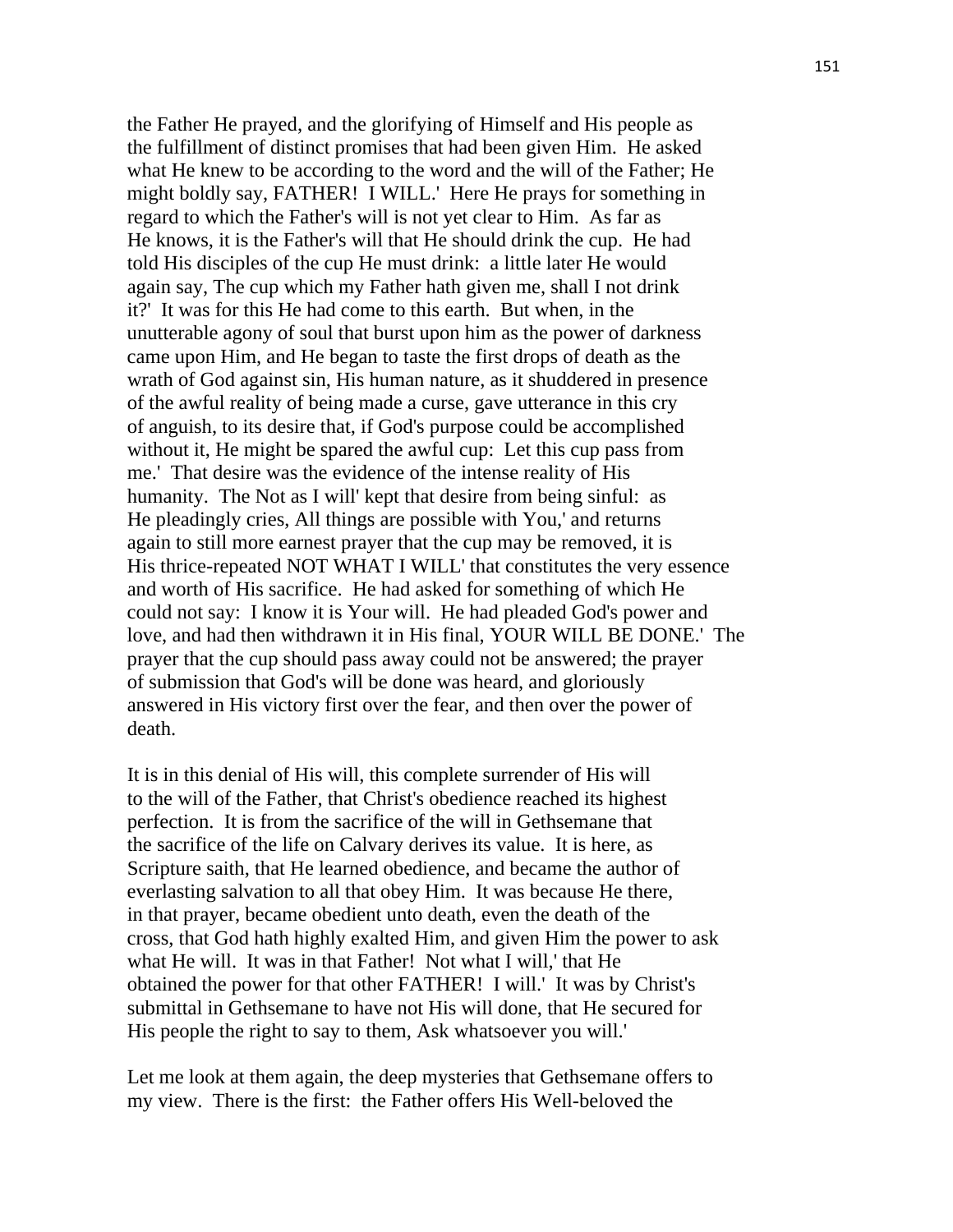the Father He prayed, and the glorifying of Himself and His people as the fulfillment of distinct promises that had been given Him. He asked what He knew to be according to the word and the will of the Father; He might boldly say, FATHER! I WILL.' Here He prays for something in regard to which the Father's will is not yet clear to Him. As far as He knows, it is the Father's will that He should drink the cup. He had told His disciples of the cup He must drink: a little later He would again say, The cup which my Father hath given me, shall I not drink it?' It was for this He had come to this earth. But when, in the unutterable agony of soul that burst upon him as the power of darkness came upon Him, and He began to taste the first drops of death as the wrath of God against sin, His human nature, as it shuddered in presence of the awful reality of being made a curse, gave utterance in this cry of anguish, to its desire that, if God's purpose could be accomplished without it, He might be spared the awful cup: Let this cup pass from me.' That desire was the evidence of the intense reality of His humanity. The Not as I will' kept that desire from being sinful: as He pleadingly cries, All things are possible with You,' and returns again to still more earnest prayer that the cup may be removed, it is His thrice-repeated NOT WHAT I WILL' that constitutes the very essence and worth of His sacrifice. He had asked for something of which He could not say: I know it is Your will. He had pleaded God's power and love, and had then withdrawn it in His final, YOUR WILL BE DONE.' The prayer that the cup should pass away could not be answered; the prayer of submission that God's will be done was heard, and gloriously answered in His victory first over the fear, and then over the power of death.

It is in this denial of His will, this complete surrender of His will to the will of the Father, that Christ's obedience reached its highest perfection. It is from the sacrifice of the will in Gethsemane that the sacrifice of the life on Calvary derives its value. It is here, as Scripture saith, that He learned obedience, and became the author of everlasting salvation to all that obey Him. It was because He there, in that prayer, became obedient unto death, even the death of the cross, that God hath highly exalted Him, and given Him the power to ask what He will. It was in that Father! Not what I will,' that He obtained the power for that other FATHER! I will.' It was by Christ's submittal in Gethsemane to have not His will done, that He secured for His people the right to say to them, Ask whatsoever you will.'

Let me look at them again, the deep mysteries that Gethsemane offers to my view. There is the first: the Father offers His Well-beloved the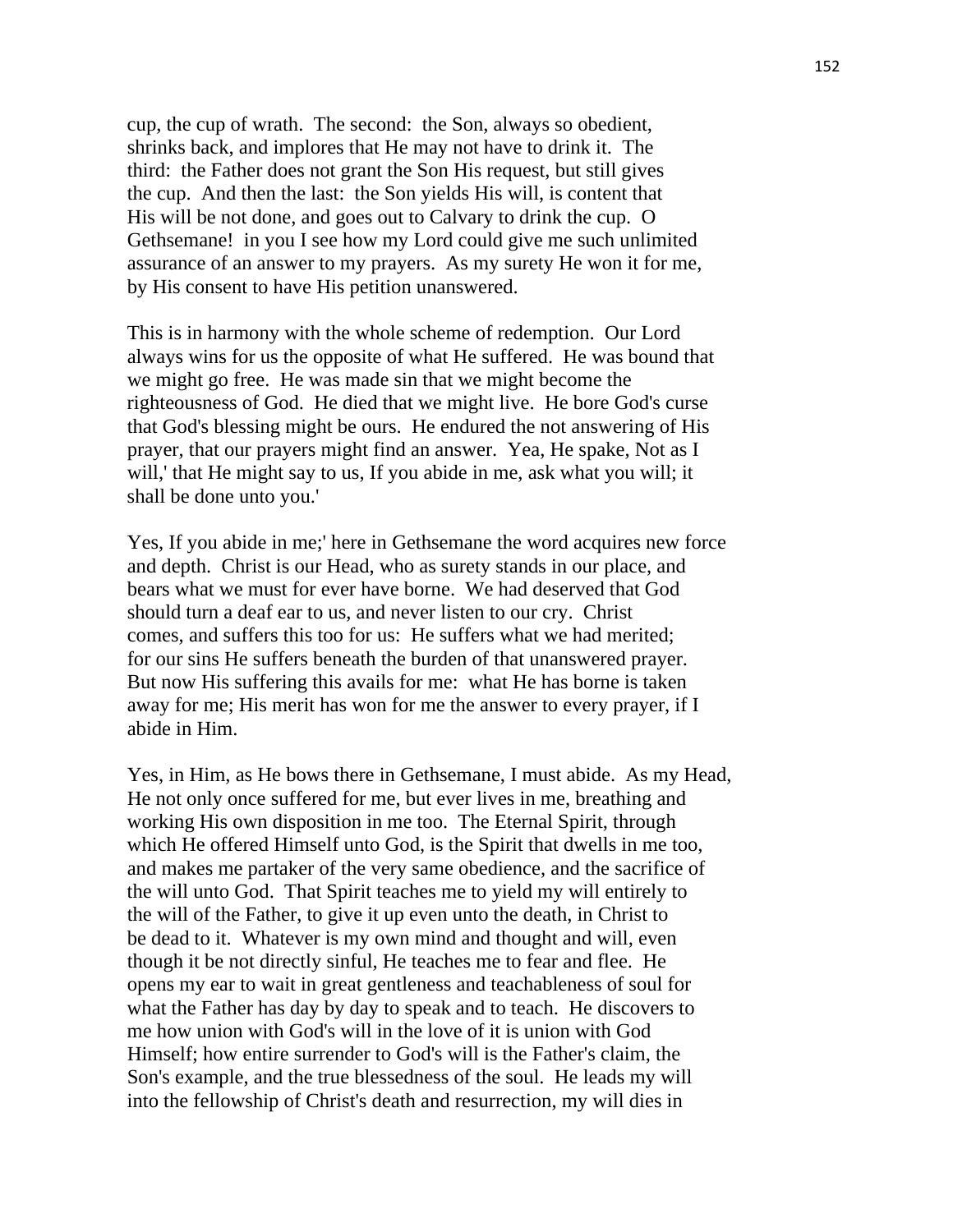cup, the cup of wrath. The second: the Son, always so obedient, shrinks back, and implores that He may not have to drink it. The third: the Father does not grant the Son His request, but still gives the cup. And then the last: the Son yields His will, is content that His will be not done, and goes out to Calvary to drink the cup. O Gethsemane! in you I see how my Lord could give me such unlimited assurance of an answer to my prayers. As my surety He won it for me, by His consent to have His petition unanswered.

This is in harmony with the whole scheme of redemption. Our Lord always wins for us the opposite of what He suffered. He was bound that we might go free. He was made sin that we might become the righteousness of God. He died that we might live. He bore God's curse that God's blessing might be ours. He endured the not answering of His prayer, that our prayers might find an answer. Yea, He spake, Not as I will,' that He might say to us, If you abide in me, ask what you will; it shall be done unto you.'

Yes, If you abide in me;' here in Gethsemane the word acquires new force and depth. Christ is our Head, who as surety stands in our place, and bears what we must for ever have borne. We had deserved that God should turn a deaf ear to us, and never listen to our cry. Christ comes, and suffers this too for us: He suffers what we had merited; for our sins He suffers beneath the burden of that unanswered prayer. But now His suffering this avails for me: what He has borne is taken away for me; His merit has won for me the answer to every prayer, if I abide in Him.

Yes, in Him, as He bows there in Gethsemane, I must abide. As my Head, He not only once suffered for me, but ever lives in me, breathing and working His own disposition in me too. The Eternal Spirit, through which He offered Himself unto God, is the Spirit that dwells in me too, and makes me partaker of the very same obedience, and the sacrifice of the will unto God. That Spirit teaches me to yield my will entirely to the will of the Father, to give it up even unto the death, in Christ to be dead to it. Whatever is my own mind and thought and will, even though it be not directly sinful, He teaches me to fear and flee. He opens my ear to wait in great gentleness and teachableness of soul for what the Father has day by day to speak and to teach. He discovers to me how union with God's will in the love of it is union with God Himself; how entire surrender to God's will is the Father's claim, the Son's example, and the true blessedness of the soul. He leads my will into the fellowship of Christ's death and resurrection, my will dies in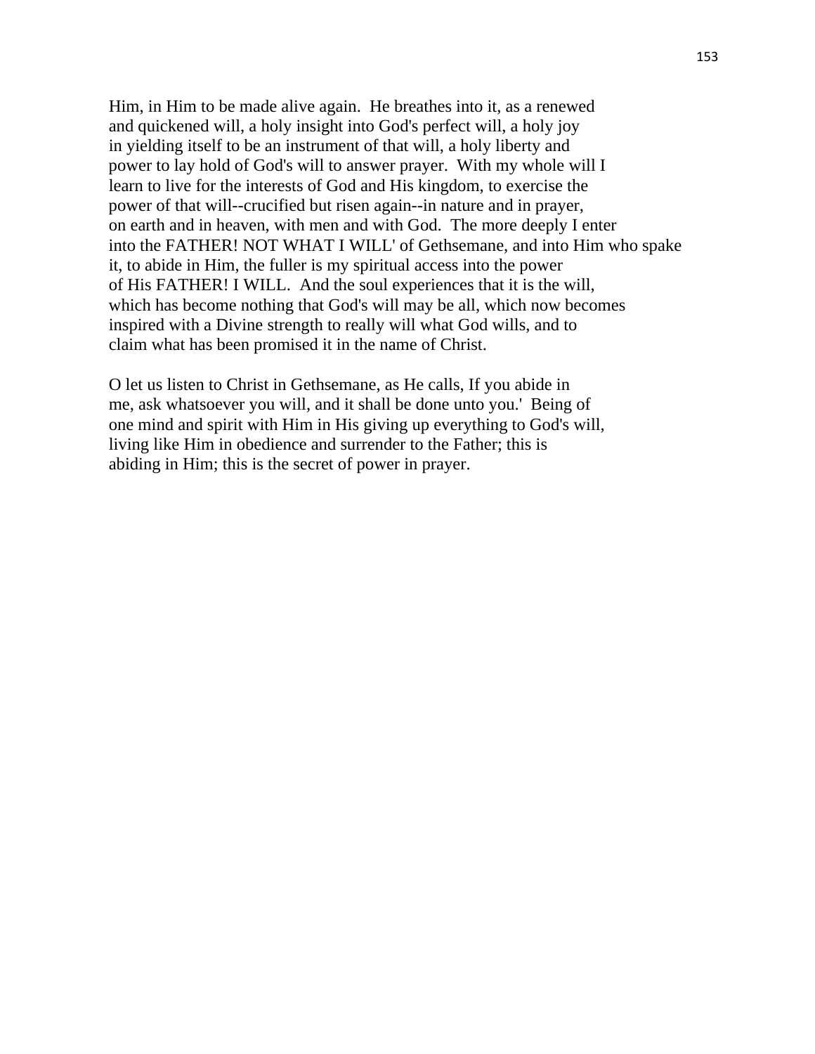Him, in Him to be made alive again. He breathes into it, as a renewed and quickened will, a holy insight into God's perfect will, a holy joy in yielding itself to be an instrument of that will, a holy liberty and power to lay hold of God's will to answer prayer. With my whole will I learn to live for the interests of God and His kingdom, to exercise the power of that will--crucified but risen again--in nature and in prayer, on earth and in heaven, with men and with God. The more deeply I enter into the FATHER! NOT WHAT I WILL' of Gethsemane, and into Him who spake it, to abide in Him, the fuller is my spiritual access into the power of His FATHER! I WILL. And the soul experiences that it is the will, which has become nothing that God's will may be all, which now becomes inspired with a Divine strength to really will what God wills, and to claim what has been promised it in the name of Christ.

O let us listen to Christ in Gethsemane, as He calls, If you abide in me, ask whatsoever you will, and it shall be done unto you.' Being of one mind and spirit with Him in His giving up everything to God's will, living like Him in obedience and surrender to the Father; this is abiding in Him; this is the secret of power in prayer.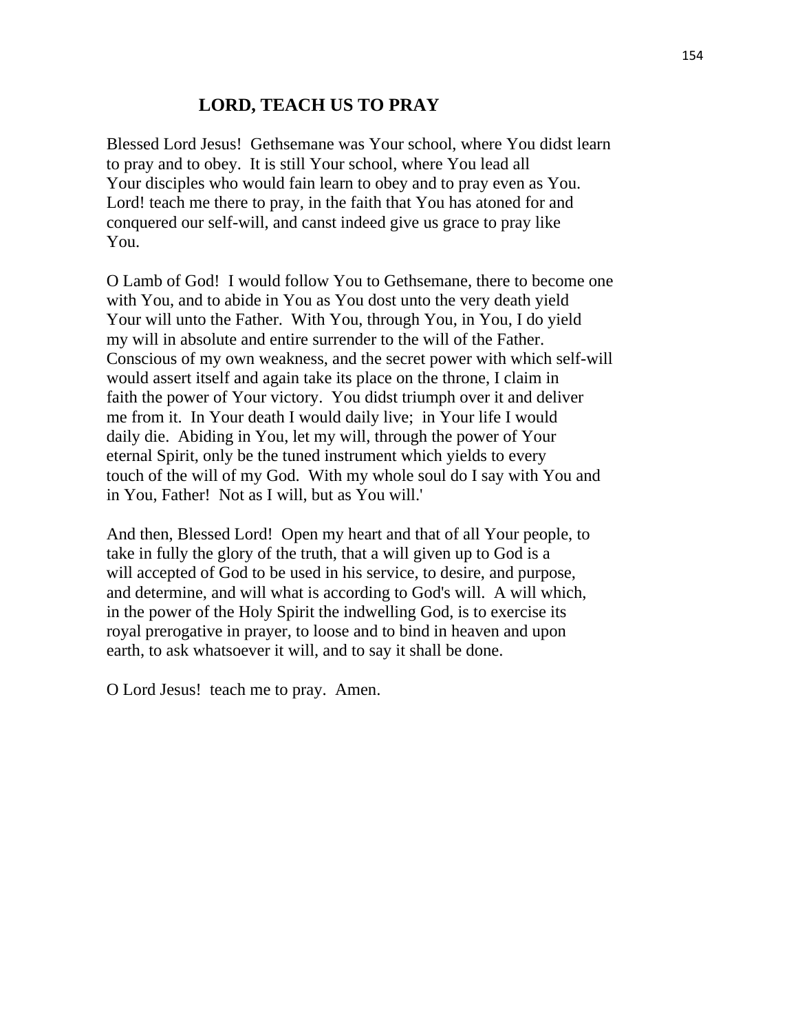## LORD, TEACH US TO PRAY

Blessed Lord Jesus! Gethsemane was Your school, where You didst learn to pray and to obey. It is still Your school, where You lead all Your disciples who would fain learn to obey and to pray even as You. Lord! teach me there to pray, in the faith that You has atoned for and conquered our self-will, and canst indeed give us grace to pray like You.

O Lamb of God! I would follow You to Gethsemane, there to become one with You, and to abide in You as You dost unto the very death yield Your will unto the Father. With You, through You, in You, I do yield my will in absolute and entire surrender to the will of the Father. Conscious of my own weakness, and the secret power with which self-will would assert itself and again take its place on the throne, I claim in faith the power of Your victory. You didst triumph over it and deliver me from it. In Your death I would daily live; in Your life I would daily die. Abiding in You, let my will, through the power of Your eternal Spirit, only be the tuned instrument which yields to every touch of the will of my God. With my whole soul do I say with You and in You, Father! Not as I will, but as You will.'

And then, Blessed Lord! Open my heart and that of all Your people, to take in fully the glory of the truth, that a will given up to God is a will accepted of God to be used in his service, to desire, and purpose, and determine, and will what is according to God's will. A will which, in the power of the Holy Spirit the indwelling God, is to exercise its royal prerogative in prayer, to loose and to bind in heaven and upon earth, to ask whatsoever it will, and to say it shall be done.

O Lord Jesus! teach me to pray. Amen.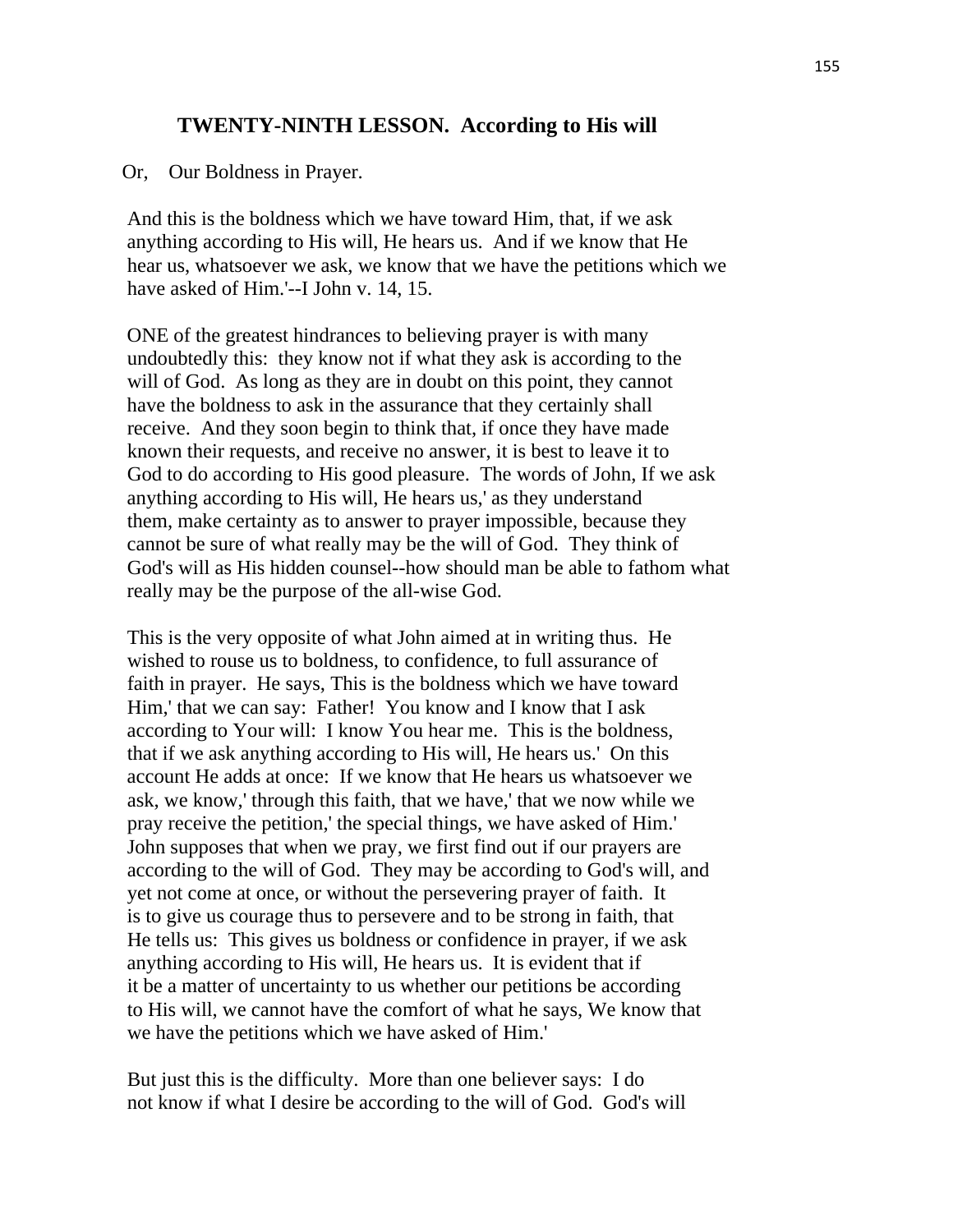## TWENTY-NINTH LESSON. According to His will

Or, Our Boldness in Prayer.

And this is the boldness which we have toward Him, that, if we ask anything according to His will, He hears us. And if we know that He hear us, whatsoever we ask, we know that we have the petitions which we have asked of Him.'--I John v. 14, 15.

ONE of the greatest hindrances to believing prayer is with many undoubtedly this: they know not if what they ask is according to the will of God. As long as they are in doubt on this point, they cannot have the boldness to ask in the assurance that they certainly shall receive. And they soon begin to think that, if once they have made known their requests, and receive no answer, it is best to leave it to God to do according to His good pleasure. The words of John, If we ask anything according to His will, He hears us,' as they understand them, make certainty as to answer to prayer impossible, because they cannot be sure of what really may be the will of God. They think of God's will as His hidden counsel--how should man be able to fathom what really may be the purpose of the all-wise God.

This is the very opposite of what John aimed at in writing thus. He wished to rouse us to boldness, to confidence, to full assurance of faith in prayer. He says, This is the boldness which we have toward Him,' that we can say: Father! You know and I know that I ask according to Your will: I know You hear me. This is the boldness, that if we ask anything according to His will, He hears us.' On this account He adds at once: If we know that He hears us whatsoever we ask, we know,' through this faith, that we have,' that we now while we pray receive the petition,' the special things, we have asked of Him.' John supposes that when we pray, we first find out if our prayers are according to the will of God. They may be according to God's will, and yet not come at once, or without the persevering prayer of faith. It is to give us courage thus to persevere and to be strong in faith, that He tells us: This gives us boldness or confidence in prayer, if we ask anything according to His will, He hears us. It is evident that if it be a matter of uncertainty to us whether our petitions be according to His will, we cannot have the comfort of what he says, We know that we have the petitions which we have asked of Him.'

But just this is the difficulty. More than one believer says: I do not know if what I desire be according to the will of God. God's will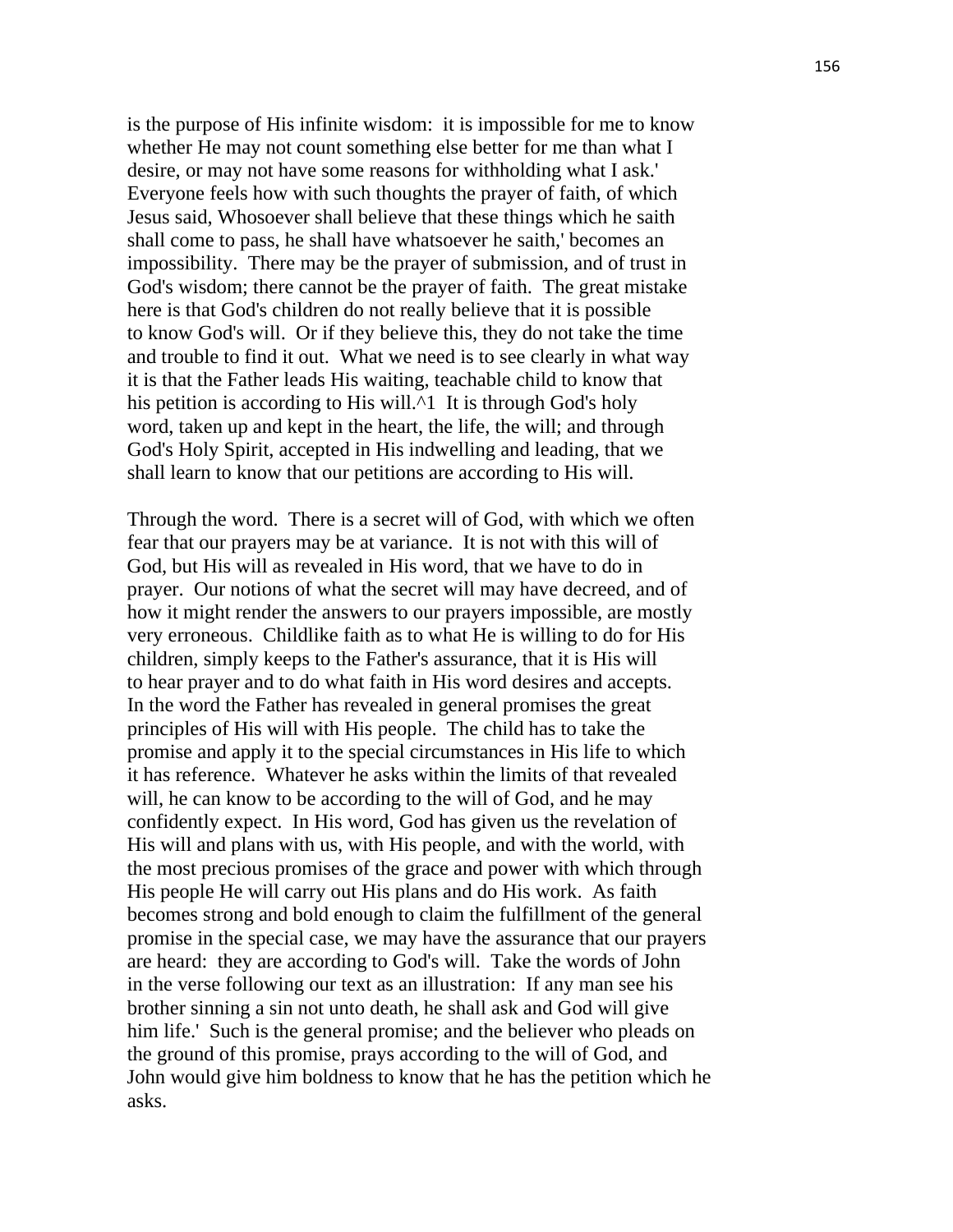is the purpose of His infinite wisdom: it is impossible for me to know whether He may not count something else better for me than what I desire, or may not have some reasons for withholding what I ask.' Everyone feels how with such thoughts the prayer of faith, of which Jesus said, Whosoever shall believe that these things which he saith shall come to pass, he shall have whatsoever he saith,' becomes an impossibility. There may be the prayer of submission, and of trust in God's wisdom; there cannot be the prayer of faith. The great mistake here is that God's children do not really believe that it is possible to know God's will. Or if they believe this, they do not take the time and trouble to find it out. What we need is to see clearly in what way it is that the Father leads His waiting, teachable child to know that his petition is according to His will.^1 It is through God's holy word, taken up and kept in the heart, the life, the will; and through God's Holy Spirit, accepted in His indwelling and leading, that we shall learn to know that our petitions are according to His will.

Through the word. There is a secret will of God, with which we often fear that our prayers may be at variance. It is not with this will of God, but His will as revealed in His word, that we have to do in prayer. Our notions of what the secret will may have decreed, and of how it might render the answers to our prayers impossible, are mostly very erroneous. Childlike faith as to what He is willing to do for His children, simply keeps to the Father's assurance, that it is His will to hear prayer and to do what faith in His word desires and accepts. In the word the Father has revealed in general promises the great principles of His will with His people. The child has to take the promise and apply it to the special circumstances in His life to which it has reference. Whatever he asks within the limits of that revealed will, he can know to be according to the will of God, and he may confidently expect. In His word, God has given us the revelation of His will and plans with us, with His people, and with the world, with the most precious promises of the grace and power with which through His people He will carry out His plans and do His work. As faith becomes strong and bold enough to claim the fulfillment of the general promise in the special case, we may have the assurance that our prayers are heard: they are according to God's will. Take the words of John in the verse following our text as an illustration: If any man see his brother sinning a sin not unto death, he shall ask and God will give him life.' Such is the general promise; and the believer who pleads on the ground of this promise, prays according to the will of God, and John would give him boldness to know that he has the petition which he asks.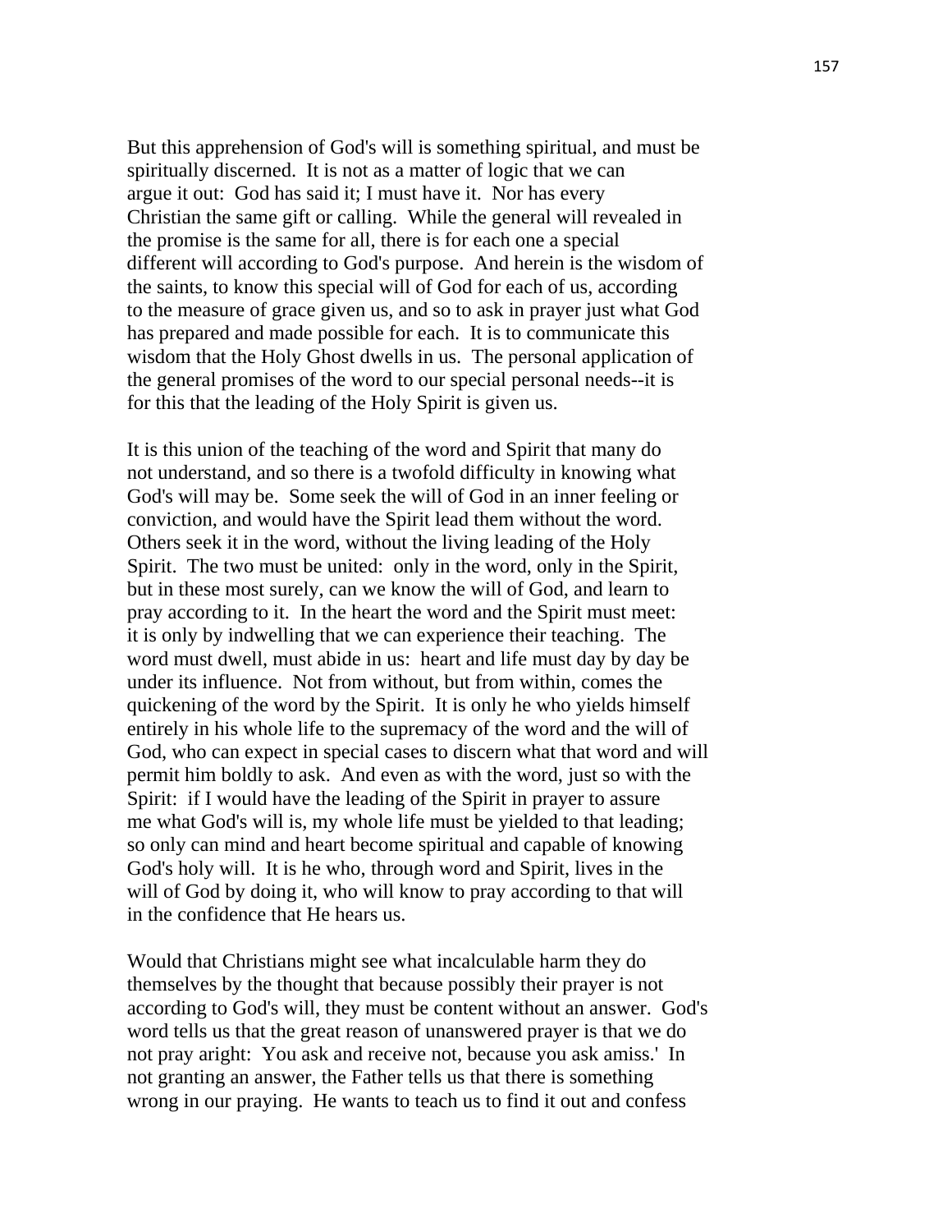But this apprehension of God's will is something spiritual, and must be spiritually discerned. It is not as a matter of logic that we can argue it out: God has said it; I must have it. Nor has every Christian the same gift or calling. While the general will revealed in the promise is the same for all, there is for each one a special different will according to God's purpose. And herein is the wisdom of the saints, to know this special will of God for each of us, according to the measure of grace given us, and so to ask in prayer just what God has prepared and made possible for each. It is to communicate this wisdom that the Holy Ghost dwells in us. The personal application of the general promises of the word to our special personal needs--it is for this that the leading of the Holy Spirit is given us.

It is this union of the teaching of the word and Spirit that many do not understand, and so there is a twofold difficulty in knowing what God's will may be. Some seek the will of God in an inner feeling or conviction, and would have the Spirit lead them without the word. Others seek it in the word, without the living leading of the Holy Spirit. The two must be united: only in the word, only in the Spirit, but in these most surely, can we know the will of God, and learn to pray according to it. In the heart the word and the Spirit must meet: it is only by indwelling that we can experience their teaching. The word must dwell, must abide in us: heart and life must day by day be under its influence. Not from without, but from within, comes the quickening of the word by the Spirit. It is only he who yields himself entirely in his whole life to the supremacy of the word and the will of God, who can expect in special cases to discern what that word and will permit him boldly to ask. And even as with the word, just so with the Spirit: if I would have the leading of the Spirit in prayer to assure me what God's will is, my whole life must be yielded to that leading; so only can mind and heart become spiritual and capable of knowing God's holy will. It is he who, through word and Spirit, lives in the will of God by doing it, who will know to pray according to that will in the confidence that He hears us.

Would that Christians might see what incalculable harm they do themselves by the thought that because possibly their prayer is not according to God's will, they must be content without an answer. God's word tells us that the great reason of unanswered prayer is that we do not pray aright: You ask and receive not, because you ask amiss.' In not granting an answer, the Father tells us that there is something wrong in our praying. He wants to teach us to find it out and confess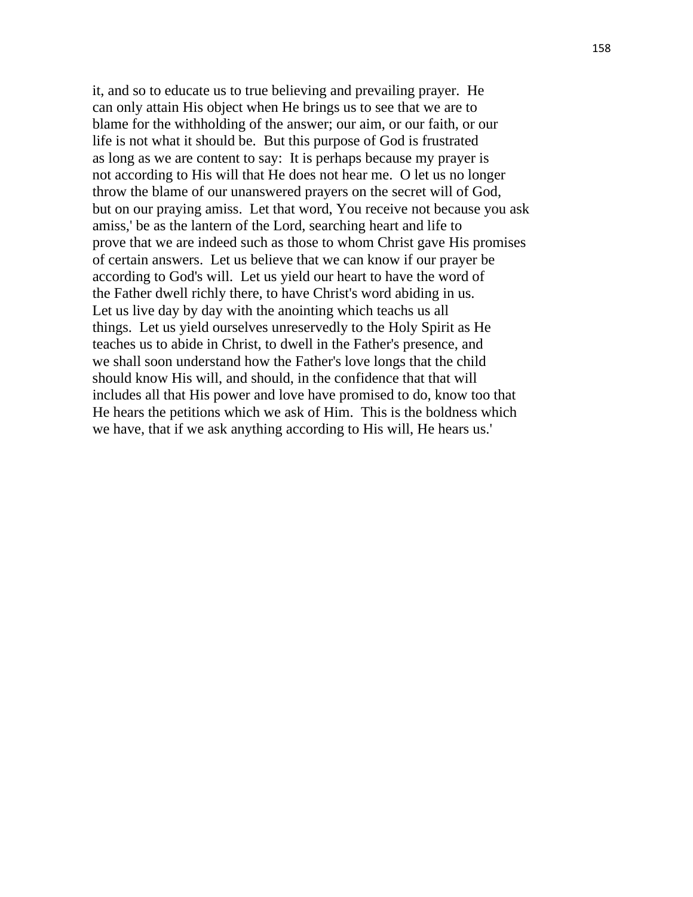it, and so to educate us to true believing and prevailing prayer. He can only attain His object when He brings us to see that we are to blame for the withholding of the answer; our aim, or our faith, or our life is not what it should be. But this purpose of God is frustrated as long as we are content to say: It is perhaps because my prayer is not according to His will that He does not hear me. O let us no longer throw the blame of our unanswered prayers on the secret will of God, but on our praying amiss. Let that word, You receive not because you ask amiss,' be as the lantern of the Lord, searching heart and life to prove that we are indeed such as those to whom Christ gave His promises of certain answers. Let us believe that we can know if our prayer be according to God's will. Let us yield our heart to have the word of the Father dwell richly there, to have Christ's word abiding in us. Let us live day by day with the anointing which teachs us all things. Let us yield ourselves unreservedly to the Holy Spirit as He teaches us to abide in Christ, to dwell in the Father's presence, and we shall soon understand how the Father's love longs that the child should know His will, and should, in the confidence that that will includes all that His power and love have promised to do, know too that He hears the petitions which we ask of Him. This is the boldness which we have, that if we ask anything according to His will, He hears us.'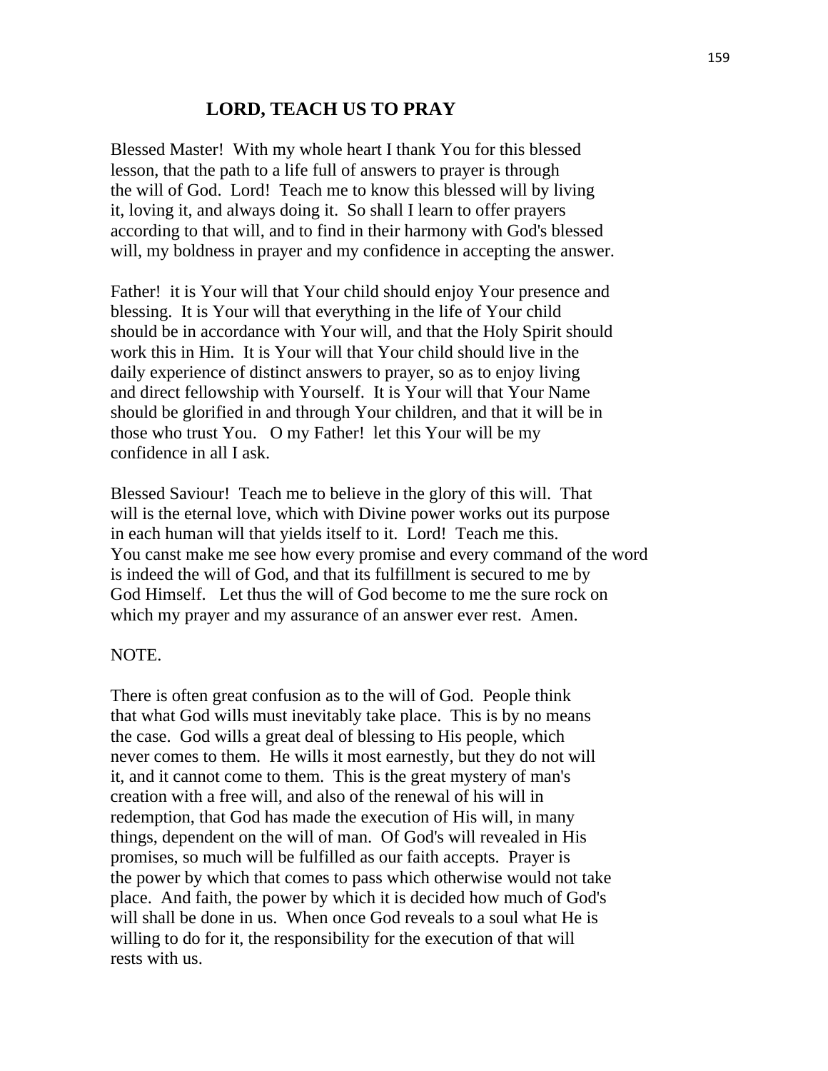## LORD, TEACH US TO PRAY

Blessed Master! With my whole heart I thank You for this blessed lesson, that the path to a life full of answers to prayer is through the will of God. Lord! Teach me to know this blessed will by living it, loving it, and always doing it. So shall I learn to offer prayers according to that will, and to find in their harmony with God's blessed will, my boldness in prayer and my confidence in accepting the answer.

Father! it is Your will that Your child should enjoy Your presence and blessing. It is Your will that everything in the life of Your child should be in accordance with Your will, and that the Holy Spirit should work this in Him. It is Your will that Your child should live in the daily experience of distinct answers to prayer, so as to enjoy living and direct fellowship with Yourself. It is Your will that Your Name should be glorified in and through Your children, and that it will be in those who trust You. O my Father! let this Your will be my confidence in all I ask.

Blessed Saviour! Teach me to believe in the glory of this will. That will is the eternal love, which with Divine power works out its purpose in each human will that yields itself to it. Lord! Teach me this. You canst make me see how every promise and every command of the word is indeed the will of God, and that its fulfillment is secured to me by God Himself. Let thus the will of God become to me the sure rock on which my prayer and my assurance of an answer ever rest. Amen.

NOTE.

There is often great confusion as to the will of God. People think that what God wills must inevitably take place. This is by no means the case. God wills a great deal of blessing to His people, which never comes to them. He wills it most earnestly, but they do not will it, and it cannot come to them. This is the great mystery of man's creation with a free will, and also of the renewal of his will in redemption, that God has made the execution of His will, in many things, dependent on the will of man. Of God's will revealed in His promises, so much will be fulfilled as our faith accepts. Prayer is the power by which that comes to pass which otherwise would not take place. And faith, the power by which it is decided how much of God's will shall be done in us. When once God reveals to a soul what He is willing to do for it, the responsibility for the execution of that will rests with us.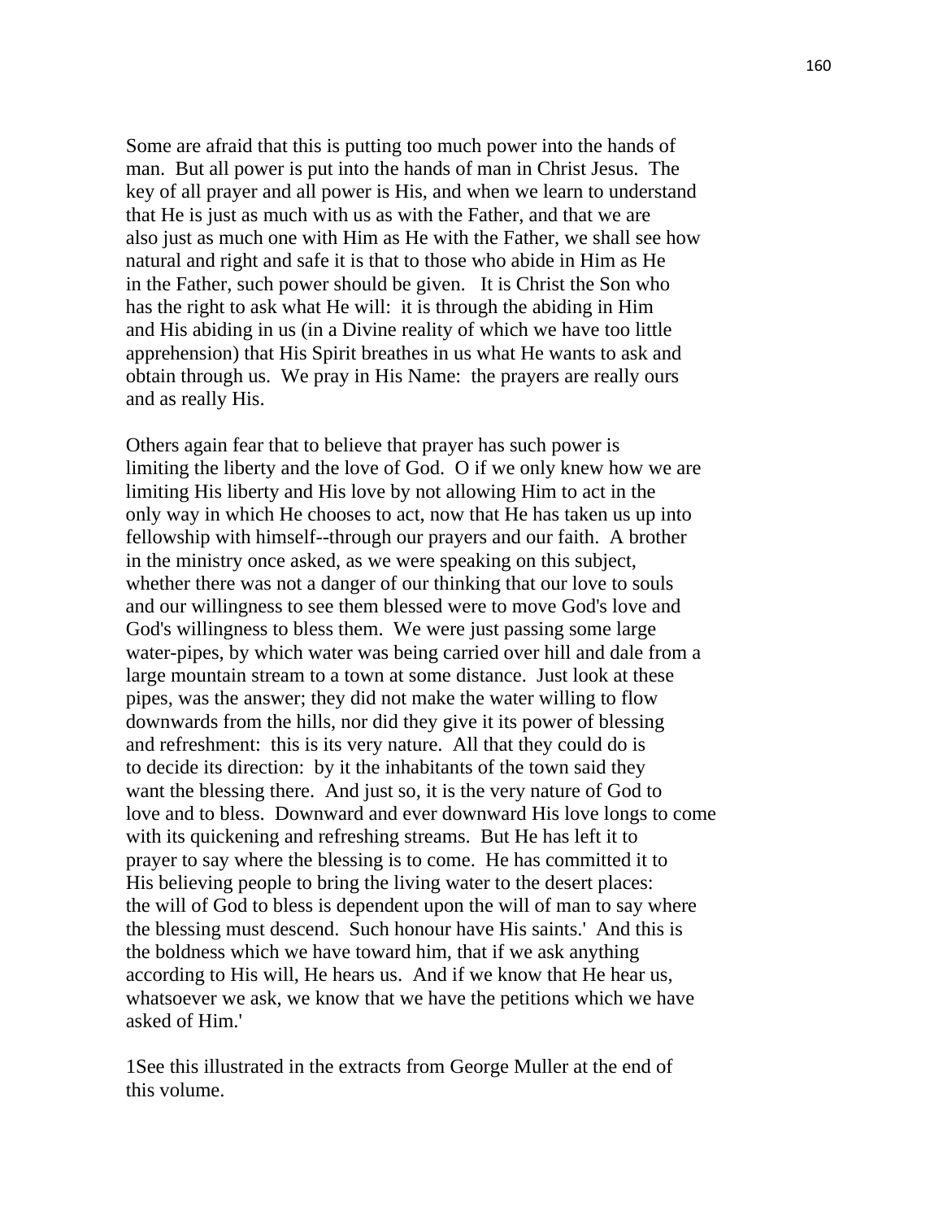Some are afraid that this is putting too much power into the hands of man. But all power is put into the hands of man in Christ Jesus. The key of all prayer and all power is His, and when we learn to understand that He is just as much with us as with the Father, and that we are also just as much one with Him as He with the Father, we shall see how natural and right and safe it is that to those who abide in Him as He in the Father, such power should be given. It is Christ the Son who has the right to ask what He will: it is through the abiding in Him and His abiding in us (in a Divine reality of which we have too little apprehension) that His Spirit breathes in us what He wants to ask and obtain through us. We pray in His Name: the prayers are really ours and as really His.

Others again fear that to believe that prayer has such power is limiting the liberty and the love of God. O if we only knew how we are limiting His liberty and His love by not allowing Him to act in the only way in which He chooses to act, now that He has taken us up into fellowship with himself--through our prayers and our faith. A brother in the ministry once asked, as we were speaking on this subject, whether there was not a danger of our thinking that our love to souls and our willingness to see them blessed were to move God's love and God's willingness to bless them. We were just passing some large water-pipes, by which water was being carried over hill and dale from a large mountain stream to a town at some distance. Just look at these pipes, was the answer; they did not make the water willing to flow downwards from the hills, nor did they give it its power of blessing and refreshment: this is its very nature. All that they could do is to decide its direction: by it the inhabitants of the town said they want the blessing there. And just so, it is the very nature of God to love and to bless. Downward and ever downward His love longs to come with its quickening and refreshing streams. But He has left it to prayer to say where the blessing is to come. He has committed it to His believing people to bring the living water to the desert places: the will of God to bless is dependent upon the will of man to say where the blessing must descend. Such honour have His saints.' And this is the boldness which we have toward him, that if we ask anything according to His will, He hears us. And if we know that He hear us, whatsoever we ask, we know that we have the petitions which we have asked of Him.'

[1]See this illustrated in the extracts from George Muller at the end of this volume.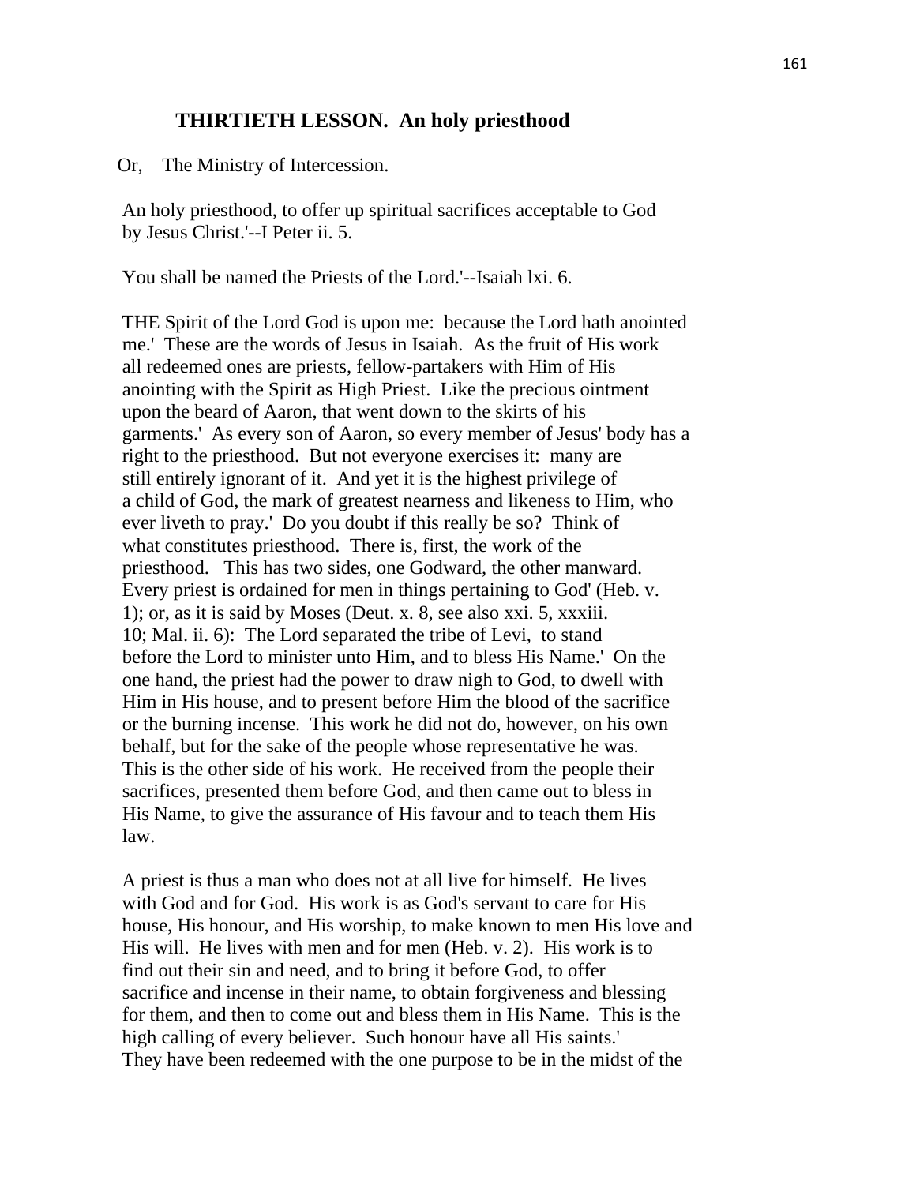## THIRTIETH LESSON. An holy priesthood

Or, The Ministry of Intercession.

An holy priesthood, to offer up spiritual sacrifices acceptable to God by Jesus Christ.'--I Peter ii. 5.

You shall be named the Priests of the Lord.'--Isaiah lxi. 6.

THE Spirit of the Lord God is upon me: because the Lord hath anointed me.' These are the words of Jesus in Isaiah. As the fruit of His work all redeemed ones are priests, fellow-partakers with Him of His anointing with the Spirit as High Priest. Like the precious ointment upon the beard of Aaron, that went down to the skirts of his garments.' As every son of Aaron, so every member of Jesus' body has a right to the priesthood. But not everyone exercises it: many are still entirely ignorant of it. And yet it is the highest privilege of a child of God, the mark of greatest nearness and likeness to Him, who ever liveth to pray.' Do you doubt if this really be so? Think of what constitutes priesthood. There is, first, the work of the priesthood. This has two sides, one Godward, the other manward. Every priest is ordained for men in things pertaining to God' (Heb. v. 1); or, as it is said by Moses (Deut. x. 8, see also xxi. 5, xxxiii. 10; Mal. ii. 6): The Lord separated the tribe of Levi, to stand before the Lord to minister unto Him, and to bless His Name.' On the one hand, the priest had the power to draw nigh to God, to dwell with Him in His house, and to present before Him the blood of the sacrifice or the burning incense. This work he did not do, however, on his own behalf, but for the sake of the people whose representative he was. This is the other side of his work. He received from the people their sacrifices, presented them before God, and then came out to bless in His Name, to give the assurance of His favour and to teach them His law.

A priest is thus a man who does not at all live for himself. He lives with God and for God. His work is as God's servant to care for His house, His honour, and His worship, to make known to men His love and His will. He lives with men and for men (Heb. v. 2). His work is to find out their sin and need, and to bring it before God, to offer sacrifice and incense in their name, to obtain forgiveness and blessing for them, and then to come out and bless them in His Name. This is the high calling of every believer. Such honour have all His saints.' They have been redeemed with the one purpose to be in the midst of the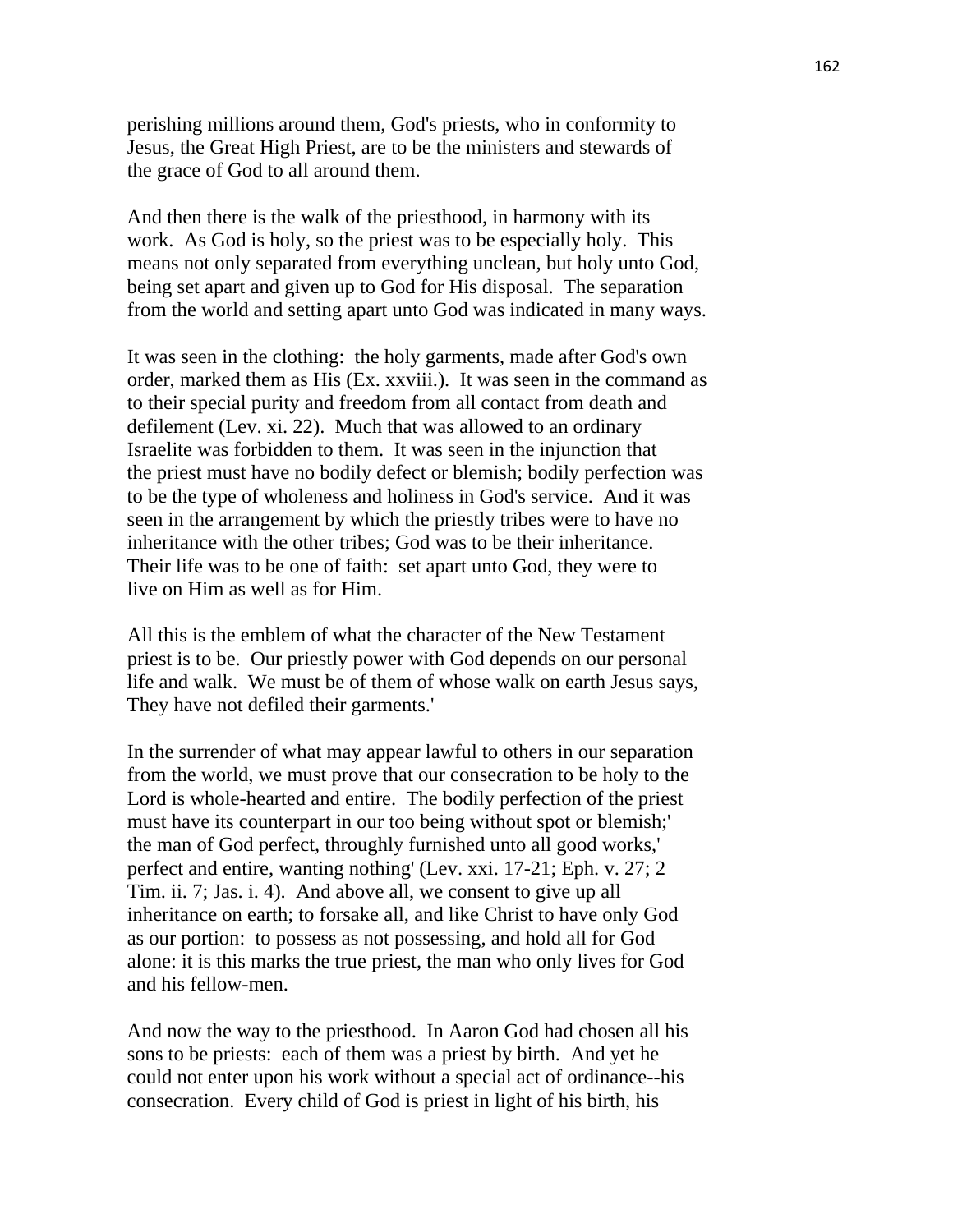perishing millions around them, God's priests, who in conformity to Jesus, the Great High Priest, are to be the ministers and stewards of the grace of God to all around them.

And then there is the walk of the priesthood, in harmony with its work. As God is holy, so the priest was to be especially holy. This means not only separated from everything unclean, but holy unto God, being set apart and given up to God for His disposal. The separation from the world and setting apart unto God was indicated in many ways.

It was seen in the clothing: the holy garments, made after God's own order, marked them as His (Ex. xxviii.). It was seen in the command as to their special purity and freedom from all contact from death and defilement (Lev. xi. 22). Much that was allowed to an ordinary Israelite was forbidden to them. It was seen in the injunction that the priest must have no bodily defect or blemish; bodily perfection was to be the type of wholeness and holiness in God's service. And it was seen in the arrangement by which the priestly tribes were to have no inheritance with the other tribes; God was to be their inheritance. Their life was to be one of faith: set apart unto God, they were to live on Him as well as for Him.

All this is the emblem of what the character of the New Testament priest is to be. Our priestly power with God depends on our personal life and walk. We must be of them of whose walk on earth Jesus says, They have not defiled their garments.'

In the surrender of what may appear lawful to others in our separation from the world, we must prove that our consecration to be holy to the Lord is whole-hearted and entire. The bodily perfection of the priest must have its counterpart in our too being without spot or blemish;' the man of God perfect, throughly furnished unto all good works,' perfect and entire, wanting nothing' (Lev. xxi. 17-21; Eph. v. 27; 2 Tim. ii. 7; Jas. i. 4). And above all, we consent to give up all inheritance on earth; to forsake all, and like Christ to have only God as our portion: to possess as not possessing, and hold all for God alone: it is this marks the true priest, the man who only lives for God and his fellow-men.

And now the way to the priesthood. In Aaron God had chosen all his sons to be priests: each of them was a priest by birth. And yet he could not enter upon his work without a special act of ordinance--his consecration. Every child of God is priest in light of his birth, his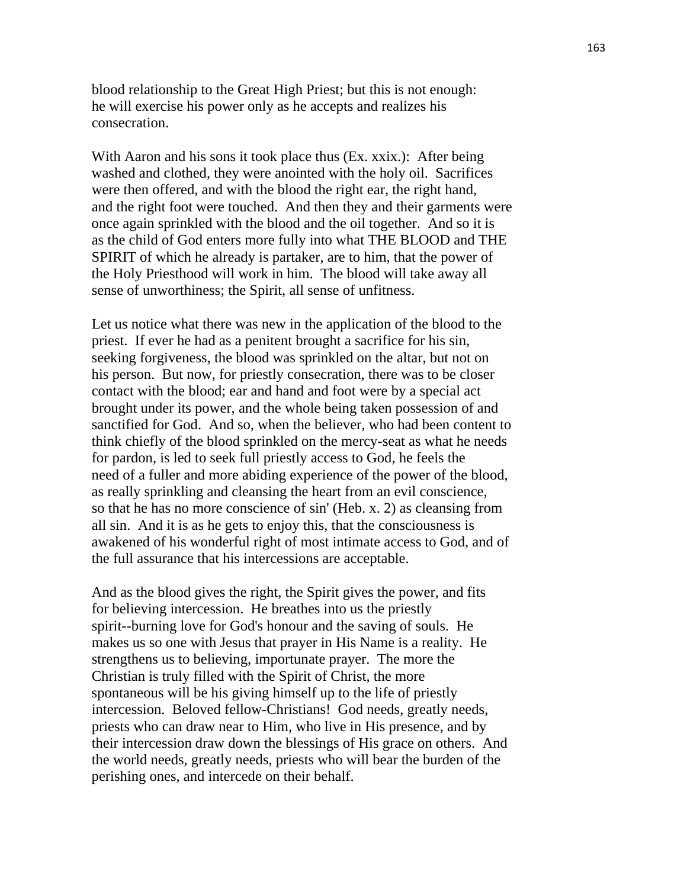blood relationship to the Great High Priest; but this is not enough: he will exercise his power only as he accepts and realizes his consecration.

With Aaron and his sons it took place thus (Ex. xxix.): After being washed and clothed, they were anointed with the holy oil. Sacrifices were then offered, and with the blood the right ear, the right hand, and the right foot were touched. And then they and their garments were once again sprinkled with the blood and the oil together. And so it is as the child of God enters more fully into what THE BLOOD and THE SPIRIT of which he already is partaker, are to him, that the power of the Holy Priesthood will work in him. The blood will take away all sense of unworthiness; the Spirit, all sense of unfitness.

Let us notice what there was new in the application of the blood to the priest. If ever he had as a penitent brought a sacrifice for his sin, seeking forgiveness, the blood was sprinkled on the altar, but not on his person. But now, for priestly consecration, there was to be closer contact with the blood; ear and hand and foot were by a special act brought under its power, and the whole being taken possession of and sanctified for God. And so, when the believer, who had been content to think chiefly of the blood sprinkled on the mercy-seat as what he needs for pardon, is led to seek full priestly access to God, he feels the need of a fuller and more abiding experience of the power of the blood, as really sprinkling and cleansing the heart from an evil conscience, so that he has no more conscience of sin' (Heb. x. 2) as cleansing from all sin. And it is as he gets to enjoy this, that the consciousness is awakened of his wonderful right of most intimate access to God, and of the full assurance that his intercessions are acceptable.

And as the blood gives the right, the Spirit gives the power, and fits for believing intercession. He breathes into us the priestly spirit--burning love for God's honour and the saving of souls. He makes us so one with Jesus that prayer in His Name is a reality. He strengthens us to believing, importunate prayer. The more the Christian is truly filled with the Spirit of Christ, the more spontaneous will be his giving himself up to the life of priestly intercession. Beloved fellow-Christians! God needs, greatly needs, priests who can draw near to Him, who live in His presence, and by their intercession draw down the blessings of His grace on others. And the world needs, greatly needs, priests who will bear the burden of the perishing ones, and intercede on their behalf.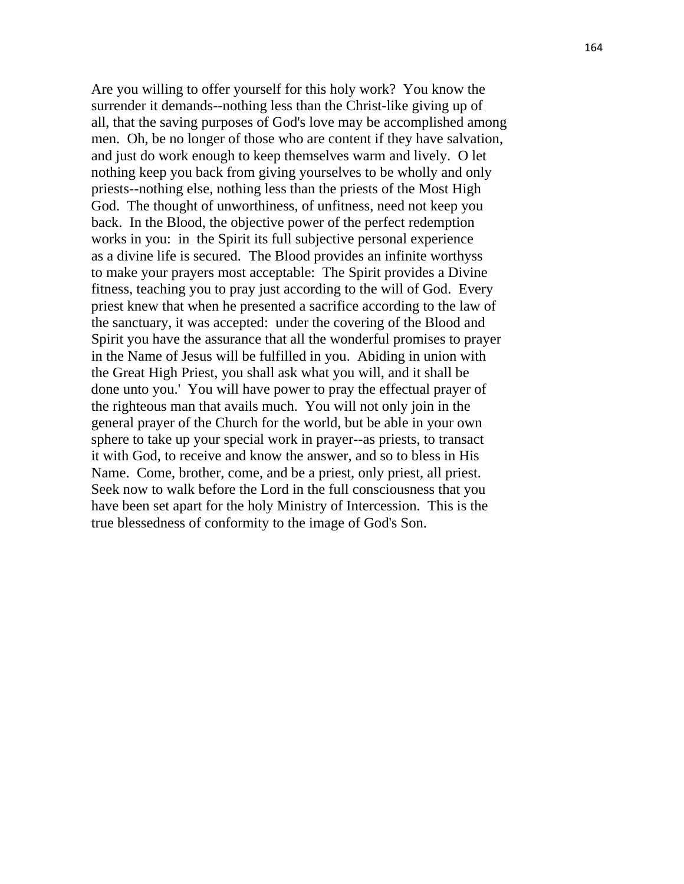Are you willing to offer yourself for this holy work? You know the surrender it demands--nothing less than the Christ-like giving up of all, that the saving purposes of God's love may be accomplished among men. Oh, be no longer of those who are content if they have salvation, and just do work enough to keep themselves warm and lively. O let nothing keep you back from giving yourselves to be wholly and only priests--nothing else, nothing less than the priests of the Most High God. The thought of unworthiness, of unfitness, need not keep you back. In the Blood, the objective power of the perfect redemption works in you: in the Spirit its full subjective personal experience as a divine life is secured. The Blood provides an infinite worthyss to make your prayers most acceptable: The Spirit provides a Divine fitness, teaching you to pray just according to the will of God. Every priest knew that when he presented a sacrifice according to the law of the sanctuary, it was accepted: under the covering of the Blood and Spirit you have the assurance that all the wonderful promises to prayer in the Name of Jesus will be fulfilled in you. Abiding in union with the Great High Priest, you shall ask what you will, and it shall be done unto you.' You will have power to pray the effectual prayer of the righteous man that avails much. You will not only join in the general prayer of the Church for the world, but be able in your own sphere to take up your special work in prayer--as priests, to transact it with God, to receive and know the answer, and so to bless in His Name. Come, brother, come, and be a priest, only priest, all priest. Seek now to walk before the Lord in the full consciousness that you have been set apart for the holy Ministry of Intercession. This is the true blessedness of conformity to the image of God's Son.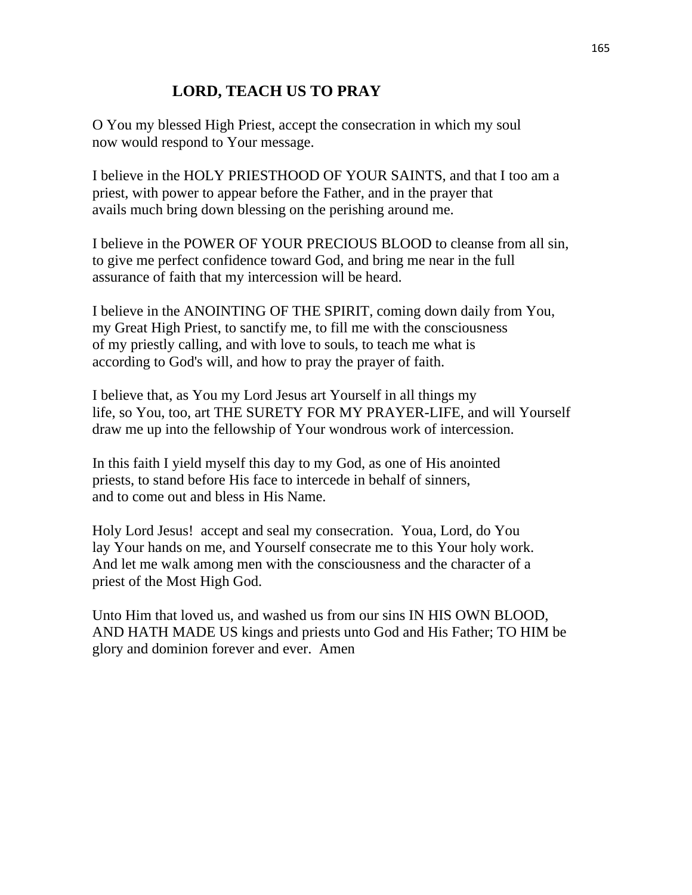# LORD, TEACH US TO PRAY

O You my blessed High Priest, accept the consecration in which my soul now would respond to Your message.

I believe in the HOLY PRIESTHOOD OF YOUR SAINTS, and that I too am a priest, with power to appear before the Father, and in the prayer that avails much bring down blessing on the perishing around me.

I believe in the POWER OF YOUR PRECIOUS BLOOD to cleanse from all sin, to give me perfect confidence toward God, and bring me near in the full assurance of faith that my intercession will be heard.

I believe in the ANOINTING OF THE SPIRIT, coming down daily from You, my Great High Priest, to sanctify me, to fill me with the consciousness of my priestly calling, and with love to souls, to teach me what is according to God's will, and how to pray the prayer of faith.

I believe that, as You my Lord Jesus art Yourself in all things my life, so You, too, art THE SURETY FOR MY PRAYER-LIFE, and will Yourself draw me up into the fellowship of Your wondrous work of intercession.

In this faith I yield myself this day to my God, as one of His anointed priests, to stand before His face to intercede in behalf of sinners, and to come out and bless in His Name.

Holy Lord Jesus! accept and seal my consecration. Youa, Lord, do You lay Your hands on me, and Yourself consecrate me to this Your holy work. And let me walk among men with the consciousness and the character of a priest of the Most High God.

Unto Him that loved us, and washed us from our sins IN HIS OWN BLOOD, AND HATH MADE US kings and priests unto God and His Father; TO HIM be glory and dominion forever and ever. Amen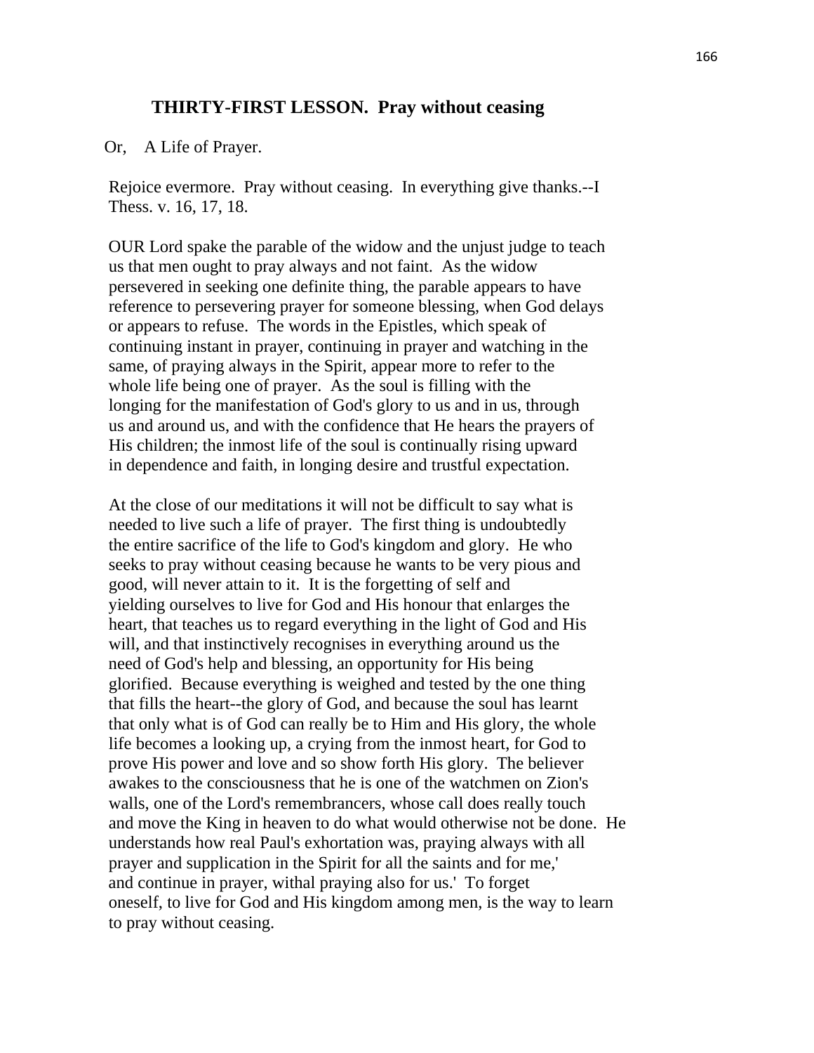## THIRTY-FIRST LESSON. Pray without ceasing

Or, A Life of Prayer.

Rejoice evermore. Pray without ceasing. In everything give thanks.--I Thess. v. 16, 17, 18.

OUR Lord spake the parable of the widow and the unjust judge to teach us that men ought to pray always and not faint. As the widow persevered in seeking one definite thing, the parable appears to have reference to persevering prayer for someone blessing, when God delays or appears to refuse. The words in the Epistles, which speak of continuing instant in prayer, continuing in prayer and watching in the same, of praying always in the Spirit, appear more to refer to the whole life being one of prayer. As the soul is filling with the longing for the manifestation of God's glory to us and in us, through us and around us, and with the confidence that He hears the prayers of His children; the inmost life of the soul is continually rising upward in dependence and faith, in longing desire and trustful expectation.

At the close of our meditations it will not be difficult to say what is needed to live such a life of prayer. The first thing is undoubtedly the entire sacrifice of the life to God's kingdom and glory. He who seeks to pray without ceasing because he wants to be very pious and good, will never attain to it. It is the forgetting of self and yielding ourselves to live for God and His honour that enlarges the heart, that teaches us to regard everything in the light of God and His will, and that instinctively recognises in everything around us the need of God's help and blessing, an opportunity for His being glorified. Because everything is weighed and tested by the one thing that fills the heart--the glory of God, and because the soul has learnt that only what is of God can really be to Him and His glory, the whole life becomes a looking up, a crying from the inmost heart, for God to prove His power and love and so show forth His glory. The believer awakes to the consciousness that he is one of the watchmen on Zion's walls, one of the Lord's remembrancers, whose call does really touch and move the King in heaven to do what would otherwise not be done. He understands how real Paul's exhortation was, praying always with all prayer and supplication in the Spirit for all the saints and for me,' and continue in prayer, withal praying also for us.' To forget oneself, to live for God and His kingdom among men, is the way to learn to pray without ceasing.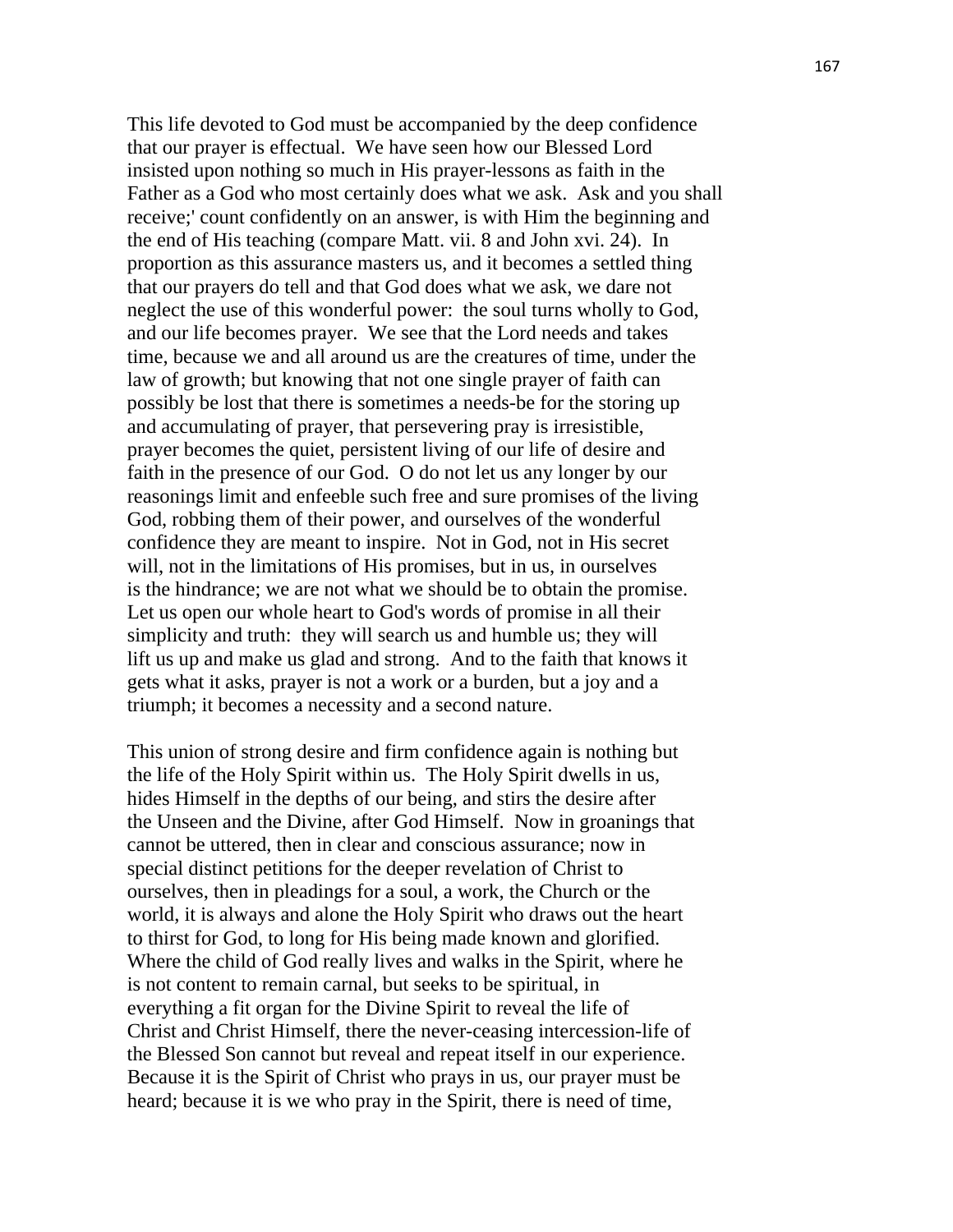This life devoted to God must be accompanied by the deep confidence that our prayer is effectual. We have seen how our Blessed Lord insisted upon nothing so much in His prayer-lessons as faith in the Father as a God who most certainly does what we ask. Ask and you shall receive;' count confidently on an answer, is with Him the beginning and the end of His teaching (compare Matt. vii. 8 and John xvi. 24). In proportion as this assurance masters us, and it becomes a settled thing that our prayers do tell and that God does what we ask, we dare not neglect the use of this wonderful power: the soul turns wholly to God, and our life becomes prayer. We see that the Lord needs and takes time, because we and all around us are the creatures of time, under the law of growth; but knowing that not one single prayer of faith can possibly be lost that there is sometimes a needs-be for the storing up and accumulating of prayer, that persevering pray is irresistible, prayer becomes the quiet, persistent living of our life of desire and faith in the presence of our God. O do not let us any longer by our reasonings limit and enfeeble such free and sure promises of the living God, robbing them of their power, and ourselves of the wonderful confidence they are meant to inspire. Not in God, not in His secret will, not in the limitations of His promises, but in us, in ourselves is the hindrance; we are not what we should be to obtain the promise. Let us open our whole heart to God's words of promise in all their simplicity and truth: they will search us and humble us; they will lift us up and make us glad and strong. And to the faith that knows it gets what it asks, prayer is not a work or a burden, but a joy and a triumph; it becomes a necessity and a second nature.

This union of strong desire and firm confidence again is nothing but the life of the Holy Spirit within us. The Holy Spirit dwells in us, hides Himself in the depths of our being, and stirs the desire after the Unseen and the Divine, after God Himself. Now in groanings that cannot be uttered, then in clear and conscious assurance; now in special distinct petitions for the deeper revelation of Christ to ourselves, then in pleadings for a soul, a work, the Church or the world, it is always and alone the Holy Spirit who draws out the heart to thirst for God, to long for His being made known and glorified. Where the child of God really lives and walks in the Spirit, where he is not content to remain carnal, but seeks to be spiritual, in everything a fit organ for the Divine Spirit to reveal the life of Christ and Christ Himself, there the never-ceasing intercession-life of the Blessed Son cannot but reveal and repeat itself in our experience. Because it is the Spirit of Christ who prays in us, our prayer must be heard; because it is we who pray in the Spirit, there is need of time,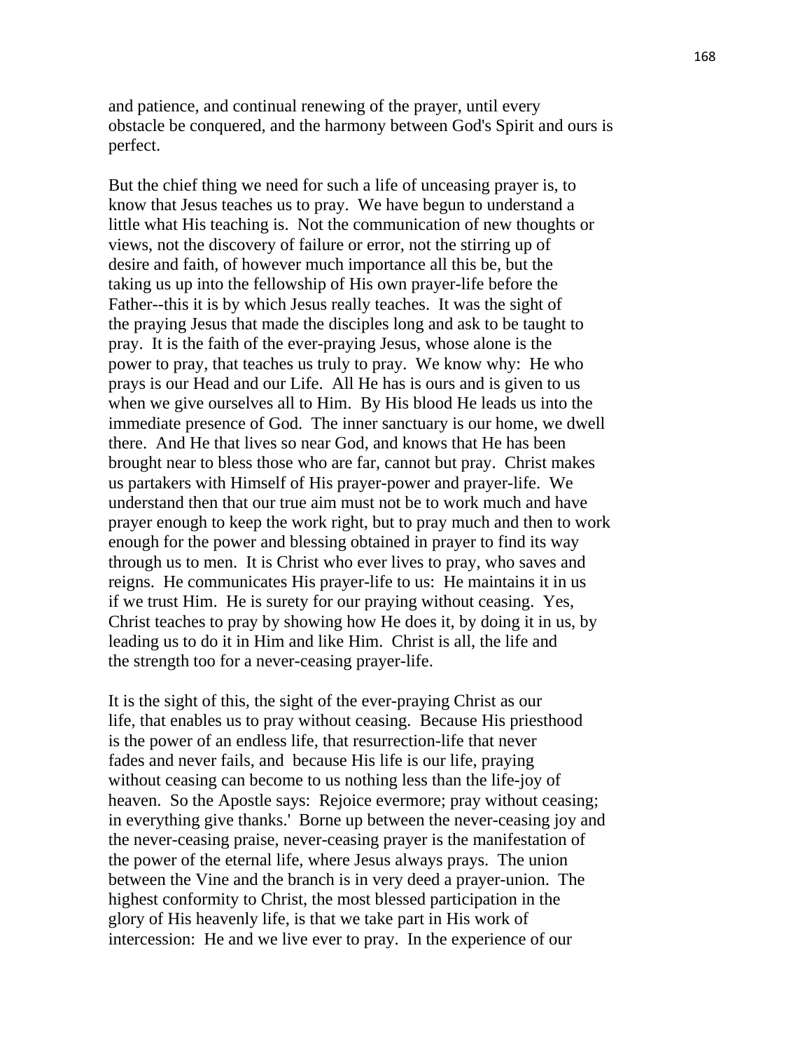and patience, and continual renewing of the prayer, until every obstacle be conquered, and the harmony between God's Spirit and ours is perfect.

But the chief thing we need for such a life of unceasing prayer is, to know that Jesus teaches us to pray. We have begun to understand a little what His teaching is. Not the communication of new thoughts or views, not the discovery of failure or error, not the stirring up of desire and faith, of however much importance all this be, but the taking us up into the fellowship of His own prayer-life before the Father--this it is by which Jesus really teaches. It was the sight of the praying Jesus that made the disciples long and ask to be taught to pray. It is the faith of the ever-praying Jesus, whose alone is the power to pray, that teaches us truly to pray. We know why: He who prays is our Head and our Life. All He has is ours and is given to us when we give ourselves all to Him. By His blood He leads us into the immediate presence of God. The inner sanctuary is our home, we dwell there. And He that lives so near God, and knows that He has been brought near to bless those who are far, cannot but pray. Christ makes us partakers with Himself of His prayer-power and prayer-life. We understand then that our true aim must not be to work much and have prayer enough to keep the work right, but to pray much and then to work enough for the power and blessing obtained in prayer to find its way through us to men. It is Christ who ever lives to pray, who saves and reigns. He communicates His prayer-life to us: He maintains it in us if we trust Him. He is surety for our praying without ceasing. Yes, Christ teaches to pray by showing how He does it, by doing it in us, by leading us to do it in Him and like Him. Christ is all, the life and the strength too for a never-ceasing prayer-life.

It is the sight of this, the sight of the ever-praying Christ as our life, that enables us to pray without ceasing. Because His priesthood is the power of an endless life, that resurrection-life that never fades and never fails, and because His life is our life, praying without ceasing can become to us nothing less than the life-joy of heaven. So the Apostle says: Rejoice evermore; pray without ceasing; in everything give thanks.' Borne up between the never-ceasing joy and the never-ceasing praise, never-ceasing prayer is the manifestation of the power of the eternal life, where Jesus always prays. The union between the Vine and the branch is in very deed a prayer-union. The highest conformity to Christ, the most blessed participation in the glory of His heavenly life, is that we take part in His work of intercession: He and we live ever to pray. In the experience of our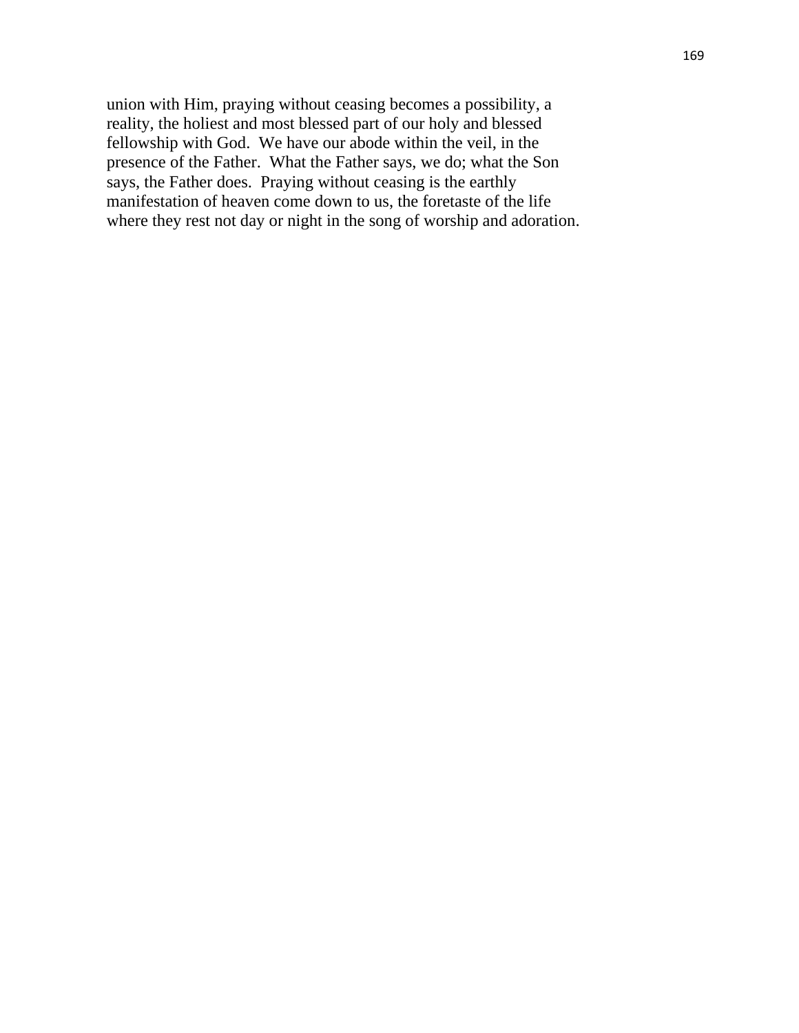union with Him, praying without ceasing becomes a possibility, a reality, the holiest and most blessed part of our holy and blessed fellowship with God. We have our abode within the veil, in the presence of the Father. What the Father says, we do; what the Son says, the Father does. Praying without ceasing is the earthly manifestation of heaven come down to us, the foretaste of the life where they rest not day or night in the song of worship and adoration.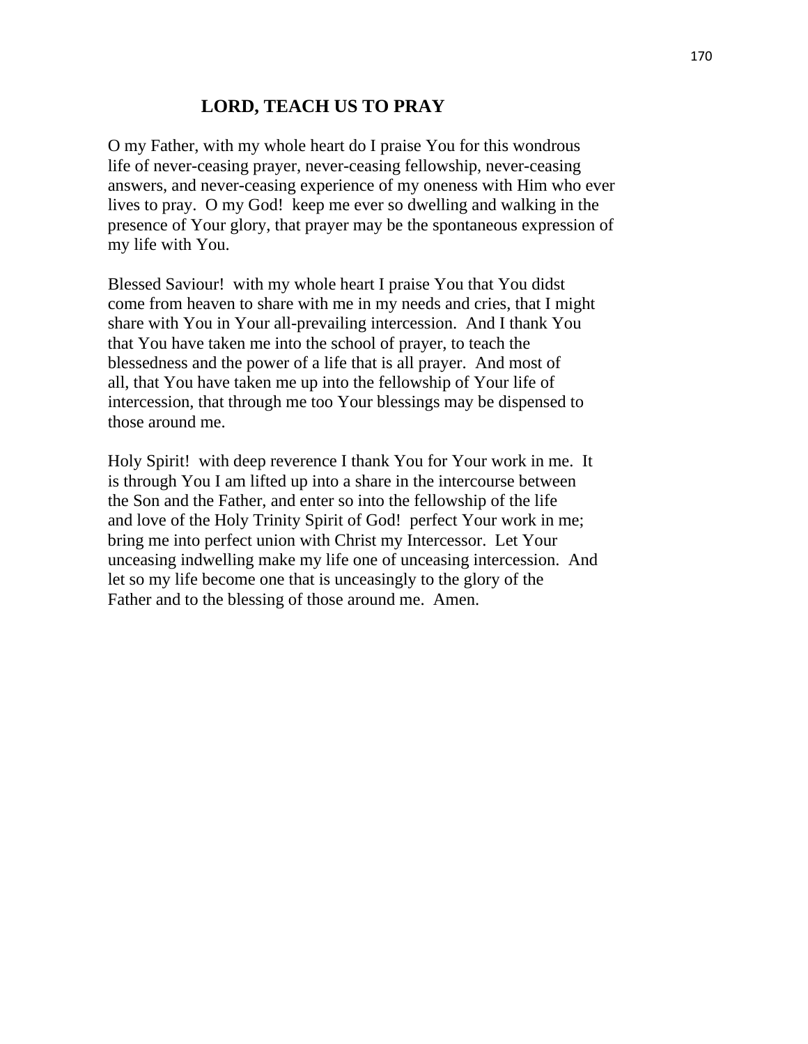# LORD, TEACH US TO PRAY

O my Father, with my whole heart do I praise You for this wondrous life of never-ceasing prayer, never-ceasing fellowship, never-ceasing answers, and never-ceasing experience of my oneness with Him who ever lives to pray. O my God! keep me ever so dwelling and walking in the presence of Your glory, that prayer may be the spontaneous expression of my life with You.

Blessed Saviour! with my whole heart I praise You that You didst come from heaven to share with me in my needs and cries, that I might share with You in Your all-prevailing intercession. And I thank You that You have taken me into the school of prayer, to teach the blessedness and the power of a life that is all prayer. And most of all, that You have taken me up into the fellowship of Your life of intercession, that through me too Your blessings may be dispensed to those around me.

Holy Spirit! with deep reverence I thank You for Your work in me. It is through You I am lifted up into a share in the intercourse between the Son and the Father, and enter so into the fellowship of the life and love of the Holy Trinity Spirit of God! perfect Your work in me; bring me into perfect union with Christ my Intercessor. Let Your unceasing indwelling make my life one of unceasing intercession. And let so my life become one that is unceasingly to the glory of the Father and to the blessing of those around me. Amen.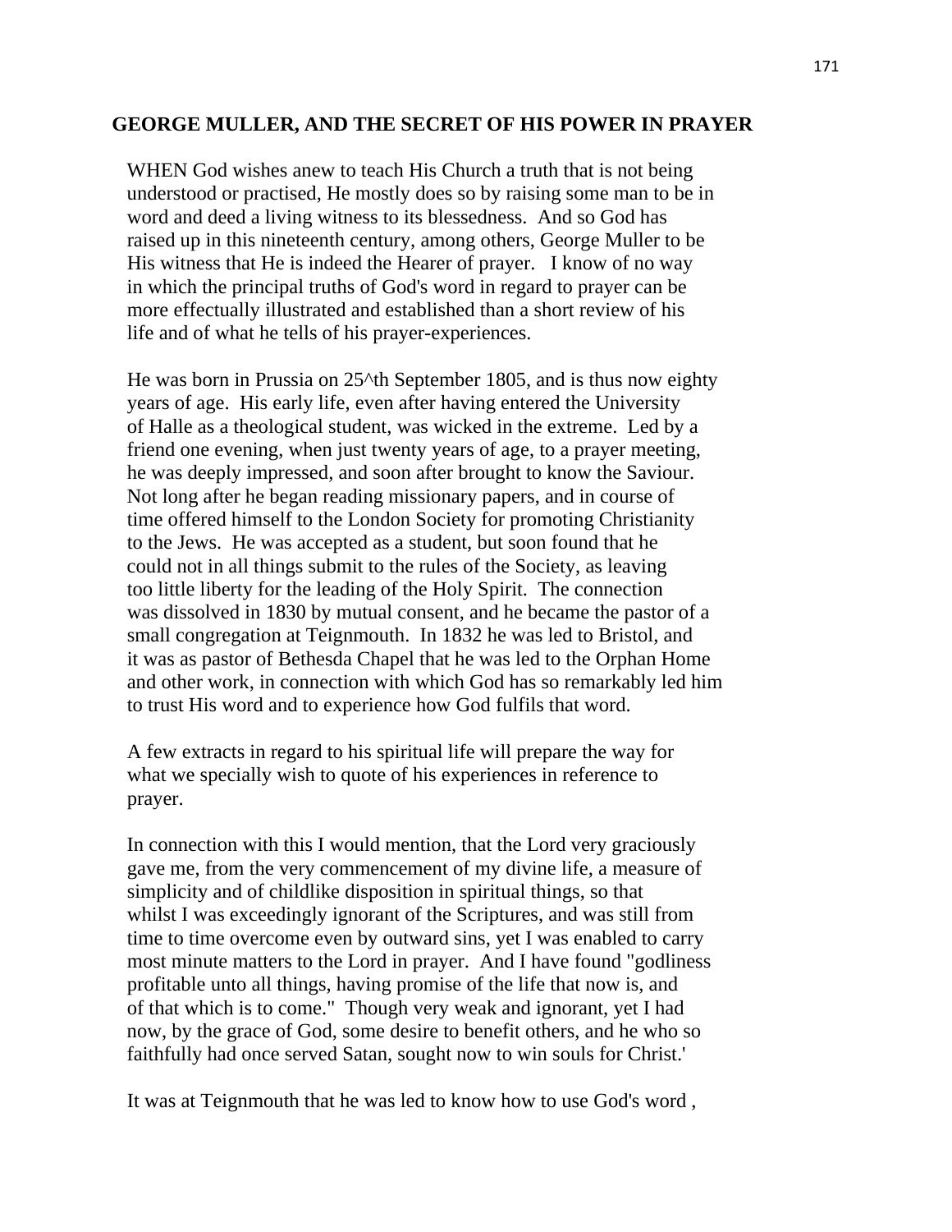## GEORGE MULLER, AND THE SECRET OF HIS POWER IN PRAYER

WHEN God wishes anew to teach His Church a truth that is not being understood or practised, He mostly does so by raising some man to be in word and deed a living witness to its blessedness. And so God has raised up in this nineteenth century, among others, George Muller to be His witness that He is indeed the Hearer of prayer. I know of no way in which the principal truths of God's word in regard to prayer can be more effectually illustrated and established than a short review of his life and of what he tells of his prayer-experiences.

He was born in Prussia on 25^th September 1805, and is thus now eighty years of age. His early life, even after having entered the University of Halle as a theological student, was wicked in the extreme. Led by a friend one evening, when just twenty years of age, to a prayer meeting, he was deeply impressed, and soon after brought to know the Saviour. Not long after he began reading missionary papers, and in course of time offered himself to the London Society for promoting Christianity to the Jews. He was accepted as a student, but soon found that he could not in all things submit to the rules of the Society, as leaving too little liberty for the leading of the Holy Spirit. The connection was dissolved in 1830 by mutual consent, and he became the pastor of a small congregation at Teignmouth. In 1832 he was led to Bristol, and it was as pastor of Bethesda Chapel that he was led to the Orphan Home and other work, in connection with which God has so remarkably led him to trust His word and to experience how God fulfils that word.

A few extracts in regard to his spiritual life will prepare the way for what we specially wish to quote of his experiences in reference to prayer.

In connection with this I would mention, that the Lord very graciously gave me, from the very commencement of my divine life, a measure of simplicity and of childlike disposition in spiritual things, so that whilst I was exceedingly ignorant of the Scriptures, and was still from time to time overcome even by outward sins, yet I was enabled to carry most minute matters to the Lord in prayer. And I have found "godliness profitable unto all things, having promise of the life that now is, and of that which is to come." Though very weak and ignorant, yet I had now, by the grace of God, some desire to benefit others, and he who so faithfully had once served Satan, sought now to win souls for Christ.'

It was at Teignmouth that he was led to know how to use God's word ,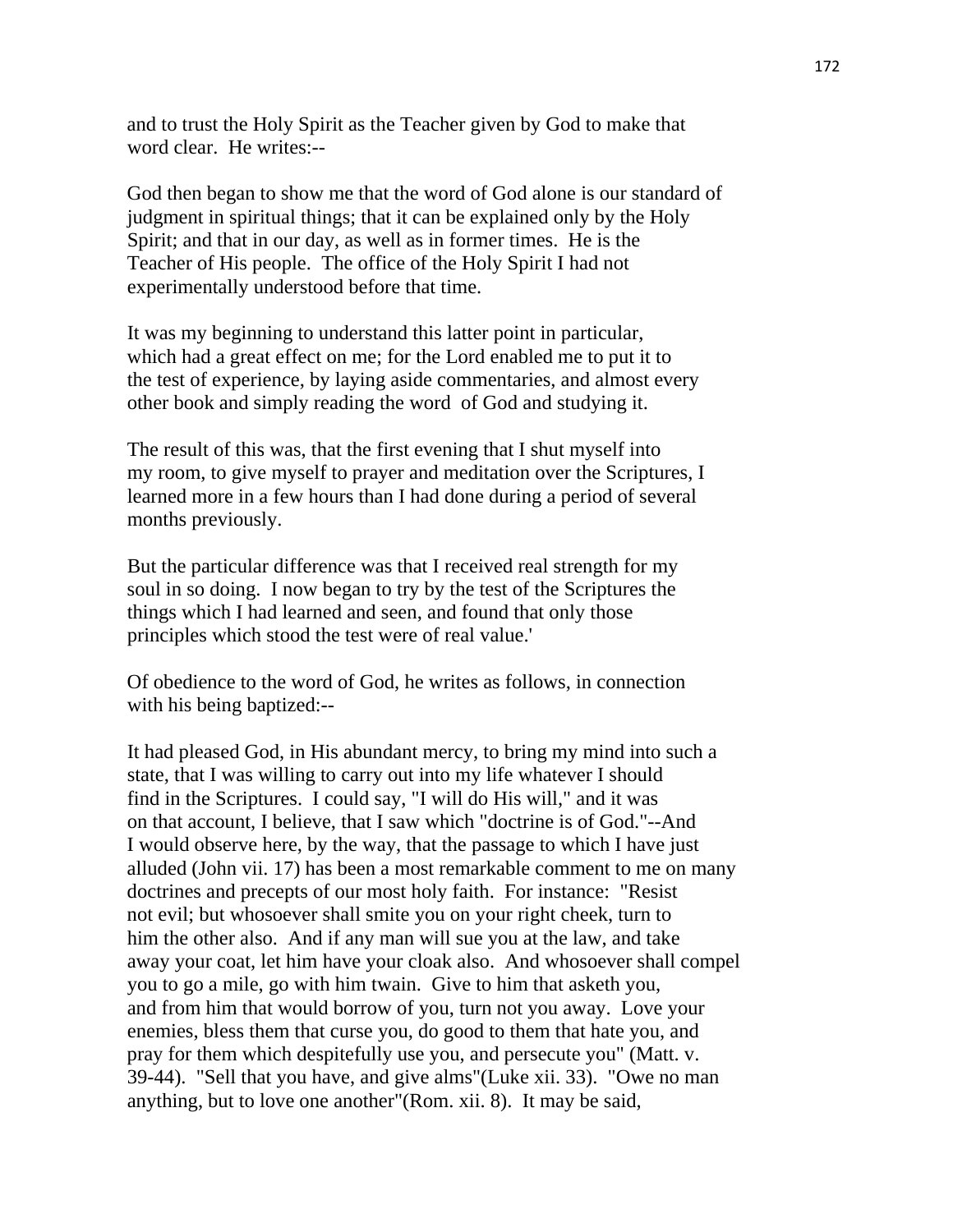and to trust the Holy Spirit as the Teacher given by God to make that word clear. He writes:--

God then began to show me that the word of God alone is our standard of judgment in spiritual things; that it can be explained only by the Holy Spirit; and that in our day, as well as in former times. He is the Teacher of His people. The office of the Holy Spirit I had not experimentally understood before that time.

It was my beginning to understand this latter point in particular, which had a great effect on me; for the Lord enabled me to put it to the test of experience, by laying aside commentaries, and almost every other book and simply reading the word of God and studying it.

The result of this was, that the first evening that I shut myself into my room, to give myself to prayer and meditation over the Scriptures, I learned more in a few hours than I had done during a period of several months previously.

But the particular difference was that I received real strength for my soul in so doing. I now began to try by the test of the Scriptures the things which I had learned and seen, and found that only those principles which stood the test were of real value.'

Of obedience to the word of God, he writes as follows, in connection with his being baptized:--

It had pleased God, in His abundant mercy, to bring my mind into such a state, that I was willing to carry out into my life whatever I should find in the Scriptures. I could say, "I will do His will," and it was on that account, I believe, that I saw which "doctrine is of God."--And I would observe here, by the way, that the passage to which I have just alluded (John vii. 17) has been a most remarkable comment to me on many doctrines and precepts of our most holy faith. For instance: "Resist not evil; but whosoever shall smite you on your right cheek, turn to him the other also. And if any man will sue you at the law, and take away your coat, let him have your cloak also. And whosoever shall compel you to go a mile, go with him twain. Give to him that asketh you, and from him that would borrow of you, turn not you away. Love your enemies, bless them that curse you, do good to them that hate you, and pray for them which despitefully use you, and persecute you" (Matt. v. 39-44). "Sell that you have, and give alms"(Luke xii. 33). "Owe no man anything, but to love one another"(Rom. xii. 8). It may be said,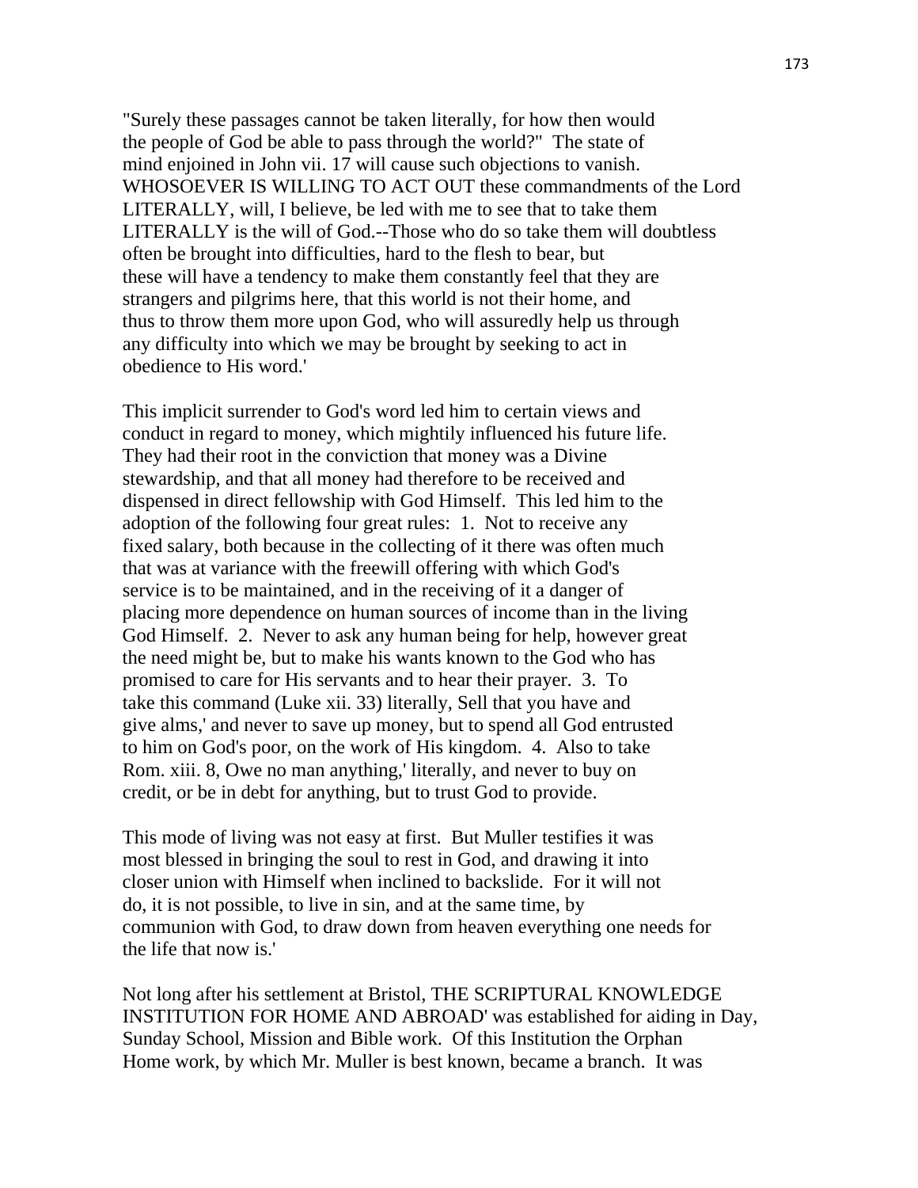"Surely these passages cannot be taken literally, for how then would the people of God be able to pass through the world?" The state of mind enjoined in John vii. 17 will cause such objections to vanish. WHOSOEVER IS WILLING TO ACT OUT these commandments of the Lord LITERALLY, will, I believe, be led with me to see that to take them LITERALLY is the will of God.--Those who do so take them will doubtless often be brought into difficulties, hard to the flesh to bear, but these will have a tendency to make them constantly feel that they are strangers and pilgrims here, that this world is not their home, and thus to throw them more upon God, who will assuredly help us through any difficulty into which we may be brought by seeking to act in obedience to His word.'

This implicit surrender to God's word led him to certain views and conduct in regard to money, which mightily influenced his future life. They had their root in the conviction that money was a Divine stewardship, and that all money had therefore to be received and dispensed in direct fellowship with God Himself. This led him to the adoption of the following four great rules: 1. Not to receive any fixed salary, both because in the collecting of it there was often much that was at variance with the freewill offering with which God's service is to be maintained, and in the receiving of it a danger of placing more dependence on human sources of income than in the living God Himself. 2. Never to ask any human being for help, however great the need might be, but to make his wants known to the God who has promised to care for His servants and to hear their prayer. 3. To take this command (Luke xii. 33) literally, Sell that you have and give alms,' and never to save up money, but to spend all God entrusted to him on God's poor, on the work of His kingdom. 4. Also to take Rom. xiii. 8, Owe no man anything,' literally, and never to buy on credit, or be in debt for anything, but to trust God to provide.

This mode of living was not easy at first. But Muller testifies it was most blessed in bringing the soul to rest in God, and drawing it into closer union with Himself when inclined to backslide. For it will not do, it is not possible, to live in sin, and at the same time, by communion with God, to draw down from heaven everything one needs for the life that now is.'

Not long after his settlement at Bristol, THE SCRIPTURAL KNOWLEDGE INSTITUTION FOR HOME AND ABROAD' was established for aiding in Day, Sunday School, Mission and Bible work. Of this Institution the Orphan Home work, by which Mr. Muller is best known, became a branch. It was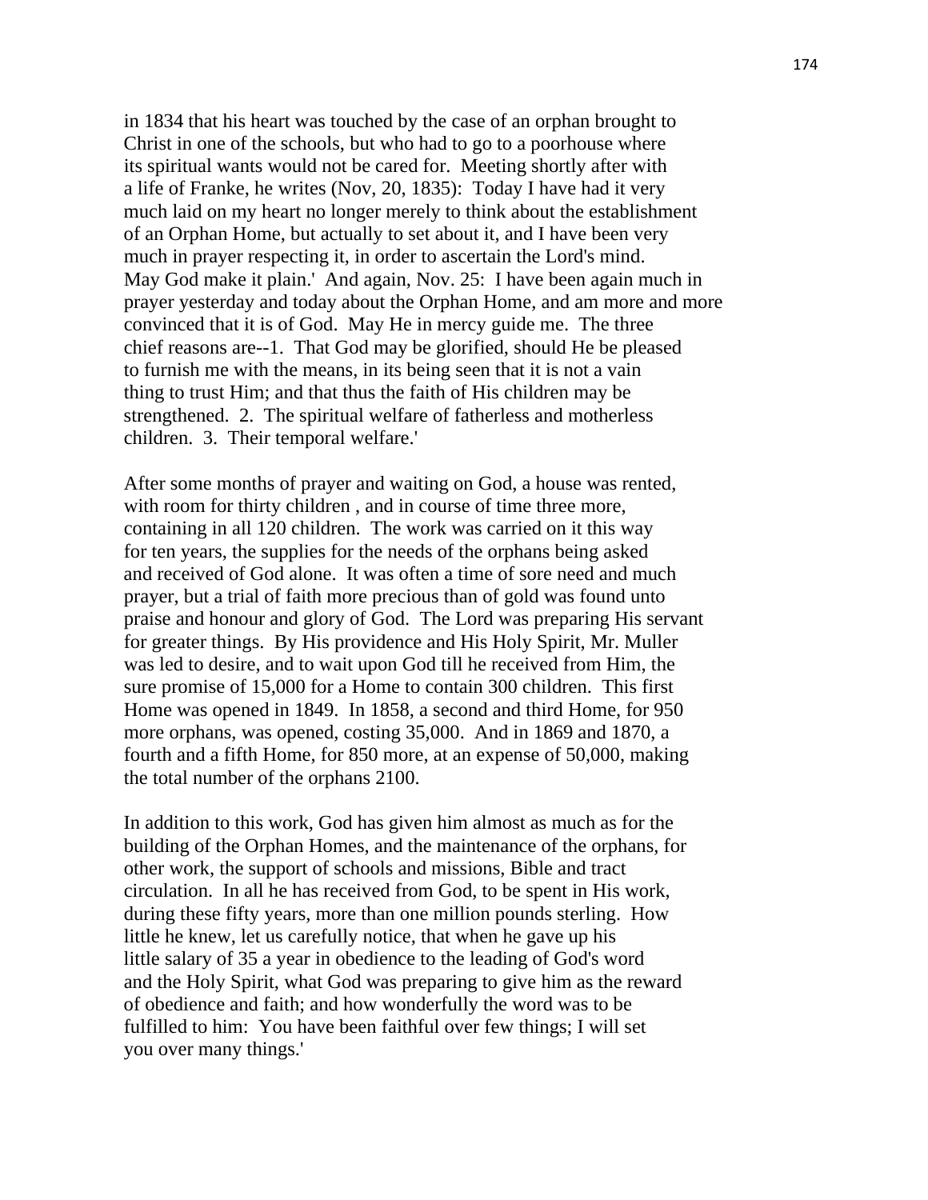in 1834 that his heart was touched by the case of an orphan brought to Christ in one of the schools, but who had to go to a poorhouse where its spiritual wants would not be cared for. Meeting shortly after with a life of Franke, he writes (Nov, 20, 1835): Today I have had it very much laid on my heart no longer merely to think about the establishment of an Orphan Home, but actually to set about it, and I have been very much in prayer respecting it, in order to ascertain the Lord's mind. May God make it plain.' And again, Nov. 25: I have been again much in prayer yesterday and today about the Orphan Home, and am more and more convinced that it is of God. May He in mercy guide me. The three chief reasons are--1. That God may be glorified, should He be pleased to furnish me with the means, in its being seen that it is not a vain thing to trust Him; and that thus the faith of His children may be strengthened. 2. The spiritual welfare of fatherless and motherless children. 3. Their temporal welfare.'

After some months of prayer and waiting on God, a house was rented, with room for thirty children , and in course of time three more, containing in all 120 children. The work was carried on it this way for ten years, the supplies for the needs of the orphans being asked and received of God alone. It was often a time of sore need and much prayer, but a trial of faith more precious than of gold was found unto praise and honour and glory of God. The Lord was preparing His servant for greater things. By His providence and His Holy Spirit, Mr. Muller was led to desire, and to wait upon God till he received from Him, the sure promise of 15,000 for a Home to contain 300 children. This first Home was opened in 1849. In 1858, a second and third Home, for 950 more orphans, was opened, costing 35,000. And in 1869 and 1870, a fourth and a fifth Home, for 850 more, at an expense of 50,000, making the total number of the orphans 2100.

In addition to this work, God has given him almost as much as for the building of the Orphan Homes, and the maintenance of the orphans, for other work, the support of schools and missions, Bible and tract circulation. In all he has received from God, to be spent in His work, during these fifty years, more than one million pounds sterling. How little he knew, let us carefully notice, that when he gave up his little salary of 35 a year in obedience to the leading of God's word and the Holy Spirit, what God was preparing to give him as the reward of obedience and faith; and how wonderfully the word was to be fulfilled to him: You have been faithful over few things; I will set you over many things.'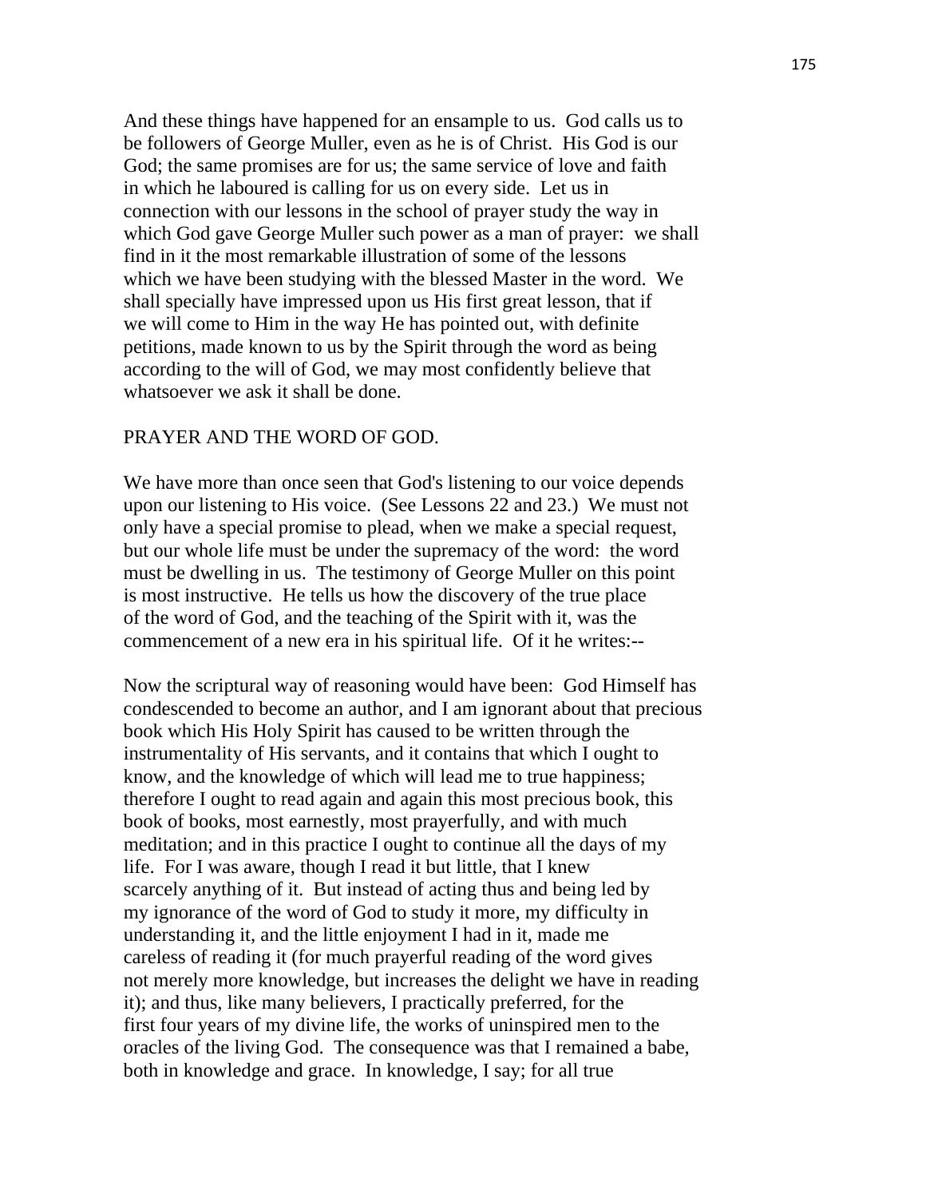And these things have happened for an ensample to us. God calls us to be followers of George Muller, even as he is of Christ. His God is our God; the same promises are for us; the same service of love and faith in which he laboured is calling for us on every side. Let us in connection with our lessons in the school of prayer study the way in which God gave George Muller such power as a man of prayer: we shall find in it the most remarkable illustration of some of the lessons which we have been studying with the blessed Master in the word. We shall specially have impressed upon us His first great lesson, that if we will come to Him in the way He has pointed out, with definite petitions, made known to us by the Spirit through the word as being according to the will of God, we may most confidently believe that whatsoever we ask it shall be done.

## PRAYER AND THE WORD OF GOD.

We have more than once seen that God's listening to our voice depends upon our listening to His voice. (See Lessons 22 and 23.) We must not only have a special promise to plead, when we make a special request, but our whole life must be under the supremacy of the word: the word must be dwelling in us. The testimony of George Muller on this point is most instructive. He tells us how the discovery of the true place of the word of God, and the teaching of the Spirit with it, was the commencement of a new era in his spiritual life. Of it he writes:--

Now the scriptural way of reasoning would have been: God Himself has condescended to become an author, and I am ignorant about that precious book which His Holy Spirit has caused to be written through the instrumentality of His servants, and it contains that which I ought to know, and the knowledge of which will lead me to true happiness; therefore I ought to read again and again this most precious book, this book of books, most earnestly, most prayerfully, and with much meditation; and in this practice I ought to continue all the days of my life. For I was aware, though I read it but little, that I knew scarcely anything of it. But instead of acting thus and being led by my ignorance of the word of God to study it more, my difficulty in understanding it, and the little enjoyment I had in it, made me careless of reading it (for much prayerful reading of the word gives not merely more knowledge, but increases the delight we have in reading it); and thus, like many believers, I practically preferred, for the first four years of my divine life, the works of uninspired men to the oracles of the living God. The consequence was that I remained a babe, both in knowledge and grace. In knowledge, I say; for all true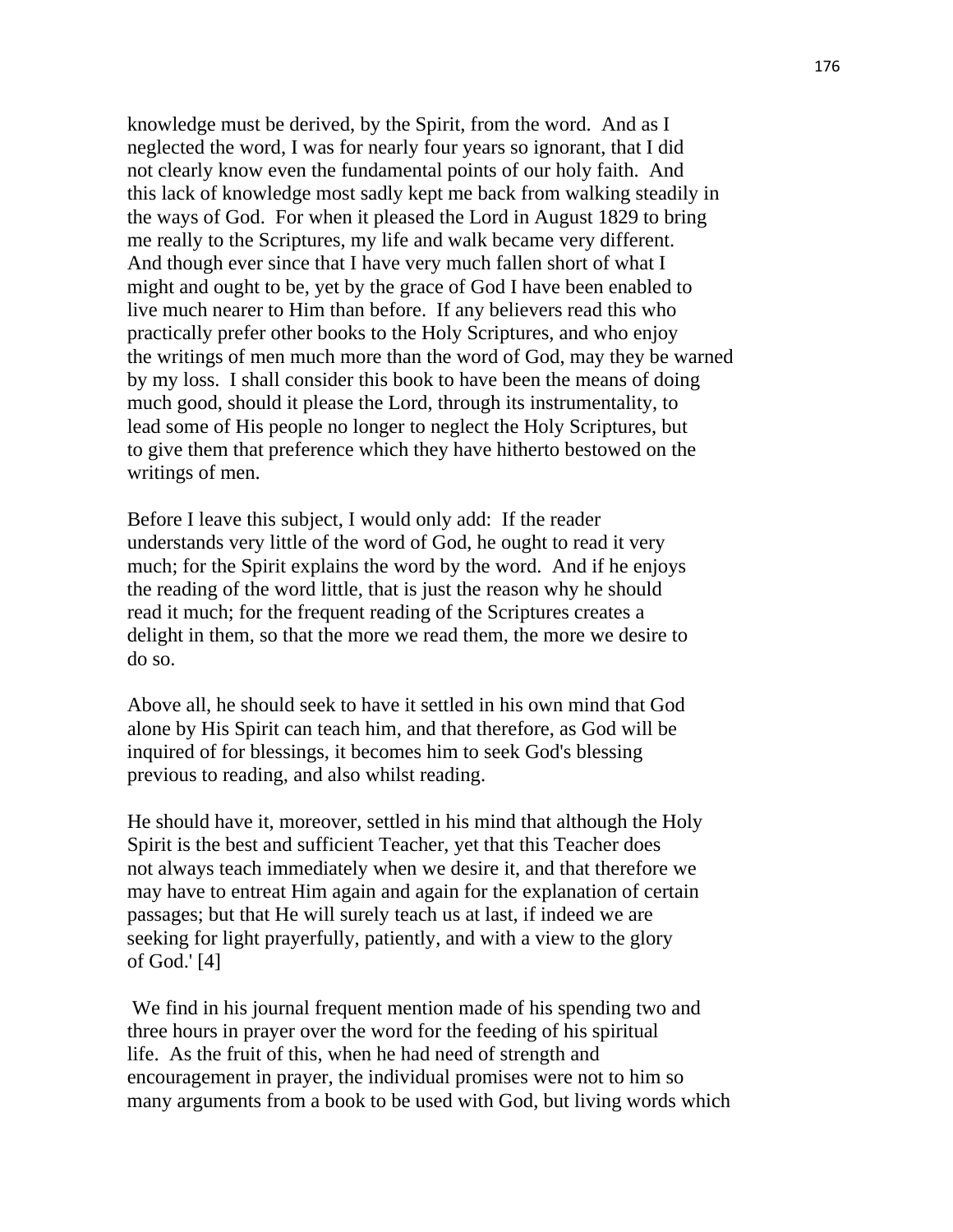knowledge must be derived, by the Spirit, from the word. And as I neglected the word, I was for nearly four years so ignorant, that I did not clearly know even the fundamental points of our holy faith. And this lack of knowledge most sadly kept me back from walking steadily in the ways of God. For when it pleased the Lord in August 1829 to bring me really to the Scriptures, my life and walk became very different. And though ever since that I have very much fallen short of what I might and ought to be, yet by the grace of God I have been enabled to live much nearer to Him than before. If any believers read this who practically prefer other books to the Holy Scriptures, and who enjoy the writings of men much more than the word of God, may they be warned by my loss. I shall consider this book to have been the means of doing much good, should it please the Lord, through its instrumentality, to lead some of His people no longer to neglect the Holy Scriptures, but to give them that preference which they have hitherto bestowed on the writings of men.

Before I leave this subject, I would only add: If the reader understands very little of the word of God, he ought to read it very much; for the Spirit explains the word by the word. And if he enjoys the reading of the word little, that is just the reason why he should read it much; for the frequent reading of the Scriptures creates a delight in them, so that the more we read them, the more we desire to do so.

Above all, he should seek to have it settled in his own mind that God alone by His Spirit can teach him, and that therefore, as God will be inquired of for blessings, it becomes him to seek God's blessing previous to reading, and also whilst reading.

He should have it, moreover, settled in his mind that although the Holy Spirit is the best and sufficient Teacher, yet that this Teacher does not always teach immediately when we desire it, and that therefore we may have to entreat Him again and again for the explanation of certain passages; but that He will surely teach us at last, if indeed we are seeking for light prayerfully, patiently, and with a view to the glory of God.' [4]

We find in his journal frequent mention made of his spending two and three hours in prayer over the word for the feeding of his spiritual life. As the fruit of this, when he had need of strength and encouragement in prayer, the individual promises were not to him so many arguments from a book to be used with God, but living words which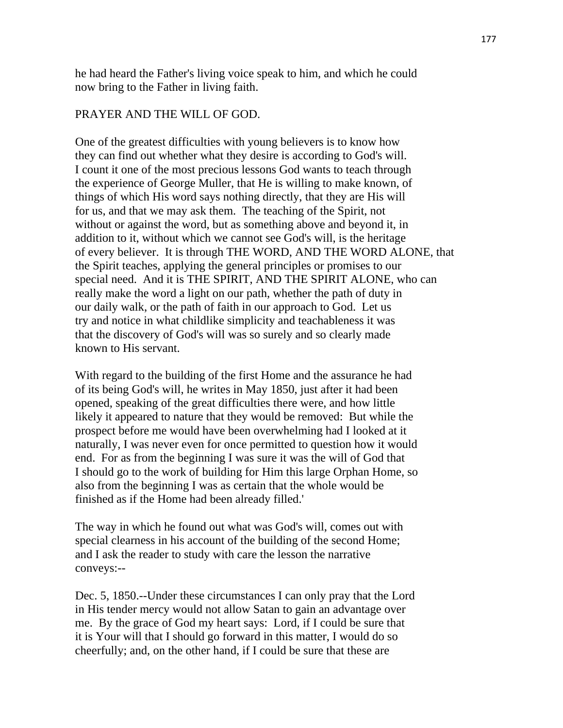he had heard the Father's living voice speak to him, and which he could now bring to the Father in living faith.

## PRAYER AND THE WILL OF GOD.

One of the greatest difficulties with young believers is to know how they can find out whether what they desire is according to God's will. I count it one of the most precious lessons God wants to teach through the experience of George Muller, that He is willing to make known, of things of which His word says nothing directly, that they are His will for us, and that we may ask them. The teaching of the Spirit, not without or against the word, but as something above and beyond it, in addition to it, without which we cannot see God's will, is the heritage of every believer. It is through THE WORD, AND THE WORD ALONE, that the Spirit teaches, applying the general principles or promises to our special need. And it is THE SPIRIT, AND THE SPIRIT ALONE, who can really make the word a light on our path, whether the path of duty in our daily walk, or the path of faith in our approach to God. Let us try and notice in what childlike simplicity and teachableness it was that the discovery of God's will was so surely and so clearly made known to His servant.

With regard to the building of the first Home and the assurance he had of its being God's will, he writes in May 1850, just after it had been opened, speaking of the great difficulties there were, and how little likely it appeared to nature that they would be removed: But while the prospect before me would have been overwhelming had I looked at it naturally, I was never even for once permitted to question how it would end. For as from the beginning I was sure it was the will of God that I should go to the work of building for Him this large Orphan Home, so also from the beginning I was as certain that the whole would be finished as if the Home had been already filled.'

The way in which he found out what was God's will, comes out with special clearness in his account of the building of the second Home; and I ask the reader to study with care the lesson the narrative conveys:--

Dec. 5, 1850.--Under these circumstances I can only pray that the Lord in His tender mercy would not allow Satan to gain an advantage over me. By the grace of God my heart says: Lord, if I could be sure that it is Your will that I should go forward in this matter, I would do so cheerfully; and, on the other hand, if I could be sure that these are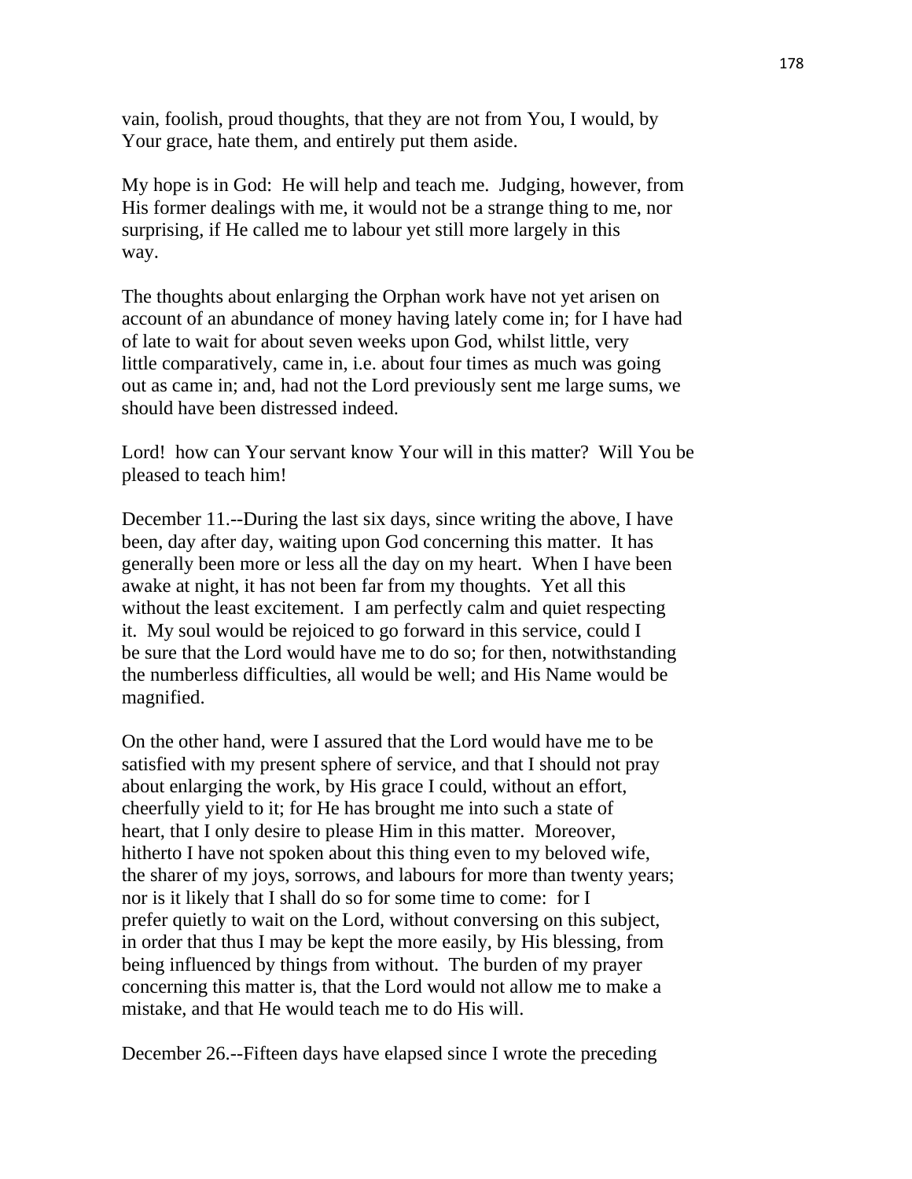vain, foolish, proud thoughts, that they are not from You, I would, by Your grace, hate them, and entirely put them aside.

My hope is in God: He will help and teach me. Judging, however, from His former dealings with me, it would not be a strange thing to me, nor surprising, if He called me to labour yet still more largely in this way.

The thoughts about enlarging the Orphan work have not yet arisen on account of an abundance of money having lately come in; for I have had of late to wait for about seven weeks upon God, whilst little, very little comparatively, came in, i.e. about four times as much was going out as came in; and, had not the Lord previously sent me large sums, we should have been distressed indeed.

Lord! how can Your servant know Your will in this matter? Will You be pleased to teach him!

December 11.--During the last six days, since writing the above, I have been, day after day, waiting upon God concerning this matter. It has generally been more or less all the day on my heart. When I have been awake at night, it has not been far from my thoughts. Yet all this without the least excitement. I am perfectly calm and quiet respecting it. My soul would be rejoiced to go forward in this service, could I be sure that the Lord would have me to do so; for then, notwithstanding the numberless difficulties, all would be well; and His Name would be magnified.

On the other hand, were I assured that the Lord would have me to be satisfied with my present sphere of service, and that I should not pray about enlarging the work, by His grace I could, without an effort, cheerfully yield to it; for He has brought me into such a state of heart, that I only desire to please Him in this matter. Moreover, hitherto I have not spoken about this thing even to my beloved wife, the sharer of my joys, sorrows, and labours for more than twenty years; nor is it likely that I shall do so for some time to come: for I prefer quietly to wait on the Lord, without conversing on this subject, in order that thus I may be kept the more easily, by His blessing, from being influenced by things from without. The burden of my prayer concerning this matter is, that the Lord would not allow me to make a mistake, and that He would teach me to do His will.

December 26.--Fifteen days have elapsed since I wrote the preceding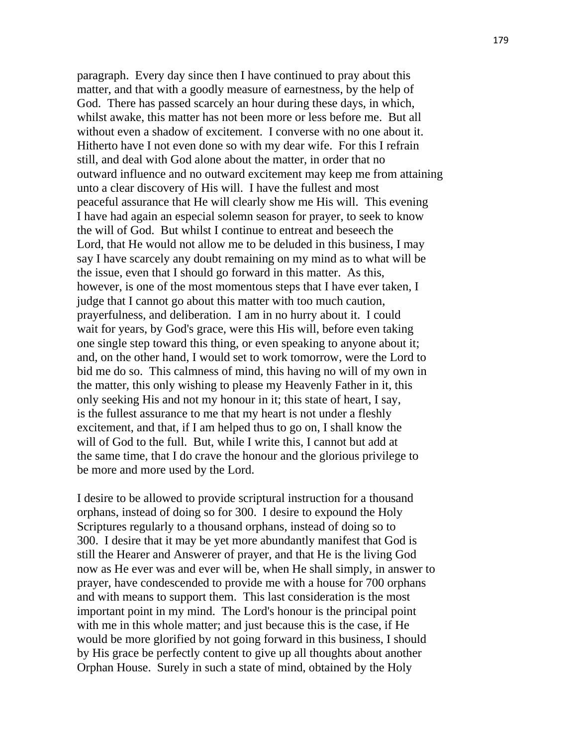paragraph. Every day since then I have continued to pray about this matter, and that with a goodly measure of earnestness, by the help of God. There has passed scarcely an hour during these days, in which, whilst awake, this matter has not been more or less before me. But all without even a shadow of excitement. I converse with no one about it. Hitherto have I not even done so with my dear wife. For this I refrain still, and deal with God alone about the matter, in order that no outward influence and no outward excitement may keep me from attaining unto a clear discovery of His will. I have the fullest and most peaceful assurance that He will clearly show me His will. This evening I have had again an especial solemn season for prayer, to seek to know the will of God. But whilst I continue to entreat and beseech the Lord, that He would not allow me to be deluded in this business, I may say I have scarcely any doubt remaining on my mind as to what will be the issue, even that I should go forward in this matter. As this, however, is one of the most momentous steps that I have ever taken, I judge that I cannot go about this matter with too much caution, prayerfulness, and deliberation. I am in no hurry about it. I could wait for years, by God's grace, were this His will, before even taking one single step toward this thing, or even speaking to anyone about it; and, on the other hand, I would set to work tomorrow, were the Lord to bid me do so. This calmness of mind, this having no will of my own in the matter, this only wishing to please my Heavenly Father in it, this only seeking His and not my honour in it; this state of heart, I say, is the fullest assurance to me that my heart is not under a fleshly excitement, and that, if I am helped thus to go on, I shall know the will of God to the full. But, while I write this, I cannot but add at the same time, that I do crave the honour and the glorious privilege to be more and more used by the Lord.

I desire to be allowed to provide scriptural instruction for a thousand orphans, instead of doing so for 300. I desire to expound the Holy Scriptures regularly to a thousand orphans, instead of doing so to 300. I desire that it may be yet more abundantly manifest that God is still the Hearer and Answerer of prayer, and that He is the living God now as He ever was and ever will be, when He shall simply, in answer to prayer, have condescended to provide me with a house for 700 orphans and with means to support them. This last consideration is the most important point in my mind. The Lord's honour is the principal point with me in this whole matter; and just because this is the case, if He would be more glorified by not going forward in this business, I should by His grace be perfectly content to give up all thoughts about another Orphan House. Surely in such a state of mind, obtained by the Holy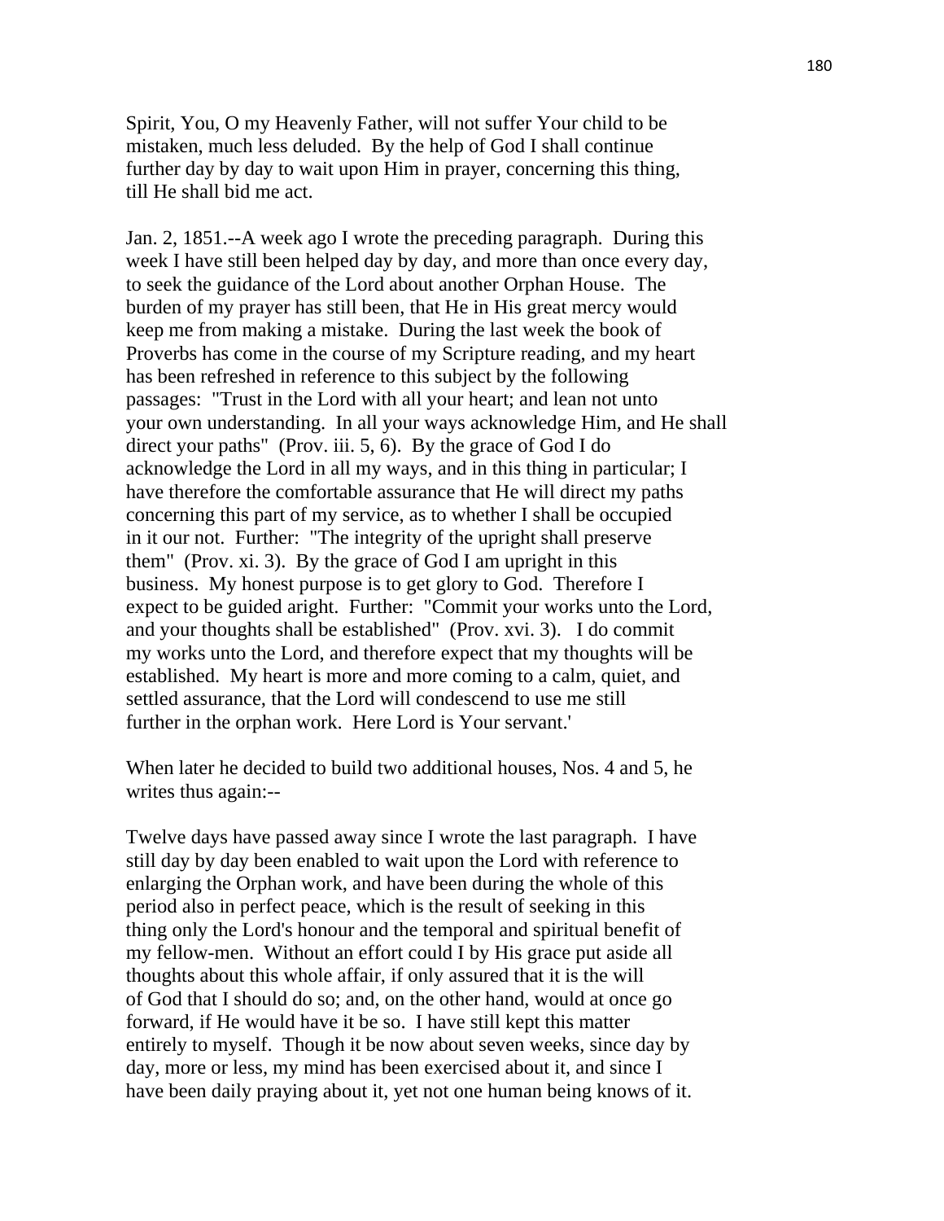Spirit, You, O my Heavenly Father, will not suffer Your child to be mistaken, much less deluded. By the help of God I shall continue further day by day to wait upon Him in prayer, concerning this thing, till He shall bid me act.

Jan. 2, 1851.--A week ago I wrote the preceding paragraph. During this week I have still been helped day by day, and more than once every day, to seek the guidance of the Lord about another Orphan House. The burden of my prayer has still been, that He in His great mercy would keep me from making a mistake. During the last week the book of Proverbs has come in the course of my Scripture reading, and my heart has been refreshed in reference to this subject by the following passages: "Trust in the Lord with all your heart; and lean not unto your own understanding. In all your ways acknowledge Him, and He shall direct your paths" (Prov. iii. 5, 6). By the grace of God I do acknowledge the Lord in all my ways, and in this thing in particular; I have therefore the comfortable assurance that He will direct my paths concerning this part of my service, as to whether I shall be occupied in it our not. Further: "The integrity of the upright shall preserve them" (Prov. xi. 3). By the grace of God I am upright in this business. My honest purpose is to get glory to God. Therefore I expect to be guided aright. Further: "Commit your works unto the Lord, and your thoughts shall be established" (Prov. xvi. 3). I do commit my works unto the Lord, and therefore expect that my thoughts will be established. My heart is more and more coming to a calm, quiet, and settled assurance, that the Lord will condescend to use me still further in the orphan work. Here Lord is Your servant.'

When later he decided to build two additional houses, Nos. 4 and 5, he writes thus again:--

Twelve days have passed away since I wrote the last paragraph. I have still day by day been enabled to wait upon the Lord with reference to enlarging the Orphan work, and have been during the whole of this period also in perfect peace, which is the result of seeking in this thing only the Lord's honour and the temporal and spiritual benefit of my fellow-men. Without an effort could I by His grace put aside all thoughts about this whole affair, if only assured that it is the will of God that I should do so; and, on the other hand, would at once go forward, if He would have it be so. I have still kept this matter entirely to myself. Though it be now about seven weeks, since day by day, more or less, my mind has been exercised about it, and since I have been daily praying about it, yet not one human being knows of it.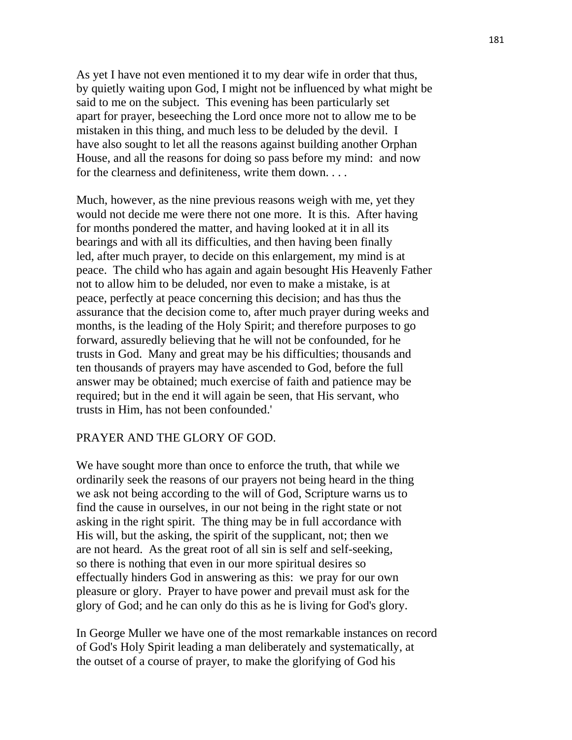As yet I have not even mentioned it to my dear wife in order that thus, by quietly waiting upon God, I might not be influenced by what might be said to me on the subject. This evening has been particularly set apart for prayer, beseeching the Lord once more not to allow me to be mistaken in this thing, and much less to be deluded by the devil. I have also sought to let all the reasons against building another Orphan House, and all the reasons for doing so pass before my mind: and now for the clearness and definiteness, write them down. . . .

Much, however, as the nine previous reasons weigh with me, yet they would not decide me were there not one more. It is this. After having for months pondered the matter, and having looked at it in all its bearings and with all its difficulties, and then having been finally led, after much prayer, to decide on this enlargement, my mind is at peace. The child who has again and again besought His Heavenly Father not to allow him to be deluded, nor even to make a mistake, is at peace, perfectly at peace concerning this decision; and has thus the assurance that the decision come to, after much prayer during weeks and months, is the leading of the Holy Spirit; and therefore purposes to go forward, assuredly believing that he will not be confounded, for he trusts in God. Many and great may be his difficulties; thousands and ten thousands of prayers may have ascended to God, before the full answer may be obtained; much exercise of faith and patience may be required; but in the end it will again be seen, that His servant, who trusts in Him, has not been confounded.'

## PRAYER AND THE GLORY OF GOD.

We have sought more than once to enforce the truth, that while we ordinarily seek the reasons of our prayers not being heard in the thing we ask not being according to the will of God, Scripture warns us to find the cause in ourselves, in our not being in the right state or not asking in the right spirit. The thing may be in full accordance with His will, but the asking, the spirit of the supplicant, not; then we are not heard. As the great root of all sin is self and self-seeking, so there is nothing that even in our more spiritual desires so effectually hinders God in answering as this: we pray for our own pleasure or glory. Prayer to have power and prevail must ask for the glory of God; and he can only do this as he is living for God's glory.

In George Muller we have one of the most remarkable instances on record of God's Holy Spirit leading a man deliberately and systematically, at the outset of a course of prayer, to make the glorifying of God his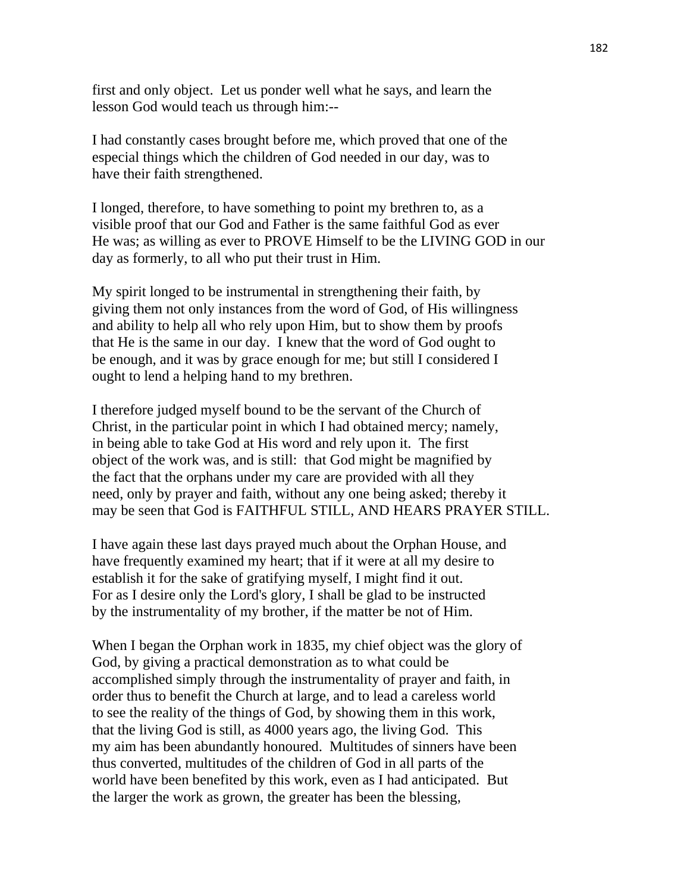first and only object. Let us ponder well what he says, and learn the lesson God would teach us through him:--

I had constantly cases brought before me, which proved that one of the especial things which the children of God needed in our day, was to have their faith strengthened.

I longed, therefore, to have something to point my brethren to, as a visible proof that our God and Father is the same faithful God as ever He was; as willing as ever to PROVE Himself to be the LIVING GOD in our day as formerly, to all who put their trust in Him.

My spirit longed to be instrumental in strengthening their faith, by giving them not only instances from the word of God, of His willingness and ability to help all who rely upon Him, but to show them by proofs that He is the same in our day. I knew that the word of God ought to be enough, and it was by grace enough for me; but still I considered I ought to lend a helping hand to my brethren.

I therefore judged myself bound to be the servant of the Church of Christ, in the particular point in which I had obtained mercy; namely, in being able to take God at His word and rely upon it. The first object of the work was, and is still: that God might be magnified by the fact that the orphans under my care are provided with all they need, only by prayer and faith, without any one being asked; thereby it may be seen that God is FAITHFUL STILL, AND HEARS PRAYER STILL.

I have again these last days prayed much about the Orphan House, and have frequently examined my heart; that if it were at all my desire to establish it for the sake of gratifying myself, I might find it out. For as I desire only the Lord's glory, I shall be glad to be instructed by the instrumentality of my brother, if the matter be not of Him.

When I began the Orphan work in 1835, my chief object was the glory of God, by giving a practical demonstration as to what could be accomplished simply through the instrumentality of prayer and faith, in order thus to benefit the Church at large, and to lead a careless world to see the reality of the things of God, by showing them in this work, that the living God is still, as 4000 years ago, the living God. This my aim has been abundantly honoured. Multitudes of sinners have been thus converted, multitudes of the children of God in all parts of the world have been benefited by this work, even as I had anticipated. But the larger the work as grown, the greater has been the blessing,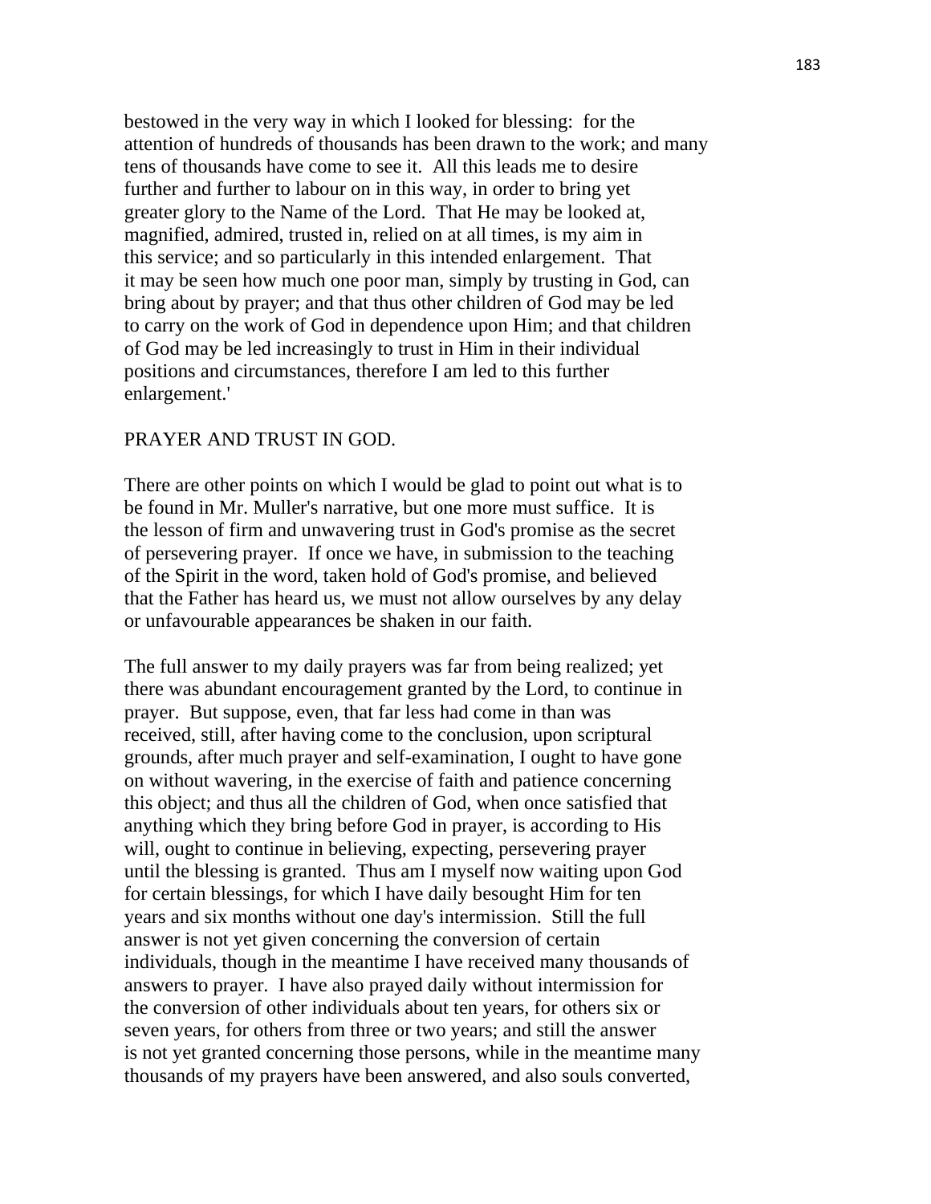bestowed in the very way in which I looked for blessing: for the attention of hundreds of thousands has been drawn to the work; and many tens of thousands have come to see it. All this leads me to desire further and further to labour on in this way, in order to bring yet greater glory to the Name of the Lord. That He may be looked at, magnified, admired, trusted in, relied on at all times, is my aim in this service; and so particularly in this intended enlargement. That it may be seen how much one poor man, simply by trusting in God, can bring about by prayer; and that thus other children of God may be led to carry on the work of God in dependence upon Him; and that children of God may be led increasingly to trust in Him in their individual positions and circumstances, therefore I am led to this further enlargement.'

## PRAYER AND TRUST IN GOD.

There are other points on which I would be glad to point out what is to be found in Mr. Muller's narrative, but one more must suffice. It is the lesson of firm and unwavering trust in God's promise as the secret of persevering prayer. If once we have, in submission to the teaching of the Spirit in the word, taken hold of God's promise, and believed that the Father has heard us, we must not allow ourselves by any delay or unfavourable appearances be shaken in our faith.

The full answer to my daily prayers was far from being realized; yet there was abundant encouragement granted by the Lord, to continue in prayer. But suppose, even, that far less had come in than was received, still, after having come to the conclusion, upon scriptural grounds, after much prayer and self-examination, I ought to have gone on without wavering, in the exercise of faith and patience concerning this object; and thus all the children of God, when once satisfied that anything which they bring before God in prayer, is according to His will, ought to continue in believing, expecting, persevering prayer until the blessing is granted. Thus am I myself now waiting upon God for certain blessings, for which I have daily besought Him for ten years and six months without one day's intermission. Still the full answer is not yet given concerning the conversion of certain individuals, though in the meantime I have received many thousands of answers to prayer. I have also prayed daily without intermission for the conversion of other individuals about ten years, for others six or seven years, for others from three or two years; and still the answer is not yet granted concerning those persons, while in the meantime many thousands of my prayers have been answered, and also souls converted,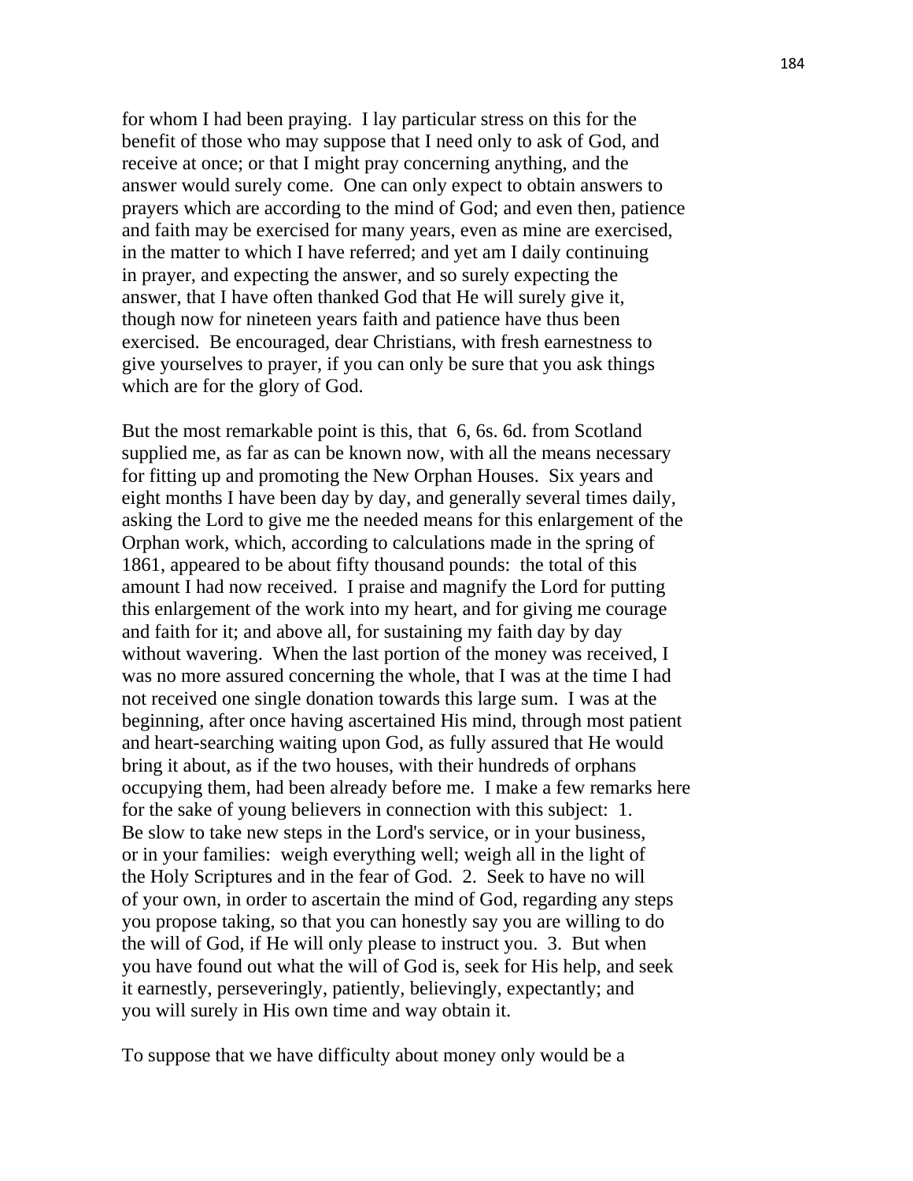for whom I had been praying. I lay particular stress on this for the benefit of those who may suppose that I need only to ask of God, and receive at once; or that I might pray concerning anything, and the answer would surely come. One can only expect to obtain answers to prayers which are according to the mind of God; and even then, patience and faith may be exercised for many years, even as mine are exercised, in the matter to which I have referred; and yet am I daily continuing in prayer, and expecting the answer, and so surely expecting the answer, that I have often thanked God that He will surely give it, though now for nineteen years faith and patience have thus been exercised. Be encouraged, dear Christians, with fresh earnestness to give yourselves to prayer, if you can only be sure that you ask things which are for the glory of God.

But the most remarkable point is this, that 6, 6s. 6d. from Scotland supplied me, as far as can be known now, with all the means necessary for fitting up and promoting the New Orphan Houses. Six years and eight months I have been day by day, and generally several times daily, asking the Lord to give me the needed means for this enlargement of the Orphan work, which, according to calculations made in the spring of 1861, appeared to be about fifty thousand pounds: the total of this amount I had now received. I praise and magnify the Lord for putting this enlargement of the work into my heart, and for giving me courage and faith for it; and above all, for sustaining my faith day by day without wavering. When the last portion of the money was received, I was no more assured concerning the whole, that I was at the time I had not received one single donation towards this large sum. I was at the beginning, after once having ascertained His mind, through most patient and heart-searching waiting upon God, as fully assured that He would bring it about, as if the two houses, with their hundreds of orphans occupying them, had been already before me. I make a few remarks here for the sake of young believers in connection with this subject: 1. Be slow to take new steps in the Lord's service, or in your business, or in your families: weigh everything well; weigh all in the light of the Holy Scriptures and in the fear of God. 2. Seek to have no will of your own, in order to ascertain the mind of God, regarding any steps you propose taking, so that you can honestly say you are willing to do the will of God, if He will only please to instruct you. 3. But when you have found out what the will of God is, seek for His help, and seek it earnestly, perseveringly, patiently, believingly, expectantly; and you will surely in His own time and way obtain it.

To suppose that we have difficulty about money only would be a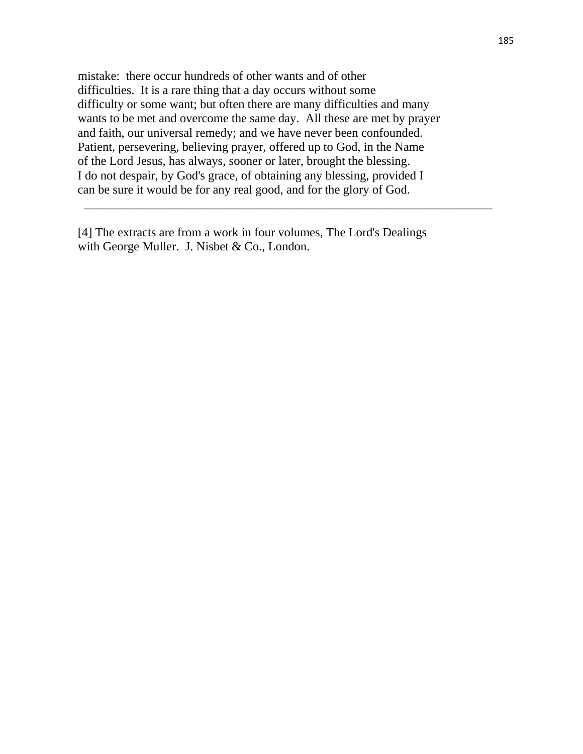mistake: there occur hundreds of other wants and of other difficulties. It is a rare thing that a day occurs without some difficulty or some want; but often there are many difficulties and many wants to be met and overcome the same day. All these are met by prayer and faith, our universal remedy; and we have never been confounded. Patient, persevering, believing prayer, offered up to God, in the Name of the Lord Jesus, has always, sooner or later, brought the blessing. I do not despair, by God's grace, of obtaining any blessing, provided I can be sure it would be for any real good, and for the glory of God.

---

[4] The extracts are from a work in four volumes, The Lord's Dealings with George Muller. J. Nisbet & Co., London.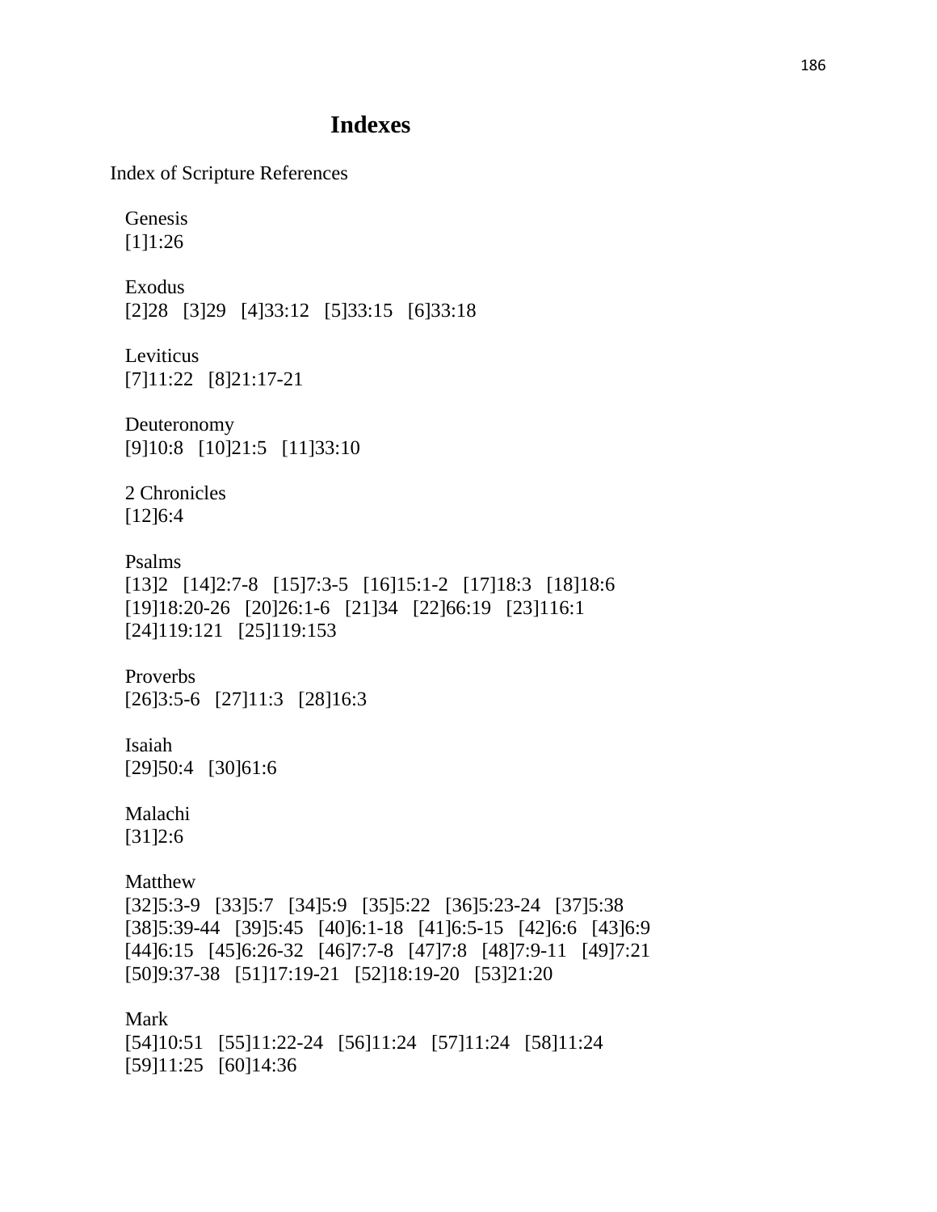# Indexes

## Index of Scripture References

Genesis
[1]1:26

Exodus
[2]28 [3]29 [4]33:12 [5]33:15 [6]33:18

Leviticus
[7]11:22 [8]21:17-21

Deuteronomy
[9]10:8 [10]21:5 [11]33:10

2 Chronicles
[12]6:4

Psalms
[13]2 [14]2:7-8 [15]7:3-5 [16]15:1-2 [17]18:3 [18]18:6 [19]18:20-26 [20]26:1-6 [21]34 [22]66:19 [23]116:1 [24]119:121 [25]119:153

Proverbs
[26]3:5-6 [27]11:3 [28]16:3

Isaiah
[29]50:4 [30]61:6

Malachi
[31]2:6

Matthew
[32]5:3-9 [33]5:7 [34]5:9 [35]5:22 [36]5:23-24 [37]5:38 [38]5:39-44 [39]5:45 [40]6:1-18 [41]6:5-15 [42]6:6 [43]6:9 [44]6:15 [45]6:26-32 [46]7:7-8 [47]7:8 [48]7:9-11 [49]7:21 [50]9:37-38 [51]17:19-21 [52]18:19-20 [53]21:20

Mark
[54]10:51 [55]11:22-24 [56]11:24 [57]11:24 [58]11:24 [59]11:25 [60]14:36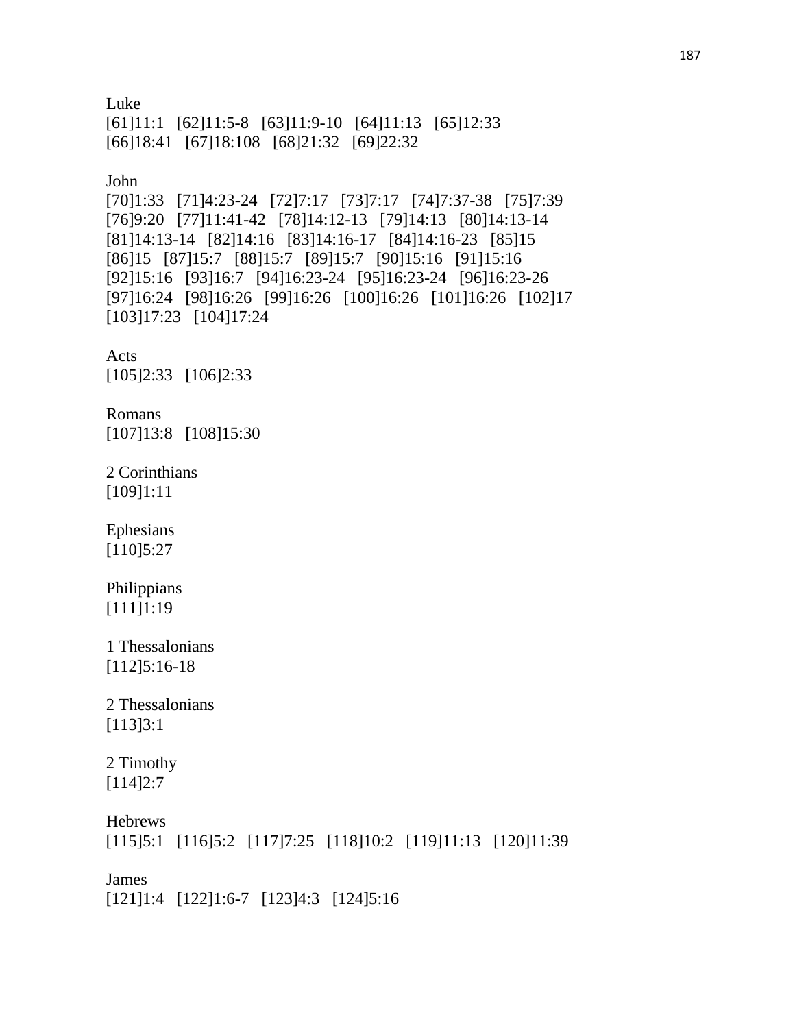Luke
[61]11:1 [62]11:5-8 [63]11:9-10 [64]11:13 [65]12:33
[66]18:41 [67]18:108 [68]21:32 [69]22:32

John
[70]1:33 [71]4:23-24 [72]7:17 [73]7:17 [74]7:37-38 [75]7:39
[76]9:20 [77]11:41-42 [78]14:12-13 [79]14:13 [80]14:13-14
[81]14:13-14 [82]14:16 [83]14:16-17 [84]14:16-23 [85]15
[86]15 [87]15:7 [88]15:7 [89]15:7 [90]15:16 [91]15:16
[92]15:16 [93]16:7 [94]16:23-24 [95]16:23-24 [96]16:23-26
[97]16:24 [98]16:26 [99]16:26 [100]16:26 [101]16:26 [102]17
[103]17:23 [104]17:24

Acts
[105]2:33 [106]2:33

Romans
[107]13:8 [108]15:30

2 Corinthians
[109]1:11

Ephesians
[110]5:27

Philippians
[111]1:19

1 Thessalonians
[112]5:16-18

2 Thessalonians
[113]3:1

2 Timothy
[114]2:7

Hebrews
[115]5:1 [116]5:2 [117]7:25 [118]10:2 [119]11:13 [120]11:39

James
[121]1:4 [122]1:6-7 [123]4:3 [124]5:16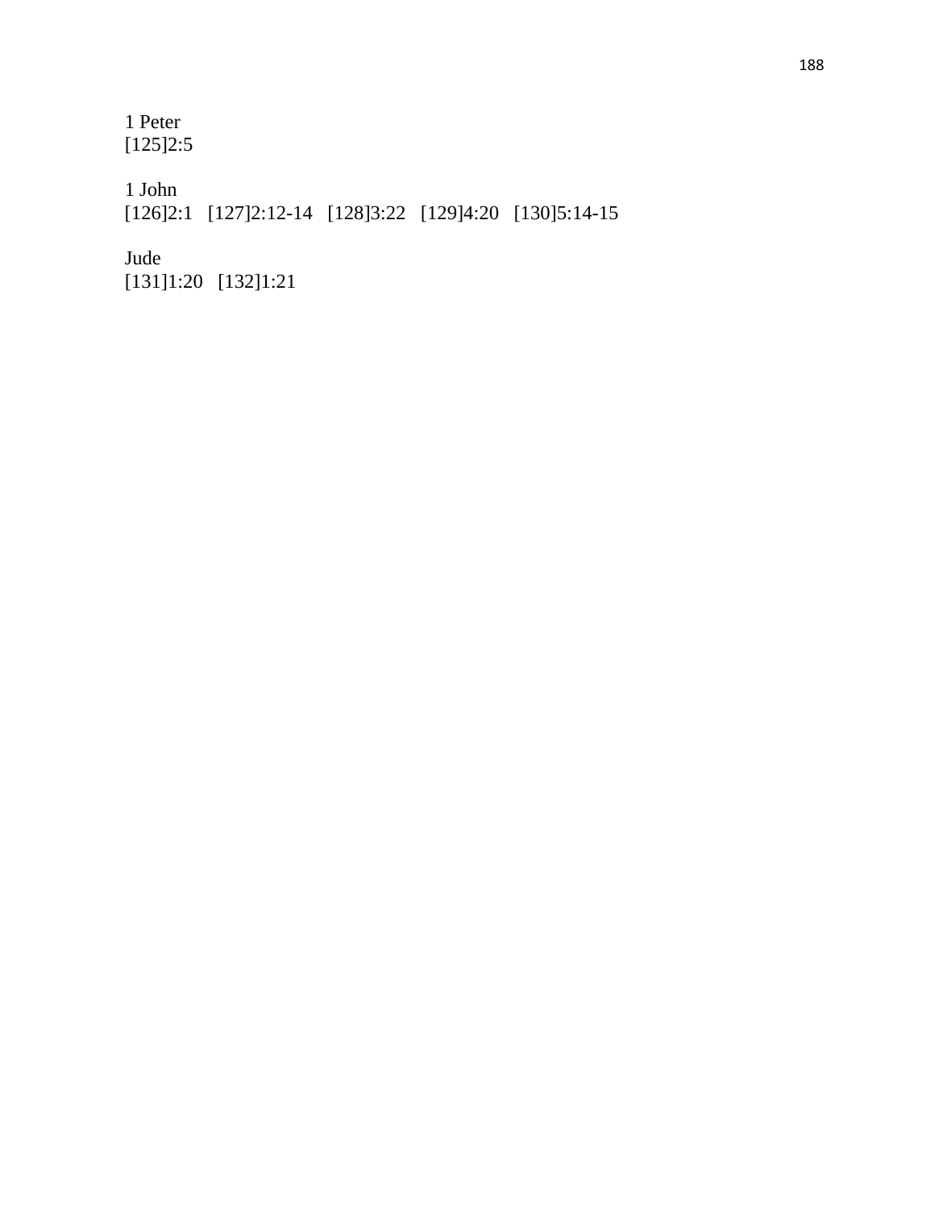1 Peter
[125]2:5

1 John
[126]2:1   [127]2:12-14   [128]3:22   [129]4:20   [130]5:14-15

Jude
[131]1:20   [132]1:21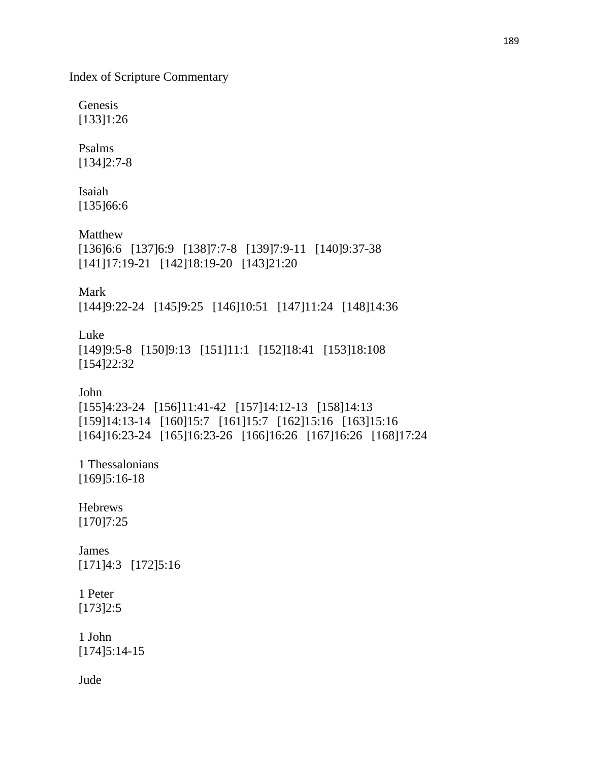# Index of Scripture Commentary

Genesis
[133]1:26

Psalms
[134]2:7-8

Isaiah
[135]66:6

Matthew
[136]6:6 [137]6:9 [138]7:7-8 [139]7:9-11 [140]9:37-38 [141]17:19-21 [142]18:19-20 [143]21:20

Mark
[144]9:22-24 [145]9:25 [146]10:51 [147]11:24 [148]14:36

Luke
[149]9:5-8 [150]9:13 [151]11:1 [152]18:41 [153]18:108 [154]22:32

John
[155]4:23-24 [156]11:41-42 [157]14:12-13 [158]14:13 [159]14:13-14 [160]15:7 [161]15:7 [162]15:16 [163]15:16 [164]16:23-24 [165]16:23-26 [166]16:26 [167]16:26 [168]17:24

1 Thessalonians
[169]5:16-18

Hebrews
[170]7:25

James
[171]4:3 [172]5:16

1 Peter
[173]2:5

1 John
[174]5:14-15

Jude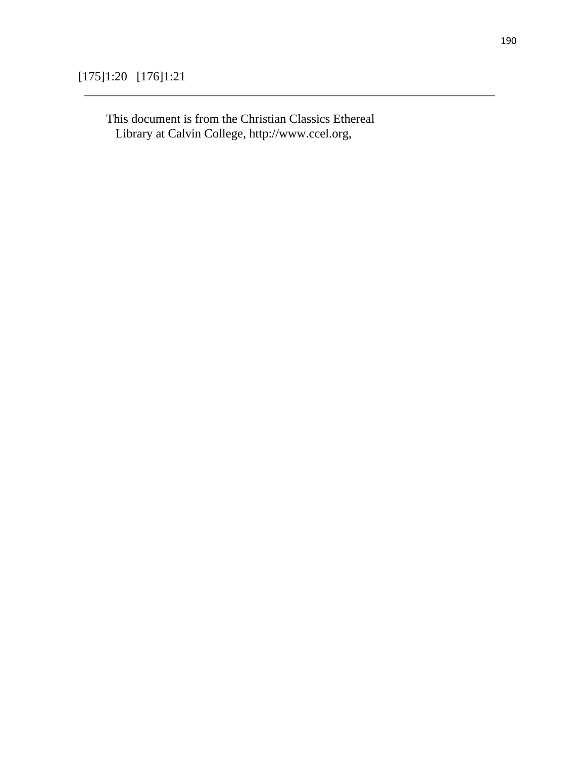[175]1:20   [176]1:21

---

This document is from the Christian Classics Ethereal Library at Calvin College, http://www.ccel.org,